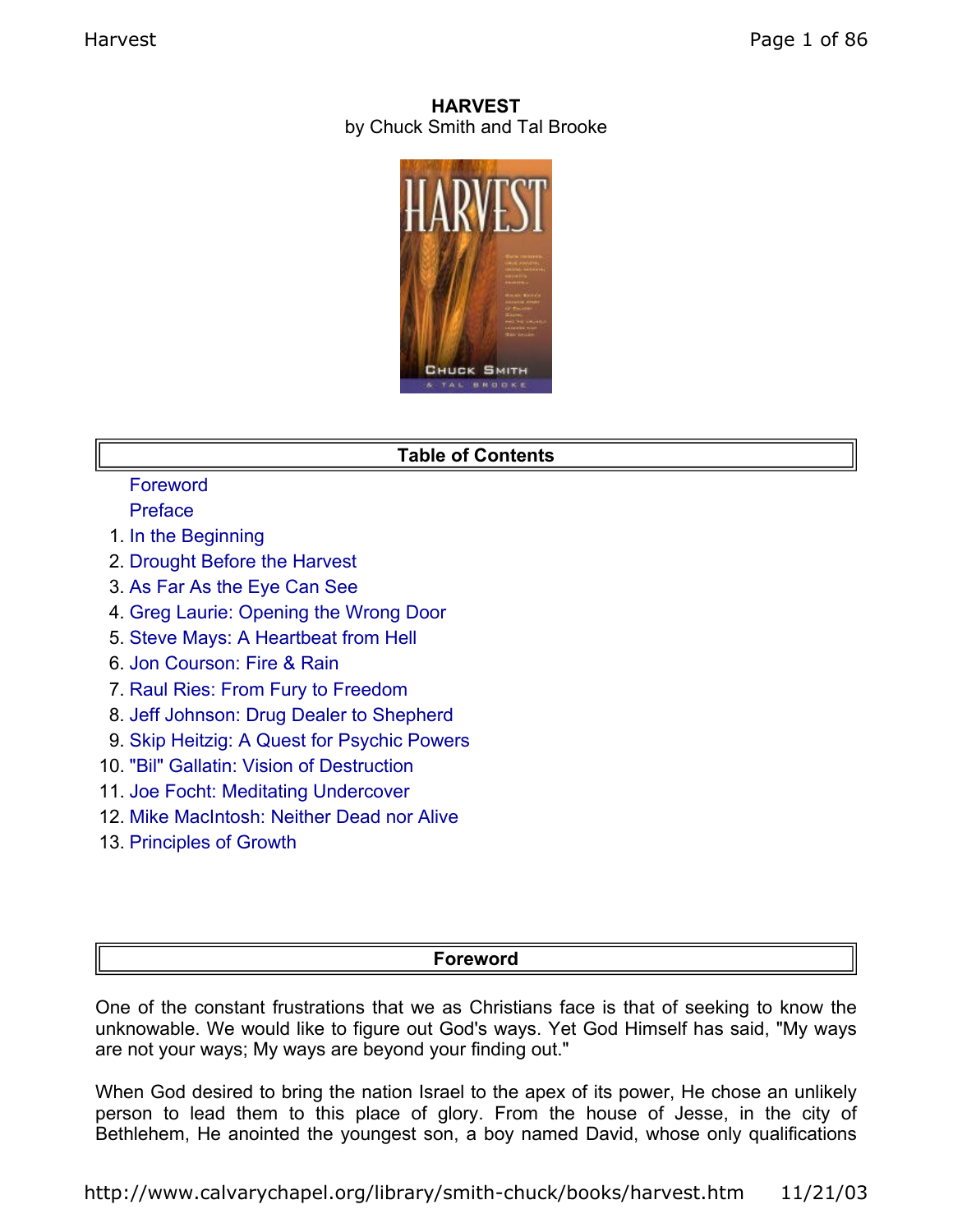# HARVEST

by Chuck Smith and Tal Brooke

## Table of Contents

Foreword
Preface
1. In the Beginning
2. Drought Before the Harvest
3. As Far As the Eye Can See
4. Greg Laurie: Opening the Wrong Door
5. Steve Mays: A Heartbeat from Hell
6. Jon Courson: Fire & Rain
7. Raul Ries: From Fury to Freedom
8. Jeff Johnson: Drug Dealer to Shepherd
9. Skip Heitzig: A Quest for Psychic Powers
10. "Bil" Gallatin: Vision of Destruction
11. Joe Focht: Meditating Undercover
12. Mike MacIntosh: Neither Dead nor Alive
13. Principles of Growth

## Foreword

One of the constant frustrations that we as Christians face is that of seeking to know the unknowable. We would like to figure out God's ways. Yet God Himself has said, "My ways are not your ways; My ways are beyond your finding out."

When God desired to bring the nation Israel to the apex of its power, He chose an unlikely person to lead them to this place of glory. From the house of Jesse, in the city of Bethlehem, He anointed the youngest son, a boy named David, whose only qualifications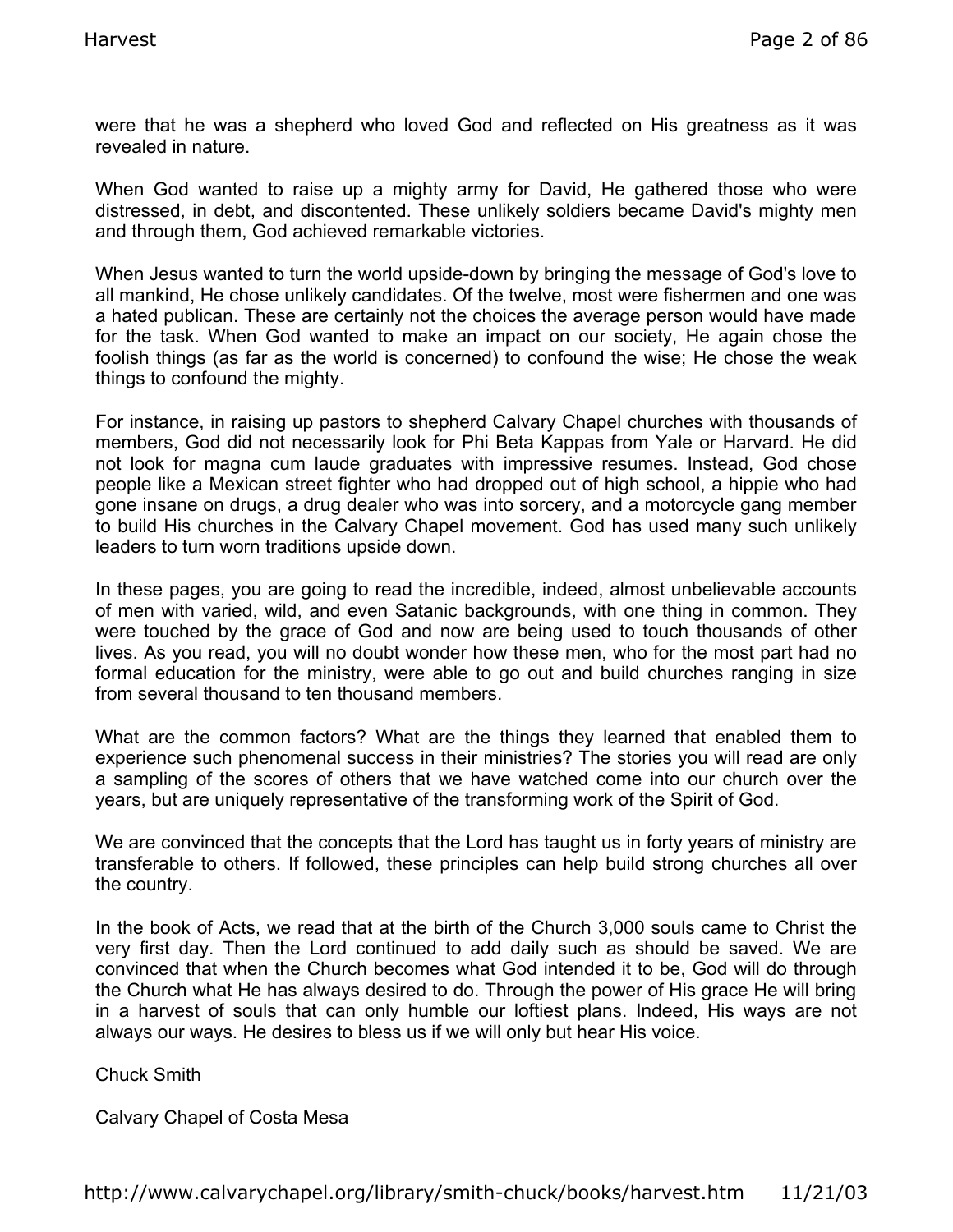were that he was a shepherd who loved God and reflected on His greatness as it was revealed in nature.

When God wanted to raise up a mighty army for David, He gathered those who were distressed, in debt, and discontented. These unlikely soldiers became David's mighty men and through them, God achieved remarkable victories.

When Jesus wanted to turn the world upside-down by bringing the message of God's love to all mankind, He chose unlikely candidates. Of the twelve, most were fishermen and one was a hated publican. These are certainly not the choices the average person would have made for the task. When God wanted to make an impact on our society, He again chose the foolish things (as far as the world is concerned) to confound the wise; He chose the weak things to confound the mighty.

For instance, in raising up pastors to shepherd Calvary Chapel churches with thousands of members, God did not necessarily look for Phi Beta Kappas from Yale or Harvard. He did not look for magna cum laude graduates with impressive resumes. Instead, God chose people like a Mexican street fighter who had dropped out of high school, a hippie who had gone insane on drugs, a drug dealer who was into sorcery, and a motorcycle gang member to build His churches in the Calvary Chapel movement. God has used many such unlikely leaders to turn worn traditions upside down.

In these pages, you are going to read the incredible, indeed, almost unbelievable accounts of men with varied, wild, and even Satanic backgrounds, with one thing in common. They were touched by the grace of God and now are being used to touch thousands of other lives. As you read, you will no doubt wonder how these men, who for the most part had no formal education for the ministry, were able to go out and build churches ranging in size from several thousand to ten thousand members.

What are the common factors? What are the things they learned that enabled them to experience such phenomenal success in their ministries? The stories you will read are only a sampling of the scores of others that we have watched come into our church over the years, but are uniquely representative of the transforming work of the Spirit of God.

We are convinced that the concepts that the Lord has taught us in forty years of ministry are transferable to others. If followed, these principles can help build strong churches all over the country.

In the book of Acts, we read that at the birth of the Church 3,000 souls came to Christ the very first day. Then the Lord continued to add daily such as should be saved. We are convinced that when the Church becomes what God intended it to be, God will do through the Church what He has always desired to do. Through the power of His grace He will bring in a harvest of souls that can only humble our loftiest plans. Indeed, His ways are not always our ways. He desires to bless us if we will only but hear His voice.

Chuck Smith

Calvary Chapel of Costa Mesa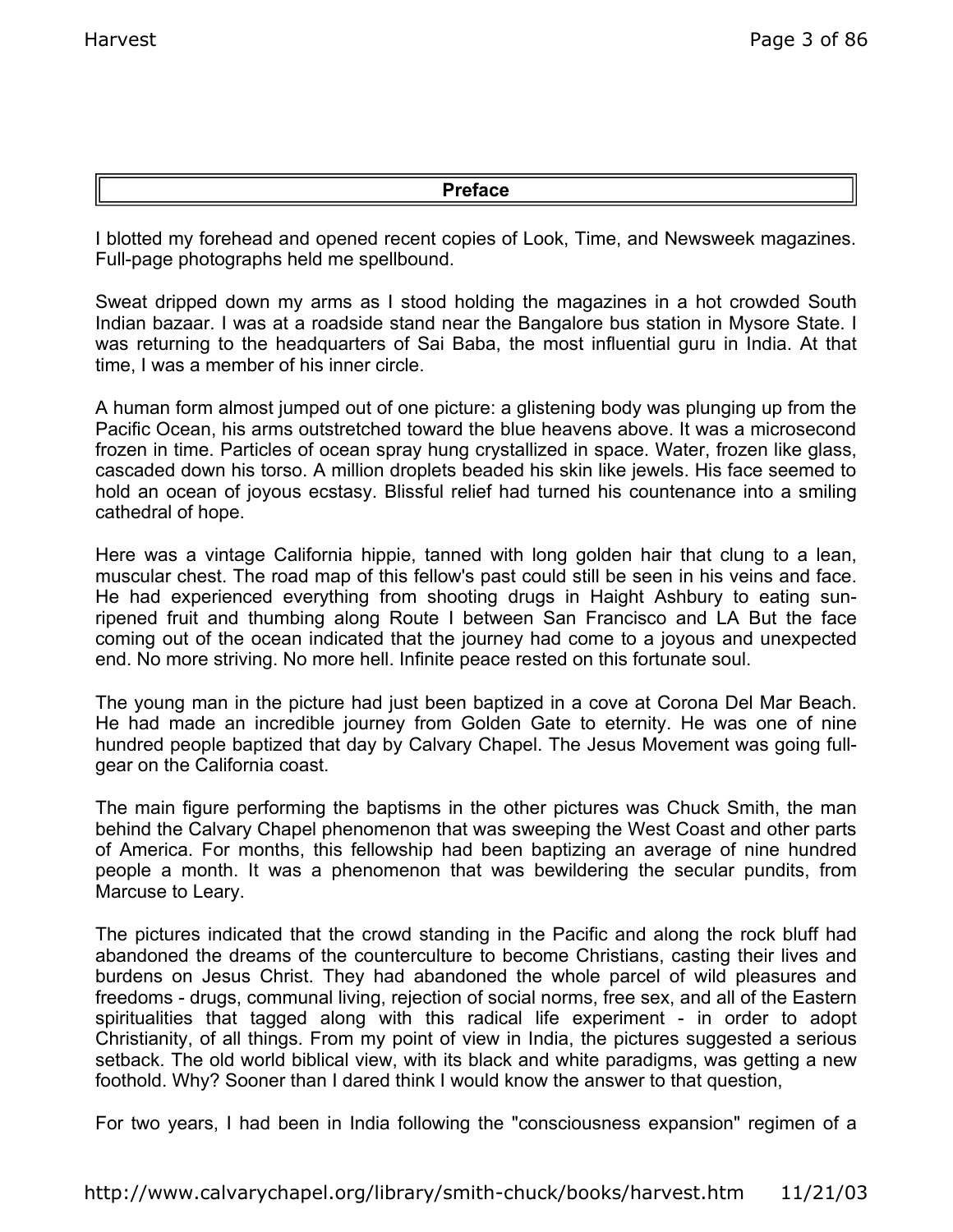## Preface

I blotted my forehead and opened recent copies of Look, Time, and Newsweek magazines. Full-page photographs held me spellbound.

Sweat dripped down my arms as I stood holding the magazines in a hot crowded South Indian bazaar. I was at a roadside stand near the Bangalore bus station in Mysore State. I was returning to the headquarters of Sai Baba, the most influential guru in India. At that time, I was a member of his inner circle.

A human form almost jumped out of one picture: a glistening body was plunging up from the Pacific Ocean, his arms outstretched toward the blue heavens above. It was a microsecond frozen in time. Particles of ocean spray hung crystallized in space. Water, frozen like glass, cascaded down his torso. A million droplets beaded his skin like jewels. His face seemed to hold an ocean of joyous ecstasy. Blissful relief had turned his countenance into a smiling cathedral of hope.

Here was a vintage California hippie, tanned with long golden hair that clung to a lean, muscular chest. The road map of this fellow's past could still be seen in his veins and face. He had experienced everything from shooting drugs in Haight Ashbury to eating sun-ripened fruit and thumbing along Route I between San Francisco and LA But the face coming out of the ocean indicated that the journey had come to a joyous and unexpected end. No more striving. No more hell. Infinite peace rested on this fortunate soul.

The young man in the picture had just been baptized in a cove at Corona Del Mar Beach. He had made an incredible journey from Golden Gate to eternity. He was one of nine hundred people baptized that day by Calvary Chapel. The Jesus Movement was going full-gear on the California coast.

The main figure performing the baptisms in the other pictures was Chuck Smith, the man behind the Calvary Chapel phenomenon that was sweeping the West Coast and other parts of America. For months, this fellowship had been baptizing an average of nine hundred people a month. It was a phenomenon that was bewildering the secular pundits, from Marcuse to Leary.

The pictures indicated that the crowd standing in the Pacific and along the rock bluff had abandoned the dreams of the counterculture to become Christians, casting their lives and burdens on Jesus Christ. They had abandoned the whole parcel of wild pleasures and freedoms - drugs, communal living, rejection of social norms, free sex, and all of the Eastern spiritualities that tagged along with this radical life experiment - in order to adopt Christianity, of all things. From my point of view in India, the pictures suggested a serious setback. The old world biblical view, with its black and white paradigms, was getting a new foothold. Why? Sooner than I dared think I would know the answer to that question,

For two years, I had been in India following the "consciousness expansion" regimen of a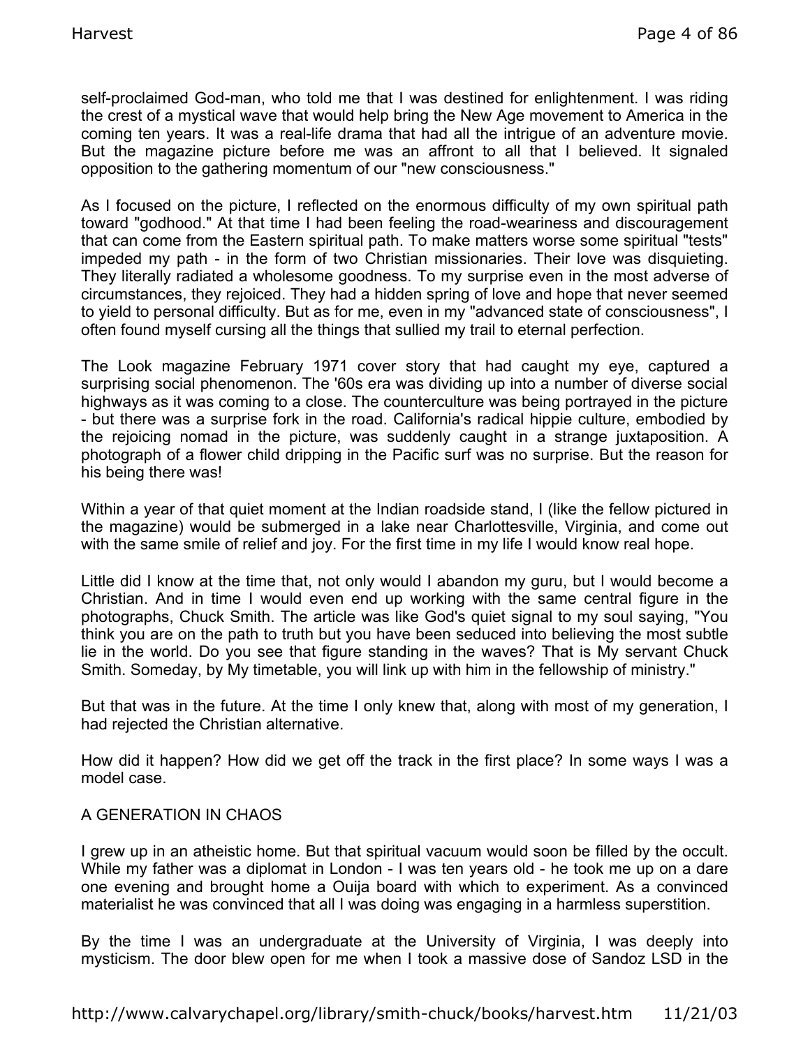self-proclaimed God-man, who told me that I was destined for enlightenment. I was riding the crest of a mystical wave that would help bring the New Age movement to America in the coming ten years. It was a real-life drama that had all the intrigue of an adventure movie. But the magazine picture before me was an affront to all that I believed. It signaled opposition to the gathering momentum of our "new consciousness."

As I focused on the picture, I reflected on the enormous difficulty of my own spiritual path toward "godhood." At that time I had been feeling the road-weariness and discouragement that can come from the Eastern spiritual path. To make matters worse some spiritual "tests" impeded my path - in the form of two Christian missionaries. Their love was disquieting. They literally radiated a wholesome goodness. To my surprise even in the most adverse of circumstances, they rejoiced. They had a hidden spring of love and hope that never seemed to yield to personal difficulty. But as for me, even in my "advanced state of consciousness", I often found myself cursing all the things that sullied my trail to eternal perfection.

The Look magazine February 1971 cover story that had caught my eye, captured a surprising social phenomenon. The '60s era was dividing up into a number of diverse social highways as it was coming to a close. The counterculture was being portrayed in the picture - but there was a surprise fork in the road. California's radical hippie culture, embodied by the rejoicing nomad in the picture, was suddenly caught in a strange juxtaposition. A photograph of a flower child dripping in the Pacific surf was no surprise. But the reason for his being there was!

Within a year of that quiet moment at the Indian roadside stand, I (like the fellow pictured in the magazine) would be submerged in a lake near Charlottesville, Virginia, and come out with the same smile of relief and joy. For the first time in my life I would know real hope.

Little did I know at the time that, not only would I abandon my guru, but I would become a Christian. And in time I would even end up working with the same central figure in the photographs, Chuck Smith. The article was like God's quiet signal to my soul saying, "You think you are on the path to truth but you have been seduced into believing the most subtle lie in the world. Do you see that figure standing in the waves? That is My servant Chuck Smith. Someday, by My timetable, you will link up with him in the fellowship of ministry."

But that was in the future. At the time I only knew that, along with most of my generation, I had rejected the Christian alternative.

How did it happen? How did we get off the track in the first place? In some ways I was a model case.

## A GENERATION IN CHAOS

I grew up in an atheistic home. But that spiritual vacuum would soon be filled by the occult. While my father was a diplomat in London - I was ten years old - he took me up on a dare one evening and brought home a Ouija board with which to experiment. As a convinced materialist he was convinced that all I was doing was engaging in a harmless superstition.

By the time I was an undergraduate at the University of Virginia, I was deeply into mysticism. The door blew open for me when I took a massive dose of Sandoz LSD in the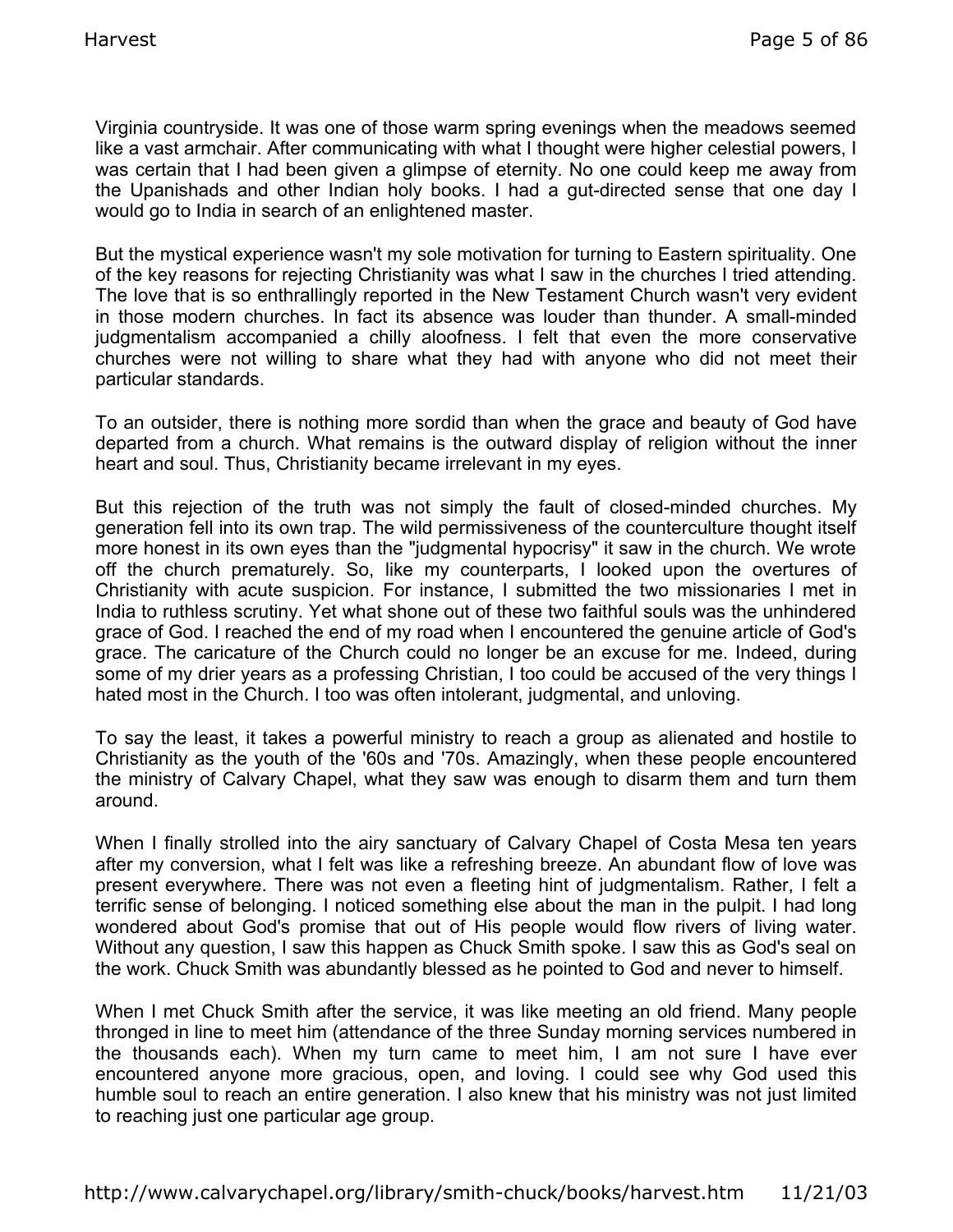Virginia countryside. It was one of those warm spring evenings when the meadows seemed like a vast armchair. After communicating with what I thought were higher celestial powers, I was certain that I had been given a glimpse of eternity. No one could keep me away from the Upanishads and other Indian holy books. I had a gut-directed sense that one day I would go to India in search of an enlightened master.

But the mystical experience wasn't my sole motivation for turning to Eastern spirituality. One of the key reasons for rejecting Christianity was what I saw in the churches I tried attending. The love that is so enthrallingly reported in the New Testament Church wasn't very evident in those modern churches. In fact its absence was louder than thunder. A small-minded judgmentalism accompanied a chilly aloofness. I felt that even the more conservative churches were not willing to share what they had with anyone who did not meet their particular standards.

To an outsider, there is nothing more sordid than when the grace and beauty of God have departed from a church. What remains is the outward display of religion without the inner heart and soul. Thus, Christianity became irrelevant in my eyes.

But this rejection of the truth was not simply the fault of closed-minded churches. My generation fell into its own trap. The wild permissiveness of the counterculture thought itself more honest in its own eyes than the "judgmental hypocrisy" it saw in the church. We wrote off the church prematurely. So, like my counterparts, I looked upon the overtures of Christianity with acute suspicion. For instance, I submitted the two missionaries I met in India to ruthless scrutiny. Yet what shone out of these two faithful souls was the unhindered grace of God. I reached the end of my road when I encountered the genuine article of God's grace. The caricature of the Church could no longer be an excuse for me. Indeed, during some of my drier years as a professing Christian, I too could be accused of the very things I hated most in the Church. I too was often intolerant, judgmental, and unloving.

To say the least, it takes a powerful ministry to reach a group as alienated and hostile to Christianity as the youth of the '60s and '70s. Amazingly, when these people encountered the ministry of Calvary Chapel, what they saw was enough to disarm them and turn them around.

When I finally strolled into the airy sanctuary of Calvary Chapel of Costa Mesa ten years after my conversion, what I felt was like a refreshing breeze. An abundant flow of love was present everywhere. There was not even a fleeting hint of judgmentalism. Rather, I felt a terrific sense of belonging. I noticed something else about the man in the pulpit. I had long wondered about God's promise that out of His people would flow rivers of living water. Without any question, I saw this happen as Chuck Smith spoke. I saw this as God's seal on the work. Chuck Smith was abundantly blessed as he pointed to God and never to himself.

When I met Chuck Smith after the service, it was like meeting an old friend. Many people thronged in line to meet him (attendance of the three Sunday morning services numbered in the thousands each). When my turn came to meet him, I am not sure I have ever encountered anyone more gracious, open, and loving. I could see why God used this humble soul to reach an entire generation. I also knew that his ministry was not just limited to reaching just one particular age group.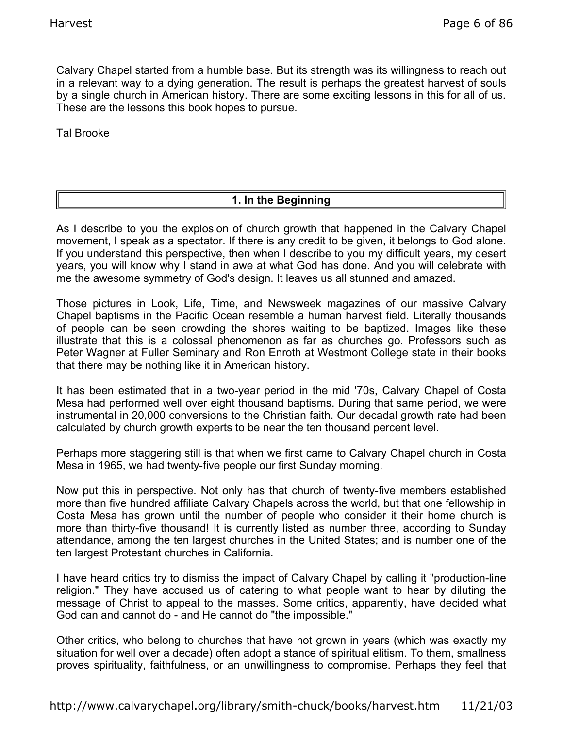Calvary Chapel started from a humble base. But its strength was its willingness to reach out in a relevant way to a dying generation. The result is perhaps the greatest harvest of souls by a single church in American history. There are some exciting lessons in this for all of us. These are the lessons this book hopes to pursue.

Tal Brooke

## 1. In the Beginning

As I describe to you the explosion of church growth that happened in the Calvary Chapel movement, I speak as a spectator. If there is any credit to be given, it belongs to God alone. If you understand this perspective, then when I describe to you my difficult years, my desert years, you will know why I stand in awe at what God has done. And you will celebrate with me the awesome symmetry of God's design. It leaves us all stunned and amazed.

Those pictures in Look, Life, Time, and Newsweek magazines of our massive Calvary Chapel baptisms in the Pacific Ocean resemble a human harvest field. Literally thousands of people can be seen crowding the shores waiting to be baptized. Images like these illustrate that this is a colossal phenomenon as far as churches go. Professors such as Peter Wagner at Fuller Seminary and Ron Enroth at Westmont College state in their books that there may be nothing like it in American history.

It has been estimated that in a two-year period in the mid '70s, Calvary Chapel of Costa Mesa had performed well over eight thousand baptisms. During that same period, we were instrumental in 20,000 conversions to the Christian faith. Our decadal growth rate had been calculated by church growth experts to be near the ten thousand percent level.

Perhaps more staggering still is that when we first came to Calvary Chapel church in Costa Mesa in 1965, we had twenty-five people our first Sunday morning.

Now put this in perspective. Not only has that church of twenty-five members established more than five hundred affiliate Calvary Chapels across the world, but that one fellowship in Costa Mesa has grown until the number of people who consider it their home church is more than thirty-five thousand! It is currently listed as number three, according to Sunday attendance, among the ten largest churches in the United States; and is number one of the ten largest Protestant churches in California.

I have heard critics try to dismiss the impact of Calvary Chapel by calling it "production-line religion." They have accused us of catering to what people want to hear by diluting the message of Christ to appeal to the masses. Some critics, apparently, have decided what God can and cannot do - and He cannot do "the impossible."

Other critics, who belong to churches that have not grown in years (which was exactly my situation for well over a decade) often adopt a stance of spiritual elitism. To them, smallness proves spirituality, faithfulness, or an unwillingness to compromise. Perhaps they feel that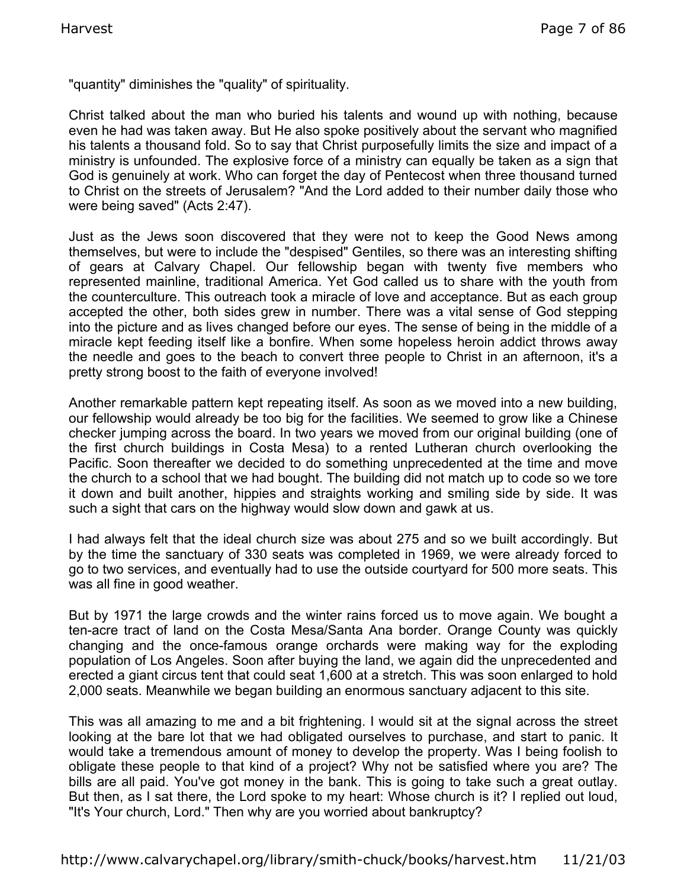"quantity" diminishes the "quality" of spirituality.

Christ talked about the man who buried his talents and wound up with nothing, because even he had was taken away. But He also spoke positively about the servant who magnified his talents a thousand fold. So to say that Christ purposefully limits the size and impact of a ministry is unfounded. The explosive force of a ministry can equally be taken as a sign that God is genuinely at work. Who can forget the day of Pentecost when three thousand turned to Christ on the streets of Jerusalem? "And the Lord added to their number daily those who were being saved" (Acts 2:47).

Just as the Jews soon discovered that they were not to keep the Good News among themselves, but were to include the "despised" Gentiles, so there was an interesting shifting of gears at Calvary Chapel. Our fellowship began with twenty five members who represented mainline, traditional America. Yet God called us to share with the youth from the counterculture. This outreach took a miracle of love and acceptance. But as each group accepted the other, both sides grew in number. There was a vital sense of God stepping into the picture and as lives changed before our eyes. The sense of being in the middle of a miracle kept feeding itself like a bonfire. When some hopeless heroin addict throws away the needle and goes to the beach to convert three people to Christ in an afternoon, it's a pretty strong boost to the faith of everyone involved!

Another remarkable pattern kept repeating itself. As soon as we moved into a new building, our fellowship would already be too big for the facilities. We seemed to grow like a Chinese checker jumping across the board. In two years we moved from our original building (one of the first church buildings in Costa Mesa) to a rented Lutheran church overlooking the Pacific. Soon thereafter we decided to do something unprecedented at the time and move the church to a school that we had bought. The building did not match up to code so we tore it down and built another, hippies and straights working and smiling side by side. It was such a sight that cars on the highway would slow down and gawk at us.

I had always felt that the ideal church size was about 275 and so we built accordingly. But by the time the sanctuary of 330 seats was completed in 1969, we were already forced to go to two services, and eventually had to use the outside courtyard for 500 more seats. This was all fine in good weather.

But by 1971 the large crowds and the winter rains forced us to move again. We bought a ten-acre tract of land on the Costa Mesa/Santa Ana border. Orange County was quickly changing and the once-famous orange orchards were making way for the exploding population of Los Angeles. Soon after buying the land, we again did the unprecedented and erected a giant circus tent that could seat 1,600 at a stretch. This was soon enlarged to hold 2,000 seats. Meanwhile we began building an enormous sanctuary adjacent to this site.

This was all amazing to me and a bit frightening. I would sit at the signal across the street looking at the bare lot that we had obligated ourselves to purchase, and start to panic. It would take a tremendous amount of money to develop the property. Was I being foolish to obligate these people to that kind of a project? Why not be satisfied where you are? The bills are all paid. You've got money in the bank. This is going to take such a great outlay. But then, as I sat there, the Lord spoke to my heart: Whose church is it? I replied out loud, "It's Your church, Lord." Then why are you worried about bankruptcy?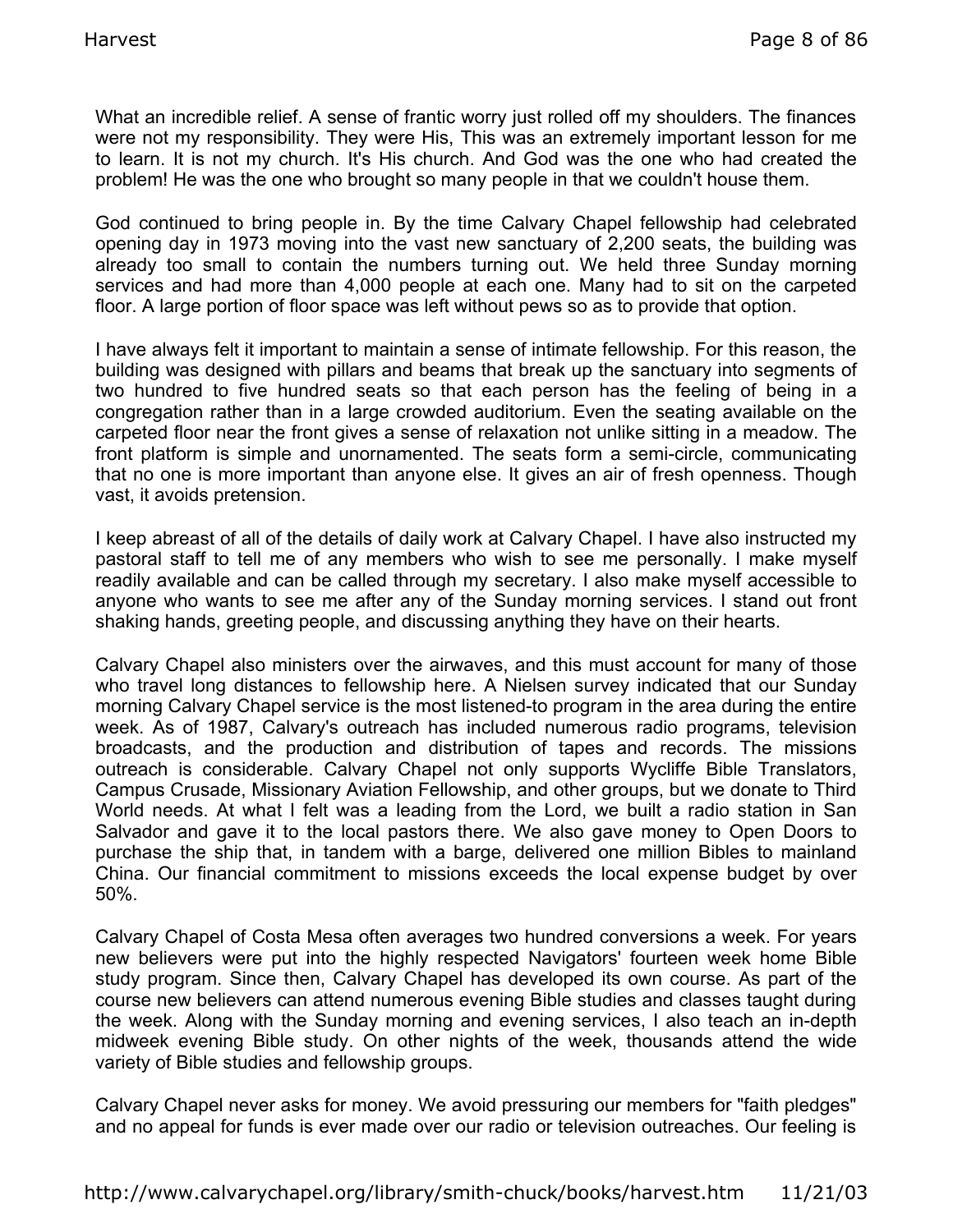What an incredible relief. A sense of frantic worry just rolled off my shoulders. The finances were not my responsibility. They were His, This was an extremely important lesson for me to learn. It is not my church. It's His church. And God was the one who had created the problem! He was the one who brought so many people in that we couldn't house them.

God continued to bring people in. By the time Calvary Chapel fellowship had celebrated opening day in 1973 moving into the vast new sanctuary of 2,200 seats, the building was already too small to contain the numbers turning out. We held three Sunday morning services and had more than 4,000 people at each one. Many had to sit on the carpeted floor. A large portion of floor space was left without pews so as to provide that option.

I have always felt it important to maintain a sense of intimate fellowship. For this reason, the building was designed with pillars and beams that break up the sanctuary into segments of two hundred to five hundred seats so that each person has the feeling of being in a congregation rather than in a large crowded auditorium. Even the seating available on the carpeted floor near the front gives a sense of relaxation not unlike sitting in a meadow. The front platform is simple and unornamented. The seats form a semi-circle, communicating that no one is more important than anyone else. It gives an air of fresh openness. Though vast, it avoids pretension.

I keep abreast of all of the details of daily work at Calvary Chapel. I have also instructed my pastoral staff to tell me of any members who wish to see me personally. I make myself readily available and can be called through my secretary. I also make myself accessible to anyone who wants to see me after any of the Sunday morning services. I stand out front shaking hands, greeting people, and discussing anything they have on their hearts.

Calvary Chapel also ministers over the airwaves, and this must account for many of those who travel long distances to fellowship here. A Nielsen survey indicated that our Sunday morning Calvary Chapel service is the most listened-to program in the area during the entire week. As of 1987, Calvary's outreach has included numerous radio programs, television broadcasts, and the production and distribution of tapes and records. The missions outreach is considerable. Calvary Chapel not only supports Wycliffe Bible Translators, Campus Crusade, Missionary Aviation Fellowship, and other groups, but we donate to Third World needs. At what I felt was a leading from the Lord, we built a radio station in San Salvador and gave it to the local pastors there. We also gave money to Open Doors to purchase the ship that, in tandem with a barge, delivered one million Bibles to mainland China. Our financial commitment to missions exceeds the local expense budget by over 50%.

Calvary Chapel of Costa Mesa often averages two hundred conversions a week. For years new believers were put into the highly respected Navigators' fourteen week home Bible study program. Since then, Calvary Chapel has developed its own course. As part of the course new believers can attend numerous evening Bible studies and classes taught during the week. Along with the Sunday morning and evening services, I also teach an in-depth midweek evening Bible study. On other nights of the week, thousands attend the wide variety of Bible studies and fellowship groups.

Calvary Chapel never asks for money. We avoid pressuring our members for "faith pledges" and no appeal for funds is ever made over our radio or television outreaches. Our feeling is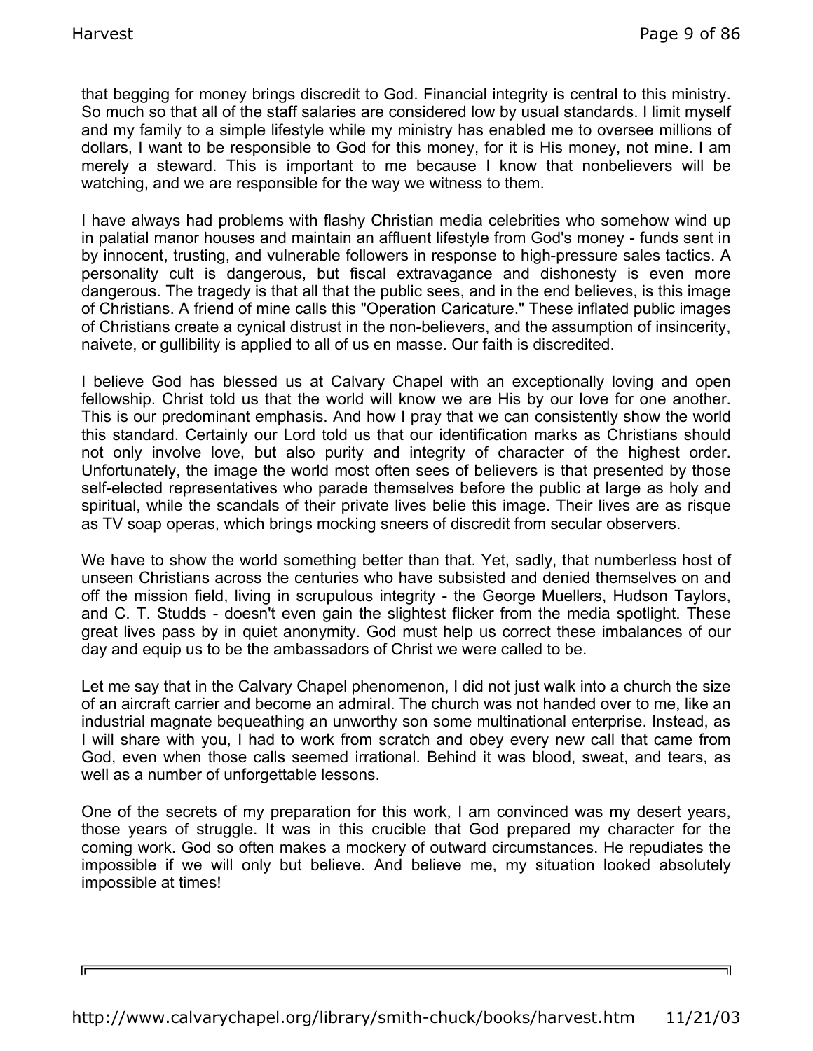that begging for money brings discredit to God. Financial integrity is central to this ministry. So much so that all of the staff salaries are considered low by usual standards. I limit myself and my family to a simple lifestyle while my ministry has enabled me to oversee millions of dollars, I want to be responsible to God for this money, for it is His money, not mine. I am merely a steward. This is important to me because I know that nonbelievers will be watching, and we are responsible for the way we witness to them.

I have always had problems with flashy Christian media celebrities who somehow wind up in palatial manor houses and maintain an affluent lifestyle from God's money - funds sent in by innocent, trusting, and vulnerable followers in response to high-pressure sales tactics. A personality cult is dangerous, but fiscal extravagance and dishonesty is even more dangerous. The tragedy is that all that the public sees, and in the end believes, is this image of Christians. A friend of mine calls this "Operation Caricature." These inflated public images of Christians create a cynical distrust in the non-believers, and the assumption of insincerity, naivete, or gullibility is applied to all of us en masse. Our faith is discredited.

I believe God has blessed us at Calvary Chapel with an exceptionally loving and open fellowship. Christ told us that the world will know we are His by our love for one another. This is our predominant emphasis. And how I pray that we can consistently show the world this standard. Certainly our Lord told us that our identification marks as Christians should not only involve love, but also purity and integrity of character of the highest order. Unfortunately, the image the world most often sees of believers is that presented by those self-elected representatives who parade themselves before the public at large as holy and spiritual, while the scandals of their private lives belie this image. Their lives are as risque as TV soap operas, which brings mocking sneers of discredit from secular observers.

We have to show the world something better than that. Yet, sadly, that numberless host of unseen Christians across the centuries who have subsisted and denied themselves on and off the mission field, living in scrupulous integrity - the George Muellers, Hudson Taylors, and C. T. Studds - doesn't even gain the slightest flicker from the media spotlight. These great lives pass by in quiet anonymity. God must help us correct these imbalances of our day and equip us to be the ambassadors of Christ we were called to be.

Let me say that in the Calvary Chapel phenomenon, I did not just walk into a church the size of an aircraft carrier and become an admiral. The church was not handed over to me, like an industrial magnate bequeathing an unworthy son some multinational enterprise. Instead, as I will share with you, I had to work from scratch and obey every new call that came from God, even when those calls seemed irrational. Behind it was blood, sweat, and tears, as well as a number of unforgettable lessons.

One of the secrets of my preparation for this work, I am convinced was my desert years, those years of struggle. It was in this crucible that God prepared my character for the coming work. God so often makes a mockery of outward circumstances. He repudiates the impossible if we will only but believe. And believe me, my situation looked absolutely impossible at times!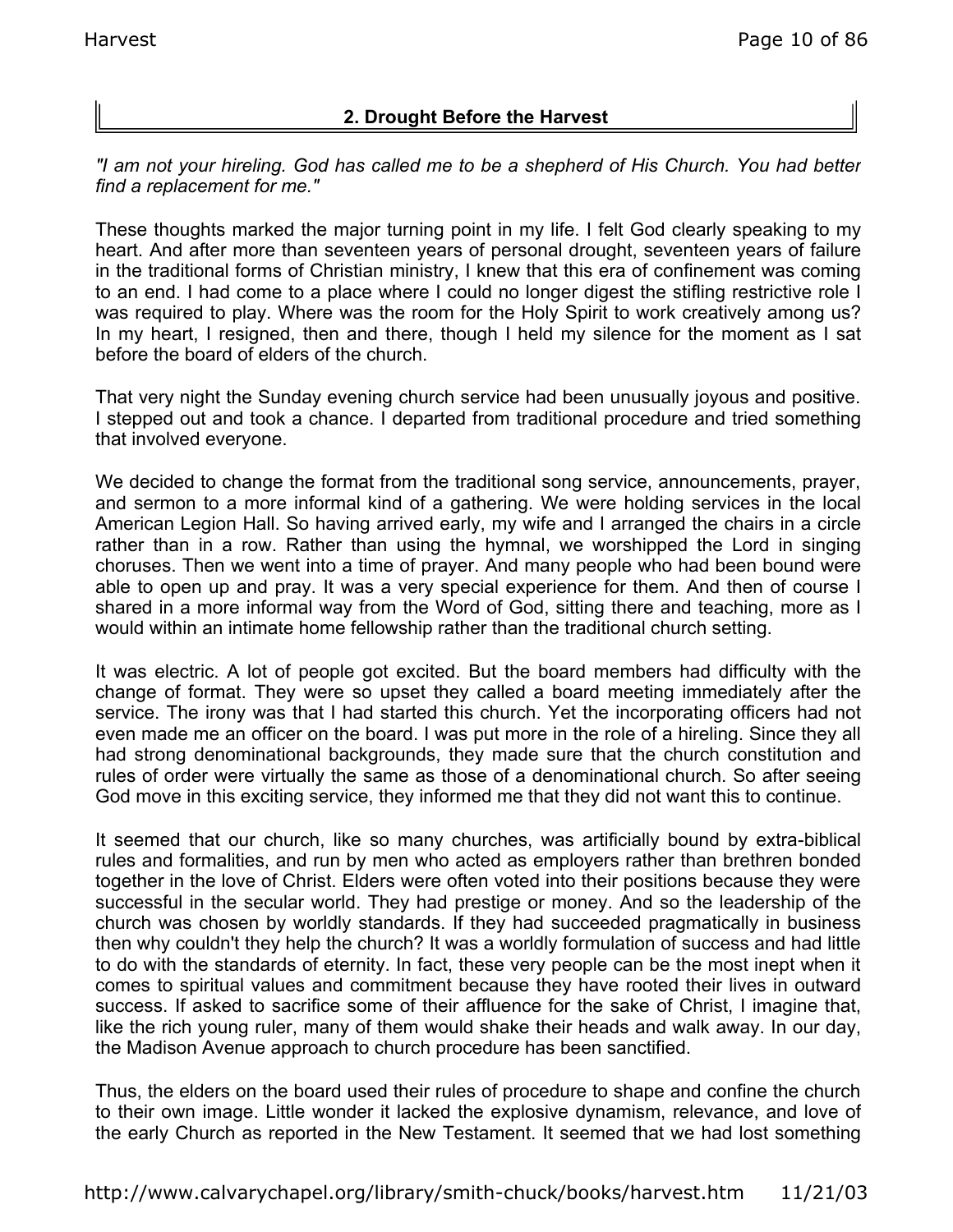## 2. Drought Before the Harvest

*"I am not your hireling. God has called me to be a shepherd of His Church. You had better find a replacement for me."*

These thoughts marked the major turning point in my life. I felt God clearly speaking to my heart. And after more than seventeen years of personal drought, seventeen years of failure in the traditional forms of Christian ministry, I knew that this era of confinement was coming to an end. I had come to a place where I could no longer digest the stifling restrictive role I was required to play. Where was the room for the Holy Spirit to work creatively among us? In my heart, I resigned, then and there, though I held my silence for the moment as I sat before the board of elders of the church.

That very night the Sunday evening church service had been unusually joyous and positive. I stepped out and took a chance. I departed from traditional procedure and tried something that involved everyone.

We decided to change the format from the traditional song service, announcements, prayer, and sermon to a more informal kind of a gathering. We were holding services in the local American Legion Hall. So having arrived early, my wife and I arranged the chairs in a circle rather than in a row. Rather than using the hymnal, we worshipped the Lord in singing choruses. Then we went into a time of prayer. And many people who had been bound were able to open up and pray. It was a very special experience for them. And then of course I shared in a more informal way from the Word of God, sitting there and teaching, more as I would within an intimate home fellowship rather than the traditional church setting.

It was electric. A lot of people got excited. But the board members had difficulty with the change of format. They were so upset they called a board meeting immediately after the service. The irony was that I had started this church. Yet the incorporating officers had not even made me an officer on the board. I was put more in the role of a hireling. Since they all had strong denominational backgrounds, they made sure that the church constitution and rules of order were virtually the same as those of a denominational church. So after seeing God move in this exciting service, they informed me that they did not want this to continue.

It seemed that our church, like so many churches, was artificially bound by extra-biblical rules and formalities, and run by men who acted as employers rather than brethren bonded together in the love of Christ. Elders were often voted into their positions because they were successful in the secular world. They had prestige or money. And so the leadership of the church was chosen by worldly standards. If they had succeeded pragmatically in business then why couldn't they help the church? It was a worldly formulation of success and had little to do with the standards of eternity. In fact, these very people can be the most inept when it comes to spiritual values and commitment because they have rooted their lives in outward success. If asked to sacrifice some of their affluence for the sake of Christ, I imagine that, like the rich young ruler, many of them would shake their heads and walk away. In our day, the Madison Avenue approach to church procedure has been sanctified.

Thus, the elders on the board used their rules of procedure to shape and confine the church to their own image. Little wonder it lacked the explosive dynamism, relevance, and love of the early Church as reported in the New Testament. It seemed that we had lost something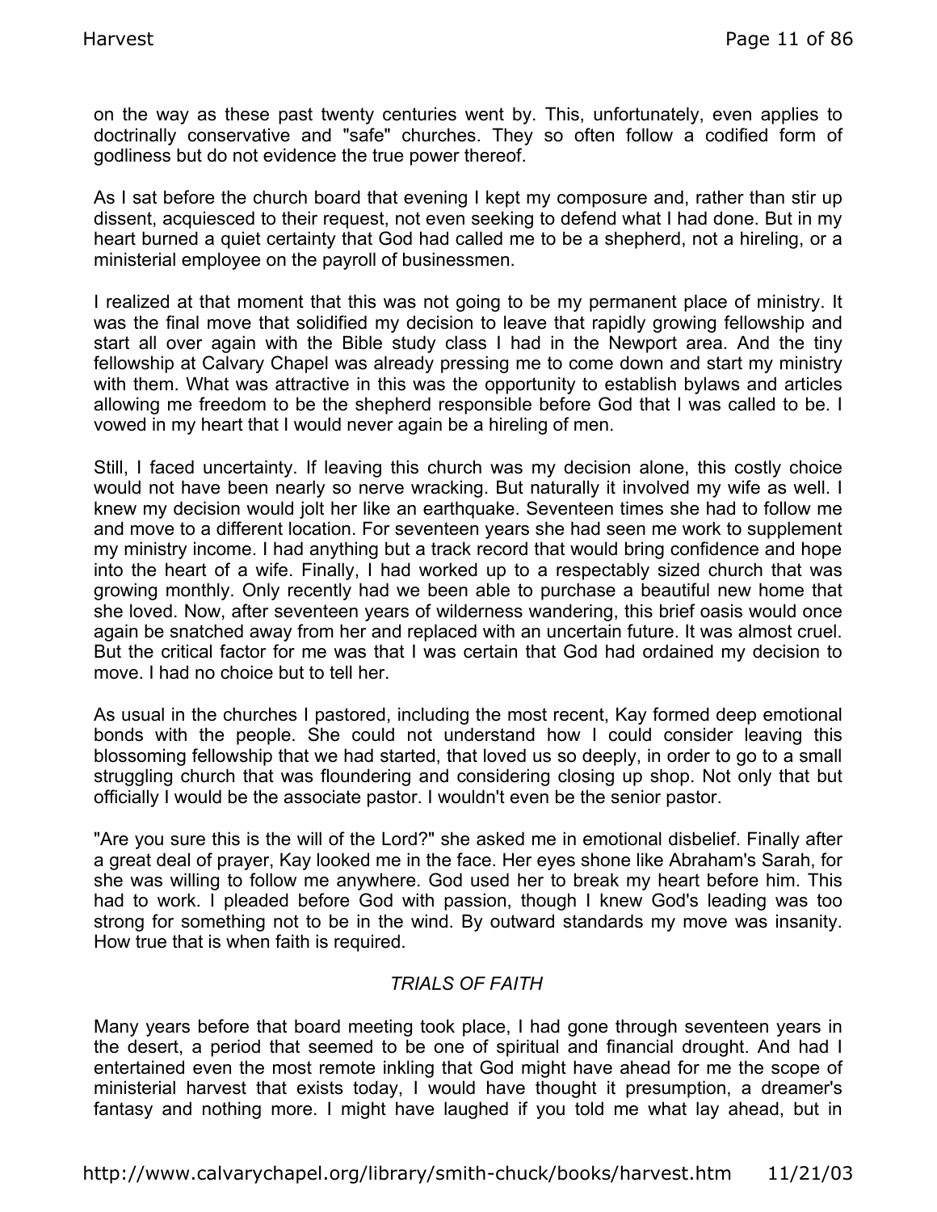on the way as these past twenty centuries went by. This, unfortunately, even applies to doctrinally conservative and "safe" churches. They so often follow a codified form of godliness but do not evidence the true power thereof.

As I sat before the church board that evening I kept my composure and, rather than stir up dissent, acquiesced to their request, not even seeking to defend what I had done. But in my heart burned a quiet certainty that God had called me to be a shepherd, not a hireling, or a ministerial employee on the payroll of businessmen.

I realized at that moment that this was not going to be my permanent place of ministry. It was the final move that solidified my decision to leave that rapidly growing fellowship and start all over again with the Bible study class I had in the Newport area. And the tiny fellowship at Calvary Chapel was already pressing me to come down and start my ministry with them. What was attractive in this was the opportunity to establish bylaws and articles allowing me freedom to be the shepherd responsible before God that I was called to be. I vowed in my heart that I would never again be a hireling of men.

Still, I faced uncertainty. If leaving this church was my decision alone, this costly choice would not have been nearly so nerve wracking. But naturally it involved my wife as well. I knew my decision would jolt her like an earthquake. Seventeen times she had to follow me and move to a different location. For seventeen years she had seen me work to supplement my ministry income. I had anything but a track record that would bring confidence and hope into the heart of a wife. Finally, I had worked up to a respectably sized church that was growing monthly. Only recently had we been able to purchase a beautiful new home that she loved. Now, after seventeen years of wilderness wandering, this brief oasis would once again be snatched away from her and replaced with an uncertain future. It was almost cruel. But the critical factor for me was that I was certain that God had ordained my decision to move. I had no choice but to tell her.

As usual in the churches I pastored, including the most recent, Kay formed deep emotional bonds with the people. She could not understand how I could consider leaving this blossoming fellowship that we had started, that loved us so deeply, in order to go to a small struggling church that was floundering and considering closing up shop. Not only that but officially I would be the associate pastor. I wouldn't even be the senior pastor.

"Are you sure this is the will of the Lord?" she asked me in emotional disbelief. Finally after a great deal of prayer, Kay looked me in the face. Her eyes shone like Abraham's Sarah, for she was willing to follow me anywhere. God used her to break my heart before him. This had to work. I pleaded before God with passion, though I knew God's leading was too strong for something not to be in the wind. By outward standards my move was insanity. How true that is when faith is required.

## *TRIALS OF FAITH*

Many years before that board meeting took place, I had gone through seventeen years in the desert, a period that seemed to be one of spiritual and financial drought. And had I entertained even the most remote inkling that God might have ahead for me the scope of ministerial harvest that exists today, I would have thought it presumption, a dreamer's fantasy and nothing more. I might have laughed if you told me what lay ahead, but in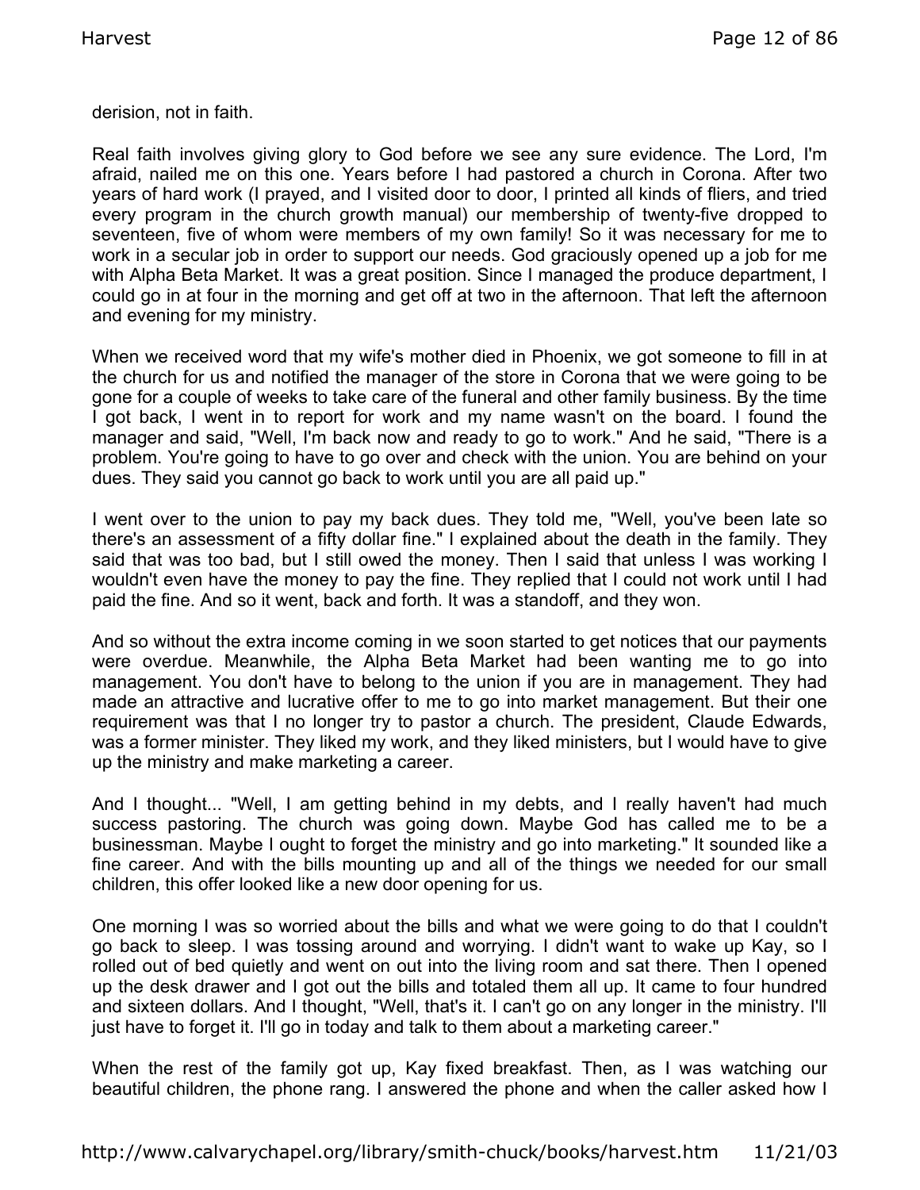derision, not in faith.

Real faith involves giving glory to God before we see any sure evidence. The Lord, I'm afraid, nailed me on this one. Years before I had pastored a church in Corona. After two years of hard work (I prayed, and I visited door to door, I printed all kinds of fliers, and tried every program in the church growth manual) our membership of twenty-five dropped to seventeen, five of whom were members of my own family! So it was necessary for me to work in a secular job in order to support our needs. God graciously opened up a job for me with Alpha Beta Market. It was a great position. Since I managed the produce department, I could go in at four in the morning and get off at two in the afternoon. That left the afternoon and evening for my ministry.

When we received word that my wife's mother died in Phoenix, we got someone to fill in at the church for us and notified the manager of the store in Corona that we were going to be gone for a couple of weeks to take care of the funeral and other family business. By the time I got back, I went in to report for work and my name wasn't on the board. I found the manager and said, "Well, I'm back now and ready to go to work." And he said, "There is a problem. You're going to have to go over and check with the union. You are behind on your dues. They said you cannot go back to work until you are all paid up."

I went over to the union to pay my back dues. They told me, "Well, you've been late so there's an assessment of a fifty dollar fine." I explained about the death in the family. They said that was too bad, but I still owed the money. Then I said that unless I was working I wouldn't even have the money to pay the fine. They replied that I could not work until I had paid the fine. And so it went, back and forth. It was a standoff, and they won.

And so without the extra income coming in we soon started to get notices that our payments were overdue. Meanwhile, the Alpha Beta Market had been wanting me to go into management. You don't have to belong to the union if you are in management. They had made an attractive and lucrative offer to me to go into market management. But their one requirement was that I no longer try to pastor a church. The president, Claude Edwards, was a former minister. They liked my work, and they liked ministers, but I would have to give up the ministry and make marketing a career.

And I thought... "Well, I am getting behind in my debts, and I really haven't had much success pastoring. The church was going down. Maybe God has called me to be a businessman. Maybe I ought to forget the ministry and go into marketing." It sounded like a fine career. And with the bills mounting up and all of the things we needed for our small children, this offer looked like a new door opening for us.

One morning I was so worried about the bills and what we were going to do that I couldn't go back to sleep. I was tossing around and worrying. I didn't want to wake up Kay, so I rolled out of bed quietly and went on out into the living room and sat there. Then I opened up the desk drawer and I got out the bills and totaled them all up. It came to four hundred and sixteen dollars. And I thought, "Well, that's it. I can't go on any longer in the ministry. I'll just have to forget it. I'll go in today and talk to them about a marketing career."

When the rest of the family got up, Kay fixed breakfast. Then, as I was watching our beautiful children, the phone rang. I answered the phone and when the caller asked how I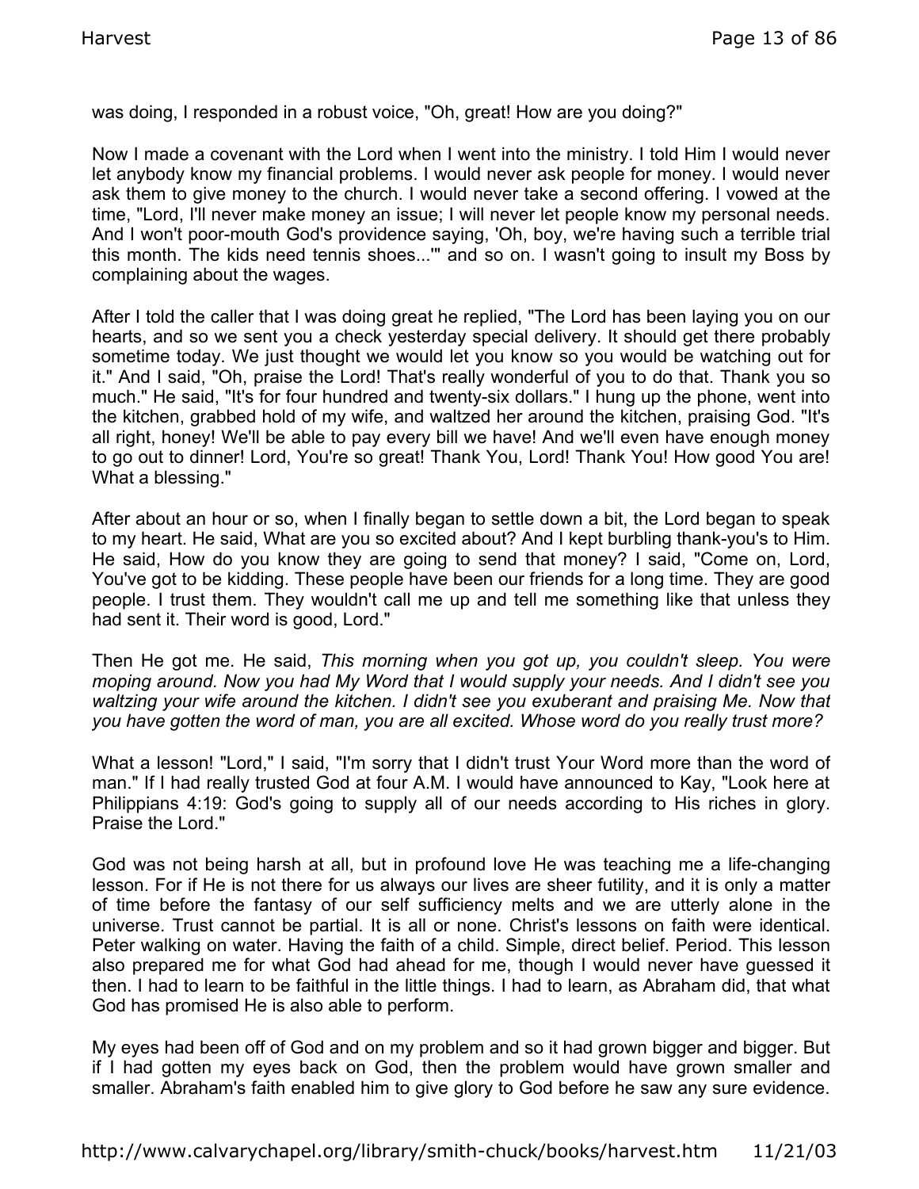was doing, I responded in a robust voice, "Oh, great! How are you doing?"

Now I made a covenant with the Lord when I went into the ministry. I told Him I would never let anybody know my financial problems. I would never ask people for money. I would never ask them to give money to the church. I would never take a second offering. I vowed at the time, "Lord, I'll never make money an issue; I will never let people know my personal needs. And I won't poor-mouth God's providence saying, 'Oh, boy, we're having such a terrible trial this month. The kids need tennis shoes...'" and so on. I wasn't going to insult my Boss by complaining about the wages.

After I told the caller that I was doing great he replied, "The Lord has been laying you on our hearts, and so we sent you a check yesterday special delivery. It should get there probably sometime today. We just thought we would let you know so you would be watching out for it." And I said, "Oh, praise the Lord! That's really wonderful of you to do that. Thank you so much." He said, "It's for four hundred and twenty-six dollars." I hung up the phone, went into the kitchen, grabbed hold of my wife, and waltzed her around the kitchen, praising God. "It's all right, honey! We'll be able to pay every bill we have! And we'll even have enough money to go out to dinner! Lord, You're so great! Thank You, Lord! Thank You! How good You are! What a blessing."

After about an hour or so, when I finally began to settle down a bit, the Lord began to speak to my heart. He said, What are you so excited about? And I kept burbling thank-you's to Him. He said, How do you know they are going to send that money? I said, "Come on, Lord, You've got to be kidding. These people have been our friends for a long time. They are good people. I trust them. They wouldn't call me up and tell me something like that unless they had sent it. Their word is good, Lord."

Then He got me. He said, *This morning when you got up, you couldn't sleep. You were moping around. Now you had My Word that I would supply your needs. And I didn't see you waltzing your wife around the kitchen. I didn't see you exuberant and praising Me. Now that you have gotten the word of man, you are all excited. Whose word do you really trust more?*

What a lesson! "Lord," I said, "I'm sorry that I didn't trust Your Word more than the word of man." If I had really trusted God at four A.M. I would have announced to Kay, "Look here at Philippians 4:19: God's going to supply all of our needs according to His riches in glory. Praise the Lord."

God was not being harsh at all, but in profound love He was teaching me a life-changing lesson. For if He is not there for us always our lives are sheer futility, and it is only a matter of time before the fantasy of our self sufficiency melts and we are utterly alone in the universe. Trust cannot be partial. It is all or none. Christ's lessons on faith were identical. Peter walking on water. Having the faith of a child. Simple, direct belief. Period. This lesson also prepared me for what God had ahead for me, though I would never have guessed it then. I had to learn to be faithful in the little things. I had to learn, as Abraham did, that what God has promised He is also able to perform.

My eyes had been off of God and on my problem and so it had grown bigger and bigger. But if I had gotten my eyes back on God, then the problem would have grown smaller and smaller. Abraham's faith enabled him to give glory to God before he saw any sure evidence.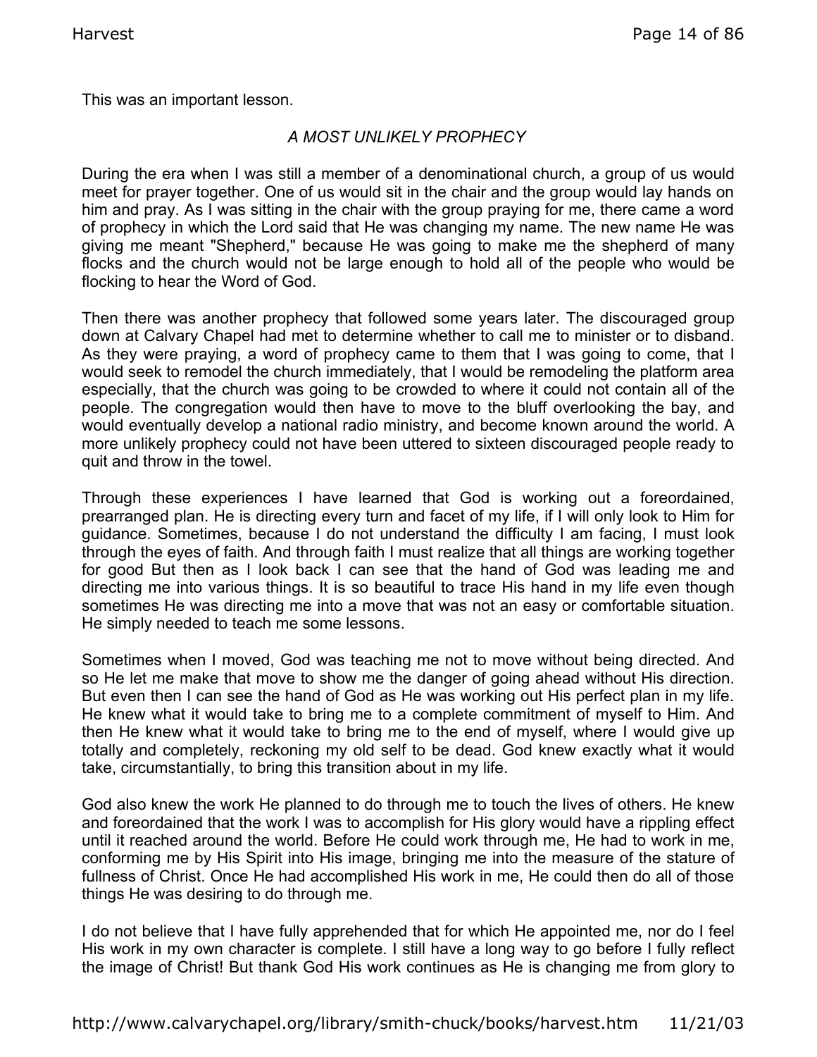This was an important lesson.

*A MOST UNLIKELY PROPHECY*

During the era when I was still a member of a denominational church, a group of us would meet for prayer together. One of us would sit in the chair and the group would lay hands on him and pray. As I was sitting in the chair with the group praying for me, there came a word of prophecy in which the Lord said that He was changing my name. The new name He was giving me meant "Shepherd," because He was going to make me the shepherd of many flocks and the church would not be large enough to hold all of the people who would be flocking to hear the Word of God.

Then there was another prophecy that followed some years later. The discouraged group down at Calvary Chapel had met to determine whether to call me to minister or to disband. As they were praying, a word of prophecy came to them that I was going to come, that I would seek to remodel the church immediately, that I would be remodeling the platform area especially, that the church was going to be crowded to where it could not contain all of the people. The congregation would then have to move to the bluff overlooking the bay, and would eventually develop a national radio ministry, and become known around the world. A more unlikely prophecy could not have been uttered to sixteen discouraged people ready to quit and throw in the towel.

Through these experiences I have learned that God is working out a foreordained, prearranged plan. He is directing every turn and facet of my life, if I will only look to Him for guidance. Sometimes, because I do not understand the difficulty I am facing, I must look through the eyes of faith. And through faith I must realize that all things are working together for good But then as I look back I can see that the hand of God was leading me and directing me into various things. It is so beautiful to trace His hand in my life even though sometimes He was directing me into a move that was not an easy or comfortable situation. He simply needed to teach me some lessons.

Sometimes when I moved, God was teaching me not to move without being directed. And so He let me make that move to show me the danger of going ahead without His direction. But even then I can see the hand of God as He was working out His perfect plan in my life. He knew what it would take to bring me to a complete commitment of myself to Him. And then He knew what it would take to bring me to the end of myself, where I would give up totally and completely, reckoning my old self to be dead. God knew exactly what it would take, circumstantially, to bring this transition about in my life.

God also knew the work He planned to do through me to touch the lives of others. He knew and foreordained that the work I was to accomplish for His glory would have a rippling effect until it reached around the world. Before He could work through me, He had to work in me, conforming me by His Spirit into His image, bringing me into the measure of the stature of fullness of Christ. Once He had accomplished His work in me, He could then do all of those things He was desiring to do through me.

I do not believe that I have fully apprehended that for which He appointed me, nor do I feel His work in my own character is complete. I still have a long way to go before I fully reflect the image of Christ! But thank God His work continues as He is changing me from glory to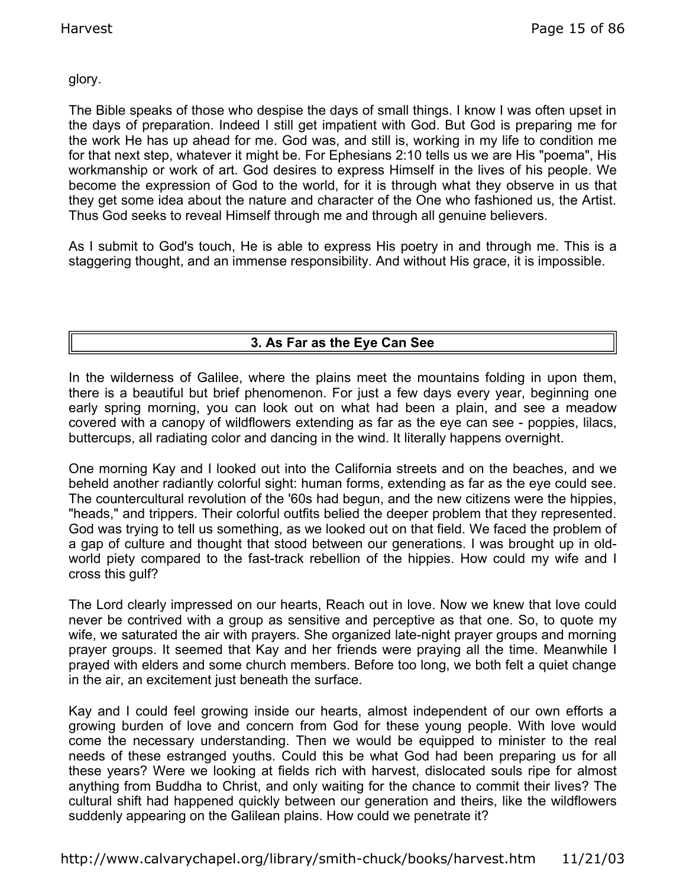glory.

The Bible speaks of those who despise the days of small things. I know I was often upset in the days of preparation. Indeed I still get impatient with God. But God is preparing me for the work He has up ahead for me. God was, and still is, working in my life to condition me for that next step, whatever it might be. For Ephesians 2:10 tells us we are His "poema", His workmanship or work of art. God desires to express Himself in the lives of his people. We become the expression of God to the world, for it is through what they observe in us that they get some idea about the nature and character of the One who fashioned us, the Artist. Thus God seeks to reveal Himself through me and through all genuine believers.

As I submit to God's touch, He is able to express His poetry in and through me. This is a staggering thought, and an immense responsibility. And without His grace, it is impossible.

## 3. As Far as the Eye Can See

In the wilderness of Galilee, where the plains meet the mountains folding in upon them, there is a beautiful but brief phenomenon. For just a few days every year, beginning one early spring morning, you can look out on what had been a plain, and see a meadow covered with a canopy of wildflowers extending as far as the eye can see - poppies, lilacs, buttercups, all radiating color and dancing in the wind. It literally happens overnight.

One morning Kay and I looked out into the California streets and on the beaches, and we beheld another radiantly colorful sight: human forms, extending as far as the eye could see. The countercultural revolution of the '60s had begun, and the new citizens were the hippies, "heads," and trippers. Their colorful outfits belied the deeper problem that they represented. God was trying to tell us something, as we looked out on that field. We faced the problem of a gap of culture and thought that stood between our generations. I was brought up in old-world piety compared to the fast-track rebellion of the hippies. How could my wife and I cross this gulf?

The Lord clearly impressed on our hearts, Reach out in love. Now we knew that love could never be contrived with a group as sensitive and perceptive as that one. So, to quote my wife, we saturated the air with prayers. She organized late-night prayer groups and morning prayer groups. It seemed that Kay and her friends were praying all the time. Meanwhile I prayed with elders and some church members. Before too long, we both felt a quiet change in the air, an excitement just beneath the surface.

Kay and I could feel growing inside our hearts, almost independent of our own efforts a growing burden of love and concern from God for these young people. With love would come the necessary understanding. Then we would be equipped to minister to the real needs of these estranged youths. Could this be what God had been preparing us for all these years? Were we looking at fields rich with harvest, dislocated souls ripe for almost anything from Buddha to Christ, and only waiting for the chance to commit their lives? The cultural shift had happened quickly between our generation and theirs, like the wildflowers suddenly appearing on the Galilean plains. How could we penetrate it?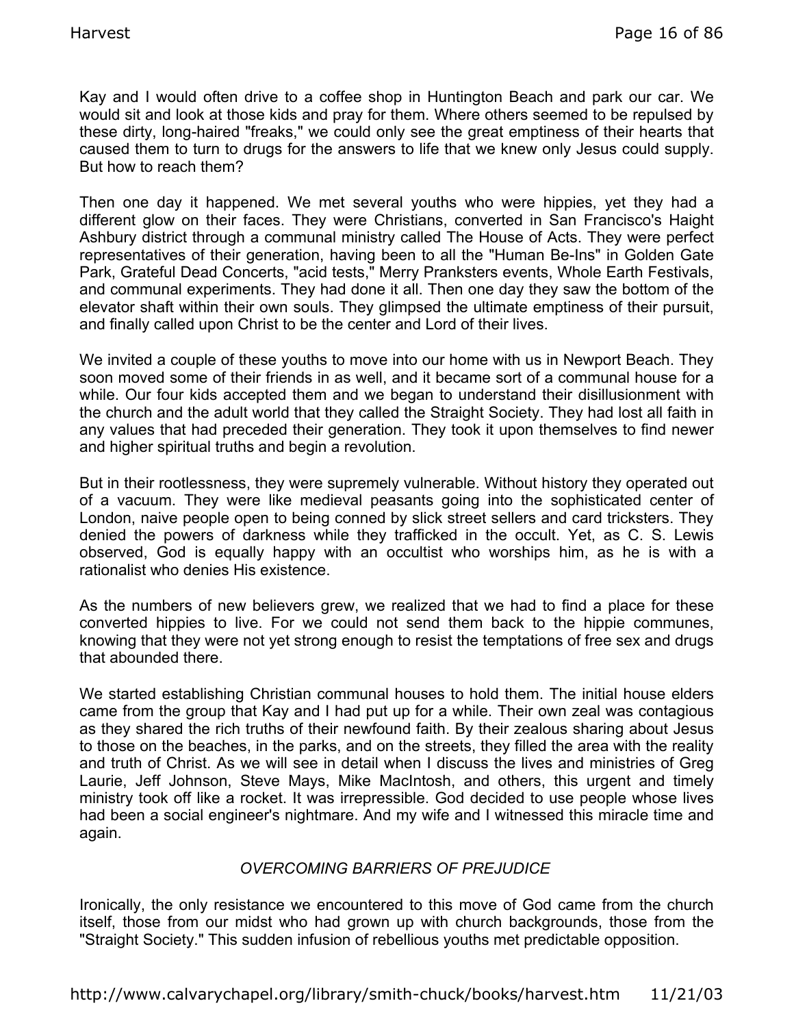Kay and I would often drive to a coffee shop in Huntington Beach and park our car. We would sit and look at those kids and pray for them. Where others seemed to be repulsed by these dirty, long-haired "freaks," we could only see the great emptiness of their hearts that caused them to turn to drugs for the answers to life that we knew only Jesus could supply. But how to reach them?

Then one day it happened. We met several youths who were hippies, yet they had a different glow on their faces. They were Christians, converted in San Francisco's Haight Ashbury district through a communal ministry called The House of Acts. They were perfect representatives of their generation, having been to all the "Human Be-Ins" in Golden Gate Park, Grateful Dead Concerts, "acid tests," Merry Pranksters events, Whole Earth Festivals, and communal experiments. They had done it all. Then one day they saw the bottom of the elevator shaft within their own souls. They glimpsed the ultimate emptiness of their pursuit, and finally called upon Christ to be the center and Lord of their lives.

We invited a couple of these youths to move into our home with us in Newport Beach. They soon moved some of their friends in as well, and it became sort of a communal house for a while. Our four kids accepted them and we began to understand their disillusionment with the church and the adult world that they called the Straight Society. They had lost all faith in any values that had preceded their generation. They took it upon themselves to find newer and higher spiritual truths and begin a revolution.

But in their rootlessness, they were supremely vulnerable. Without history they operated out of a vacuum. They were like medieval peasants going into the sophisticated center of London, naive people open to being conned by slick street sellers and card tricksters. They denied the powers of darkness while they trafficked in the occult. Yet, as C. S. Lewis observed, God is equally happy with an occultist who worships him, as he is with a rationalist who denies His existence.

As the numbers of new believers grew, we realized that we had to find a place for these converted hippies to live. For we could not send them back to the hippie communes, knowing that they were not yet strong enough to resist the temptations of free sex and drugs that abounded there.

We started establishing Christian communal houses to hold them. The initial house elders came from the group that Kay and I had put up for a while. Their own zeal was contagious as they shared the rich truths of their newfound faith. By their zealous sharing about Jesus to those on the beaches, in the parks, and on the streets, they filled the area with the reality and truth of Christ. As we will see in detail when I discuss the lives and ministries of Greg Laurie, Jeff Johnson, Steve Mays, Mike MacIntosh, and others, this urgent and timely ministry took off like a rocket. It was irrepressible. God decided to use people whose lives had been a social engineer's nightmare. And my wife and I witnessed this miracle time and again.

### *OVERCOMING BARRIERS OF PREJUDICE*

Ironically, the only resistance we encountered to this move of God came from the church itself, those from our midst who had grown up with church backgrounds, those from the "Straight Society." This sudden infusion of rebellious youths met predictable opposition.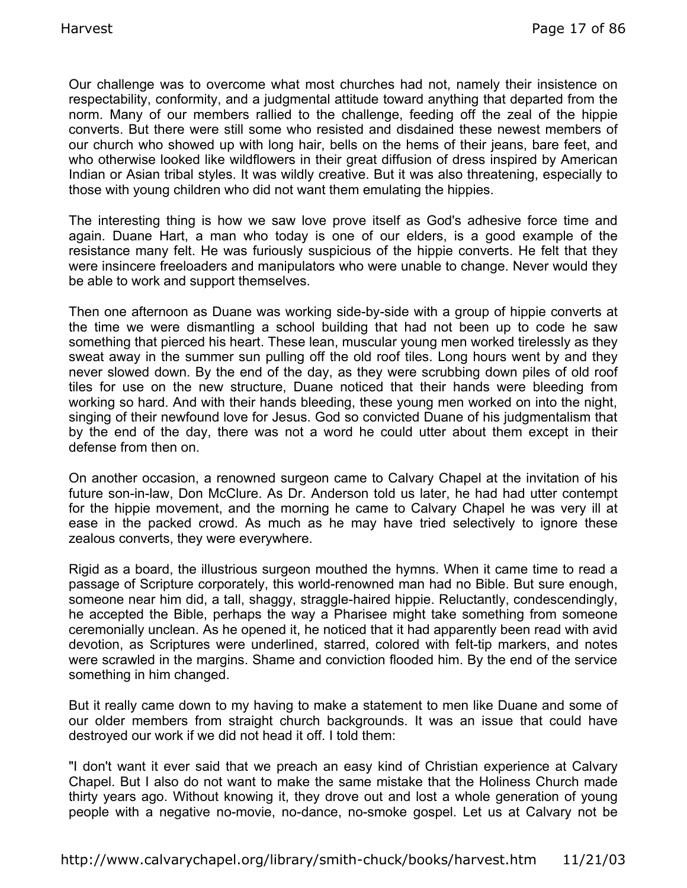Our challenge was to overcome what most churches had not, namely their insistence on respectability, conformity, and a judgmental attitude toward anything that departed from the norm. Many of our members rallied to the challenge, feeding off the zeal of the hippie converts. But there were still some who resisted and disdained these newest members of our church who showed up with long hair, bells on the hems of their jeans, bare feet, and who otherwise looked like wildflowers in their great diffusion of dress inspired by American Indian or Asian tribal styles. It was wildly creative. But it was also threatening, especially to those with young children who did not want them emulating the hippies.

The interesting thing is how we saw love prove itself as God's adhesive force time and again. Duane Hart, a man who today is one of our elders, is a good example of the resistance many felt. He was furiously suspicious of the hippie converts. He felt that they were insincere freeloaders and manipulators who were unable to change. Never would they be able to work and support themselves.

Then one afternoon as Duane was working side-by-side with a group of hippie converts at the time we were dismantling a school building that had not been up to code he saw something that pierced his heart. These lean, muscular young men worked tirelessly as they sweat away in the summer sun pulling off the old roof tiles. Long hours went by and they never slowed down. By the end of the day, as they were scrubbing down piles of old roof tiles for use on the new structure, Duane noticed that their hands were bleeding from working so hard. And with their hands bleeding, these young men worked on into the night, singing of their newfound love for Jesus. God so convicted Duane of his judgmentalism that by the end of the day, there was not a word he could utter about them except in their defense from then on.

On another occasion, a renowned surgeon came to Calvary Chapel at the invitation of his future son-in-law, Don McClure. As Dr. Anderson told us later, he had had utter contempt for the hippie movement, and the morning he came to Calvary Chapel he was very ill at ease in the packed crowd. As much as he may have tried selectively to ignore these zealous converts, they were everywhere.

Rigid as a board, the illustrious surgeon mouthed the hymns. When it came time to read a passage of Scripture corporately, this world-renowned man had no Bible. But sure enough, someone near him did, a tall, shaggy, straggle-haired hippie. Reluctantly, condescendingly, he accepted the Bible, perhaps the way a Pharisee might take something from someone ceremonially unclean. As he opened it, he noticed that it had apparently been read with avid devotion, as Scriptures were underlined, starred, colored with felt-tip markers, and notes were scrawled in the margins. Shame and conviction flooded him. By the end of the service something in him changed.

But it really came down to my having to make a statement to men like Duane and some of our older members from straight church backgrounds. It was an issue that could have destroyed our work if we did not head it off. I told them:

"I don't want it ever said that we preach an easy kind of Christian experience at Calvary Chapel. But I also do not want to make the same mistake that the Holiness Church made thirty years ago. Without knowing it, they drove out and lost a whole generation of young people with a negative no-movie, no-dance, no-smoke gospel. Let us at Calvary not be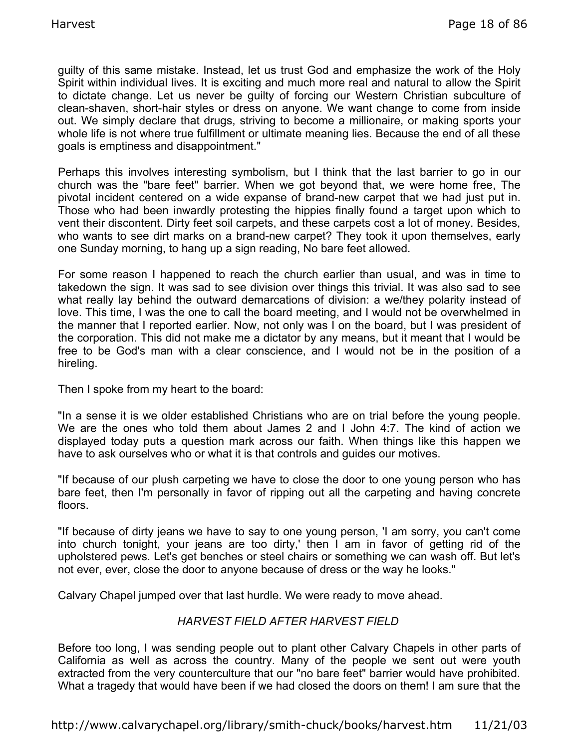guilty of this same mistake. Instead, let us trust God and emphasize the work of the Holy Spirit within individual lives. It is exciting and much more real and natural to allow the Spirit to dictate change. Let us never be guilty of forcing our Western Christian subculture of clean-shaven, short-hair styles or dress on anyone. We want change to come from inside out. We simply declare that drugs, striving to become a millionaire, or making sports your whole life is not where true fulfillment or ultimate meaning lies. Because the end of all these goals is emptiness and disappointment."

Perhaps this involves interesting symbolism, but I think that the last barrier to go in our church was the "bare feet" barrier. When we got beyond that, we were home free, The pivotal incident centered on a wide expanse of brand-new carpet that we had just put in. Those who had been inwardly protesting the hippies finally found a target upon which to vent their discontent. Dirty feet soil carpets, and these carpets cost a lot of money. Besides, who wants to see dirt marks on a brand-new carpet? They took it upon themselves, early one Sunday morning, to hang up a sign reading, No bare feet allowed.

For some reason I happened to reach the church earlier than usual, and was in time to takedown the sign. It was sad to see division over things this trivial. It was also sad to see what really lay behind the outward demarcations of division: a we/they polarity instead of love. This time, I was the one to call the board meeting, and I would not be overwhelmed in the manner that I reported earlier. Now, not only was I on the board, but I was president of the corporation. This did not make me a dictator by any means, but it meant that I would be free to be God's man with a clear conscience, and I would not be in the position of a hireling.

Then I spoke from my heart to the board:

"In a sense it is we older established Christians who are on trial before the young people. We are the ones who told them about James 2 and I John 4:7. The kind of action we displayed today puts a question mark across our faith. When things like this happen we have to ask ourselves who or what it is that controls and guides our motives.

"If because of our plush carpeting we have to close the door to one young person who has bare feet, then I'm personally in favor of ripping out all the carpeting and having concrete floors.

"If because of dirty jeans we have to say to one young person, 'I am sorry, you can't come into church tonight, your jeans are too dirty,' then I am in favor of getting rid of the upholstered pews. Let's get benches or steel chairs or something we can wash off. But let's not ever, ever, close the door to anyone because of dress or the way he looks."

Calvary Chapel jumped over that last hurdle. We were ready to move ahead.

*HARVEST FIELD AFTER HARVEST FIELD*

Before too long, I was sending people out to plant other Calvary Chapels in other parts of California as well as across the country. Many of the people we sent out were youth extracted from the very counterculture that our "no bare feet" barrier would have prohibited. What a tragedy that would have been if we had closed the doors on them! I am sure that the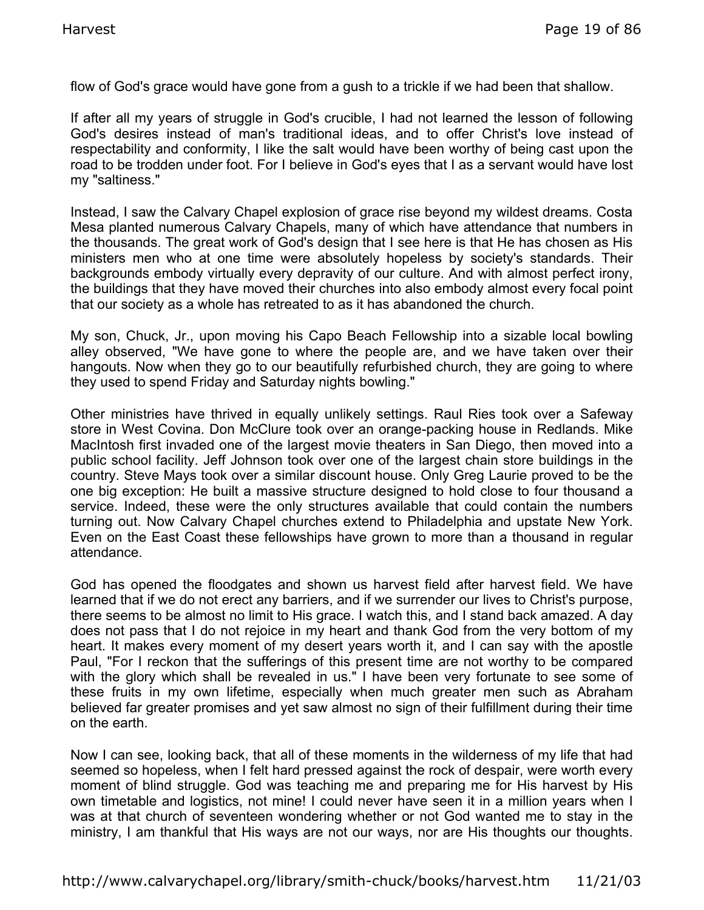flow of God's grace would have gone from a gush to a trickle if we had been that shallow.

If after all my years of struggle in God's crucible, I had not learned the lesson of following God's desires instead of man's traditional ideas, and to offer Christ's love instead of respectability and conformity, I like the salt would have been worthy of being cast upon the road to be trodden under foot. For I believe in God's eyes that I as a servant would have lost my "saltiness."

Instead, I saw the Calvary Chapel explosion of grace rise beyond my wildest dreams. Costa Mesa planted numerous Calvary Chapels, many of which have attendance that numbers in the thousands. The great work of God's design that I see here is that He has chosen as His ministers men who at one time were absolutely hopeless by society's standards. Their backgrounds embody virtually every depravity of our culture. And with almost perfect irony, the buildings that they have moved their churches into also embody almost every focal point that our society as a whole has retreated to as it has abandoned the church.

My son, Chuck, Jr., upon moving his Capo Beach Fellowship into a sizable local bowling alley observed, "We have gone to where the people are, and we have taken over their hangouts. Now when they go to our beautifully refurbished church, they are going to where they used to spend Friday and Saturday nights bowling."

Other ministries have thrived in equally unlikely settings. Raul Ries took over a Safeway store in West Covina. Don McClure took over an orange-packing house in Redlands. Mike MacIntosh first invaded one of the largest movie theaters in San Diego, then moved into a public school facility. Jeff Johnson took over one of the largest chain store buildings in the country. Steve Mays took over a similar discount house. Only Greg Laurie proved to be the one big exception: He built a massive structure designed to hold close to four thousand a service. Indeed, these were the only structures available that could contain the numbers turning out. Now Calvary Chapel churches extend to Philadelphia and upstate New York. Even on the East Coast these fellowships have grown to more than a thousand in regular attendance.

God has opened the floodgates and shown us harvest field after harvest field. We have learned that if we do not erect any barriers, and if we surrender our lives to Christ's purpose, there seems to be almost no limit to His grace. I watch this, and I stand back amazed. A day does not pass that I do not rejoice in my heart and thank God from the very bottom of my heart. It makes every moment of my desert years worth it, and I can say with the apostle Paul, "For I reckon that the sufferings of this present time are not worthy to be compared with the glory which shall be revealed in us." I have been very fortunate to see some of these fruits in my own lifetime, especially when much greater men such as Abraham believed far greater promises and yet saw almost no sign of their fulfillment during their time on the earth.

Now I can see, looking back, that all of these moments in the wilderness of my life that had seemed so hopeless, when I felt hard pressed against the rock of despair, were worth every moment of blind struggle. God was teaching me and preparing me for His harvest by His own timetable and logistics, not mine! I could never have seen it in a million years when I was at that church of seventeen wondering whether or not God wanted me to stay in the ministry, I am thankful that His ways are not our ways, nor are His thoughts our thoughts.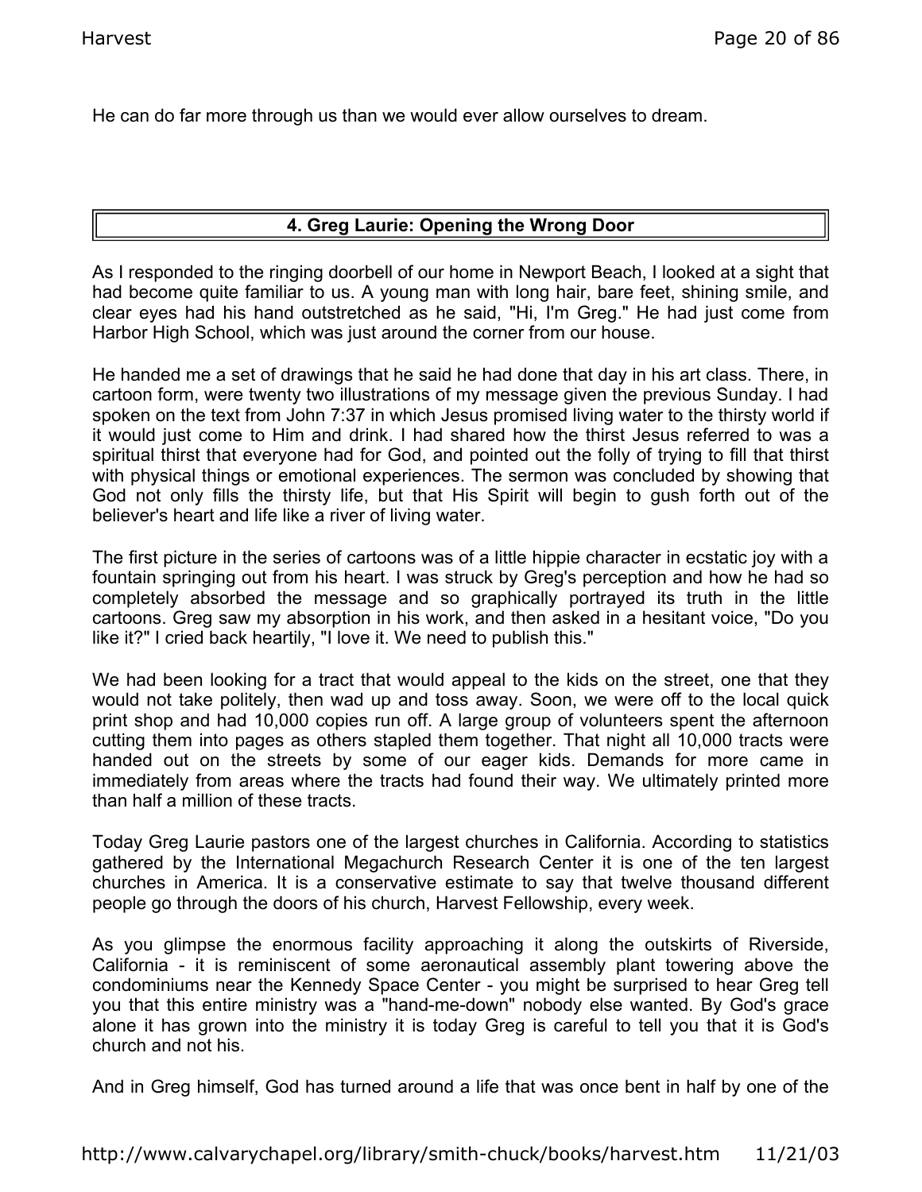He can do far more through us than we would ever allow ourselves to dream.

## 4. Greg Laurie: Opening the Wrong Door

As I responded to the ringing doorbell of our home in Newport Beach, I looked at a sight that had become quite familiar to us. A young man with long hair, bare feet, shining smile, and clear eyes had his hand outstretched as he said, "Hi, I'm Greg." He had just come from Harbor High School, which was just around the corner from our house.

He handed me a set of drawings that he said he had done that day in his art class. There, in cartoon form, were twenty two illustrations of my message given the previous Sunday. I had spoken on the text from John 7:37 in which Jesus promised living water to the thirsty world if it would just come to Him and drink. I had shared how the thirst Jesus referred to was a spiritual thirst that everyone had for God, and pointed out the folly of trying to fill that thirst with physical things or emotional experiences. The sermon was concluded by showing that God not only fills the thirsty life, but that His Spirit will begin to gush forth out of the believer's heart and life like a river of living water.

The first picture in the series of cartoons was of a little hippie character in ecstatic joy with a fountain springing out from his heart. I was struck by Greg's perception and how he had so completely absorbed the message and so graphically portrayed its truth in the little cartoons. Greg saw my absorption in his work, and then asked in a hesitant voice, "Do you like it?" I cried back heartily, "I love it. We need to publish this."

We had been looking for a tract that would appeal to the kids on the street, one that they would not take politely, then wad up and toss away. Soon, we were off to the local quick print shop and had 10,000 copies run off. A large group of volunteers spent the afternoon cutting them into pages as others stapled them together. That night all 10,000 tracts were handed out on the streets by some of our eager kids. Demands for more came in immediately from areas where the tracts had found their way. We ultimately printed more than half a million of these tracts.

Today Greg Laurie pastors one of the largest churches in California. According to statistics gathered by the International Megachurch Research Center it is one of the ten largest churches in America. It is a conservative estimate to say that twelve thousand different people go through the doors of his church, Harvest Fellowship, every week.

As you glimpse the enormous facility approaching it along the outskirts of Riverside, California - it is reminiscent of some aeronautical assembly plant towering above the condominiums near the Kennedy Space Center - you might be surprised to hear Greg tell you that this entire ministry was a "hand-me-down" nobody else wanted. By God's grace alone it has grown into the ministry it is today Greg is careful to tell you that it is God's church and not his.

And in Greg himself, God has turned around a life that was once bent in half by one of the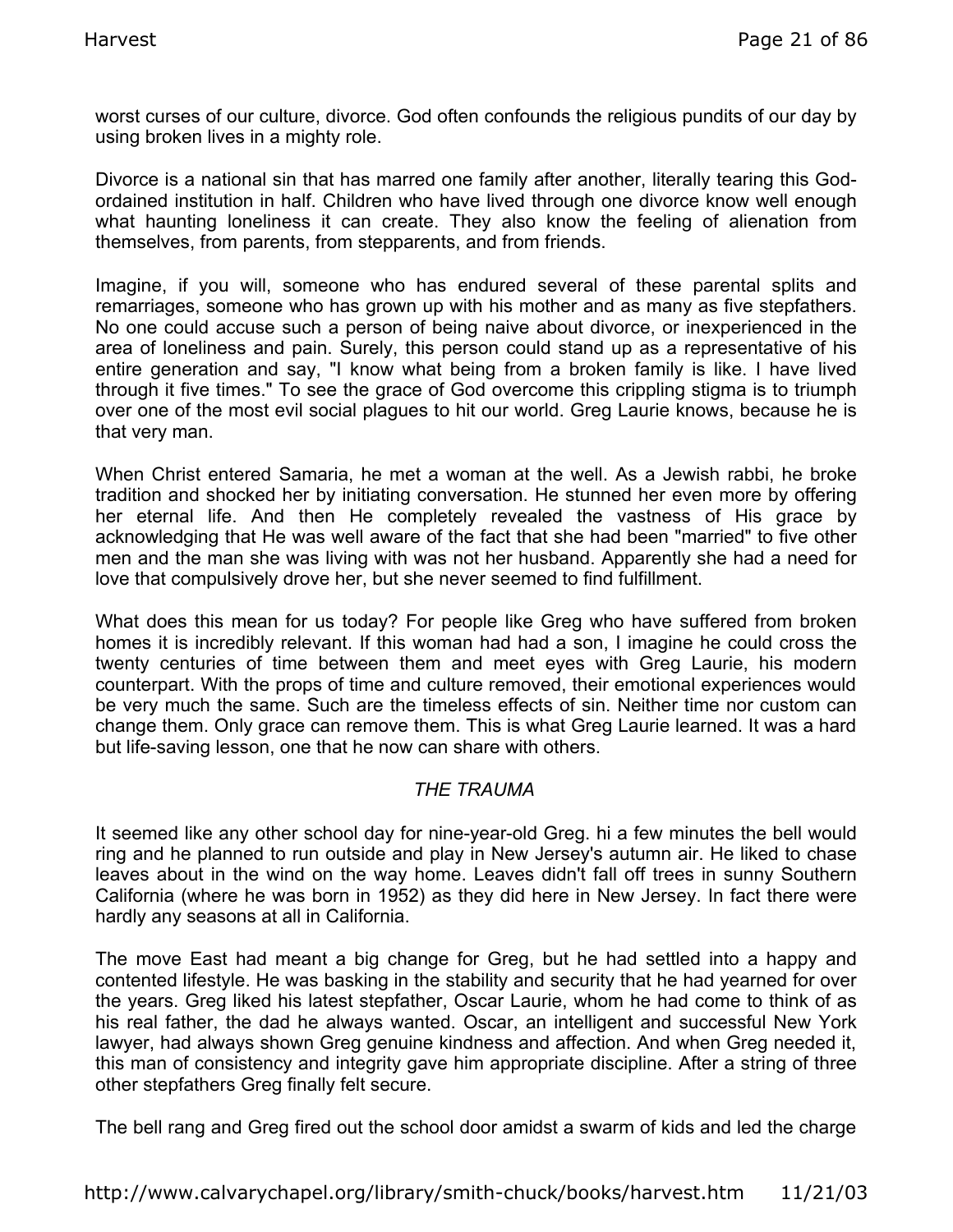worst curses of our culture, divorce. God often confounds the religious pundits of our day by using broken lives in a mighty role.

Divorce is a national sin that has marred one family after another, literally tearing this God-ordained institution in half. Children who have lived through one divorce know well enough what haunting loneliness it can create. They also know the feeling of alienation from themselves, from parents, from stepparents, and from friends.

Imagine, if you will, someone who has endured several of these parental splits and remarriages, someone who has grown up with his mother and as many as five stepfathers. No one could accuse such a person of being naive about divorce, or inexperienced in the area of loneliness and pain. Surely, this person could stand up as a representative of his entire generation and say, "I know what being from a broken family is like. I have lived through it five times." To see the grace of God overcome this crippling stigma is to triumph over one of the most evil social plagues to hit our world. Greg Laurie knows, because he is that very man.

When Christ entered Samaria, he met a woman at the well. As a Jewish rabbi, he broke tradition and shocked her by initiating conversation. He stunned her even more by offering her eternal life. And then He completely revealed the vastness of His grace by acknowledging that He was well aware of the fact that she had been "married" to five other men and the man she was living with was not her husband. Apparently she had a need for love that compulsively drove her, but she never seemed to find fulfillment.

What does this mean for us today? For people like Greg who have suffered from broken homes it is incredibly relevant. If this woman had had a son, I imagine he could cross the twenty centuries of time between them and meet eyes with Greg Laurie, his modern counterpart. With the props of time and culture removed, their emotional experiences would be very much the same. Such are the timeless effects of sin. Neither time nor custom can change them. Only grace can remove them. This is what Greg Laurie learned. It was a hard but life-saving lesson, one that he now can share with others.

*THE TRAUMA*

It seemed like any other school day for nine-year-old Greg. hi a few minutes the bell would ring and he planned to run outside and play in New Jersey's autumn air. He liked to chase leaves about in the wind on the way home. Leaves didn't fall off trees in sunny Southern California (where he was born in 1952) as they did here in New Jersey. In fact there were hardly any seasons at all in California.

The move East had meant a big change for Greg, but he had settled into a happy and contented lifestyle. He was basking in the stability and security that he had yearned for over the years. Greg liked his latest stepfather, Oscar Laurie, whom he had come to think of as his real father, the dad he always wanted. Oscar, an intelligent and successful New York lawyer, had always shown Greg genuine kindness and affection. And when Greg needed it, this man of consistency and integrity gave him appropriate discipline. After a string of three other stepfathers Greg finally felt secure.

The bell rang and Greg fired out the school door amidst a swarm of kids and led the charge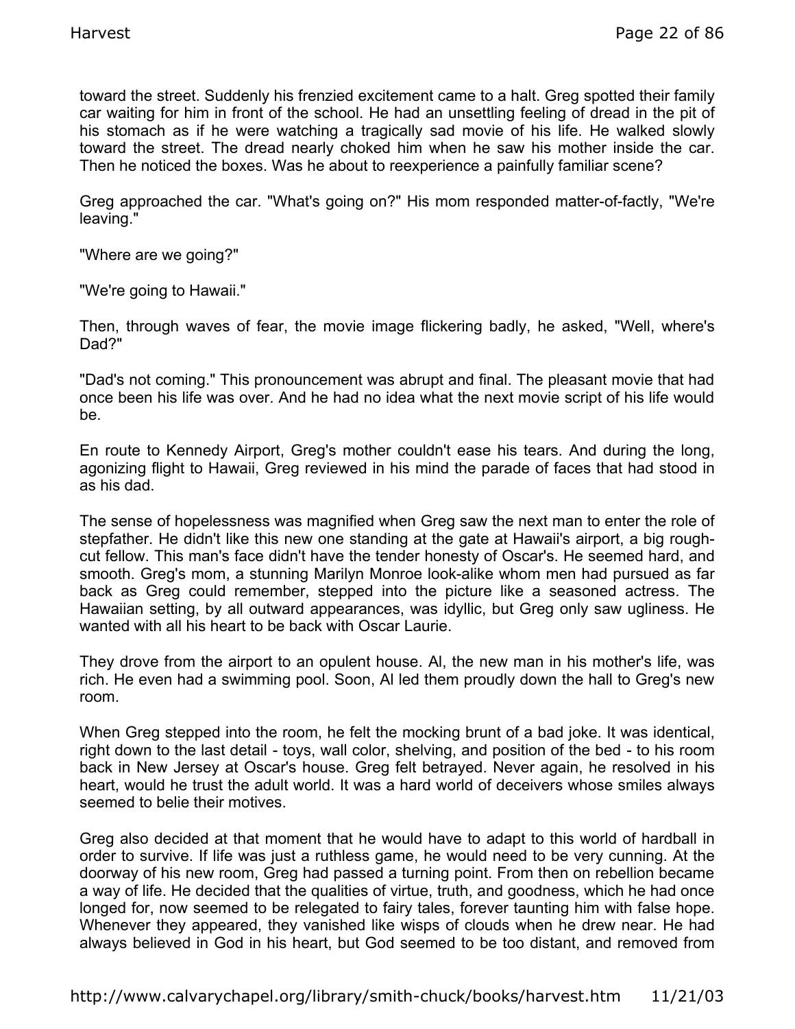toward the street. Suddenly his frenzied excitement came to a halt. Greg spotted their family car waiting for him in front of the school. He had an unsettling feeling of dread in the pit of his stomach as if he were watching a tragically sad movie of his life. He walked slowly toward the street. The dread nearly choked him when he saw his mother inside the car. Then he noticed the boxes. Was he about to reexperience a painfully familiar scene?

Greg approached the car. "What's going on?" His mom responded matter-of-factly, "We're leaving."

"Where are we going?"

"We're going to Hawaii."

Then, through waves of fear, the movie image flickering badly, he asked, "Well, where's Dad?"

"Dad's not coming." This pronouncement was abrupt and final. The pleasant movie that had once been his life was over. And he had no idea what the next movie script of his life would be.

En route to Kennedy Airport, Greg's mother couldn't ease his tears. And during the long, agonizing flight to Hawaii, Greg reviewed in his mind the parade of faces that had stood in as his dad.

The sense of hopelessness was magnified when Greg saw the next man to enter the role of stepfather. He didn't like this new one standing at the gate at Hawaii's airport, a big rough-cut fellow. This man's face didn't have the tender honesty of Oscar's. He seemed hard, and smooth. Greg's mom, a stunning Marilyn Monroe look-alike whom men had pursued as far back as Greg could remember, stepped into the picture like a seasoned actress. The Hawaiian setting, by all outward appearances, was idyllic, but Greg only saw ugliness. He wanted with all his heart to be back with Oscar Laurie.

They drove from the airport to an opulent house. Al, the new man in his mother's life, was rich. He even had a swimming pool. Soon, Al led them proudly down the hall to Greg's new room.

When Greg stepped into the room, he felt the mocking brunt of a bad joke. It was identical, right down to the last detail - toys, wall color, shelving, and position of the bed - to his room back in New Jersey at Oscar's house. Greg felt betrayed. Never again, he resolved in his heart, would he trust the adult world. It was a hard world of deceivers whose smiles always seemed to belie their motives.

Greg also decided at that moment that he would have to adapt to this world of hardball in order to survive. If life was just a ruthless game, he would need to be very cunning. At the doorway of his new room, Greg had passed a turning point. From then on rebellion became a way of life. He decided that the qualities of virtue, truth, and goodness, which he had once longed for, now seemed to be relegated to fairy tales, forever taunting him with false hope. Whenever they appeared, they vanished like wisps of clouds when he drew near. He had always believed in God in his heart, but God seemed to be too distant, and removed from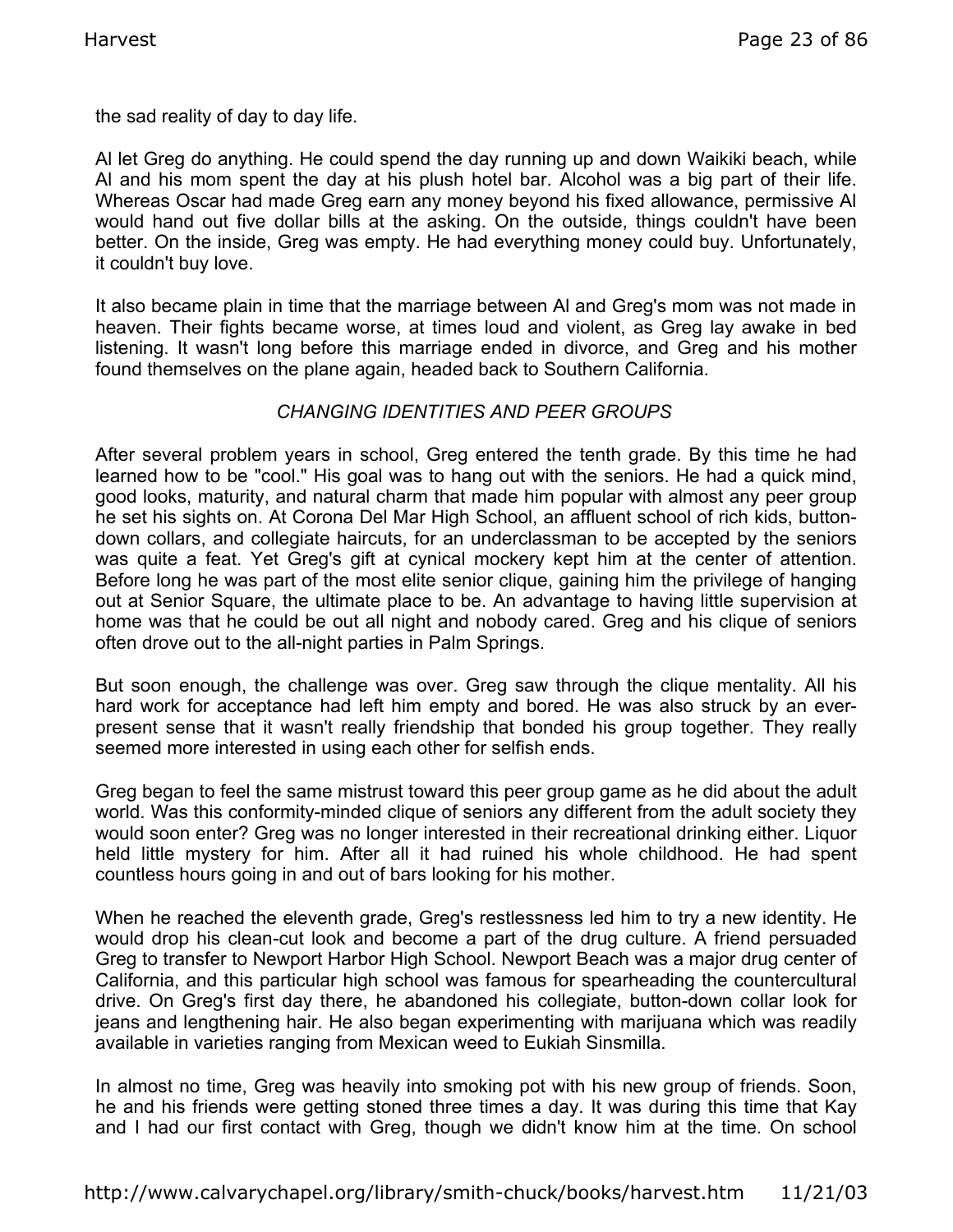the sad reality of day to day life.

Al let Greg do anything. He could spend the day running up and down Waikiki beach, while Al and his mom spent the day at his plush hotel bar. Alcohol was a big part of their life. Whereas Oscar had made Greg earn any money beyond his fixed allowance, permissive Al would hand out five dollar bills at the asking. On the outside, things couldn't have been better. On the inside, Greg was empty. He had everything money could buy. Unfortunately, it couldn't buy love.

It also became plain in time that the marriage between Al and Greg's mom was not made in heaven. Their fights became worse, at times loud and violent, as Greg lay awake in bed listening. It wasn't long before this marriage ended in divorce, and Greg and his mother found themselves on the plane again, headed back to Southern California.

### *CHANGING IDENTITIES AND PEER GROUPS*

After several problem years in school, Greg entered the tenth grade. By this time he had learned how to be "cool." His goal was to hang out with the seniors. He had a quick mind, good looks, maturity, and natural charm that made him popular with almost any peer group he set his sights on. At Corona Del Mar High School, an affluent school of rich kids, button-down collars, and collegiate haircuts, for an underclassman to be accepted by the seniors was quite a feat. Yet Greg's gift at cynical mockery kept him at the center of attention. Before long he was part of the most elite senior clique, gaining him the privilege of hanging out at Senior Square, the ultimate place to be. An advantage to having little supervision at home was that he could be out all night and nobody cared. Greg and his clique of seniors often drove out to the all-night parties in Palm Springs.

But soon enough, the challenge was over. Greg saw through the clique mentality. All his hard work for acceptance had left him empty and bored. He was also struck by an ever-present sense that it wasn't really friendship that bonded his group together. They really seemed more interested in using each other for selfish ends.

Greg began to feel the same mistrust toward this peer group game as he did about the adult world. Was this conformity-minded clique of seniors any different from the adult society they would soon enter? Greg was no longer interested in their recreational drinking either. Liquor held little mystery for him. After all it had ruined his whole childhood. He had spent countless hours going in and out of bars looking for his mother.

When he reached the eleventh grade, Greg's restlessness led him to try a new identity. He would drop his clean-cut look and become a part of the drug culture. A friend persuaded Greg to transfer to Newport Harbor High School. Newport Beach was a major drug center of California, and this particular high school was famous for spearheading the countercultural drive. On Greg's first day there, he abandoned his collegiate, button-down collar look for jeans and lengthening hair. He also began experimenting with marijuana which was readily available in varieties ranging from Mexican weed to Eukiah Sinsmilla.

In almost no time, Greg was heavily into smoking pot with his new group of friends. Soon, he and his friends were getting stoned three times a day. It was during this time that Kay and I had our first contact with Greg, though we didn't know him at the time. On school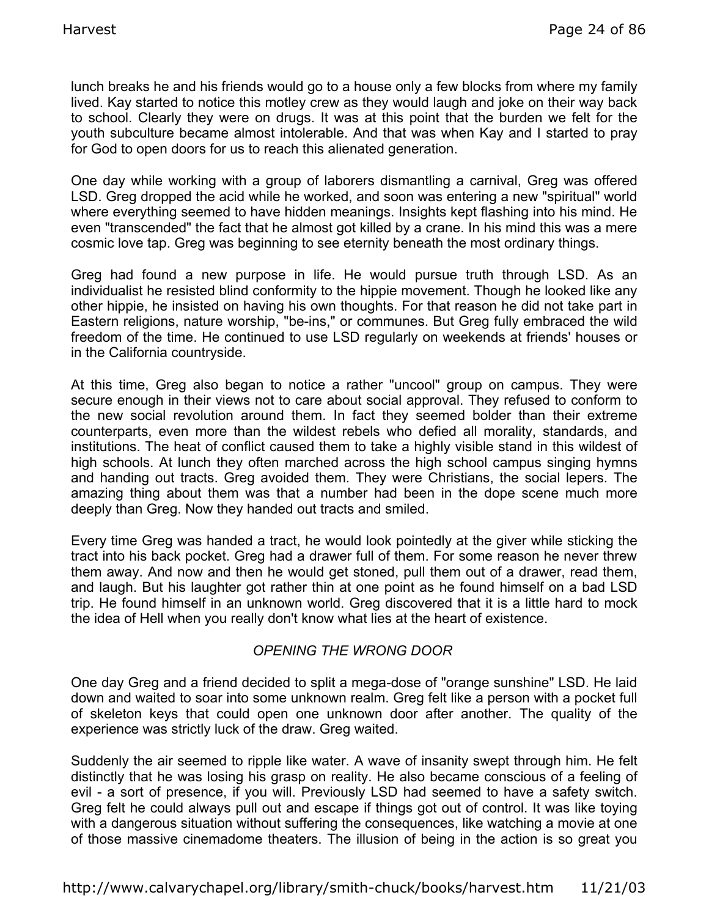lunch breaks he and his friends would go to a house only a few blocks from where my family lived. Kay started to notice this motley crew as they would laugh and joke on their way back to school. Clearly they were on drugs. It was at this point that the burden we felt for the youth subculture became almost intolerable. And that was when Kay and I started to pray for God to open doors for us to reach this alienated generation.

One day while working with a group of laborers dismantling a carnival, Greg was offered LSD. Greg dropped the acid while he worked, and soon was entering a new "spiritual" world where everything seemed to have hidden meanings. Insights kept flashing into his mind. He even "transcended" the fact that he almost got killed by a crane. In his mind this was a mere cosmic love tap. Greg was beginning to see eternity beneath the most ordinary things.

Greg had found a new purpose in life. He would pursue truth through LSD. As an individualist he resisted blind conformity to the hippie movement. Though he looked like any other hippie, he insisted on having his own thoughts. For that reason he did not take part in Eastern religions, nature worship, "be-ins," or communes. But Greg fully embraced the wild freedom of the time. He continued to use LSD regularly on weekends at friends' houses or in the California countryside.

At this time, Greg also began to notice a rather "uncool" group on campus. They were secure enough in their views not to care about social approval. They refused to conform to the new social revolution around them. In fact they seemed bolder than their extreme counterparts, even more than the wildest rebels who defied all morality, standards, and institutions. The heat of conflict caused them to take a highly visible stand in this wildest of high schools. At lunch they often marched across the high school campus singing hymns and handing out tracts. Greg avoided them. They were Christians, the social lepers. The amazing thing about them was that a number had been in the dope scene much more deeply than Greg. Now they handed out tracts and smiled.

Every time Greg was handed a tract, he would look pointedly at the giver while sticking the tract into his back pocket. Greg had a drawer full of them. For some reason he never threw them away. And now and then he would get stoned, pull them out of a drawer, read them, and laugh. But his laughter got rather thin at one point as he found himself on a bad LSD trip. He found himself in an unknown world. Greg discovered that it is a little hard to mock the idea of Hell when you really don't know what lies at the heart of existence.

*OPENING THE WRONG DOOR*

One day Greg and a friend decided to split a mega-dose of "orange sunshine" LSD. He laid down and waited to soar into some unknown realm. Greg felt like a person with a pocket full of skeleton keys that could open one unknown door after another. The quality of the experience was strictly luck of the draw. Greg waited.

Suddenly the air seemed to ripple like water. A wave of insanity swept through him. He felt distinctly that he was losing his grasp on reality. He also became conscious of a feeling of evil - a sort of presence, if you will. Previously LSD had seemed to have a safety switch. Greg felt he could always pull out and escape if things got out of control. It was like toying with a dangerous situation without suffering the consequences, like watching a movie at one of those massive cinemadome theaters. The illusion of being in the action is so great you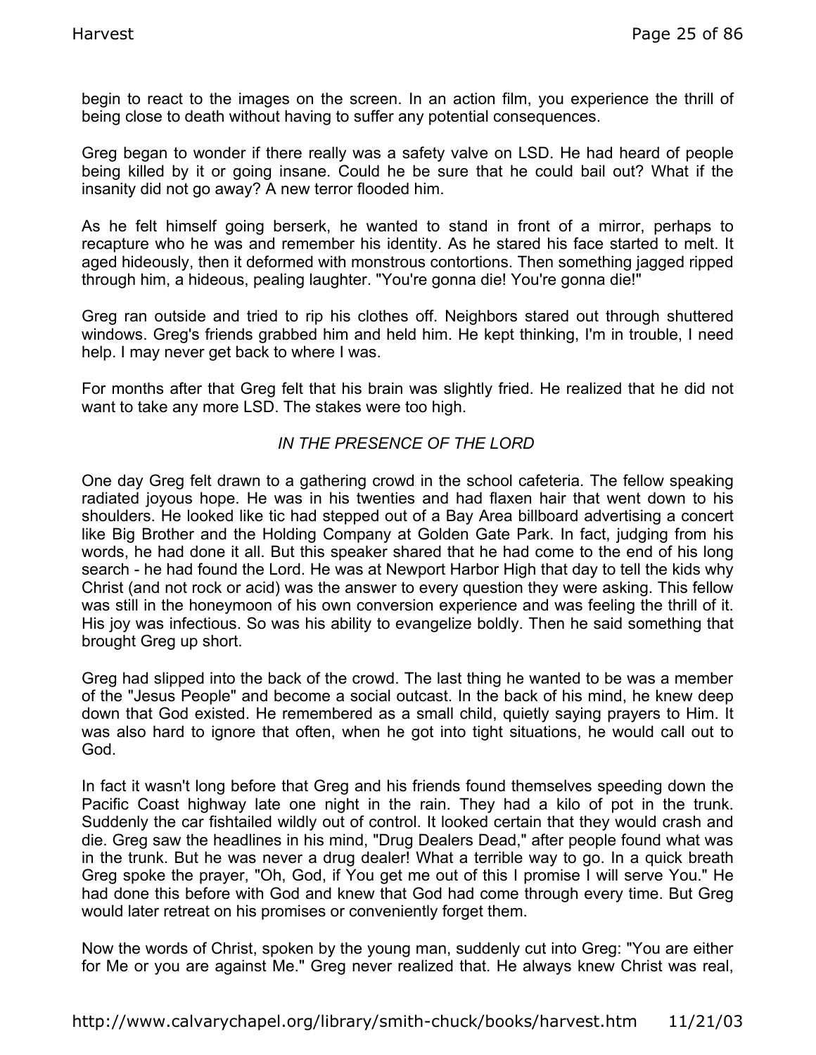begin to react to the images on the screen. In an action film, you experience the thrill of being close to death without having to suffer any potential consequences.

Greg began to wonder if there really was a safety valve on LSD. He had heard of people being killed by it or going insane. Could he be sure that he could bail out? What if the insanity did not go away? A new terror flooded him.

As he felt himself going berserk, he wanted to stand in front of a mirror, perhaps to recapture who he was and remember his identity. As he stared his face started to melt. It aged hideously, then it deformed with monstrous contortions. Then something jagged ripped through him, a hideous, pealing laughter. "You're gonna die! You're gonna die!"

Greg ran outside and tried to rip his clothes off. Neighbors stared out through shuttered windows. Greg's friends grabbed him and held him. He kept thinking, I'm in trouble, I need help. I may never get back to where I was.

For months after that Greg felt that his brain was slightly fried. He realized that he did not want to take any more LSD. The stakes were too high.

### *IN THE PRESENCE OF THE LORD*

One day Greg felt drawn to a gathering crowd in the school cafeteria. The fellow speaking radiated joyous hope. He was in his twenties and had flaxen hair that went down to his shoulders. He looked like tic had stepped out of a Bay Area billboard advertising a concert like Big Brother and the Holding Company at Golden Gate Park. In fact, judging from his words, he had done it all. But this speaker shared that he had come to the end of his long search - he had found the Lord. He was at Newport Harbor High that day to tell the kids why Christ (and not rock or acid) was the answer to every question they were asking. This fellow was still in the honeymoon of his own conversion experience and was feeling the thrill of it. His joy was infectious. So was his ability to evangelize boldly. Then he said something that brought Greg up short.

Greg had slipped into the back of the crowd. The last thing he wanted to be was a member of the "Jesus People" and become a social outcast. In the back of his mind, he knew deep down that God existed. He remembered as a small child, quietly saying prayers to Him. It was also hard to ignore that often, when he got into tight situations, he would call out to God.

In fact it wasn't long before that Greg and his friends found themselves speeding down the Pacific Coast highway late one night in the rain. They had a kilo of pot in the trunk. Suddenly the car fishtailed wildly out of control. It looked certain that they would crash and die. Greg saw the headlines in his mind, "Drug Dealers Dead," after people found what was in the trunk. But he was never a drug dealer! What a terrible way to go. In a quick breath Greg spoke the prayer, "Oh, God, if You get me out of this I promise I will serve You." He had done this before with God and knew that God had come through every time. But Greg would later retreat on his promises or conveniently forget them.

Now the words of Christ, spoken by the young man, suddenly cut into Greg: "You are either for Me or you are against Me." Greg never realized that. He always knew Christ was real,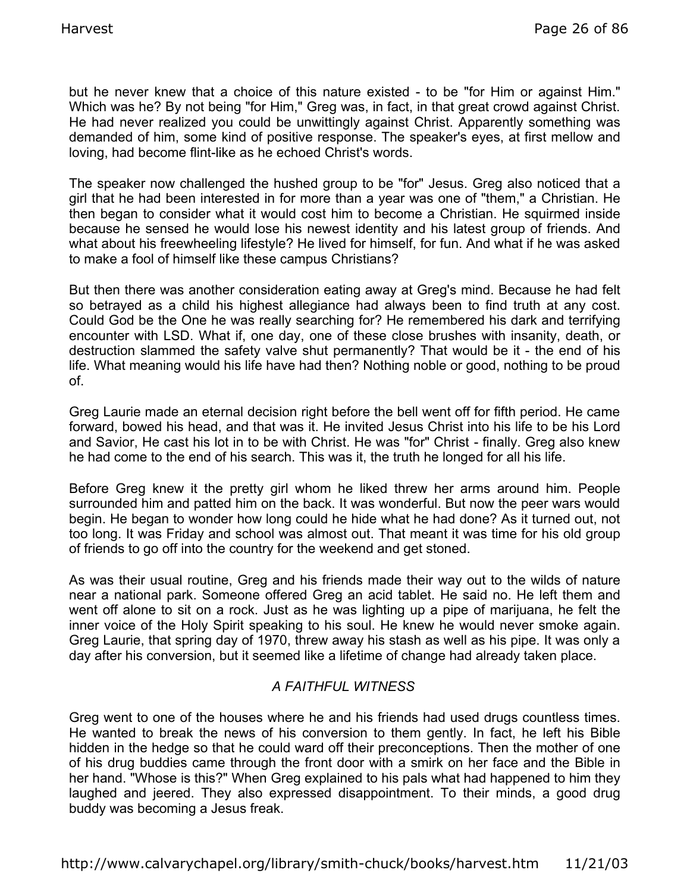but he never knew that a choice of this nature existed - to be "for Him or against Him." Which was he? By not being "for Him," Greg was, in fact, in that great crowd against Christ. He had never realized you could be unwittingly against Christ. Apparently something was demanded of him, some kind of positive response. The speaker's eyes, at first mellow and loving, had become flint-like as he echoed Christ's words.

The speaker now challenged the hushed group to be "for" Jesus. Greg also noticed that a girl that he had been interested in for more than a year was one of "them," a Christian. He then began to consider what it would cost him to become a Christian. He squirmed inside because he sensed he would lose his newest identity and his latest group of friends. And what about his freewheeling lifestyle? He lived for himself, for fun. And what if he was asked to make a fool of himself like these campus Christians?

But then there was another consideration eating away at Greg's mind. Because he had felt so betrayed as a child his highest allegiance had always been to find truth at any cost. Could God be the One he was really searching for? He remembered his dark and terrifying encounter with LSD. What if, one day, one of these close brushes with insanity, death, or destruction slammed the safety valve shut permanently? That would be it - the end of his life. What meaning would his life have had then? Nothing noble or good, nothing to be proud of.

Greg Laurie made an eternal decision right before the bell went off for fifth period. He came forward, bowed his head, and that was it. He invited Jesus Christ into his life to be his Lord and Savior, He cast his lot in to be with Christ. He was "for" Christ - finally. Greg also knew he had come to the end of his search. This was it, the truth he longed for all his life.

Before Greg knew it the pretty girl whom he liked threw her arms around him. People surrounded him and patted him on the back. It was wonderful. But now the peer wars would begin. He began to wonder how long could he hide what he had done? As it turned out, not too long. It was Friday and school was almost out. That meant it was time for his old group of friends to go off into the country for the weekend and get stoned.

As was their usual routine, Greg and his friends made their way out to the wilds of nature near a national park. Someone offered Greg an acid tablet. He said no. He left them and went off alone to sit on a rock. Just as he was lighting up a pipe of marijuana, he felt the inner voice of the Holy Spirit speaking to his soul. He knew he would never smoke again. Greg Laurie, that spring day of 1970, threw away his stash as well as his pipe. It was only a day after his conversion, but it seemed like a lifetime of change had already taken place.

### *A FAITHFUL WITNESS*

Greg went to one of the houses where he and his friends had used drugs countless times. He wanted to break the news of his conversion to them gently. In fact, he left his Bible hidden in the hedge so that he could ward off their preconceptions. Then the mother of one of his drug buddies came through the front door with a smirk on her face and the Bible in her hand. "Whose is this?" When Greg explained to his pals what had happened to him they laughed and jeered. They also expressed disappointment. To their minds, a good drug buddy was becoming a Jesus freak.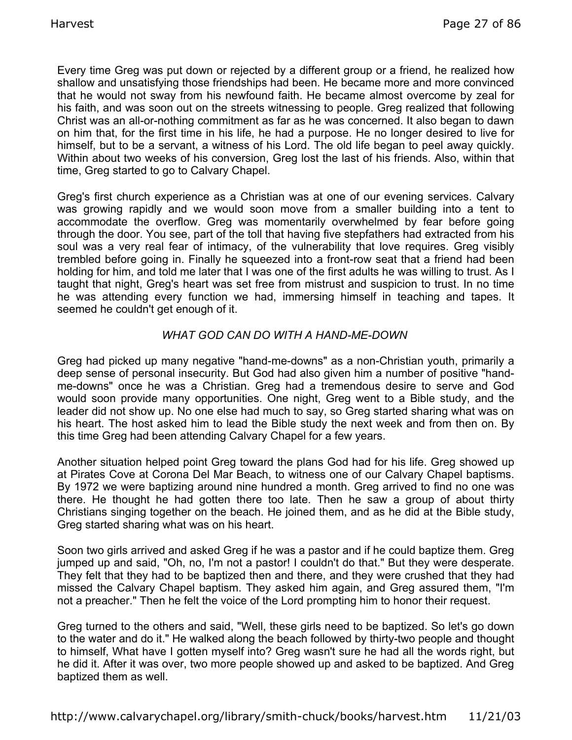Every time Greg was put down or rejected by a different group or a friend, he realized how shallow and unsatisfying those friendships had been. He became more and more convinced that he would not sway from his newfound faith. He became almost overcome by zeal for his faith, and was soon out on the streets witnessing to people. Greg realized that following Christ was an all-or-nothing commitment as far as he was concerned. It also began to dawn on him that, for the first time in his life, he had a purpose. He no longer desired to live for himself, but to be a servant, a witness of his Lord. The old life began to peel away quickly. Within about two weeks of his conversion, Greg lost the last of his friends. Also, within that time, Greg started to go to Calvary Chapel.

Greg's first church experience as a Christian was at one of our evening services. Calvary was growing rapidly and we would soon move from a smaller building into a tent to accommodate the overflow. Greg was momentarily overwhelmed by fear before going through the door. You see, part of the toll that having five stepfathers had extracted from his soul was a very real fear of intimacy, of the vulnerability that love requires. Greg visibly trembled before going in. Finally he squeezed into a front-row seat that a friend had been holding for him, and told me later that I was one of the first adults he was willing to trust. As I taught that night, Greg's heart was set free from mistrust and suspicion to trust. In no time he was attending every function we had, immersing himself in teaching and tapes. It seemed he couldn't get enough of it.

### *WHAT GOD CAN DO WITH A HAND-ME-DOWN*

Greg had picked up many negative "hand-me-downs" as a non-Christian youth, primarily a deep sense of personal insecurity. But God had also given him a number of positive "hand-me-downs" once he was a Christian. Greg had a tremendous desire to serve and God would soon provide many opportunities. One night, Greg went to a Bible study, and the leader did not show up. No one else had much to say, so Greg started sharing what was on his heart. The host asked him to lead the Bible study the next week and from then on. By this time Greg had been attending Calvary Chapel for a few years.

Another situation helped point Greg toward the plans God had for his life. Greg showed up at Pirates Cove at Corona Del Mar Beach, to witness one of our Calvary Chapel baptisms. By 1972 we were baptizing around nine hundred a month. Greg arrived to find no one was there. He thought he had gotten there too late. Then he saw a group of about thirty Christians singing together on the beach. He joined them, and as he did at the Bible study, Greg started sharing what was on his heart.

Soon two girls arrived and asked Greg if he was a pastor and if he could baptize them. Greg jumped up and said, "Oh, no, I'm not a pastor! I couldn't do that." But they were desperate. They felt that they had to be baptized then and there, and they were crushed that they had missed the Calvary Chapel baptism. They asked him again, and Greg assured them, "I'm not a preacher." Then he felt the voice of the Lord prompting him to honor their request.

Greg turned to the others and said, "Well, these girls need to be baptized. So let's go down to the water and do it." He walked along the beach followed by thirty-two people and thought to himself, What have I gotten myself into? Greg wasn't sure he had all the words right, but he did it. After it was over, two more people showed up and asked to be baptized. And Greg baptized them as well.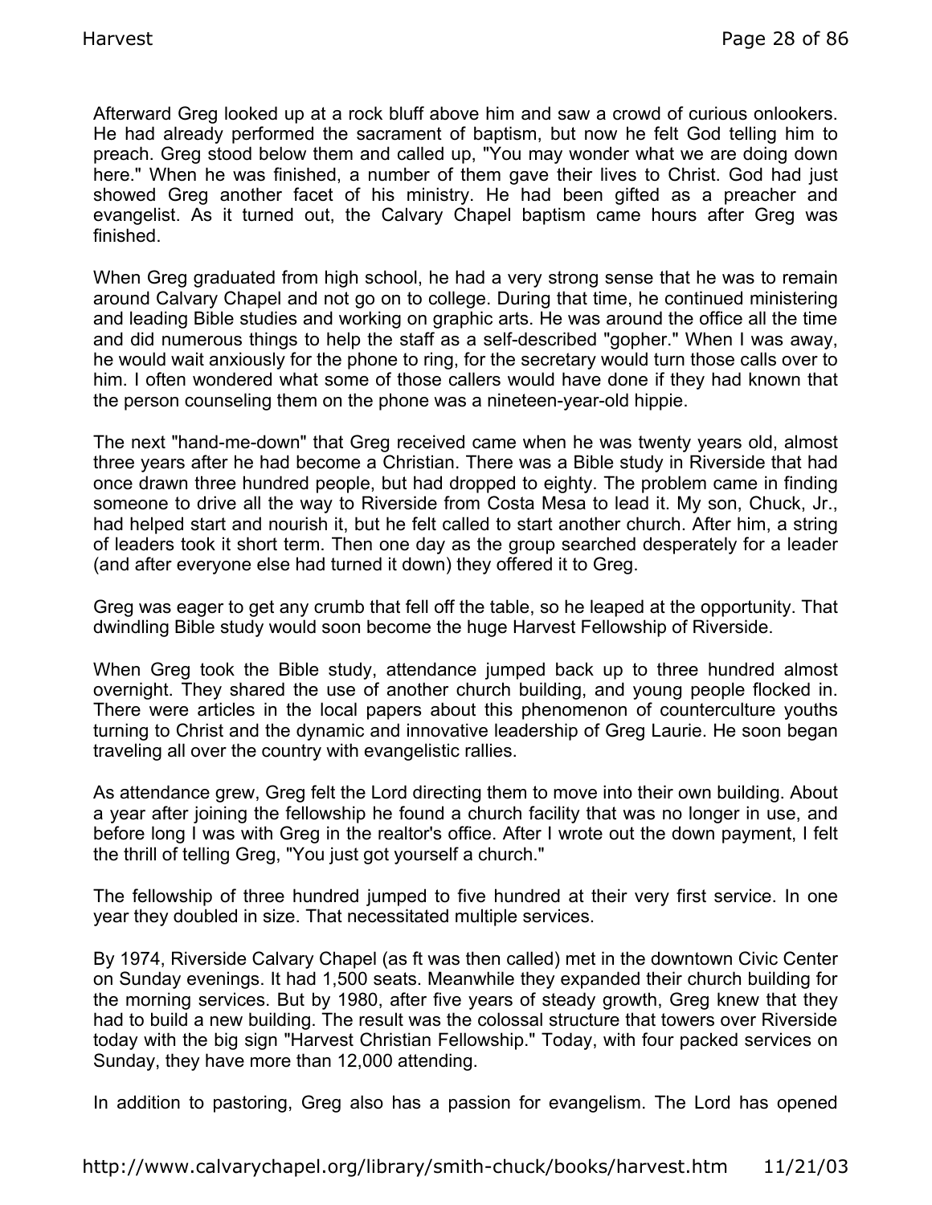Afterward Greg looked up at a rock bluff above him and saw a crowd of curious onlookers. He had already performed the sacrament of baptism, but now he felt God telling him to preach. Greg stood below them and called up, "You may wonder what we are doing down here." When he was finished, a number of them gave their lives to Christ. God had just showed Greg another facet of his ministry. He had been gifted as a preacher and evangelist. As it turned out, the Calvary Chapel baptism came hours after Greg was finished.

When Greg graduated from high school, he had a very strong sense that he was to remain around Calvary Chapel and not go on to college. During that time, he continued ministering and leading Bible studies and working on graphic arts. He was around the office all the time and did numerous things to help the staff as a self-described "gopher." When I was away, he would wait anxiously for the phone to ring, for the secretary would turn those calls over to him. I often wondered what some of those callers would have done if they had known that the person counseling them on the phone was a nineteen-year-old hippie.

The next "hand-me-down" that Greg received came when he was twenty years old, almost three years after he had become a Christian. There was a Bible study in Riverside that had once drawn three hundred people, but had dropped to eighty. The problem came in finding someone to drive all the way to Riverside from Costa Mesa to lead it. My son, Chuck, Jr., had helped start and nourish it, but he felt called to start another church. After him, a string of leaders took it short term. Then one day as the group searched desperately for a leader (and after everyone else had turned it down) they offered it to Greg.

Greg was eager to get any crumb that fell off the table, so he leaped at the opportunity. That dwindling Bible study would soon become the huge Harvest Fellowship of Riverside.

When Greg took the Bible study, attendance jumped back up to three hundred almost overnight. They shared the use of another church building, and young people flocked in. There were articles in the local papers about this phenomenon of counterculture youths turning to Christ and the dynamic and innovative leadership of Greg Laurie. He soon began traveling all over the country with evangelistic rallies.

As attendance grew, Greg felt the Lord directing them to move into their own building. About a year after joining the fellowship he found a church facility that was no longer in use, and before long I was with Greg in the realtor's office. After I wrote out the down payment, I felt the thrill of telling Greg, "You just got yourself a church."

The fellowship of three hundred jumped to five hundred at their very first service. In one year they doubled in size. That necessitated multiple services.

By 1974, Riverside Calvary Chapel (as ft was then called) met in the downtown Civic Center on Sunday evenings. It had 1,500 seats. Meanwhile they expanded their church building for the morning services. But by 1980, after five years of steady growth, Greg knew that they had to build a new building. The result was the colossal structure that towers over Riverside today with the big sign "Harvest Christian Fellowship." Today, with four packed services on Sunday, they have more than 12,000 attending.

In addition to pastoring, Greg also has a passion for evangelism. The Lord has opened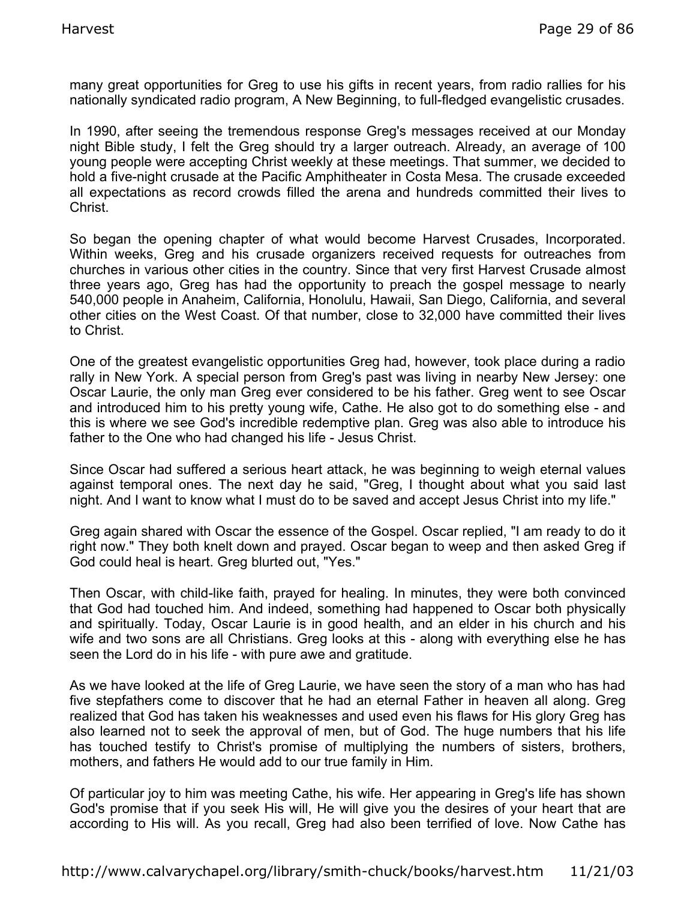many great opportunities for Greg to use his gifts in recent years, from radio rallies for his nationally syndicated radio program, A New Beginning, to full-fledged evangelistic crusades.

In 1990, after seeing the tremendous response Greg's messages received at our Monday night Bible study, I felt the Greg should try a larger outreach. Already, an average of 100 young people were accepting Christ weekly at these meetings. That summer, we decided to hold a five-night crusade at the Pacific Amphitheater in Costa Mesa. The crusade exceeded all expectations as record crowds filled the arena and hundreds committed their lives to Christ.

So began the opening chapter of what would become Harvest Crusades, Incorporated. Within weeks, Greg and his crusade organizers received requests for outreaches from churches in various other cities in the country. Since that very first Harvest Crusade almost three years ago, Greg has had the opportunity to preach the gospel message to nearly 540,000 people in Anaheim, California, Honolulu, Hawaii, San Diego, California, and several other cities on the West Coast. Of that number, close to 32,000 have committed their lives to Christ.

One of the greatest evangelistic opportunities Greg had, however, took place during a radio rally in New York. A special person from Greg's past was living in nearby New Jersey: one Oscar Laurie, the only man Greg ever considered to be his father. Greg went to see Oscar and introduced him to his pretty young wife, Cathe. He also got to do something else - and this is where we see God's incredible redemptive plan. Greg was also able to introduce his father to the One who had changed his life - Jesus Christ.

Since Oscar had suffered a serious heart attack, he was beginning to weigh eternal values against temporal ones. The next day he said, "Greg, I thought about what you said last night. And I want to know what I must do to be saved and accept Jesus Christ into my life."

Greg again shared with Oscar the essence of the Gospel. Oscar replied, "I am ready to do it right now." They both knelt down and prayed. Oscar began to weep and then asked Greg if God could heal is heart. Greg blurted out, "Yes."

Then Oscar, with child-like faith, prayed for healing. In minutes, they were both convinced that God had touched him. And indeed, something had happened to Oscar both physically and spiritually. Today, Oscar Laurie is in good health, and an elder in his church and his wife and two sons are all Christians. Greg looks at this - along with everything else he has seen the Lord do in his life - with pure awe and gratitude.

As we have looked at the life of Greg Laurie, we have seen the story of a man who has had five stepfathers come to discover that he had an eternal Father in heaven all along. Greg realized that God has taken his weaknesses and used even his flaws for His glory Greg has also learned not to seek the approval of men, but of God. The huge numbers that his life has touched testify to Christ's promise of multiplying the numbers of sisters, brothers, mothers, and fathers He would add to our true family in Him.

Of particular joy to him was meeting Cathe, his wife. Her appearing in Greg's life has shown God's promise that if you seek His will, He will give you the desires of your heart that are according to His will. As you recall, Greg had also been terrified of love. Now Cathe has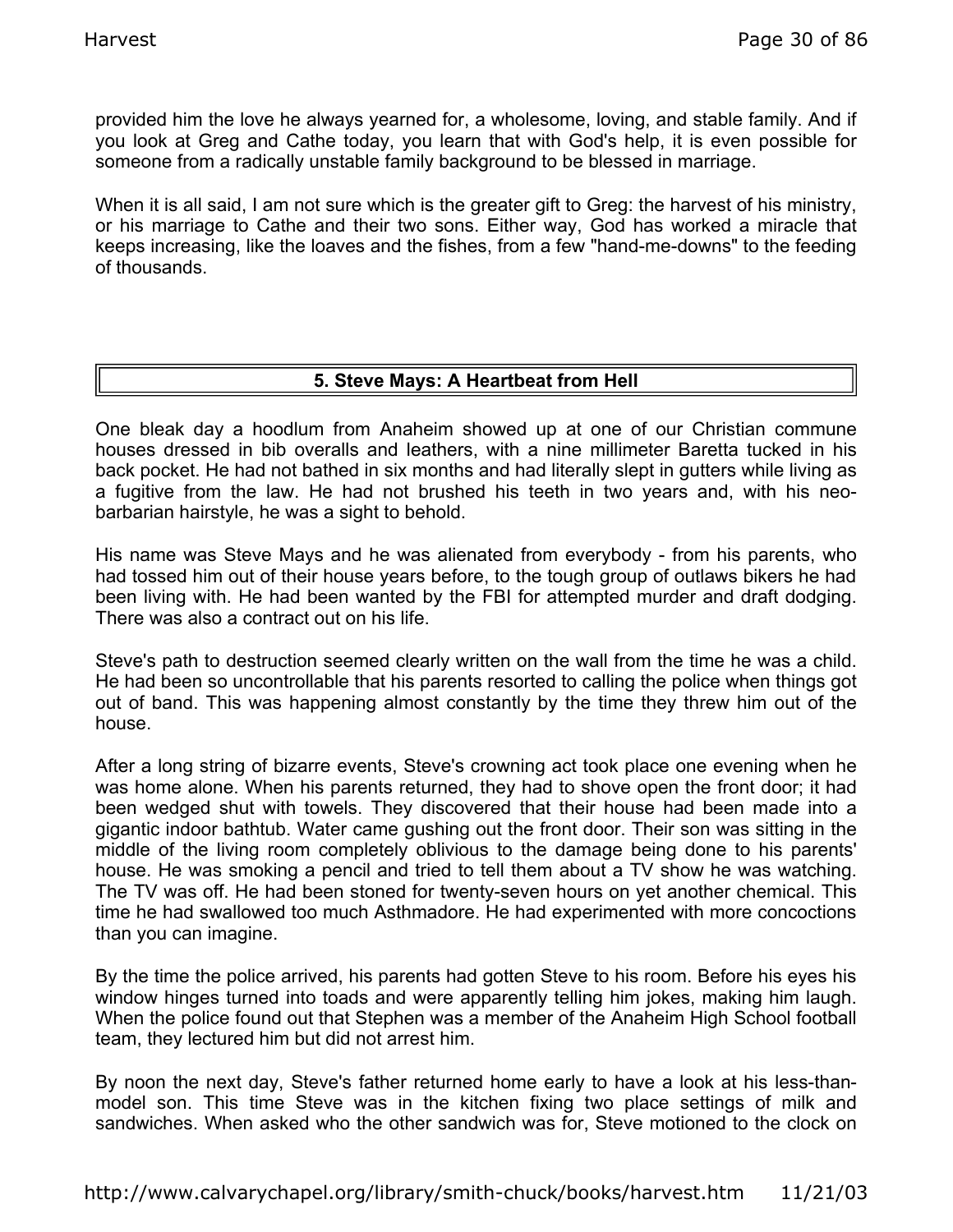provided him the love he always yearned for, a wholesome, loving, and stable family. And if you look at Greg and Cathe today, you learn that with God's help, it is even possible for someone from a radically unstable family background to be blessed in marriage.

When it is all said, I am not sure which is the greater gift to Greg: the harvest of his ministry, or his marriage to Cathe and their two sons. Either way, God has worked a miracle that keeps increasing, like the loaves and the fishes, from a few "hand-me-downs" to the feeding of thousands.

## 5. Steve Mays: A Heartbeat from Hell

One bleak day a hoodlum from Anaheim showed up at one of our Christian commune houses dressed in bib overalls and leathers, with a nine millimeter Baretta tucked in his back pocket. He had not bathed in six months and had literally slept in gutters while living as a fugitive from the law. He had not brushed his teeth in two years and, with his neo-barbarian hairstyle, he was a sight to behold.

His name was Steve Mays and he was alienated from everybody - from his parents, who had tossed him out of their house years before, to the tough group of outlaws bikers he had been living with. He had been wanted by the FBI for attempted murder and draft dodging. There was also a contract out on his life.

Steve's path to destruction seemed clearly written on the wall from the time he was a child. He had been so uncontrollable that his parents resorted to calling the police when things got out of band. This was happening almost constantly by the time they threw him out of the house.

After a long string of bizarre events, Steve's crowning act took place one evening when he was home alone. When his parents returned, they had to shove open the front door; it had been wedged shut with towels. They discovered that their house had been made into a gigantic indoor bathtub. Water came gushing out the front door. Their son was sitting in the middle of the living room completely oblivious to the damage being done to his parents' house. He was smoking a pencil and tried to tell them about a TV show he was watching. The TV was off. He had been stoned for twenty-seven hours on yet another chemical. This time he had swallowed too much Asthmadore. He had experimented with more concoctions than you can imagine.

By the time the police arrived, his parents had gotten Steve to his room. Before his eyes his window hinges turned into toads and were apparently telling him jokes, making him laugh. When the police found out that Stephen was a member of the Anaheim High School football team, they lectured him but did not arrest him.

By noon the next day, Steve's father returned home early to have a look at his less-than-model son. This time Steve was in the kitchen fixing two place settings of milk and sandwiches. When asked who the other sandwich was for, Steve motioned to the clock on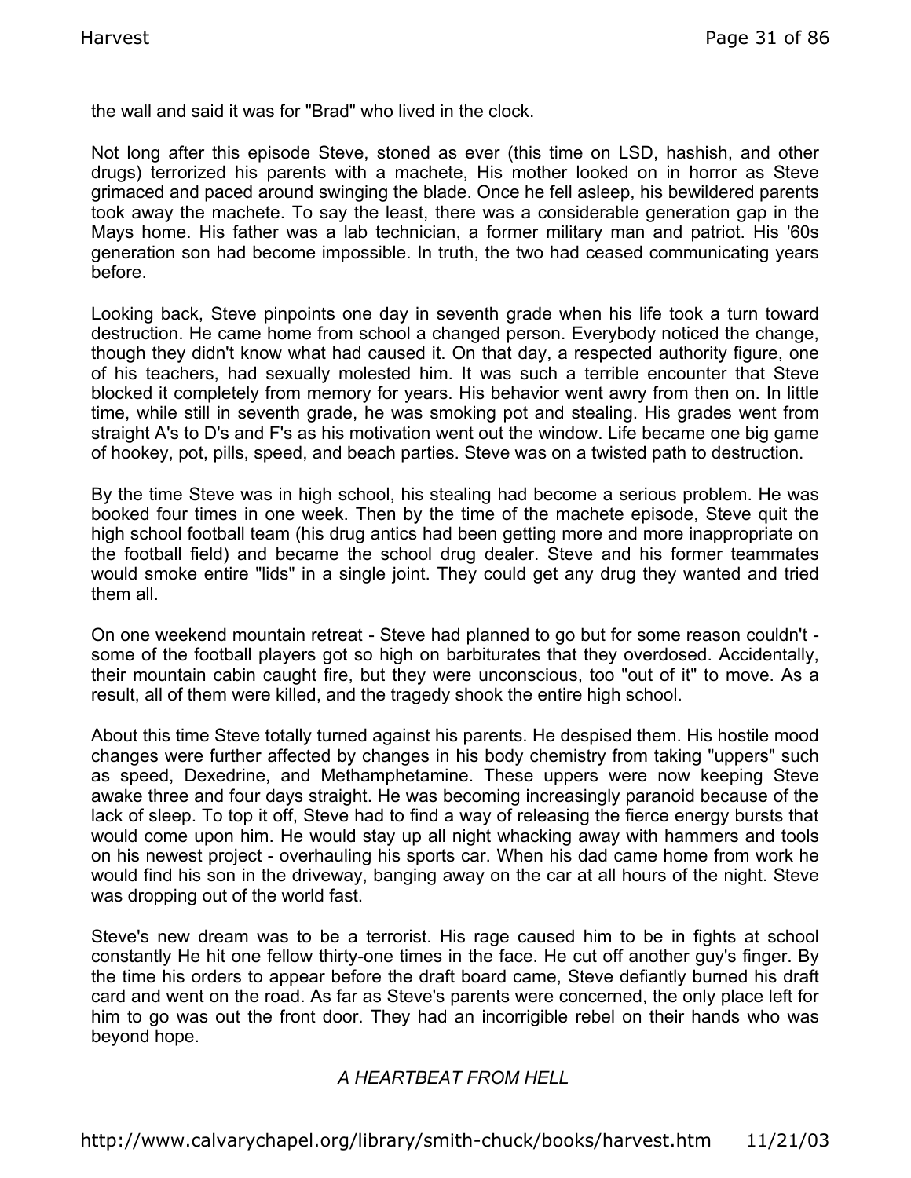the wall and said it was for "Brad" who lived in the clock.

Not long after this episode Steve, stoned as ever (this time on LSD, hashish, and other drugs) terrorized his parents with a machete, His mother looked on in horror as Steve grimaced and paced around swinging the blade. Once he fell asleep, his bewildered parents took away the machete. To say the least, there was a considerable generation gap in the Mays home. His father was a lab technician, a former military man and patriot. His '60s generation son had become impossible. In truth, the two had ceased communicating years before.

Looking back, Steve pinpoints one day in seventh grade when his life took a turn toward destruction. He came home from school a changed person. Everybody noticed the change, though they didn't know what had caused it. On that day, a respected authority figure, one of his teachers, had sexually molested him. It was such a terrible encounter that Steve blocked it completely from memory for years. His behavior went awry from then on. In little time, while still in seventh grade, he was smoking pot and stealing. His grades went from straight A's to D's and F's as his motivation went out the window. Life became one big game of hookey, pot, pills, speed, and beach parties. Steve was on a twisted path to destruction.

By the time Steve was in high school, his stealing had become a serious problem. He was booked four times in one week. Then by the time of the machete episode, Steve quit the high school football team (his drug antics had been getting more and more inappropriate on the football field) and became the school drug dealer. Steve and his former teammates would smoke entire "lids" in a single joint. They could get any drug they wanted and tried them all.

On one weekend mountain retreat - Steve had planned to go but for some reason couldn't - some of the football players got so high on barbiturates that they overdosed. Accidentally, their mountain cabin caught fire, but they were unconscious, too "out of it" to move. As a result, all of them were killed, and the tragedy shook the entire high school.

About this time Steve totally turned against his parents. He despised them. His hostile mood changes were further affected by changes in his body chemistry from taking "uppers" such as speed, Dexedrine, and Methamphetamine. These uppers were now keeping Steve awake three and four days straight. He was becoming increasingly paranoid because of the lack of sleep. To top it off, Steve had to find a way of releasing the fierce energy bursts that would come upon him. He would stay up all night whacking away with hammers and tools on his newest project - overhauling his sports car. When his dad came home from work he would find his son in the driveway, banging away on the car at all hours of the night. Steve was dropping out of the world fast.

Steve's new dream was to be a terrorist. His rage caused him to be in fights at school constantly He hit one fellow thirty-one times in the face. He cut off another guy's finger. By the time his orders to appear before the draft board came, Steve defiantly burned his draft card and went on the road. As far as Steve's parents were concerned, the only place left for him to go was out the front door. They had an incorrigible rebel on their hands who was beyond hope.

### *A HEARTBEAT FROM HELL*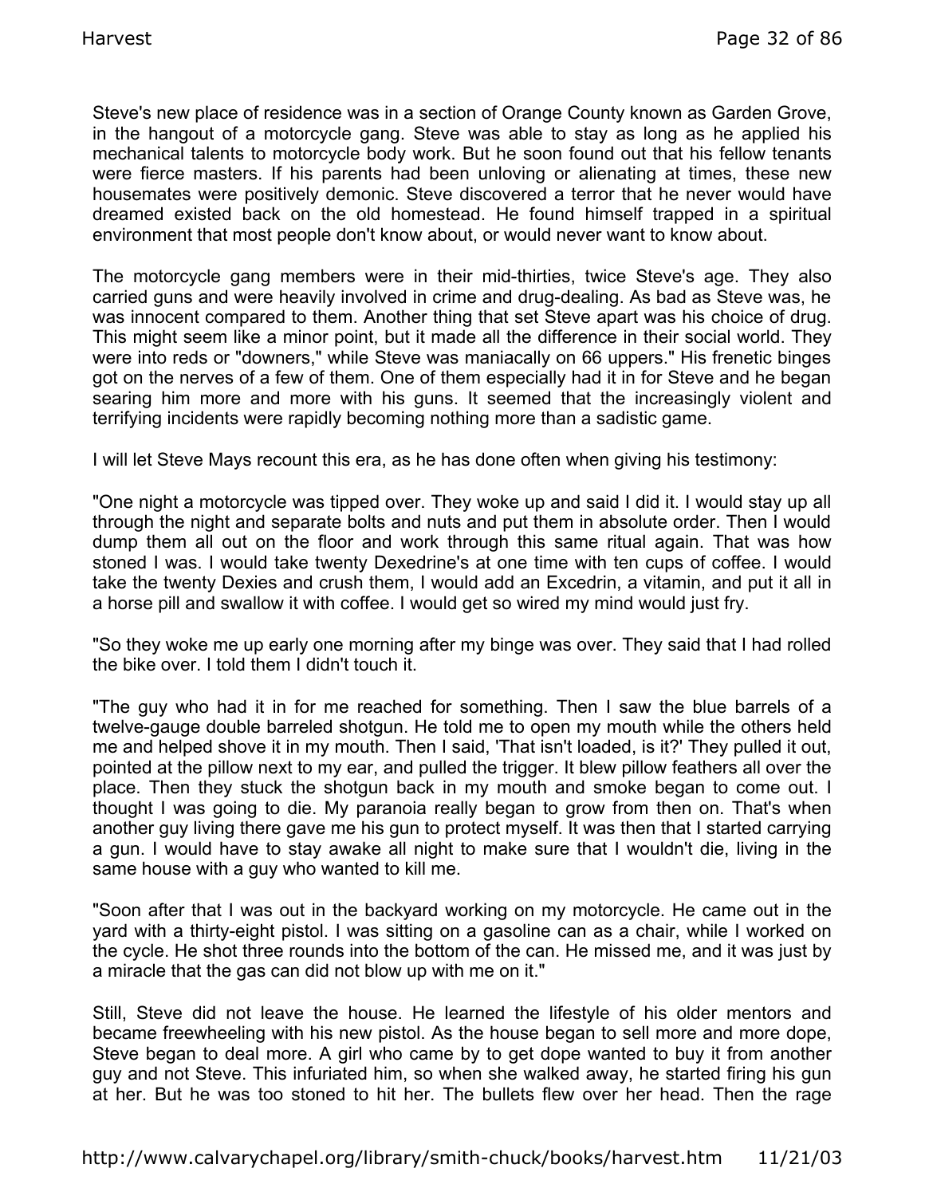Steve's new place of residence was in a section of Orange County known as Garden Grove, in the hangout of a motorcycle gang. Steve was able to stay as long as he applied his mechanical talents to motorcycle body work. But he soon found out that his fellow tenants were fierce masters. If his parents had been unloving or alienating at times, these new housemates were positively demonic. Steve discovered a terror that he never would have dreamed existed back on the old homestead. He found himself trapped in a spiritual environment that most people don't know about, or would never want to know about.

The motorcycle gang members were in their mid-thirties, twice Steve's age. They also carried guns and were heavily involved in crime and drug-dealing. As bad as Steve was, he was innocent compared to them. Another thing that set Steve apart was his choice of drug. This might seem like a minor point, but it made all the difference in their social world. They were into reds or "downers," while Steve was maniacally on 66 uppers." His frenetic binges got on the nerves of a few of them. One of them especially had it in for Steve and he began searing him more and more with his guns. It seemed that the increasingly violent and terrifying incidents were rapidly becoming nothing more than a sadistic game.

I will let Steve Mays recount this era, as he has done often when giving his testimony:

"One night a motorcycle was tipped over. They woke up and said I did it. I would stay up all through the night and separate bolts and nuts and put them in absolute order. Then I would dump them all out on the floor and work through this same ritual again. That was how stoned I was. I would take twenty Dexedrine's at one time with ten cups of coffee. I would take the twenty Dexies and crush them, I would add an Excedrin, a vitamin, and put it all in a horse pill and swallow it with coffee. I would get so wired my mind would just fry.

"So they woke me up early one morning after my binge was over. They said that I had rolled the bike over. I told them I didn't touch it.

"The guy who had it in for me reached for something. Then I saw the blue barrels of a twelve-gauge double barreled shotgun. He told me to open my mouth while the others held me and helped shove it in my mouth. Then I said, 'That isn't loaded, is it?' They pulled it out, pointed at the pillow next to my ear, and pulled the trigger. It blew pillow feathers all over the place. Then they stuck the shotgun back in my mouth and smoke began to come out. I thought I was going to die. My paranoia really began to grow from then on. That's when another guy living there gave me his gun to protect myself. It was then that I started carrying a gun. I would have to stay awake all night to make sure that I wouldn't die, living in the same house with a guy who wanted to kill me.

"Soon after that I was out in the backyard working on my motorcycle. He came out in the yard with a thirty-eight pistol. I was sitting on a gasoline can as a chair, while I worked on the cycle. He shot three rounds into the bottom of the can. He missed me, and it was just by a miracle that the gas can did not blow up with me on it."

Still, Steve did not leave the house. He learned the lifestyle of his older mentors and became freewheeling with his new pistol. As the house began to sell more and more dope, Steve began to deal more. A girl who came by to get dope wanted to buy it from another guy and not Steve. This infuriated him, so when she walked away, he started firing his gun at her. But he was too stoned to hit her. The bullets flew over her head. Then the rage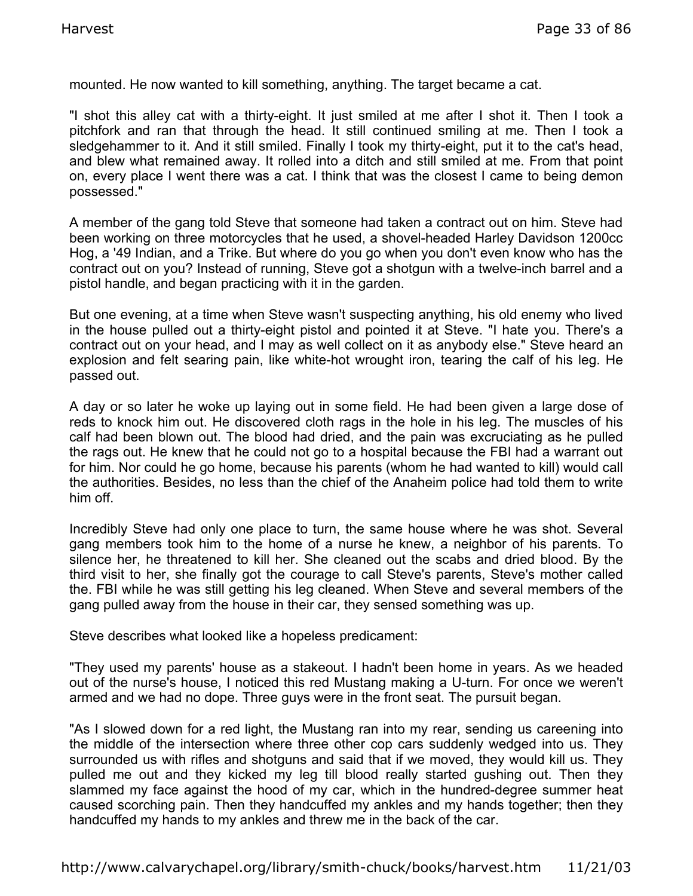mounted. He now wanted to kill something, anything. The target became a cat.

"I shot this alley cat with a thirty-eight. It just smiled at me after I shot it. Then I took a pitchfork and ran that through the head. It still continued smiling at me. Then I took a sledgehammer to it. And it still smiled. Finally I took my thirty-eight, put it to the cat's head, and blew what remained away. It rolled into a ditch and still smiled at me. From that point on, every place I went there was a cat. I think that was the closest I came to being demon possessed."

A member of the gang told Steve that someone had taken a contract out on him. Steve had been working on three motorcycles that he used, a shovel-headed Harley Davidson 1200cc Hog, a '49 Indian, and a Trike. But where do you go when you don't even know who has the contract out on you? Instead of running, Steve got a shotgun with a twelve-inch barrel and a pistol handle, and began practicing with it in the garden.

But one evening, at a time when Steve wasn't suspecting anything, his old enemy who lived in the house pulled out a thirty-eight pistol and pointed it at Steve. "I hate you. There's a contract out on your head, and I may as well collect on it as anybody else." Steve heard an explosion and felt searing pain, like white-hot wrought iron, tearing the calf of his leg. He passed out.

A day or so later he woke up laying out in some field. He had been given a large dose of reds to knock him out. He discovered cloth rags in the hole in his leg. The muscles of his calf had been blown out. The blood had dried, and the pain was excruciating as he pulled the rags out. He knew that he could not go to a hospital because the FBI had a warrant out for him. Nor could he go home, because his parents (whom he had wanted to kill) would call the authorities. Besides, no less than the chief of the Anaheim police had told them to write him off.

Incredibly Steve had only one place to turn, the same house where he was shot. Several gang members took him to the home of a nurse he knew, a neighbor of his parents. To silence her, he threatened to kill her. She cleaned out the scabs and dried blood. By the third visit to her, she finally got the courage to call Steve's parents, Steve's mother called the. FBI while he was still getting his leg cleaned. When Steve and several members of the gang pulled away from the house in their car, they sensed something was up.

Steve describes what looked like a hopeless predicament:

"They used my parents' house as a stakeout. I hadn't been home in years. As we headed out of the nurse's house, I noticed this red Mustang making a U-turn. For once we weren't armed and we had no dope. Three guys were in the front seat. The pursuit began.

"As I slowed down for a red light, the Mustang ran into my rear, sending us careening into the middle of the intersection where three other cop cars suddenly wedged into us. They surrounded us with rifles and shotguns and said that if we moved, they would kill us. They pulled me out and they kicked my leg till blood really started gushing out. Then they slammed my face against the hood of my car, which in the hundred-degree summer heat caused scorching pain. Then they handcuffed my ankles and my hands together; then they handcuffed my hands to my ankles and threw me in the back of the car.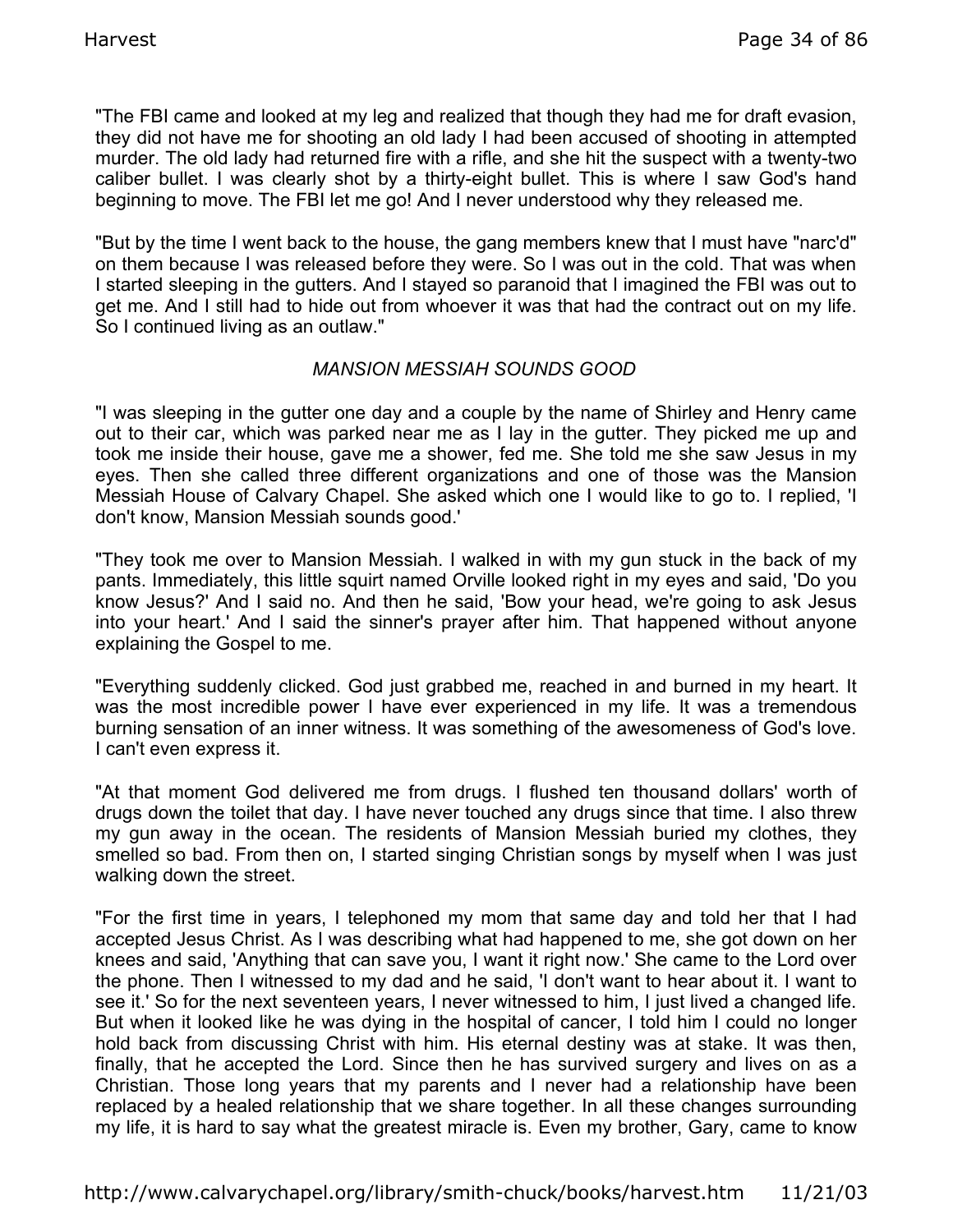"The FBI came and looked at my leg and realized that though they had me for draft evasion, they did not have me for shooting an old lady I had been accused of shooting in attempted murder. The old lady had returned fire with a rifle, and she hit the suspect with a twenty-two caliber bullet. I was clearly shot by a thirty-eight bullet. This is where I saw God's hand beginning to move. The FBI let me go! And I never understood why they released me.

"But by the time I went back to the house, the gang members knew that I must have "narc'd" on them because I was released before they were. So I was out in the cold. That was when I started sleeping in the gutters. And I stayed so paranoid that I imagined the FBI was out to get me. And I still had to hide out from whoever it was that had the contract out on my life. So I continued living as an outlaw."

### *MANSION MESSIAH SOUNDS GOOD*

"I was sleeping in the gutter one day and a couple by the name of Shirley and Henry came out to their car, which was parked near me as I lay in the gutter. They picked me up and took me inside their house, gave me a shower, fed me. She told me she saw Jesus in my eyes. Then she called three different organizations and one of those was the Mansion Messiah House of Calvary Chapel. She asked which one I would like to go to. I replied, 'I don't know, Mansion Messiah sounds good.'

"They took me over to Mansion Messiah. I walked in with my gun stuck in the back of my pants. Immediately, this little squirt named Orville looked right in my eyes and said, 'Do you know Jesus?' And I said no. And then he said, 'Bow your head, we're going to ask Jesus into your heart.' And I said the sinner's prayer after him. That happened without anyone explaining the Gospel to me.

"Everything suddenly clicked. God just grabbed me, reached in and burned in my heart. It was the most incredible power I have ever experienced in my life. It was a tremendous burning sensation of an inner witness. It was something of the awesomeness of God's love. I can't even express it.

"At that moment God delivered me from drugs. I flushed ten thousand dollars' worth of drugs down the toilet that day. I have never touched any drugs since that time. I also threw my gun away in the ocean. The residents of Mansion Messiah buried my clothes, they smelled so bad. From then on, I started singing Christian songs by myself when I was just walking down the street.

"For the first time in years, I telephoned my mom that same day and told her that I had accepted Jesus Christ. As I was describing what had happened to me, she got down on her knees and said, 'Anything that can save you, I want it right now.' She came to the Lord over the phone. Then I witnessed to my dad and he said, 'I don't want to hear about it. I want to see it.' So for the next seventeen years, I never witnessed to him, I just lived a changed life. But when it looked like he was dying in the hospital of cancer, I told him I could no longer hold back from discussing Christ with him. His eternal destiny was at stake. It was then, finally, that he accepted the Lord. Since then he has survived surgery and lives on as a Christian. Those long years that my parents and I never had a relationship have been replaced by a healed relationship that we share together. In all these changes surrounding my life, it is hard to say what the greatest miracle is. Even my brother, Gary, came to know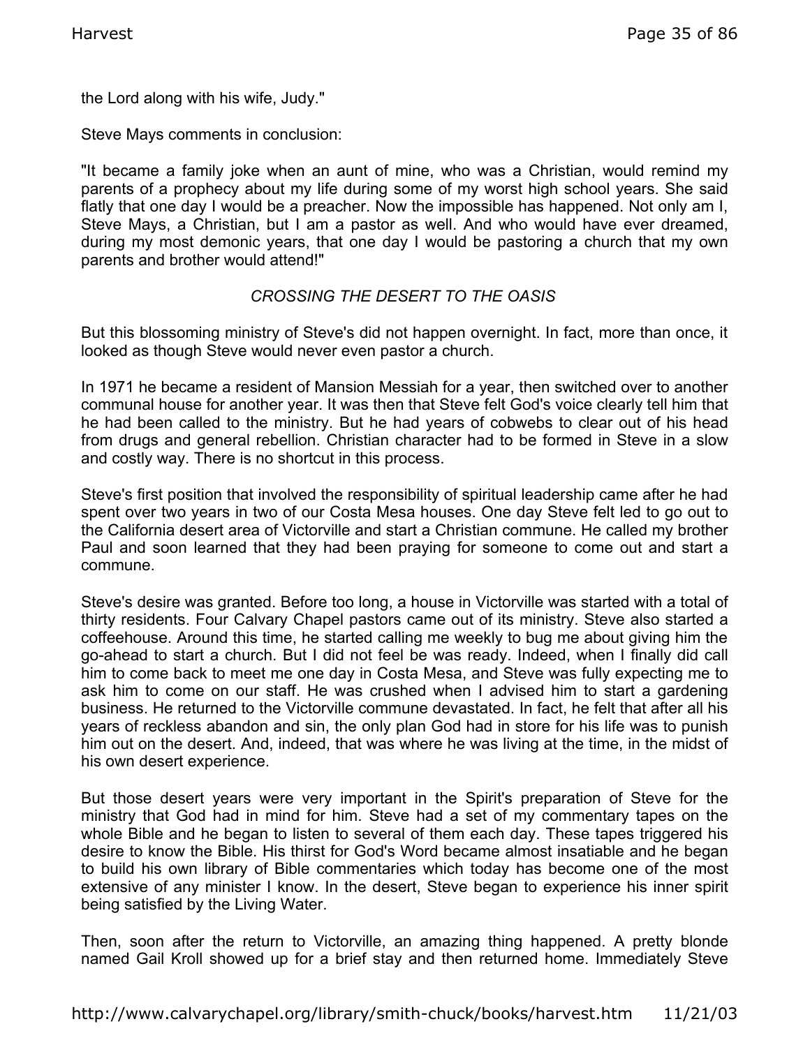the Lord along with his wife, Judy."

Steve Mays comments in conclusion:

"It became a family joke when an aunt of mine, who was a Christian, would remind my parents of a prophecy about my life during some of my worst high school years. She said flatly that one day I would be a preacher. Now the impossible has happened. Not only am I, Steve Mays, a Christian, but I am a pastor as well. And who would have ever dreamed, during my most demonic years, that one day I would be pastoring a church that my own parents and brother would attend!"

*CROSSING THE DESERT TO THE OASIS*

But this blossoming ministry of Steve's did not happen overnight. In fact, more than once, it looked as though Steve would never even pastor a church.

In 1971 he became a resident of Mansion Messiah for a year, then switched over to another communal house for another year. It was then that Steve felt God's voice clearly tell him that he had been called to the ministry. But he had years of cobwebs to clear out of his head from drugs and general rebellion. Christian character had to be formed in Steve in a slow and costly way. There is no shortcut in this process.

Steve's first position that involved the responsibility of spiritual leadership came after he had spent over two years in two of our Costa Mesa houses. One day Steve felt led to go out to the California desert area of Victorville and start a Christian commune. He called my brother Paul and soon learned that they had been praying for someone to come out and start a commune.

Steve's desire was granted. Before too long, a house in Victorville was started with a total of thirty residents. Four Calvary Chapel pastors came out of its ministry. Steve also started a coffeehouse. Around this time, he started calling me weekly to bug me about giving him the go-ahead to start a church. But I did not feel be was ready. Indeed, when I finally did call him to come back to meet me one day in Costa Mesa, and Steve was fully expecting me to ask him to come on our staff. He was crushed when I advised him to start a gardening business. He returned to the Victorville commune devastated. In fact, he felt that after all his years of reckless abandon and sin, the only plan God had in store for his life was to punish him out on the desert. And, indeed, that was where he was living at the time, in the midst of his own desert experience.

But those desert years were very important in the Spirit's preparation of Steve for the ministry that God had in mind for him. Steve had a set of my commentary tapes on the whole Bible and he began to listen to several of them each day. These tapes triggered his desire to know the Bible. His thirst for God's Word became almost insatiable and he began to build his own library of Bible commentaries which today has become one of the most extensive of any minister I know. In the desert, Steve began to experience his inner spirit being satisfied by the Living Water.

Then, soon after the return to Victorville, an amazing thing happened. A pretty blonde named Gail Kroll showed up for a brief stay and then returned home. Immediately Steve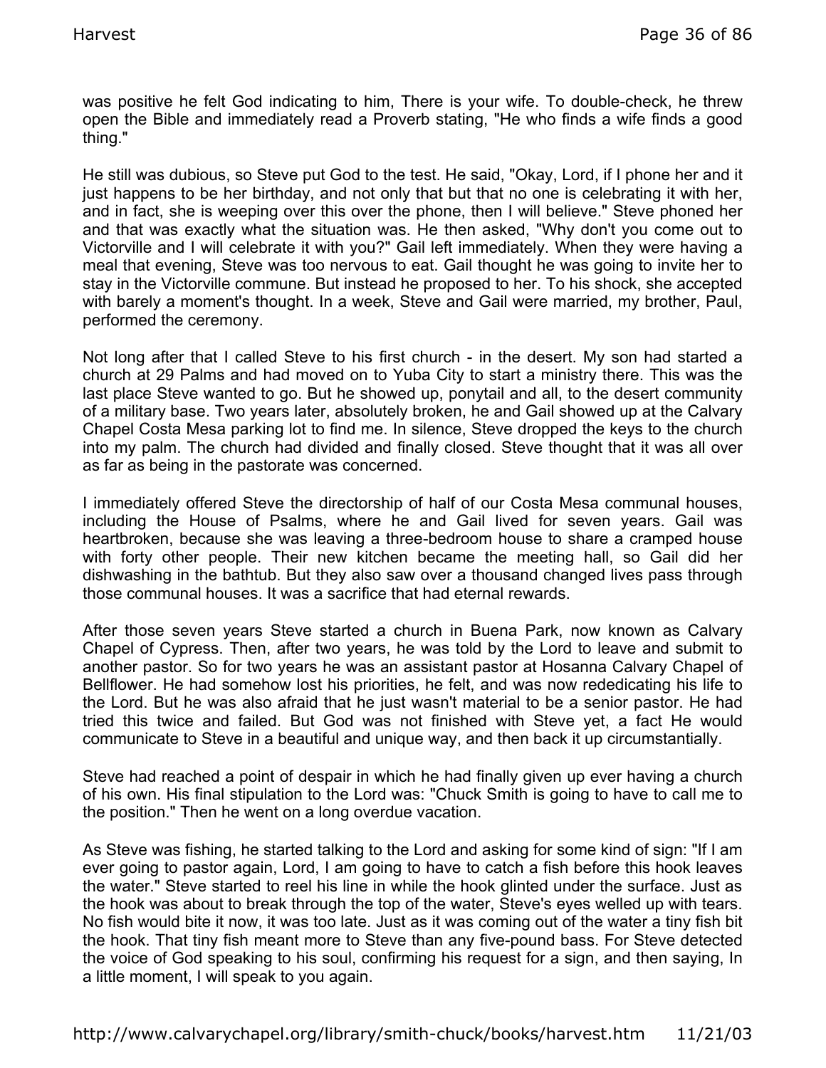was positive he felt God indicating to him, There is your wife. To double-check, he threw open the Bible and immediately read a Proverb stating, "He who finds a wife finds a good thing."

He still was dubious, so Steve put God to the test. He said, "Okay, Lord, if I phone her and it just happens to be her birthday, and not only that but that no one is celebrating it with her, and in fact, she is weeping over this over the phone, then I will believe." Steve phoned her and that was exactly what the situation was. He then asked, "Why don't you come out to Victorville and I will celebrate it with you?" Gail left immediately. When they were having a meal that evening, Steve was too nervous to eat. Gail thought he was going to invite her to stay in the Victorville commune. But instead he proposed to her. To his shock, she accepted with barely a moment's thought. In a week, Steve and Gail were married, my brother, Paul, performed the ceremony.

Not long after that I called Steve to his first church - in the desert. My son had started a church at 29 Palms and had moved on to Yuba City to start a ministry there. This was the last place Steve wanted to go. But he showed up, ponytail and all, to the desert community of a military base. Two years later, absolutely broken, he and Gail showed up at the Calvary Chapel Costa Mesa parking lot to find me. In silence, Steve dropped the keys to the church into my palm. The church had divided and finally closed. Steve thought that it was all over as far as being in the pastorate was concerned.

I immediately offered Steve the directorship of half of our Costa Mesa communal houses, including the House of Psalms, where he and Gail lived for seven years. Gail was heartbroken, because she was leaving a three-bedroom house to share a cramped house with forty other people. Their new kitchen became the meeting hall, so Gail did her dishwashing in the bathtub. But they also saw over a thousand changed lives pass through those communal houses. It was a sacrifice that had eternal rewards.

After those seven years Steve started a church in Buena Park, now known as Calvary Chapel of Cypress. Then, after two years, he was told by the Lord to leave and submit to another pastor. So for two years he was an assistant pastor at Hosanna Calvary Chapel of Bellflower. He had somehow lost his priorities, he felt, and was now rededicating his life to the Lord. But he was also afraid that he just wasn't material to be a senior pastor. He had tried this twice and failed. But God was not finished with Steve yet, a fact He would communicate to Steve in a beautiful and unique way, and then back it up circumstantially.

Steve had reached a point of despair in which he had finally given up ever having a church of his own. His final stipulation to the Lord was: "Chuck Smith is going to have to call me to the position." Then he went on a long overdue vacation.

As Steve was fishing, he started talking to the Lord and asking for some kind of sign: "If I am ever going to pastor again, Lord, I am going to have to catch a fish before this hook leaves the water." Steve started to reel his line in while the hook glinted under the surface. Just as the hook was about to break through the top of the water, Steve's eyes welled up with tears. No fish would bite it now, it was too late. Just as it was coming out of the water a tiny fish bit the hook. That tiny fish meant more to Steve than any five-pound bass. For Steve detected the voice of God speaking to his soul, confirming his request for a sign, and then saying, In a little moment, I will speak to you again.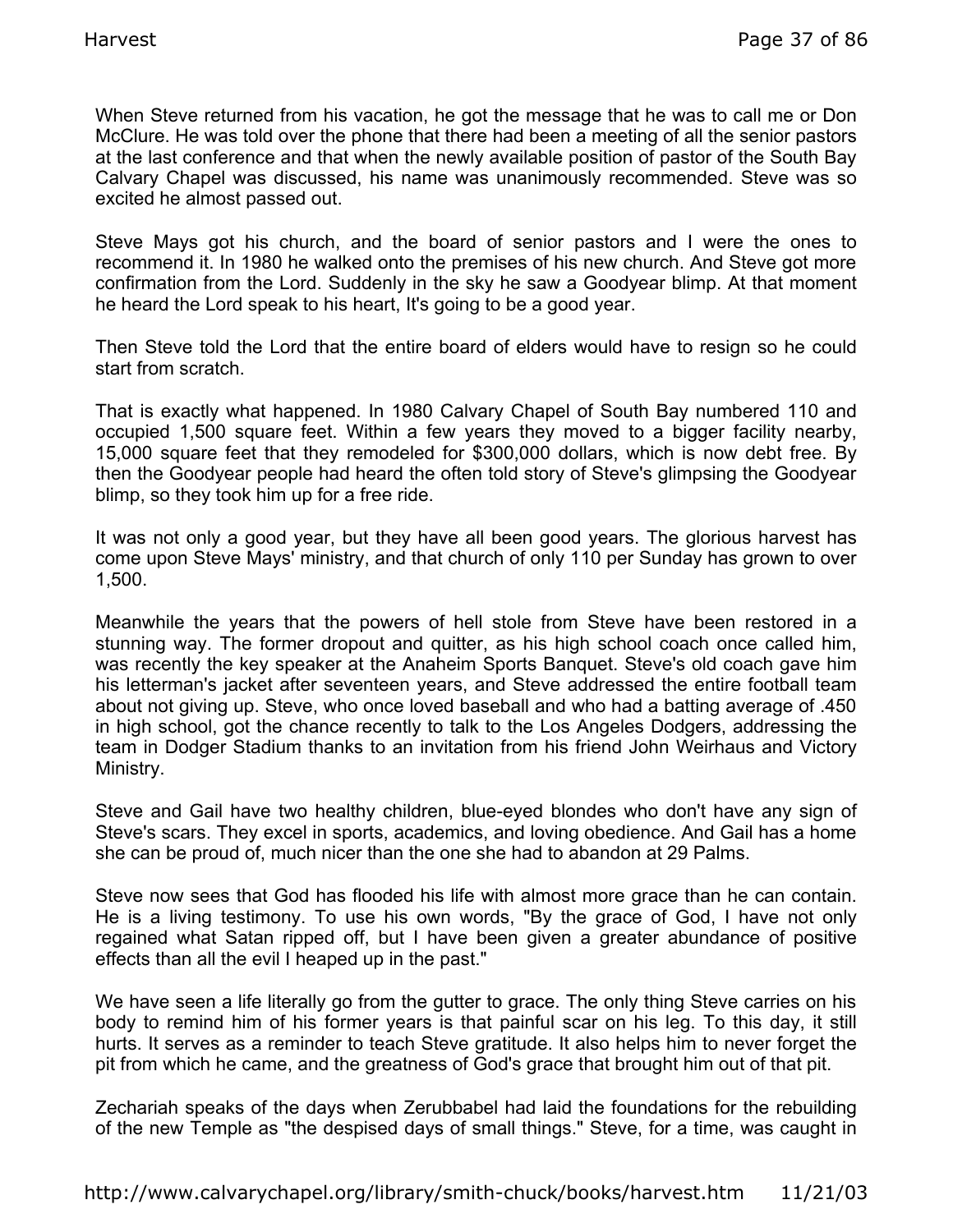When Steve returned from his vacation, he got the message that he was to call me or Don McClure. He was told over the phone that there had been a meeting of all the senior pastors at the last conference and that when the newly available position of pastor of the South Bay Calvary Chapel was discussed, his name was unanimously recommended. Steve was so excited he almost passed out.

Steve Mays got his church, and the board of senior pastors and I were the ones to recommend it. In 1980 he walked onto the premises of his new church. And Steve got more confirmation from the Lord. Suddenly in the sky he saw a Goodyear blimp. At that moment he heard the Lord speak to his heart, It's going to be a good year.

Then Steve told the Lord that the entire board of elders would have to resign so he could start from scratch.

That is exactly what happened. In 1980 Calvary Chapel of South Bay numbered 110 and occupied 1,500 square feet. Within a few years they moved to a bigger facility nearby, 15,000 square feet that they remodeled for $300,000 dollars, which is now debt free. By then the Goodyear people had heard the often told story of Steve's glimpsing the Goodyear blimp, so they took him up for a free ride.

It was not only a good year, but they have all been good years. The glorious harvest has come upon Steve Mays' ministry, and that church of only 110 per Sunday has grown to over 1,500.

Meanwhile the years that the powers of hell stole from Steve have been restored in a stunning way. The former dropout and quitter, as his high school coach once called him, was recently the key speaker at the Anaheim Sports Banquet. Steve's old coach gave him his letterman's jacket after seventeen years, and Steve addressed the entire football team about not giving up. Steve, who once loved baseball and who had a batting average of .450 in high school, got the chance recently to talk to the Los Angeles Dodgers, addressing the team in Dodger Stadium thanks to an invitation from his friend John Weirhaus and Victory Ministry.

Steve and Gail have two healthy children, blue-eyed blondes who don't have any sign of Steve's scars. They excel in sports, academics, and loving obedience. And Gail has a home she can be proud of, much nicer than the one she had to abandon at 29 Palms.

Steve now sees that God has flooded his life with almost more grace than he can contain. He is a living testimony. To use his own words, "By the grace of God, I have not only regained what Satan ripped off, but I have been given a greater abundance of positive effects than all the evil I heaped up in the past."

We have seen a life literally go from the gutter to grace. The only thing Steve carries on his body to remind him of his former years is that painful scar on his leg. To this day, it still hurts. It serves as a reminder to teach Steve gratitude. It also helps him to never forget the pit from which he came, and the greatness of God's grace that brought him out of that pit.

Zechariah speaks of the days when Zerubbabel had laid the foundations for the rebuilding of the new Temple as "the despised days of small things." Steve, for a time, was caught in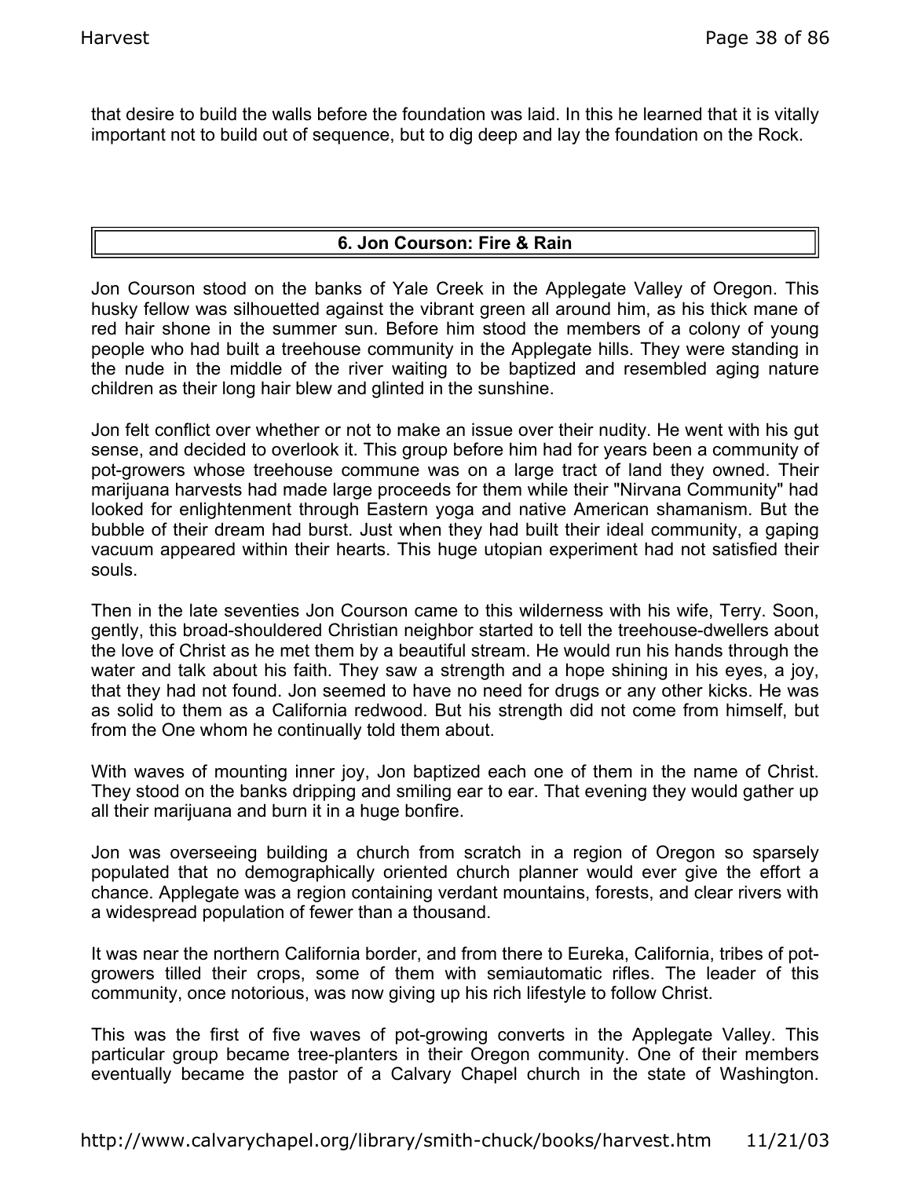that desire to build the walls before the foundation was laid. In this he learned that it is vitally important not to build out of sequence, but to dig deep and lay the foundation on the Rock.

## 6. Jon Courson: Fire & Rain

Jon Courson stood on the banks of Yale Creek in the Applegate Valley of Oregon. This husky fellow was silhouetted against the vibrant green all around him, as his thick mane of red hair shone in the summer sun. Before him stood the members of a colony of young people who had built a treehouse community in the Applegate hills. They were standing in the nude in the middle of the river waiting to be baptized and resembled aging nature children as their long hair blew and glinted in the sunshine.

Jon felt conflict over whether or not to make an issue over their nudity. He went with his gut sense, and decided to overlook it. This group before him had for years been a community of pot-growers whose treehouse commune was on a large tract of land they owned. Their marijuana harvests had made large proceeds for them while their "Nirvana Community" had looked for enlightenment through Eastern yoga and native American shamanism. But the bubble of their dream had burst. Just when they had built their ideal community, a gaping vacuum appeared within their hearts. This huge utopian experiment had not satisfied their souls.

Then in the late seventies Jon Courson came to this wilderness with his wife, Terry. Soon, gently, this broad-shouldered Christian neighbor started to tell the treehouse-dwellers about the love of Christ as he met them by a beautiful stream. He would run his hands through the water and talk about his faith. They saw a strength and a hope shining in his eyes, a joy, that they had not found. Jon seemed to have no need for drugs or any other kicks. He was as solid to them as a California redwood. But his strength did not come from himself, but from the One whom he continually told them about.

With waves of mounting inner joy, Jon baptized each one of them in the name of Christ. They stood on the banks dripping and smiling ear to ear. That evening they would gather up all their marijuana and burn it in a huge bonfire.

Jon was overseeing building a church from scratch in a region of Oregon so sparsely populated that no demographically oriented church planner would ever give the effort a chance. Applegate was a region containing verdant mountains, forests, and clear rivers with a widespread population of fewer than a thousand.

It was near the northern California border, and from there to Eureka, California, tribes of pot-growers tilled their crops, some of them with semiautomatic rifles. The leader of this community, once notorious, was now giving up his rich lifestyle to follow Christ.

This was the first of five waves of pot-growing converts in the Applegate Valley. This particular group became tree-planters in their Oregon community. One of their members eventually became the pastor of a Calvary Chapel church in the state of Washington.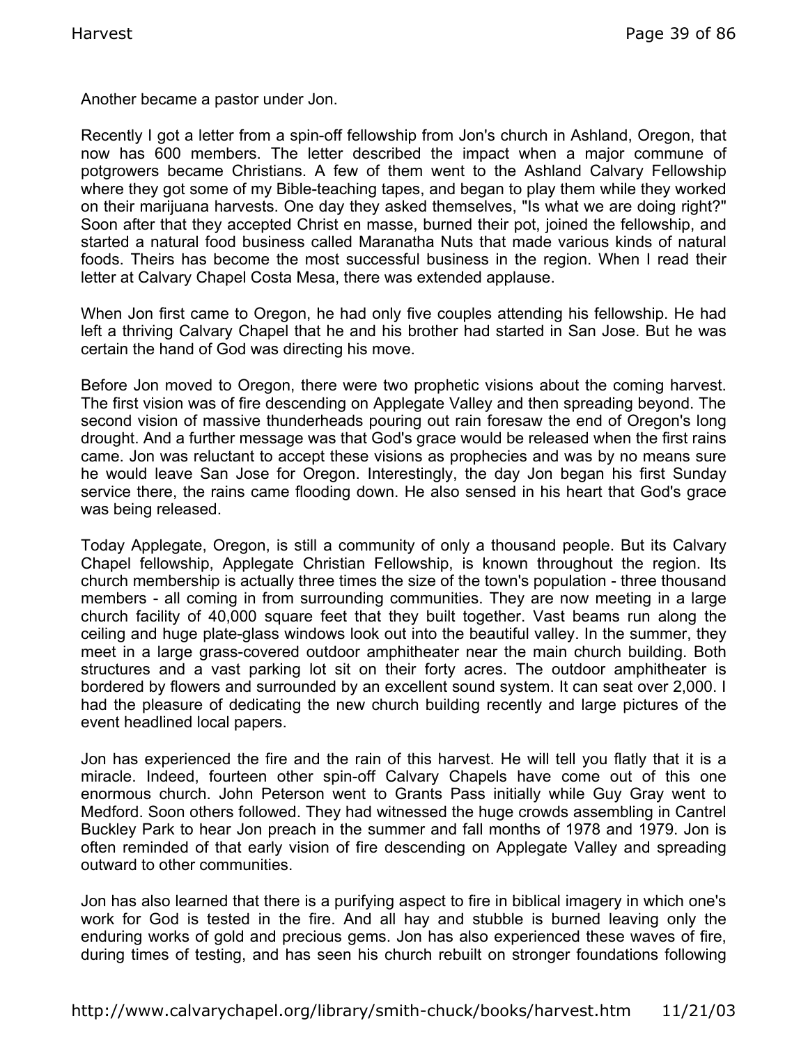Another became a pastor under Jon.

Recently I got a letter from a spin-off fellowship from Jon's church in Ashland, Oregon, that now has 600 members. The letter described the impact when a major commune of potgrowers became Christians. A few of them went to the Ashland Calvary Fellowship where they got some of my Bible-teaching tapes, and began to play them while they worked on their marijuana harvests. One day they asked themselves, "Is what we are doing right?" Soon after that they accepted Christ en masse, burned their pot, joined the fellowship, and started a natural food business called Maranatha Nuts that made various kinds of natural foods. Theirs has become the most successful business in the region. When I read their letter at Calvary Chapel Costa Mesa, there was extended applause.

When Jon first came to Oregon, he had only five couples attending his fellowship. He had left a thriving Calvary Chapel that he and his brother had started in San Jose. But he was certain the hand of God was directing his move.

Before Jon moved to Oregon, there were two prophetic visions about the coming harvest. The first vision was of fire descending on Applegate Valley and then spreading beyond. The second vision of massive thunderheads pouring out rain foresaw the end of Oregon's long drought. And a further message was that God's grace would be released when the first rains came. Jon was reluctant to accept these visions as prophecies and was by no means sure he would leave San Jose for Oregon. Interestingly, the day Jon began his first Sunday service there, the rains came flooding down. He also sensed in his heart that God's grace was being released.

Today Applegate, Oregon, is still a community of only a thousand people. But its Calvary Chapel fellowship, Applegate Christian Fellowship, is known throughout the region. Its church membership is actually three times the size of the town's population - three thousand members - all coming in from surrounding communities. They are now meeting in a large church facility of 40,000 square feet that they built together. Vast beams run along the ceiling and huge plate-glass windows look out into the beautiful valley. In the summer, they meet in a large grass-covered outdoor amphitheater near the main church building. Both structures and a vast parking lot sit on their forty acres. The outdoor amphitheater is bordered by flowers and surrounded by an excellent sound system. It can seat over 2,000. I had the pleasure of dedicating the new church building recently and large pictures of the event headlined local papers.

Jon has experienced the fire and the rain of this harvest. He will tell you flatly that it is a miracle. Indeed, fourteen other spin-off Calvary Chapels have come out of this one enormous church. John Peterson went to Grants Pass initially while Guy Gray went to Medford. Soon others followed. They had witnessed the huge crowds assembling in Cantrel Buckley Park to hear Jon preach in the summer and fall months of 1978 and 1979. Jon is often reminded of that early vision of fire descending on Applegate Valley and spreading outward to other communities.

Jon has also learned that there is a purifying aspect to fire in biblical imagery in which one's work for God is tested in the fire. And all hay and stubble is burned leaving only the enduring works of gold and precious gems. Jon has also experienced these waves of fire, during times of testing, and has seen his church rebuilt on stronger foundations following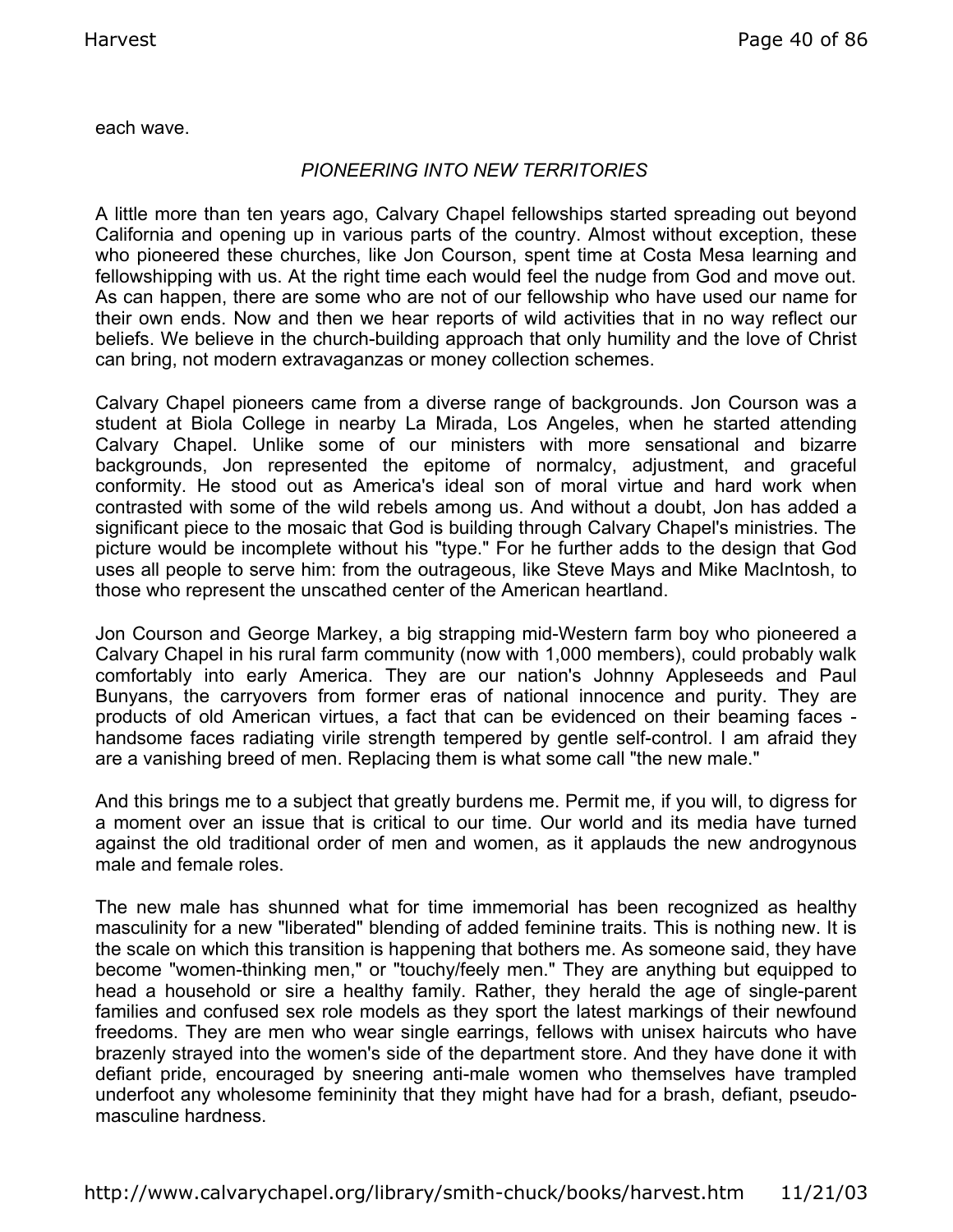each wave.

*PIONEERING INTO NEW TERRITORIES*

A little more than ten years ago, Calvary Chapel fellowships started spreading out beyond California and opening up in various parts of the country. Almost without exception, these who pioneered these churches, like Jon Courson, spent time at Costa Mesa learning and fellowshipping with us. At the right time each would feel the nudge from God and move out. As can happen, there are some who are not of our fellowship who have used our name for their own ends. Now and then we hear reports of wild activities that in no way reflect our beliefs. We believe in the church-building approach that only humility and the love of Christ can bring, not modern extravaganzas or money collection schemes.

Calvary Chapel pioneers came from a diverse range of backgrounds. Jon Courson was a student at Biola College in nearby La Mirada, Los Angeles, when he started attending Calvary Chapel. Unlike some of our ministers with more sensational and bizarre backgrounds, Jon represented the epitome of normalcy, adjustment, and graceful conformity. He stood out as America's ideal son of moral virtue and hard work when contrasted with some of the wild rebels among us. And without a doubt, Jon has added a significant piece to the mosaic that God is building through Calvary Chapel's ministries. The picture would be incomplete without his "type." For he further adds to the design that God uses all people to serve him: from the outrageous, like Steve Mays and Mike MacIntosh, to those who represent the unscathed center of the American heartland.

Jon Courson and George Markey, a big strapping mid-Western farm boy who pioneered a Calvary Chapel in his rural farm community (now with 1,000 members), could probably walk comfortably into early America. They are our nation's Johnny Appleseeds and Paul Bunyans, the carryovers from former eras of national innocence and purity. They are products of old American virtues, a fact that can be evidenced on their beaming faces - handsome faces radiating virile strength tempered by gentle self-control. I am afraid they are a vanishing breed of men. Replacing them is what some call "the new male."

And this brings me to a subject that greatly burdens me. Permit me, if you will, to digress for a moment over an issue that is critical to our time. Our world and its media have turned against the old traditional order of men and women, as it applauds the new androgynous male and female roles.

The new male has shunned what for time immemorial has been recognized as healthy masculinity for a new "liberated" blending of added feminine traits. This is nothing new. It is the scale on which this transition is happening that bothers me. As someone said, they have become "women-thinking men," or "touchy/feely men." They are anything but equipped to head a household or sire a healthy family. Rather, they herald the age of single-parent families and confused sex role models as they sport the latest markings of their newfound freedoms. They are men who wear single earrings, fellows with unisex haircuts who have brazenly strayed into the women's side of the department store. And they have done it with defiant pride, encouraged by sneering anti-male women who themselves have trampled underfoot any wholesome femininity that they might have had for a brash, defiant, pseudo-masculine hardness.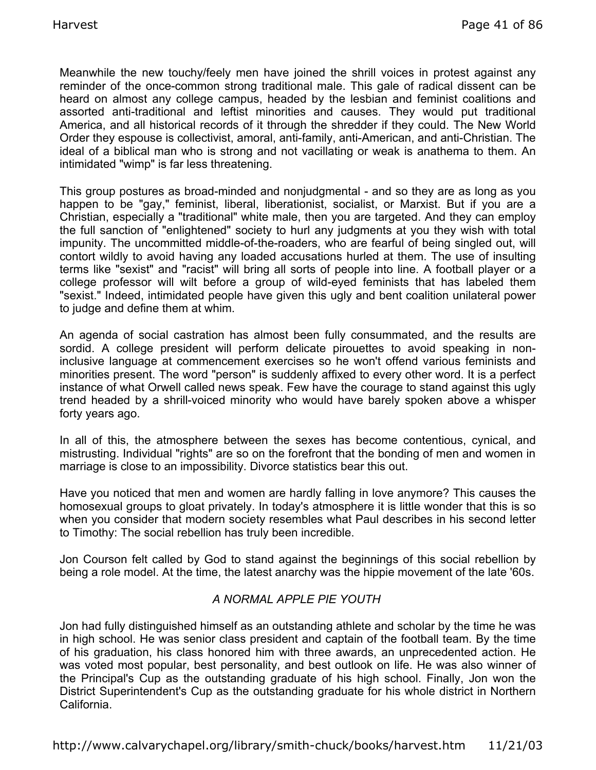Meanwhile the new touchy/feely men have joined the shrill voices in protest against any reminder of the once-common strong traditional male. This gale of radical dissent can be heard on almost any college campus, headed by the lesbian and feminist coalitions and assorted anti-traditional and leftist minorities and causes. They would put traditional America, and all historical records of it through the shredder if they could. The New World Order they espouse is collectivist, amoral, anti-family, anti-American, and anti-Christian. The ideal of a biblical man who is strong and not vacillating or weak is anathema to them. An intimidated "wimp" is far less threatening.

This group postures as broad-minded and nonjudgmental - and so they are as long as you happen to be "gay," feminist, liberal, liberationist, socialist, or Marxist. But if you are a Christian, especially a "traditional" white male, then you are targeted. And they can employ the full sanction of "enlightened" society to hurl any judgments at you they wish with total impunity. The uncommitted middle-of-the-roaders, who are fearful of being singled out, will contort wildly to avoid having any loaded accusations hurled at them. The use of insulting terms like "sexist" and "racist" will bring all sorts of people into line. A football player or a college professor will wilt before a group of wild-eyed feminists that has labeled them "sexist." Indeed, intimidated people have given this ugly and bent coalition unilateral power to judge and define them at whim.

An agenda of social castration has almost been fully consummated, and the results are sordid. A college president will perform delicate pirouettes to avoid speaking in non-inclusive language at commencement exercises so he won't offend various feminists and minorities present. The word "person" is suddenly affixed to every other word. It is a perfect instance of what Orwell called news speak. Few have the courage to stand against this ugly trend headed by a shrill-voiced minority who would have barely spoken above a whisper forty years ago.

In all of this, the atmosphere between the sexes has become contentious, cynical, and mistrusting. Individual "rights" are so on the forefront that the bonding of men and women in marriage is close to an impossibility. Divorce statistics bear this out.

Have you noticed that men and women are hardly falling in love anymore? This causes the homosexual groups to gloat privately. In today's atmosphere it is little wonder that this is so when you consider that modern society resembles what Paul describes in his second letter to Timothy: The social rebellion has truly been incredible.

Jon Courson felt called by God to stand against the beginnings of this social rebellion by being a role model. At the time, the latest anarchy was the hippie movement of the late '60s.

### *A NORMAL APPLE PIE YOUTH*

Jon had fully distinguished himself as an outstanding athlete and scholar by the time he was in high school. He was senior class president and captain of the football team. By the time of his graduation, his class honored him with three awards, an unprecedented action. He was voted most popular, best personality, and best outlook on life. He was also winner of the Principal's Cup as the outstanding graduate of his high school. Finally, Jon won the District Superintendent's Cup as the outstanding graduate for his whole district in Northern California.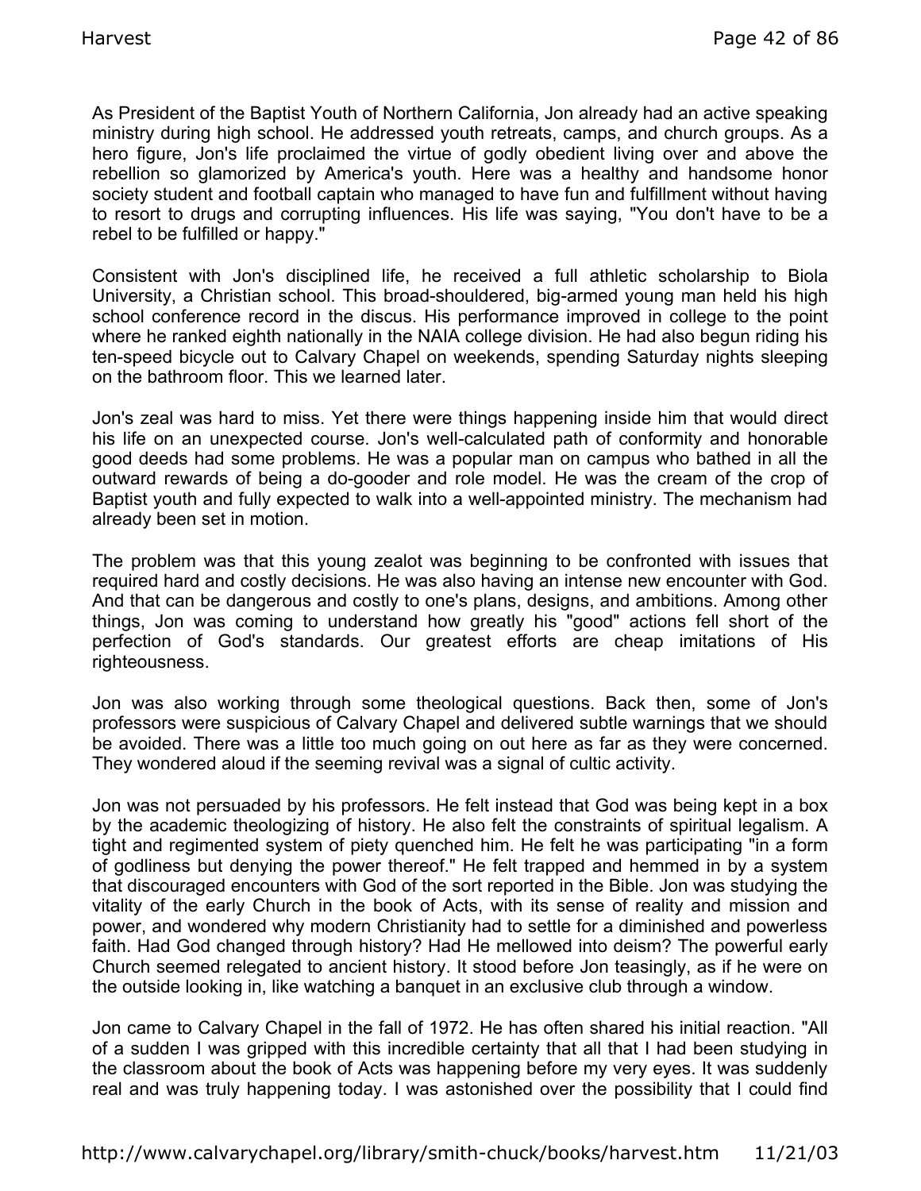As President of the Baptist Youth of Northern California, Jon already had an active speaking ministry during high school. He addressed youth retreats, camps, and church groups. As a hero figure, Jon's life proclaimed the virtue of godly obedient living over and above the rebellion so glamorized by America's youth. Here was a healthy and handsome honor society student and football captain who managed to have fun and fulfillment without having to resort to drugs and corrupting influences. His life was saying, "You don't have to be a rebel to be fulfilled or happy."

Consistent with Jon's disciplined life, he received a full athletic scholarship to Biola University, a Christian school. This broad-shouldered, big-armed young man held his high school conference record in the discus. His performance improved in college to the point where he ranked eighth nationally in the NAIA college division. He had also begun riding his ten-speed bicycle out to Calvary Chapel on weekends, spending Saturday nights sleeping on the bathroom floor. This we learned later.

Jon's zeal was hard to miss. Yet there were things happening inside him that would direct his life on an unexpected course. Jon's well-calculated path of conformity and honorable good deeds had some problems. He was a popular man on campus who bathed in all the outward rewards of being a do-gooder and role model. He was the cream of the crop of Baptist youth and fully expected to walk into a well-appointed ministry. The mechanism had already been set in motion.

The problem was that this young zealot was beginning to be confronted with issues that required hard and costly decisions. He was also having an intense new encounter with God. And that can be dangerous and costly to one's plans, designs, and ambitions. Among other things, Jon was coming to understand how greatly his "good" actions fell short of the perfection of God's standards. Our greatest efforts are cheap imitations of His righteousness.

Jon was also working through some theological questions. Back then, some of Jon's professors were suspicious of Calvary Chapel and delivered subtle warnings that we should be avoided. There was a little too much going on out here as far as they were concerned. They wondered aloud if the seeming revival was a signal of cultic activity.

Jon was not persuaded by his professors. He felt instead that God was being kept in a box by the academic theologizing of history. He also felt the constraints of spiritual legalism. A tight and regimented system of piety quenched him. He felt he was participating "in a form of godliness but denying the power thereof." He felt trapped and hemmed in by a system that discouraged encounters with God of the sort reported in the Bible. Jon was studying the vitality of the early Church in the book of Acts, with its sense of reality and mission and power, and wondered why modern Christianity had to settle for a diminished and powerless faith. Had God changed through history? Had He mellowed into deism? The powerful early Church seemed relegated to ancient history. It stood before Jon teasingly, as if he were on the outside looking in, like watching a banquet in an exclusive club through a window.

Jon came to Calvary Chapel in the fall of 1972. He has often shared his initial reaction. "All of a sudden I was gripped with this incredible certainty that all that I had been studying in the classroom about the book of Acts was happening before my very eyes. It was suddenly real and was truly happening today. I was astonished over the possibility that I could find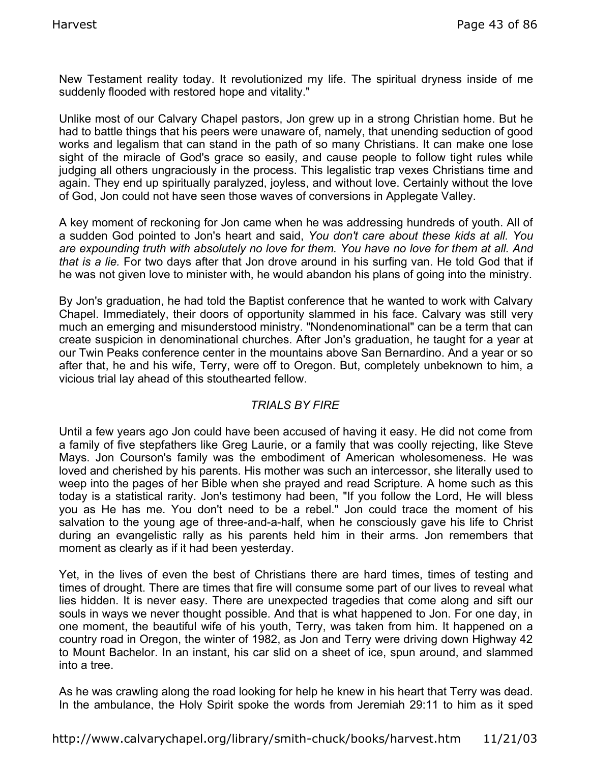New Testament reality today. It revolutionized my life. The spiritual dryness inside of me suddenly flooded with restored hope and vitality."

Unlike most of our Calvary Chapel pastors, Jon grew up in a strong Christian home. But he had to battle things that his peers were unaware of, namely, that unending seduction of good works and legalism that can stand in the path of so many Christians. It can make one lose sight of the miracle of God's grace so easily, and cause people to follow tight rules while judging all others ungraciously in the process. This legalistic trap vexes Christians time and again. They end up spiritually paralyzed, joyless, and without love. Certainly without the love of God, Jon could not have seen those waves of conversions in Applegate Valley.

A key moment of reckoning for Jon came when he was addressing hundreds of youth. All of a sudden God pointed to Jon's heart and said, *You don't care about these kids at all. You are expounding truth with absolutely no love for them. You have no love for them at all. And that is a lie.* For two days after that Jon drove around in his surfing van. He told God that if he was not given love to minister with, he would abandon his plans of going into the ministry.

By Jon's graduation, he had told the Baptist conference that he wanted to work with Calvary Chapel. Immediately, their doors of opportunity slammed in his face. Calvary was still very much an emerging and misunderstood ministry. "Nondenominational" can be a term that can create suspicion in denominational churches. After Jon's graduation, he taught for a year at our Twin Peaks conference center in the mountains above San Bernardino. And a year or so after that, he and his wife, Terry, were off to Oregon. But, completely unbeknown to him, a vicious trial lay ahead of this stouthearted fellow.

### *TRIALS BY FIRE*

Until a few years ago Jon could have been accused of having it easy. He did not come from a family of five stepfathers like Greg Laurie, or a family that was coolly rejecting, like Steve Mays. Jon Courson's family was the embodiment of American wholesomeness. He was loved and cherished by his parents. His mother was such an intercessor, she literally used to weep into the pages of her Bible when she prayed and read Scripture. A home such as this today is a statistical rarity. Jon's testimony had been, "If you follow the Lord, He will bless you as He has me. You don't need to be a rebel." Jon could trace the moment of his salvation to the young age of three-and-a-half, when he consciously gave his life to Christ during an evangelistic rally as his parents held him in their arms. Jon remembers that moment as clearly as if it had been yesterday.

Yet, in the lives of even the best of Christians there are hard times, times of testing and times of drought. There are times that fire will consume some part of our lives to reveal what lies hidden. It is never easy. There are unexpected tragedies that come along and sift our souls in ways we never thought possible. And that is what happened to Jon. For one day, in one moment, the beautiful wife of his youth, Terry, was taken from him. It happened on a country road in Oregon, the winter of 1982, as Jon and Terry were driving down Highway 42 to Mount Bachelor. In an instant, his car slid on a sheet of ice, spun around, and slammed into a tree.

As he was crawling along the road looking for help he knew in his heart that Terry was dead. In the ambulance, the Holy Spirit spoke the words from Jeremiah 29:11 to him as it sped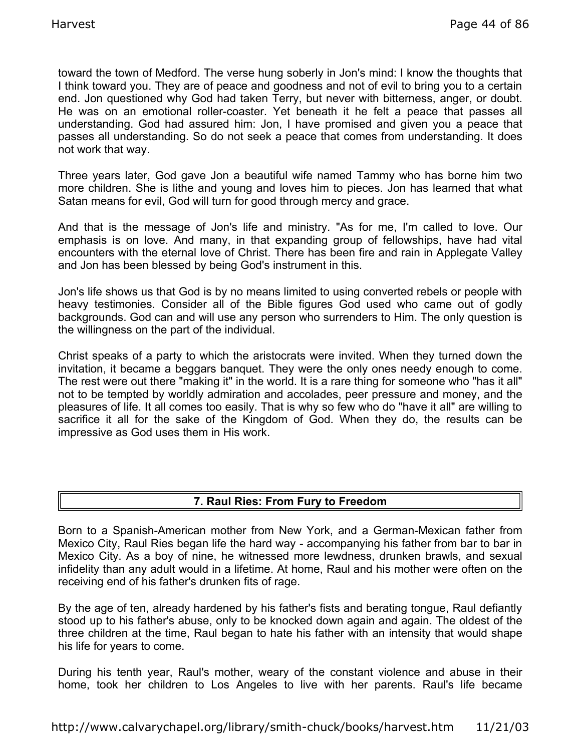toward the town of Medford. The verse hung soberly in Jon's mind: I know the thoughts that I think toward you. They are of peace and goodness and not of evil to bring you to a certain end. Jon questioned why God had taken Terry, but never with bitterness, anger, or doubt. He was on an emotional roller-coaster. Yet beneath it he felt a peace that passes all understanding. God had assured him: Jon, I have promised and given you a peace that passes all understanding. So do not seek a peace that comes from understanding. It does not work that way.

Three years later, God gave Jon a beautiful wife named Tammy who has borne him two more children. She is lithe and young and loves him to pieces. Jon has learned that what Satan means for evil, God will turn for good through mercy and grace.

And that is the message of Jon's life and ministry. "As for me, I'm called to love. Our emphasis is on love. And many, in that expanding group of fellowships, have had vital encounters with the eternal love of Christ. There has been fire and rain in Applegate Valley and Jon has been blessed by being God's instrument in this.

Jon's life shows us that God is by no means limited to using converted rebels or people with heavy testimonies. Consider all of the Bible figures God used who came out of godly backgrounds. God can and will use any person who surrenders to Him. The only question is the willingness on the part of the individual.

Christ speaks of a party to which the aristocrats were invited. When they turned down the invitation, it became a beggars banquet. They were the only ones needy enough to come. The rest were out there "making it" in the world. It is a rare thing for someone who "has it all" not to be tempted by worldly admiration and accolades, peer pressure and money, and the pleasures of life. It all comes too easily. That is why so few who do "have it all" are willing to sacrifice it all for the sake of the Kingdom of God. When they do, the results can be impressive as God uses them in His work.

## 7. Raul Ries: From Fury to Freedom

Born to a Spanish-American mother from New York, and a German-Mexican father from Mexico City, Raul Ries began life the hard way - accompanying his father from bar to bar in Mexico City. As a boy of nine, he witnessed more lewdness, drunken brawls, and sexual infidelity than any adult would in a lifetime. At home, Raul and his mother were often on the receiving end of his father's drunken fits of rage.

By the age of ten, already hardened by his father's fists and berating tongue, Raul defiantly stood up to his father's abuse, only to be knocked down again and again. The oldest of the three children at the time, Raul began to hate his father with an intensity that would shape his life for years to come.

During his tenth year, Raul's mother, weary of the constant violence and abuse in their home, took her children to Los Angeles to live with her parents. Raul's life became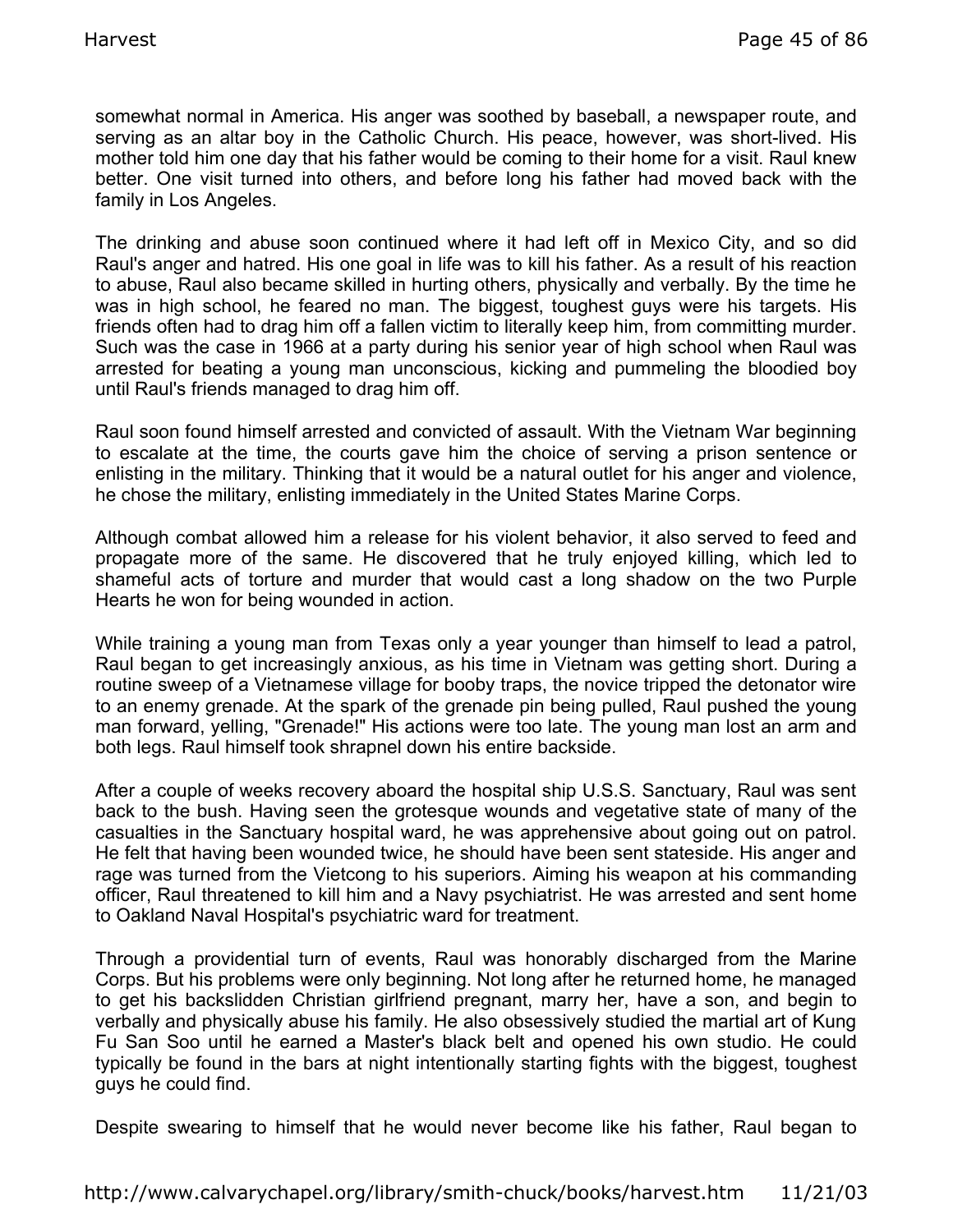somewhat normal in America. His anger was soothed by baseball, a newspaper route, and serving as an altar boy in the Catholic Church. His peace, however, was short-lived. His mother told him one day that his father would be coming to their home for a visit. Raul knew better. One visit turned into others, and before long his father had moved back with the family in Los Angeles.

The drinking and abuse soon continued where it had left off in Mexico City, and so did Raul's anger and hatred. His one goal in life was to kill his father. As a result of his reaction to abuse, Raul also became skilled in hurting others, physically and verbally. By the time he was in high school, he feared no man. The biggest, toughest guys were his targets. His friends often had to drag him off a fallen victim to literally keep him, from committing murder. Such was the case in 1966 at a party during his senior year of high school when Raul was arrested for beating a young man unconscious, kicking and pummeling the bloodied boy until Raul's friends managed to drag him off.

Raul soon found himself arrested and convicted of assault. With the Vietnam War beginning to escalate at the time, the courts gave him the choice of serving a prison sentence or enlisting in the military. Thinking that it would be a natural outlet for his anger and violence, he chose the military, enlisting immediately in the United States Marine Corps.

Although combat allowed him a release for his violent behavior, it also served to feed and propagate more of the same. He discovered that he truly enjoyed killing, which led to shameful acts of torture and murder that would cast a long shadow on the two Purple Hearts he won for being wounded in action.

While training a young man from Texas only a year younger than himself to lead a patrol, Raul began to get increasingly anxious, as his time in Vietnam was getting short. During a routine sweep of a Vietnamese village for booby traps, the novice tripped the detonator wire to an enemy grenade. At the spark of the grenade pin being pulled, Raul pushed the young man forward, yelling, "Grenade!" His actions were too late. The young man lost an arm and both legs. Raul himself took shrapnel down his entire backside.

After a couple of weeks recovery aboard the hospital ship U.S.S. Sanctuary, Raul was sent back to the bush. Having seen the grotesque wounds and vegetative state of many of the casualties in the Sanctuary hospital ward, he was apprehensive about going out on patrol. He felt that having been wounded twice, he should have been sent stateside. His anger and rage was turned from the Vietcong to his superiors. Aiming his weapon at his commanding officer, Raul threatened to kill him and a Navy psychiatrist. He was arrested and sent home to Oakland Naval Hospital's psychiatric ward for treatment.

Through a providential turn of events, Raul was honorably discharged from the Marine Corps. But his problems were only beginning. Not long after he returned home, he managed to get his backslidden Christian girlfriend pregnant, marry her, have a son, and begin to verbally and physically abuse his family. He also obsessively studied the martial art of Kung Fu San Soo until he earned a Master's black belt and opened his own studio. He could typically be found in the bars at night intentionally starting fights with the biggest, toughest guys he could find.

Despite swearing to himself that he would never become like his father, Raul began to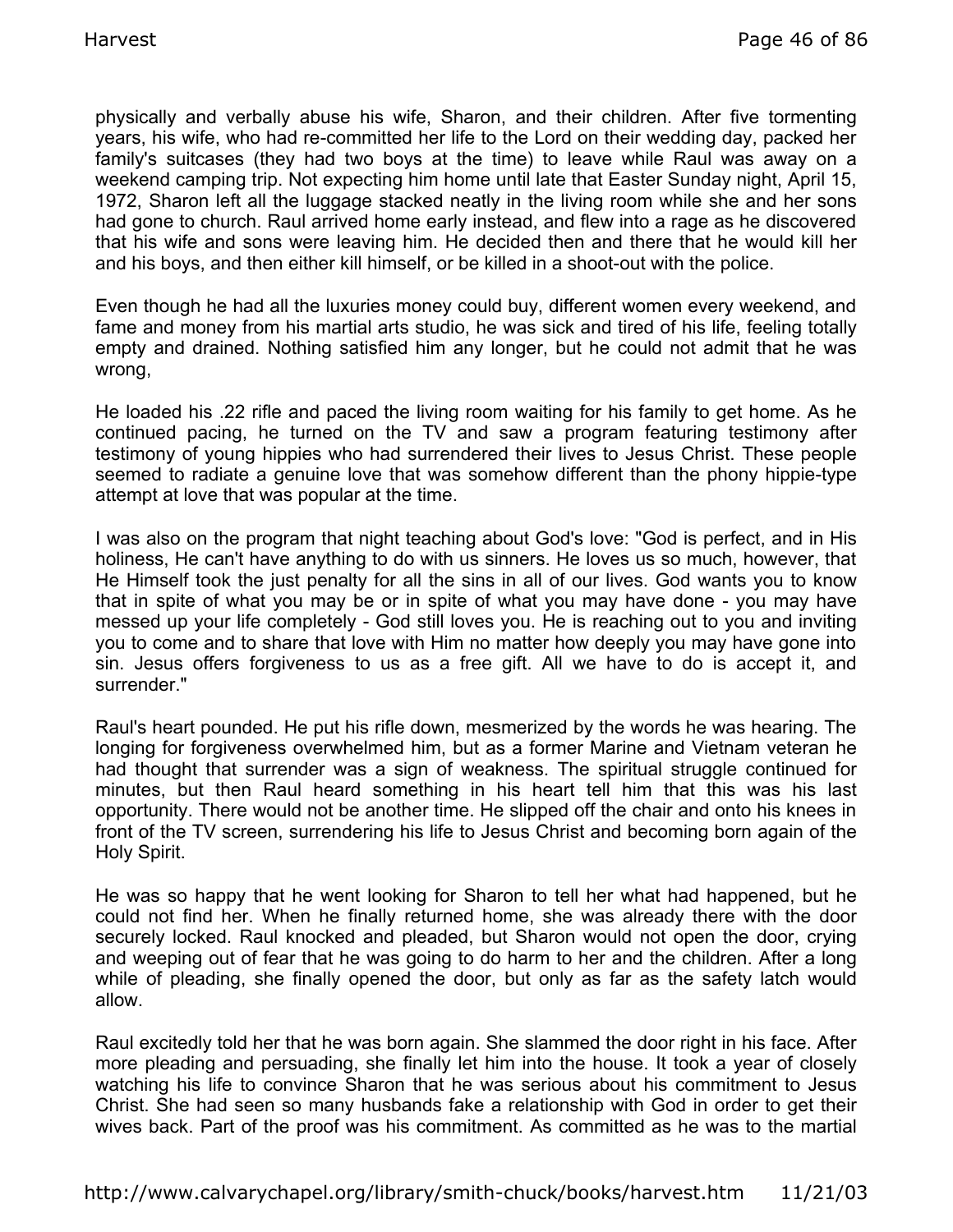physically and verbally abuse his wife, Sharon, and their children. After five tormenting years, his wife, who had re-committed her life to the Lord on their wedding day, packed her family's suitcases (they had two boys at the time) to leave while Raul was away on a weekend camping trip. Not expecting him home until late that Easter Sunday night, April 15, 1972, Sharon left all the luggage stacked neatly in the living room while she and her sons had gone to church. Raul arrived home early instead, and flew into a rage as he discovered that his wife and sons were leaving him. He decided then and there that he would kill her and his boys, and then either kill himself, or be killed in a shoot-out with the police.

Even though he had all the luxuries money could buy, different women every weekend, and fame and money from his martial arts studio, he was sick and tired of his life, feeling totally empty and drained. Nothing satisfied him any longer, but he could not admit that he was wrong,

He loaded his .22 rifle and paced the living room waiting for his family to get home. As he continued pacing, he turned on the TV and saw a program featuring testimony after testimony of young hippies who had surrendered their lives to Jesus Christ. These people seemed to radiate a genuine love that was somehow different than the phony hippie-type attempt at love that was popular at the time.

I was also on the program that night teaching about God's love: "God is perfect, and in His holiness, He can't have anything to do with us sinners. He loves us so much, however, that He Himself took the just penalty for all the sins in all of our lives. God wants you to know that in spite of what you may be or in spite of what you may have done - you may have messed up your life completely - God still loves you. He is reaching out to you and inviting you to come and to share that love with Him no matter how deeply you may have gone into sin. Jesus offers forgiveness to us as a free gift. All we have to do is accept it, and surrender."

Raul's heart pounded. He put his rifle down, mesmerized by the words he was hearing. The longing for forgiveness overwhelmed him, but as a former Marine and Vietnam veteran he had thought that surrender was a sign of weakness. The spiritual struggle continued for minutes, but then Raul heard something in his heart tell him that this was his last opportunity. There would not be another time. He slipped off the chair and onto his knees in front of the TV screen, surrendering his life to Jesus Christ and becoming born again of the Holy Spirit.

He was so happy that he went looking for Sharon to tell her what had happened, but he could not find her. When he finally returned home, she was already there with the door securely locked. Raul knocked and pleaded, but Sharon would not open the door, crying and weeping out of fear that he was going to do harm to her and the children. After a long while of pleading, she finally opened the door, but only as far as the safety latch would allow.

Raul excitedly told her that he was born again. She slammed the door right in his face. After more pleading and persuading, she finally let him into the house. It took a year of closely watching his life to convince Sharon that he was serious about his commitment to Jesus Christ. She had seen so many husbands fake a relationship with God in order to get their wives back. Part of the proof was his commitment. As committed as he was to the martial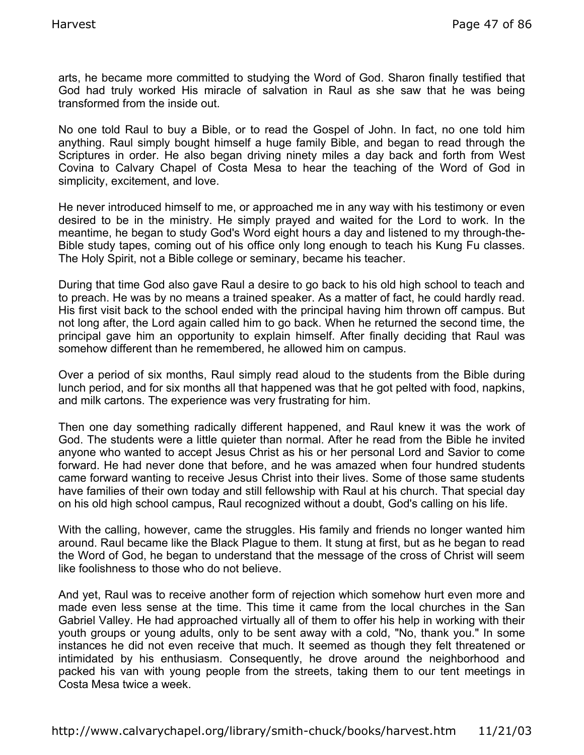arts, he became more committed to studying the Word of God. Sharon finally testified that God had truly worked His miracle of salvation in Raul as she saw that he was being transformed from the inside out.

No one told Raul to buy a Bible, or to read the Gospel of John. In fact, no one told him anything. Raul simply bought himself a huge family Bible, and began to read through the Scriptures in order. He also began driving ninety miles a day back and forth from West Covina to Calvary Chapel of Costa Mesa to hear the teaching of the Word of God in simplicity, excitement, and love.

He never introduced himself to me, or approached me in any way with his testimony or even desired to be in the ministry. He simply prayed and waited for the Lord to work. In the meantime, he began to study God's Word eight hours a day and listened to my through-the-Bible study tapes, coming out of his office only long enough to teach his Kung Fu classes. The Holy Spirit, not a Bible college or seminary, became his teacher.

During that time God also gave Raul a desire to go back to his old high school to teach and to preach. He was by no means a trained speaker. As a matter of fact, he could hardly read. His first visit back to the school ended with the principal having him thrown off campus. But not long after, the Lord again called him to go back. When he returned the second time, the principal gave him an opportunity to explain himself. After finally deciding that Raul was somehow different than he remembered, he allowed him on campus.

Over a period of six months, Raul simply read aloud to the students from the Bible during lunch period, and for six months all that happened was that he got pelted with food, napkins, and milk cartons. The experience was very frustrating for him.

Then one day something radically different happened, and Raul knew it was the work of God. The students were a little quieter than normal. After he read from the Bible he invited anyone who wanted to accept Jesus Christ as his or her personal Lord and Savior to come forward. He had never done that before, and he was amazed when four hundred students came forward wanting to receive Jesus Christ into their lives. Some of those same students have families of their own today and still fellowship with Raul at his church. That special day on his old high school campus, Raul recognized without a doubt, God's calling on his life.

With the calling, however, came the struggles. His family and friends no longer wanted him around. Raul became like the Black Plague to them. It stung at first, but as he began to read the Word of God, he began to understand that the message of the cross of Christ will seem like foolishness to those who do not believe.

And yet, Raul was to receive another form of rejection which somehow hurt even more and made even less sense at the time. This time it came from the local churches in the San Gabriel Valley. He had approached virtually all of them to offer his help in working with their youth groups or young adults, only to be sent away with a cold, "No, thank you." In some instances he did not even receive that much. It seemed as though they felt threatened or intimidated by his enthusiasm. Consequently, he drove around the neighborhood and packed his van with young people from the streets, taking them to our tent meetings in Costa Mesa twice a week.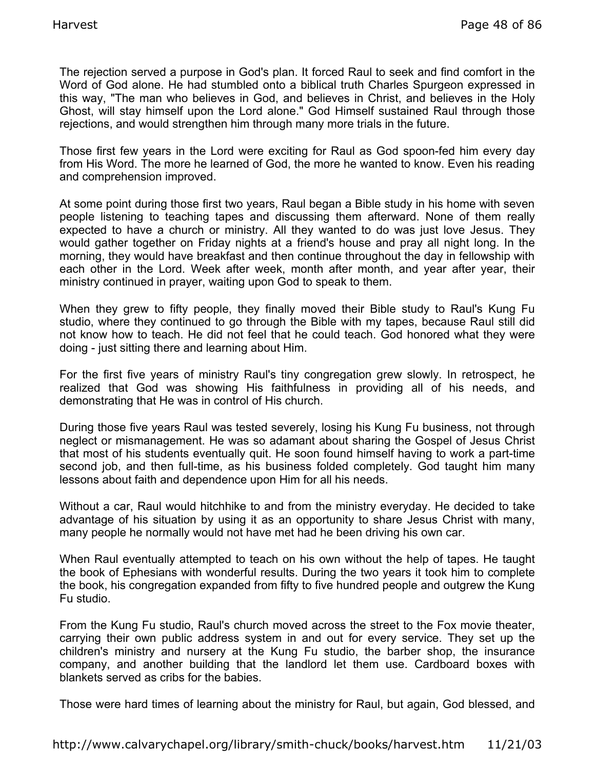The rejection served a purpose in God's plan. It forced Raul to seek and find comfort in the Word of God alone. He had stumbled onto a biblical truth Charles Spurgeon expressed in this way, "The man who believes in God, and believes in Christ, and believes in the Holy Ghost, will stay himself upon the Lord alone." God Himself sustained Raul through those rejections, and would strengthen him through many more trials in the future.

Those first few years in the Lord were exciting for Raul as God spoon-fed him every day from His Word. The more he learned of God, the more he wanted to know. Even his reading and comprehension improved.

At some point during those first two years, Raul began a Bible study in his home with seven people listening to teaching tapes and discussing them afterward. None of them really expected to have a church or ministry. All they wanted to do was just love Jesus. They would gather together on Friday nights at a friend's house and pray all night long. In the morning, they would have breakfast and then continue throughout the day in fellowship with each other in the Lord. Week after week, month after month, and year after year, their ministry continued in prayer, waiting upon God to speak to them.

When they grew to fifty people, they finally moved their Bible study to Raul's Kung Fu studio, where they continued to go through the Bible with my tapes, because Raul still did not know how to teach. He did not feel that he could teach. God honored what they were doing - just sitting there and learning about Him.

For the first five years of ministry Raul's tiny congregation grew slowly. In retrospect, he realized that God was showing His faithfulness in providing all of his needs, and demonstrating that He was in control of His church.

During those five years Raul was tested severely, losing his Kung Fu business, not through neglect or mismanagement. He was so adamant about sharing the Gospel of Jesus Christ that most of his students eventually quit. He soon found himself having to work a part-time second job, and then full-time, as his business folded completely. God taught him many lessons about faith and dependence upon Him for all his needs.

Without a car, Raul would hitchhike to and from the ministry everyday. He decided to take advantage of his situation by using it as an opportunity to share Jesus Christ with many, many people he normally would not have met had he been driving his own car.

When Raul eventually attempted to teach on his own without the help of tapes. He taught the book of Ephesians with wonderful results. During the two years it took him to complete the book, his congregation expanded from fifty to five hundred people and outgrew the Kung Fu studio.

From the Kung Fu studio, Raul's church moved across the street to the Fox movie theater, carrying their own public address system in and out for every service. They set up the children's ministry and nursery at the Kung Fu studio, the barber shop, the insurance company, and another building that the landlord let them use. Cardboard boxes with blankets served as cribs for the babies.

Those were hard times of learning about the ministry for Raul, but again, God blessed, and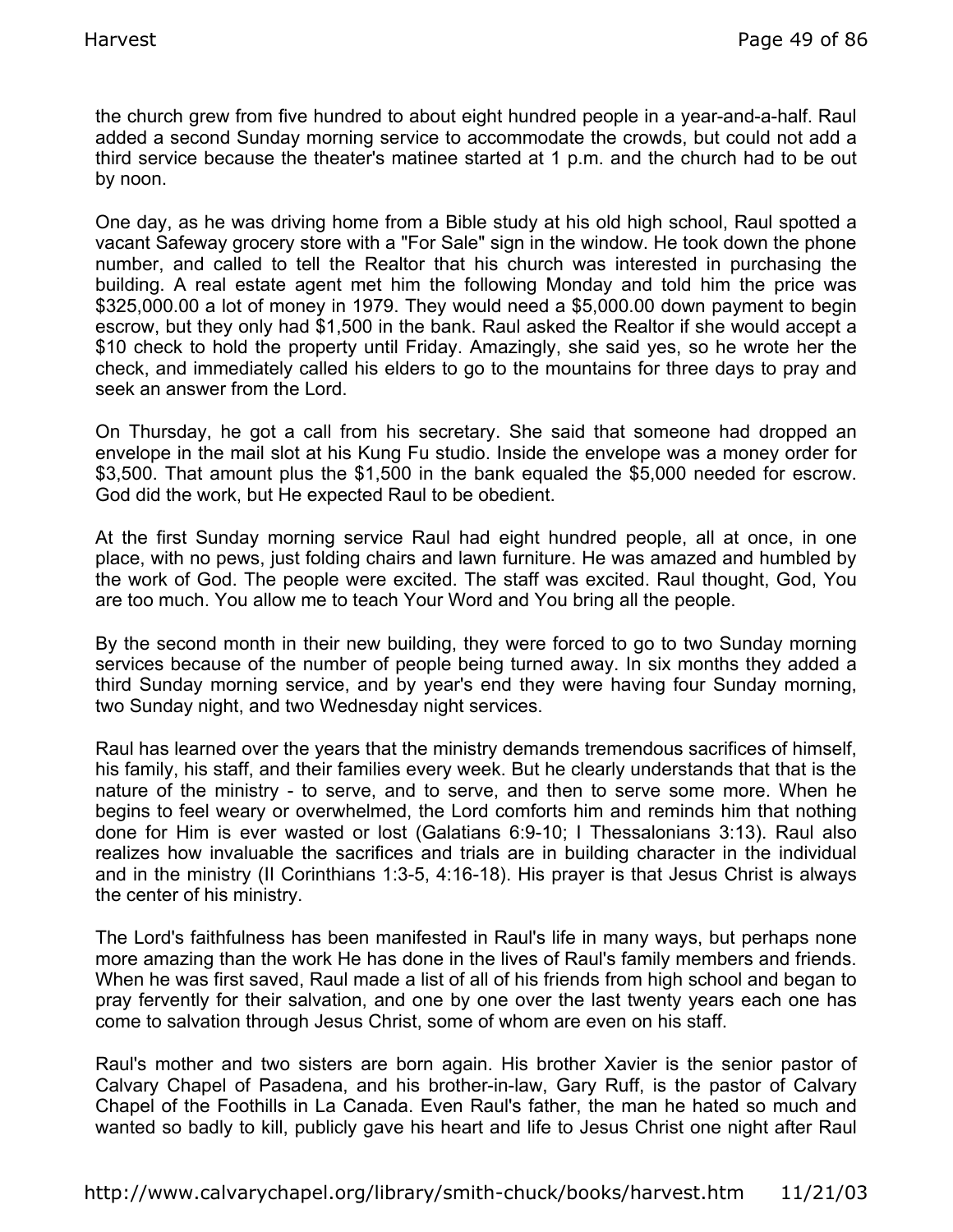the church grew from five hundred to about eight hundred people in a year-and-a-half. Raul added a second Sunday morning service to accommodate the crowds, but could not add a third service because the theater's matinee started at 1 p.m. and the church had to be out by noon.

One day, as he was driving home from a Bible study at his old high school, Raul spotted a vacant Safeway grocery store with a "For Sale" sign in the window. He took down the phone number, and called to tell the Realtor that his church was interested in purchasing the building. A real estate agent met him the following Monday and told him the price was $325,000.00 a lot of money in 1979. They would need a $5,000.00 down payment to begin escrow, but they only had $1,500 in the bank. Raul asked the Realtor if she would accept a $10 check to hold the property until Friday. Amazingly, she said yes, so he wrote her the check, and immediately called his elders to go to the mountains for three days to pray and seek an answer from the Lord.

On Thursday, he got a call from his secretary. She said that someone had dropped an envelope in the mail slot at his Kung Fu studio. Inside the envelope was a money order for $3,500. That amount plus the $1,500 in the bank equaled the $5,000 needed for escrow. God did the work, but He expected Raul to be obedient.

At the first Sunday morning service Raul had eight hundred people, all at once, in one place, with no pews, just folding chairs and lawn furniture. He was amazed and humbled by the work of God. The people were excited. The staff was excited. Raul thought, God, You are too much. You allow me to teach Your Word and You bring all the people.

By the second month in their new building, they were forced to go to two Sunday morning services because of the number of people being turned away. In six months they added a third Sunday morning service, and by year's end they were having four Sunday morning, two Sunday night, and two Wednesday night services.

Raul has learned over the years that the ministry demands tremendous sacrifices of himself, his family, his staff, and their families every week. But he clearly understands that that is the nature of the ministry - to serve, and to serve, and then to serve some more. When he begins to feel weary or overwhelmed, the Lord comforts him and reminds him that nothing done for Him is ever wasted or lost (Galatians 6:9-10; I Thessalonians 3:13). Raul also realizes how invaluable the sacrifices and trials are in building character in the individual and in the ministry (II Corinthians 1:3-5, 4:16-18). His prayer is that Jesus Christ is always the center of his ministry.

The Lord's faithfulness has been manifested in Raul's life in many ways, but perhaps none more amazing than the work He has done in the lives of Raul's family members and friends. When he was first saved, Raul made a list of all of his friends from high school and began to pray fervently for their salvation, and one by one over the last twenty years each one has come to salvation through Jesus Christ, some of whom are even on his staff.

Raul's mother and two sisters are born again. His brother Xavier is the senior pastor of Calvary Chapel of Pasadena, and his brother-in-law, Gary Ruff, is the pastor of Calvary Chapel of the Foothills in La Canada. Even Raul's father, the man he hated so much and wanted so badly to kill, publicly gave his heart and life to Jesus Christ one night after Raul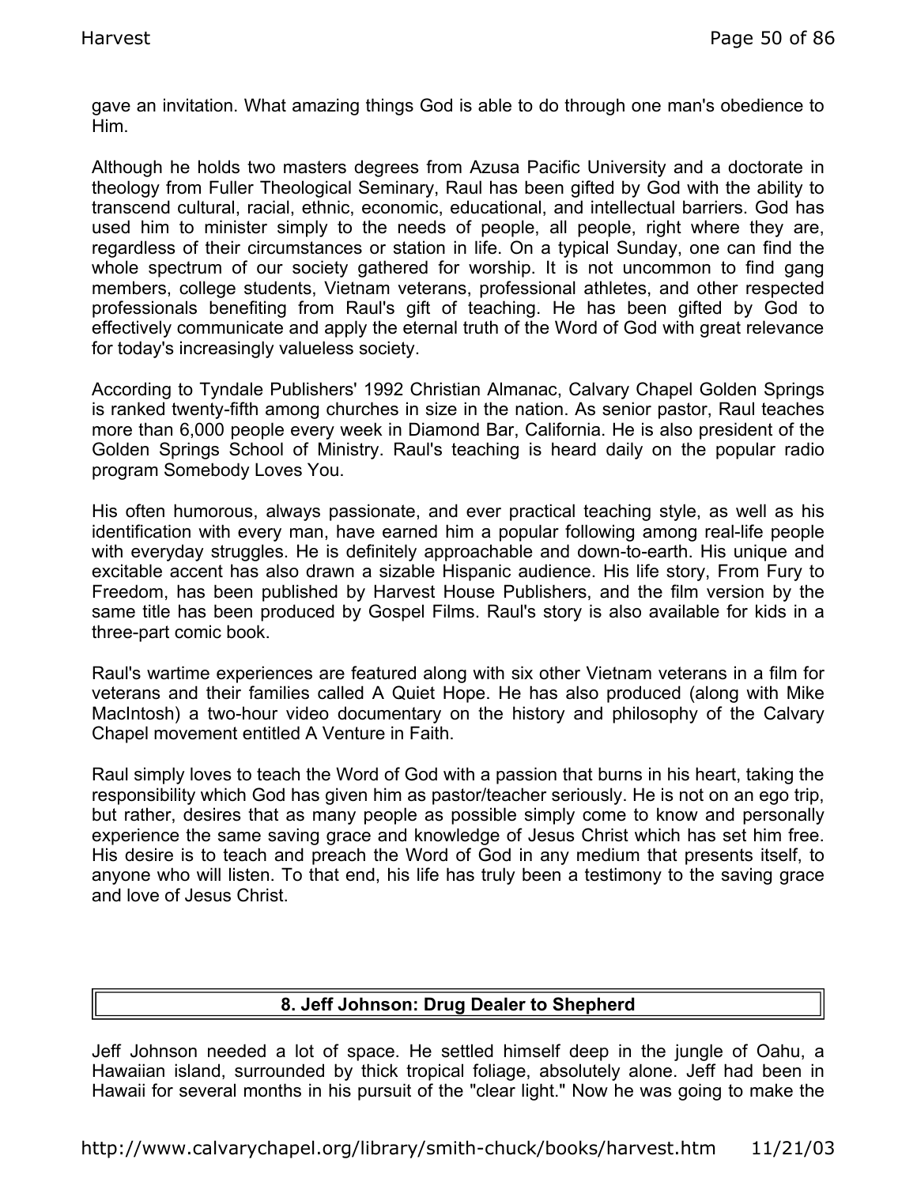gave an invitation. What amazing things God is able to do through one man's obedience to Him.

Although he holds two masters degrees from Azusa Pacific University and a doctorate in theology from Fuller Theological Seminary, Raul has been gifted by God with the ability to transcend cultural, racial, ethnic, economic, educational, and intellectual barriers. God has used him to minister simply to the needs of people, all people, right where they are, regardless of their circumstances or station in life. On a typical Sunday, one can find the whole spectrum of our society gathered for worship. It is not uncommon to find gang members, college students, Vietnam veterans, professional athletes, and other respected professionals benefiting from Raul's gift of teaching. He has been gifted by God to effectively communicate and apply the eternal truth of the Word of God with great relevance for today's increasingly valueless society.

According to Tyndale Publishers' 1992 Christian Almanac, Calvary Chapel Golden Springs is ranked twenty-fifth among churches in size in the nation. As senior pastor, Raul teaches more than 6,000 people every week in Diamond Bar, California. He is also president of the Golden Springs School of Ministry. Raul's teaching is heard daily on the popular radio program Somebody Loves You.

His often humorous, always passionate, and ever practical teaching style, as well as his identification with every man, have earned him a popular following among real-life people with everyday struggles. He is definitely approachable and down-to-earth. His unique and excitable accent has also drawn a sizable Hispanic audience. His life story, From Fury to Freedom, has been published by Harvest House Publishers, and the film version by the same title has been produced by Gospel Films. Raul's story is also available for kids in a three-part comic book.

Raul's wartime experiences are featured along with six other Vietnam veterans in a film for veterans and their families called A Quiet Hope. He has also produced (along with Mike MacIntosh) a two-hour video documentary on the history and philosophy of the Calvary Chapel movement entitled A Venture in Faith.

Raul simply loves to teach the Word of God with a passion that burns in his heart, taking the responsibility which God has given him as pastor/teacher seriously. He is not on an ego trip, but rather, desires that as many people as possible simply come to know and personally experience the same saving grace and knowledge of Jesus Christ which has set him free. His desire is to teach and preach the Word of God in any medium that presents itself, to anyone who will listen. To that end, his life has truly been a testimony to the saving grace and love of Jesus Christ.

## 8. Jeff Johnson: Drug Dealer to Shepherd

Jeff Johnson needed a lot of space. He settled himself deep in the jungle of Oahu, a Hawaiian island, surrounded by thick tropical foliage, absolutely alone. Jeff had been in Hawaii for several months in his pursuit of the "clear light." Now he was going to make the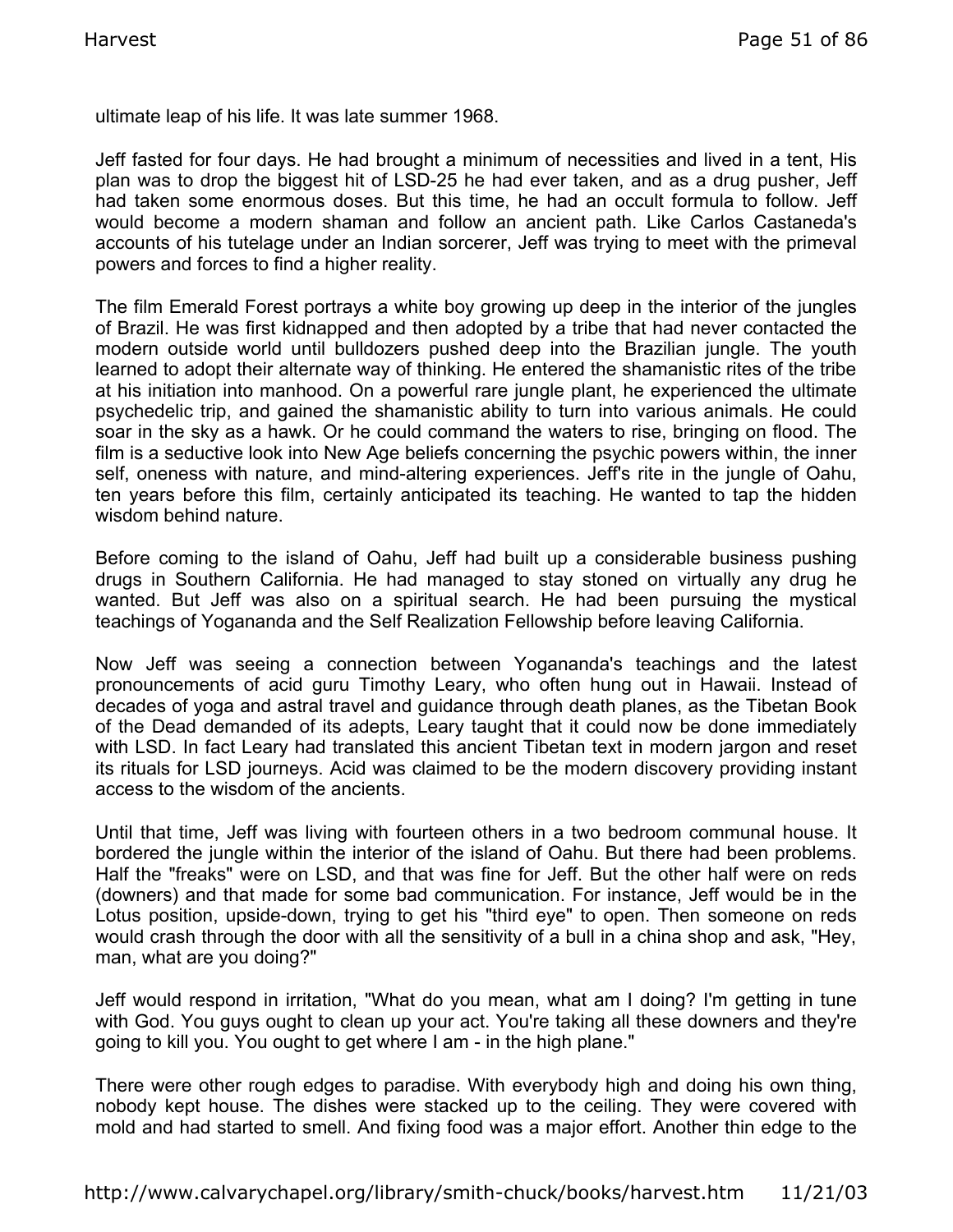ultimate leap of his life. It was late summer 1968.

Jeff fasted for four days. He had brought a minimum of necessities and lived in a tent, His plan was to drop the biggest hit of LSD-25 he had ever taken, and as a drug pusher, Jeff had taken some enormous doses. But this time, he had an occult formula to follow. Jeff would become a modern shaman and follow an ancient path. Like Carlos Castaneda's accounts of his tutelage under an Indian sorcerer, Jeff was trying to meet with the primeval powers and forces to find a higher reality.

The film Emerald Forest portrays a white boy growing up deep in the interior of the jungles of Brazil. He was first kidnapped and then adopted by a tribe that had never contacted the modern outside world until bulldozers pushed deep into the Brazilian jungle. The youth learned to adopt their alternate way of thinking. He entered the shamanistic rites of the tribe at his initiation into manhood. On a powerful rare jungle plant, he experienced the ultimate psychedelic trip, and gained the shamanistic ability to turn into various animals. He could soar in the sky as a hawk. Or he could command the waters to rise, bringing on flood. The film is a seductive look into New Age beliefs concerning the psychic powers within, the inner self, oneness with nature, and mind-altering experiences. Jeff's rite in the jungle of Oahu, ten years before this film, certainly anticipated its teaching. He wanted to tap the hidden wisdom behind nature.

Before coming to the island of Oahu, Jeff had built up a considerable business pushing drugs in Southern California. He had managed to stay stoned on virtually any drug he wanted. But Jeff was also on a spiritual search. He had been pursuing the mystical teachings of Yogananda and the Self Realization Fellowship before leaving California.

Now Jeff was seeing a connection between Yogananda's teachings and the latest pronouncements of acid guru Timothy Leary, who often hung out in Hawaii. Instead of decades of yoga and astral travel and guidance through death planes, as the Tibetan Book of the Dead demanded of its adepts, Leary taught that it could now be done immediately with LSD. In fact Leary had translated this ancient Tibetan text in modern jargon and reset its rituals for LSD journeys. Acid was claimed to be the modern discovery providing instant access to the wisdom of the ancients.

Until that time, Jeff was living with fourteen others in a two bedroom communal house. It bordered the jungle within the interior of the island of Oahu. But there had been problems. Half the "freaks" were on LSD, and that was fine for Jeff. But the other half were on reds (downers) and that made for some bad communication. For instance, Jeff would be in the Lotus position, upside-down, trying to get his "third eye" to open. Then someone on reds would crash through the door with all the sensitivity of a bull in a china shop and ask, "Hey, man, what are you doing?"

Jeff would respond in irritation, "What do you mean, what am I doing? I'm getting in tune with God. You guys ought to clean up your act. You're taking all these downers and they're going to kill you. You ought to get where I am - in the high plane."

There were other rough edges to paradise. With everybody high and doing his own thing, nobody kept house. The dishes were stacked up to the ceiling. They were covered with mold and had started to smell. And fixing food was a major effort. Another thin edge to the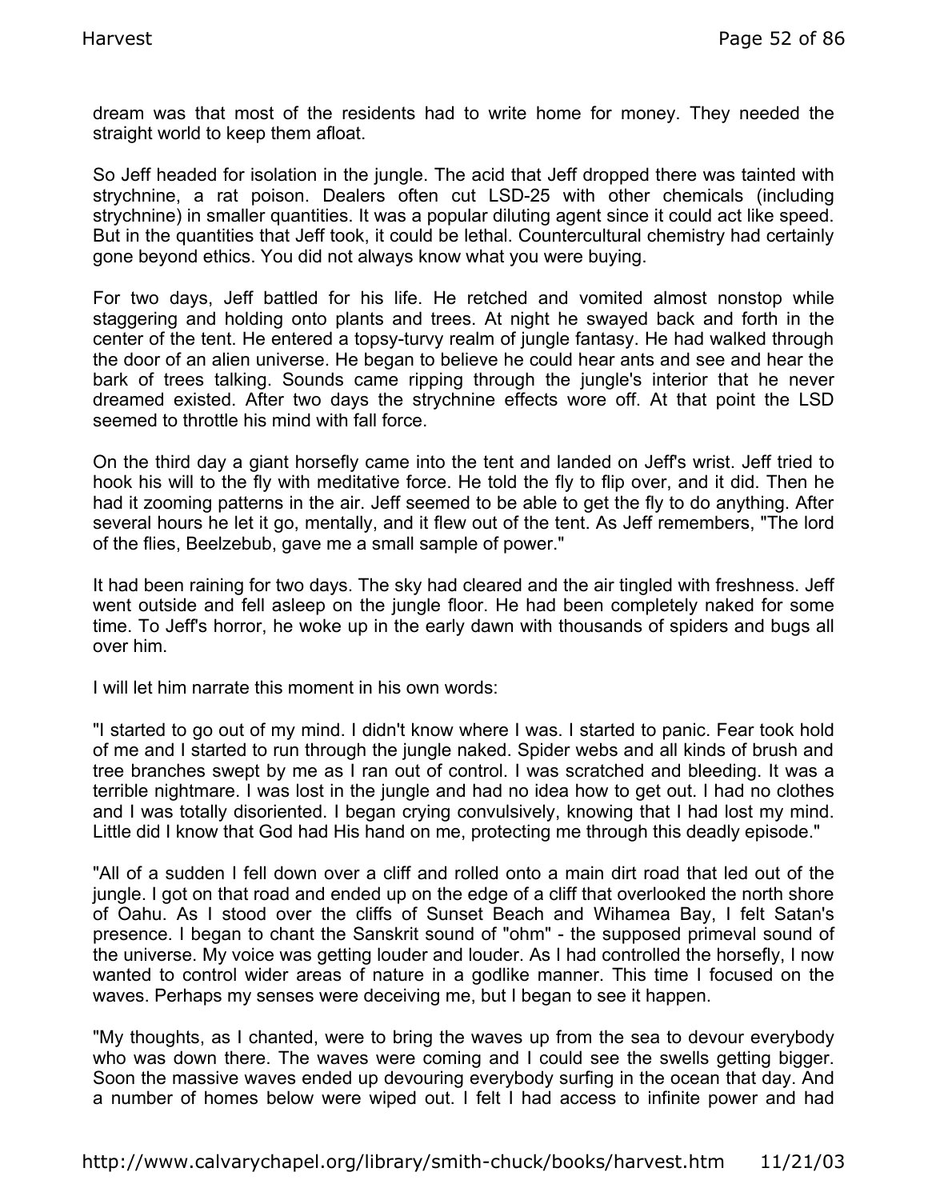dream was that most of the residents had to write home for money. They needed the straight world to keep them afloat.

So Jeff headed for isolation in the jungle. The acid that Jeff dropped there was tainted with strychnine, a rat poison. Dealers often cut LSD-25 with other chemicals (including strychnine) in smaller quantities. It was a popular diluting agent since it could act like speed. But in the quantities that Jeff took, it could be lethal. Countercultural chemistry had certainly gone beyond ethics. You did not always know what you were buying.

For two days, Jeff battled for his life. He retched and vomited almost nonstop while staggering and holding onto plants and trees. At night he swayed back and forth in the center of the tent. He entered a topsy-turvy realm of jungle fantasy. He had walked through the door of an alien universe. He began to believe he could hear ants and see and hear the bark of trees talking. Sounds came ripping through the jungle's interior that he never dreamed existed. After two days the strychnine effects wore off. At that point the LSD seemed to throttle his mind with fall force.

On the third day a giant horsefly came into the tent and landed on Jeff's wrist. Jeff tried to hook his will to the fly with meditative force. He told the fly to flip over, and it did. Then he had it zooming patterns in the air. Jeff seemed to be able to get the fly to do anything. After several hours he let it go, mentally, and it flew out of the tent. As Jeff remembers, "The lord of the flies, Beelzebub, gave me a small sample of power."

It had been raining for two days. The sky had cleared and the air tingled with freshness. Jeff went outside and fell asleep on the jungle floor. He had been completely naked for some time. To Jeff's horror, he woke up in the early dawn with thousands of spiders and bugs all over him.

I will let him narrate this moment in his own words:

"I started to go out of my mind. I didn't know where I was. I started to panic. Fear took hold of me and I started to run through the jungle naked. Spider webs and all kinds of brush and tree branches swept by me as I ran out of control. I was scratched and bleeding. It was a terrible nightmare. I was lost in the jungle and had no idea how to get out. I had no clothes and I was totally disoriented. I began crying convulsively, knowing that I had lost my mind. Little did I know that God had His hand on me, protecting me through this deadly episode."

"All of a sudden I fell down over a cliff and rolled onto a main dirt road that led out of the jungle. I got on that road and ended up on the edge of a cliff that overlooked the north shore of Oahu. As I stood over the cliffs of Sunset Beach and Wihamea Bay, I felt Satan's presence. I began to chant the Sanskrit sound of "ohm" - the supposed primeval sound of the universe. My voice was getting louder and louder. As I had controlled the horsefly, I now wanted to control wider areas of nature in a godlike manner. This time I focused on the waves. Perhaps my senses were deceiving me, but I began to see it happen.

"My thoughts, as I chanted, were to bring the waves up from the sea to devour everybody who was down there. The waves were coming and I could see the swells getting bigger. Soon the massive waves ended up devouring everybody surfing in the ocean that day. And a number of homes below were wiped out. I felt I had access to infinite power and had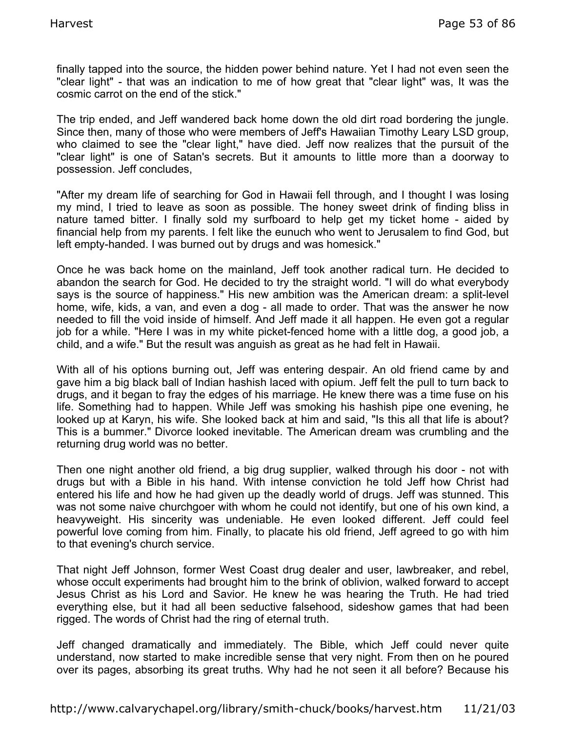finally tapped into the source, the hidden power behind nature. Yet I had not even seen the "clear light" - that was an indication to me of how great that "clear light" was, It was the cosmic carrot on the end of the stick."

The trip ended, and Jeff wandered back home down the old dirt road bordering the jungle. Since then, many of those who were members of Jeff's Hawaiian Timothy Leary LSD group, who claimed to see the "clear light," have died. Jeff now realizes that the pursuit of the "clear light" is one of Satan's secrets. But it amounts to little more than a doorway to possession. Jeff concludes,

"After my dream life of searching for God in Hawaii fell through, and I thought I was losing my mind, I tried to leave as soon as possible. The honey sweet drink of finding bliss in nature tamed bitter. I finally sold my surfboard to help get my ticket home - aided by financial help from my parents. I felt like the eunuch who went to Jerusalem to find God, but left empty-handed. I was burned out by drugs and was homesick."

Once he was back home on the mainland, Jeff took another radical turn. He decided to abandon the search for God. He decided to try the straight world. "I will do what everybody says is the source of happiness." His new ambition was the American dream: a split-level home, wife, kids, a van, and even a dog - all made to order. That was the answer he now needed to fill the void inside of himself. And Jeff made it all happen. He even got a regular job for a while. "Here I was in my white picket-fenced home with a little dog, a good job, a child, and a wife." But the result was anguish as great as he had felt in Hawaii.

With all of his options burning out, Jeff was entering despair. An old friend came by and gave him a big black ball of Indian hashish laced with opium. Jeff felt the pull to turn back to drugs, and it began to fray the edges of his marriage. He knew there was a time fuse on his life. Something had to happen. While Jeff was smoking his hashish pipe one evening, he looked up at Karyn, his wife. She looked back at him and said, "Is this all that life is about? This is a bummer." Divorce looked inevitable. The American dream was crumbling and the returning drug world was no better.

Then one night another old friend, a big drug supplier, walked through his door - not with drugs but with a Bible in his hand. With intense conviction he told Jeff how Christ had entered his life and how he had given up the deadly world of drugs. Jeff was stunned. This was not some naive churchgoer with whom he could not identify, but one of his own kind, a heavyweight. His sincerity was undeniable. He even looked different. Jeff could feel powerful love coming from him. Finally, to placate his old friend, Jeff agreed to go with him to that evening's church service.

That night Jeff Johnson, former West Coast drug dealer and user, lawbreaker, and rebel, whose occult experiments had brought him to the brink of oblivion, walked forward to accept Jesus Christ as his Lord and Savior. He knew he was hearing the Truth. He had tried everything else, but it had all been seductive falsehood, sideshow games that had been rigged. The words of Christ had the ring of eternal truth.

Jeff changed dramatically and immediately. The Bible, which Jeff could never quite understand, now started to make incredible sense that very night. From then on he poured over its pages, absorbing its great truths. Why had he not seen it all before? Because his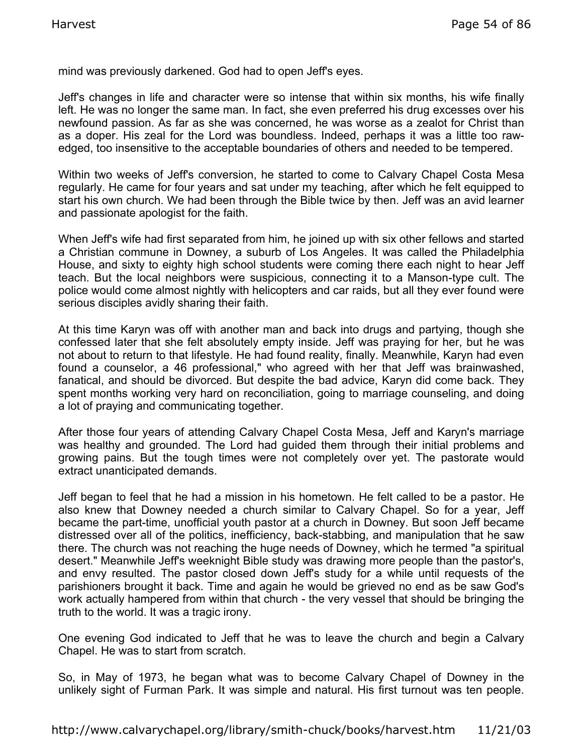mind was previously darkened. God had to open Jeff's eyes.

Jeff's changes in life and character were so intense that within six months, his wife finally left. He was no longer the same man. In fact, she even preferred his drug excesses over his newfound passion. As far as she was concerned, he was worse as a zealot for Christ than as a doper. His zeal for the Lord was boundless. Indeed, perhaps it was a little too raw-edged, too insensitive to the acceptable boundaries of others and needed to be tempered.

Within two weeks of Jeff's conversion, he started to come to Calvary Chapel Costa Mesa regularly. He came for four years and sat under my teaching, after which he felt equipped to start his own church. We had been through the Bible twice by then. Jeff was an avid learner and passionate apologist for the faith.

When Jeff's wife had first separated from him, he joined up with six other fellows and started a Christian commune in Downey, a suburb of Los Angeles. It was called the Philadelphia House, and sixty to eighty high school students were coming there each night to hear Jeff teach. But the local neighbors were suspicious, connecting it to a Manson-type cult. The police would come almost nightly with helicopters and car raids, but all they ever found were serious disciples avidly sharing their faith.

At this time Karyn was off with another man and back into drugs and partying, though she confessed later that she felt absolutely empty inside. Jeff was praying for her, but he was not about to return to that lifestyle. He had found reality, finally. Meanwhile, Karyn had even found a counselor, a 46 professional," who agreed with her that Jeff was brainwashed, fanatical, and should be divorced. But despite the bad advice, Karyn did come back. They spent months working very hard on reconciliation, going to marriage counseling, and doing a lot of praying and communicating together.

After those four years of attending Calvary Chapel Costa Mesa, Jeff and Karyn's marriage was healthy and grounded. The Lord had guided them through their initial problems and growing pains. But the tough times were not completely over yet. The pastorate would extract unanticipated demands.

Jeff began to feel that he had a mission in his hometown. He felt called to be a pastor. He also knew that Downey needed a church similar to Calvary Chapel. So for a year, Jeff became the part-time, unofficial youth pastor at a church in Downey. But soon Jeff became distressed over all of the politics, inefficiency, back-stabbing, and manipulation that he saw there. The church was not reaching the huge needs of Downey, which he termed "a spiritual desert." Meanwhile Jeff's weeknight Bible study was drawing more people than the pastor's, and envy resulted. The pastor closed down Jeff's study for a while until requests of the parishioners brought it back. Time and again he would be grieved no end as be saw God's work actually hampered from within that church - the very vessel that should be bringing the truth to the world. It was a tragic irony.

One evening God indicated to Jeff that he was to leave the church and begin a Calvary Chapel. He was to start from scratch.

So, in May of 1973, he began what was to become Calvary Chapel of Downey in the unlikely sight of Furman Park. It was simple and natural. His first turnout was ten people.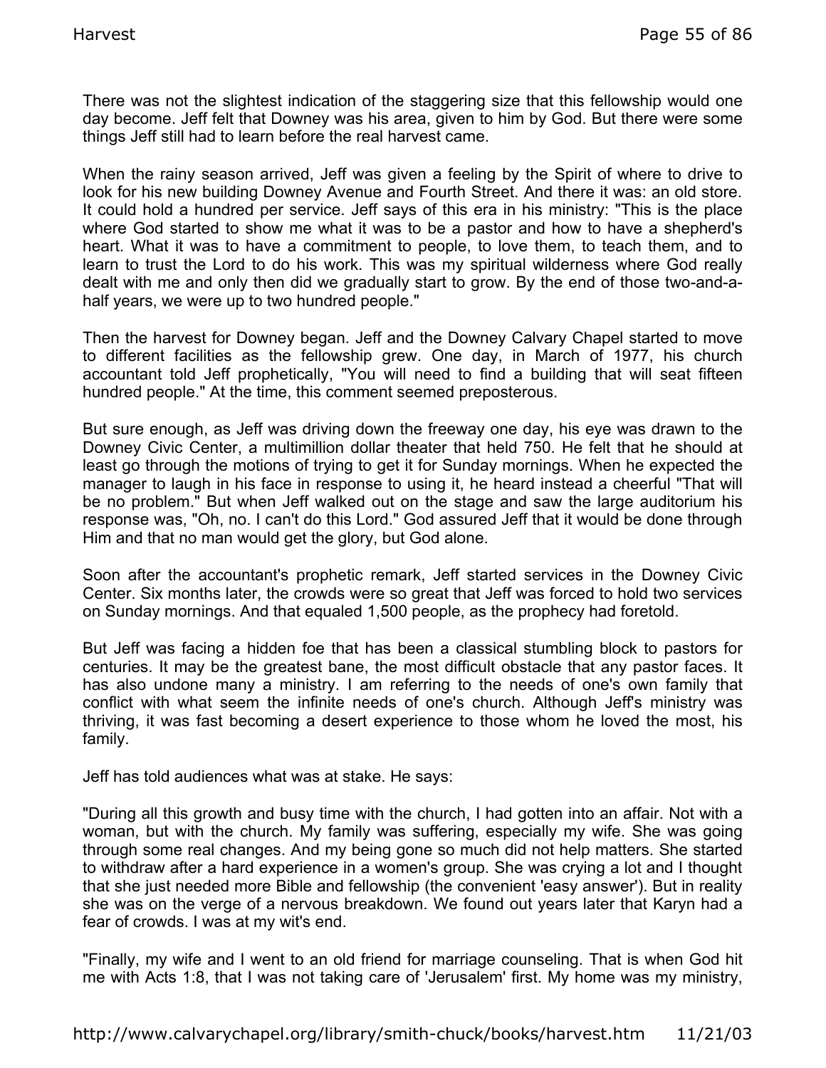There was not the slightest indication of the staggering size that this fellowship would one day become. Jeff felt that Downey was his area, given to him by God. But there were some things Jeff still had to learn before the real harvest came.

When the rainy season arrived, Jeff was given a feeling by the Spirit of where to drive to look for his new building Downey Avenue and Fourth Street. And there it was: an old store. It could hold a hundred per service. Jeff says of this era in his ministry: "This is the place where God started to show me what it was to be a pastor and how to have a shepherd's heart. What it was to have a commitment to people, to love them, to teach them, and to learn to trust the Lord to do his work. This was my spiritual wilderness where God really dealt with me and only then did we gradually start to grow. By the end of those two-and-a-half years, we were up to two hundred people."

Then the harvest for Downey began. Jeff and the Downey Calvary Chapel started to move to different facilities as the fellowship grew. One day, in March of 1977, his church accountant told Jeff prophetically, "You will need to find a building that will seat fifteen hundred people." At the time, this comment seemed preposterous.

But sure enough, as Jeff was driving down the freeway one day, his eye was drawn to the Downey Civic Center, a multimillion dollar theater that held 750. He felt that he should at least go through the motions of trying to get it for Sunday mornings. When he expected the manager to laugh in his face in response to using it, he heard instead a cheerful "That will be no problem." But when Jeff walked out on the stage and saw the large auditorium his response was, "Oh, no. I can't do this Lord." God assured Jeff that it would be done through Him and that no man would get the glory, but God alone.

Soon after the accountant's prophetic remark, Jeff started services in the Downey Civic Center. Six months later, the crowds were so great that Jeff was forced to hold two services on Sunday mornings. And that equaled 1,500 people, as the prophecy had foretold.

But Jeff was facing a hidden foe that has been a classical stumbling block to pastors for centuries. It may be the greatest bane, the most difficult obstacle that any pastor faces. It has also undone many a ministry. I am referring to the needs of one's own family that conflict with what seem the infinite needs of one's church. Although Jeff's ministry was thriving, it was fast becoming a desert experience to those whom he loved the most, his family.

Jeff has told audiences what was at stake. He says:

"During all this growth and busy time with the church, I had gotten into an affair. Not with a woman, but with the church. My family was suffering, especially my wife. She was going through some real changes. And my being gone so much did not help matters. She started to withdraw after a hard experience in a women's group. She was crying a lot and I thought that she just needed more Bible and fellowship (the convenient 'easy answer'). But in reality she was on the verge of a nervous breakdown. We found out years later that Karyn had a fear of crowds. I was at my wit's end.

"Finally, my wife and I went to an old friend for marriage counseling. That is when God hit me with Acts 1:8, that I was not taking care of 'Jerusalem' first. My home was my ministry,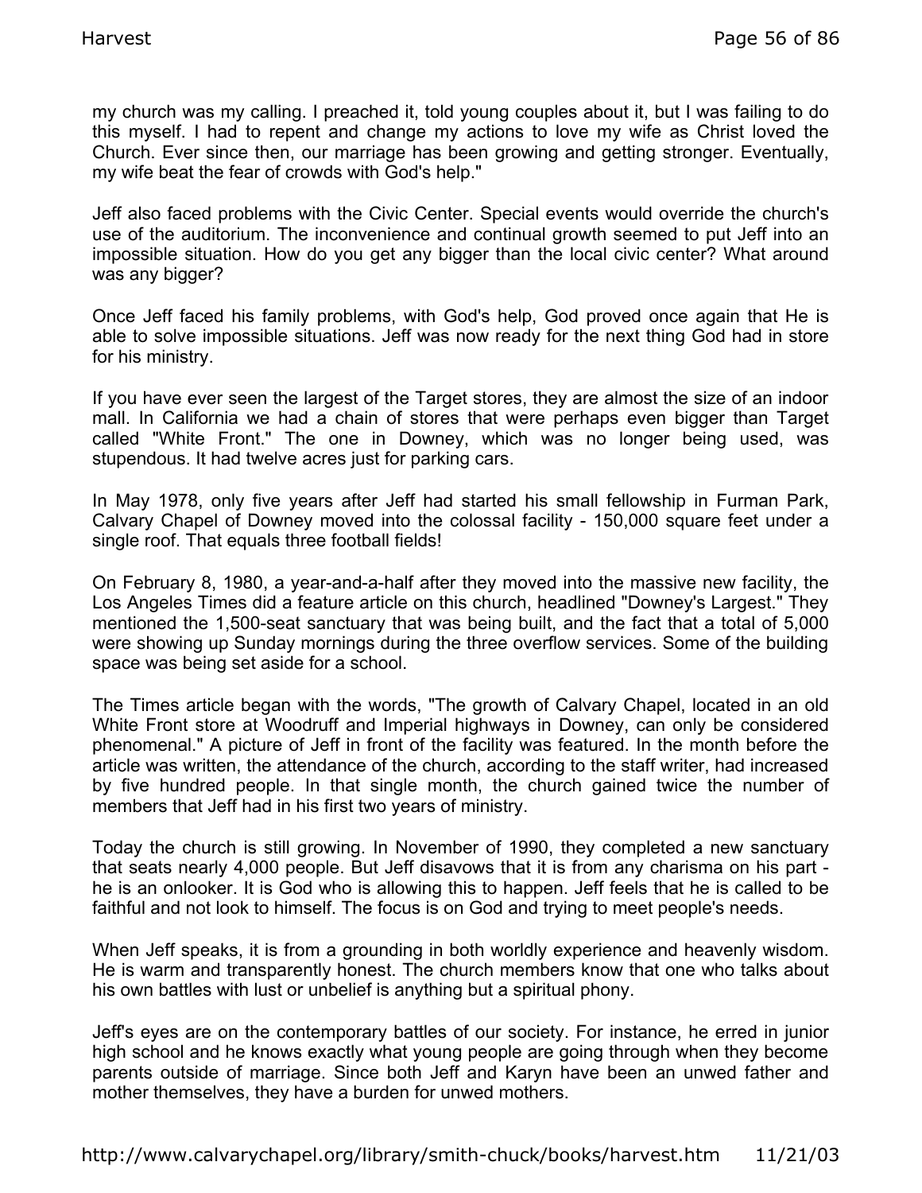my church was my calling. I preached it, told young couples about it, but I was failing to do this myself. I had to repent and change my actions to love my wife as Christ loved the Church. Ever since then, our marriage has been growing and getting stronger. Eventually, my wife beat the fear of crowds with God's help."

Jeff also faced problems with the Civic Center. Special events would override the church's use of the auditorium. The inconvenience and continual growth seemed to put Jeff into an impossible situation. How do you get any bigger than the local civic center? What around was any bigger?

Once Jeff faced his family problems, with God's help, God proved once again that He is able to solve impossible situations. Jeff was now ready for the next thing God had in store for his ministry.

If you have ever seen the largest of the Target stores, they are almost the size of an indoor mall. In California we had a chain of stores that were perhaps even bigger than Target called "White Front." The one in Downey, which was no longer being used, was stupendous. It had twelve acres just for parking cars.

In May 1978, only five years after Jeff had started his small fellowship in Furman Park, Calvary Chapel of Downey moved into the colossal facility - 150,000 square feet under a single roof. That equals three football fields!

On February 8, 1980, a year-and-a-half after they moved into the massive new facility, the Los Angeles Times did a feature article on this church, headlined "Downey's Largest." They mentioned the 1,500-seat sanctuary that was being built, and the fact that a total of 5,000 were showing up Sunday mornings during the three overflow services. Some of the building space was being set aside for a school.

The Times article began with the words, "The growth of Calvary Chapel, located in an old White Front store at Woodruff and Imperial highways in Downey, can only be considered phenomenal." A picture of Jeff in front of the facility was featured. In the month before the article was written, the attendance of the church, according to the staff writer, had increased by five hundred people. In that single month, the church gained twice the number of members that Jeff had in his first two years of ministry.

Today the church is still growing. In November of 1990, they completed a new sanctuary that seats nearly 4,000 people. But Jeff disavows that it is from any charisma on his part - he is an onlooker. It is God who is allowing this to happen. Jeff feels that he is called to be faithful and not look to himself. The focus is on God and trying to meet people's needs.

When Jeff speaks, it is from a grounding in both worldly experience and heavenly wisdom. He is warm and transparently honest. The church members know that one who talks about his own battles with lust or unbelief is anything but a spiritual phony.

Jeff's eyes are on the contemporary battles of our society. For instance, he erred in junior high school and he knows exactly what young people are going through when they become parents outside of marriage. Since both Jeff and Karyn have been an unwed father and mother themselves, they have a burden for unwed mothers.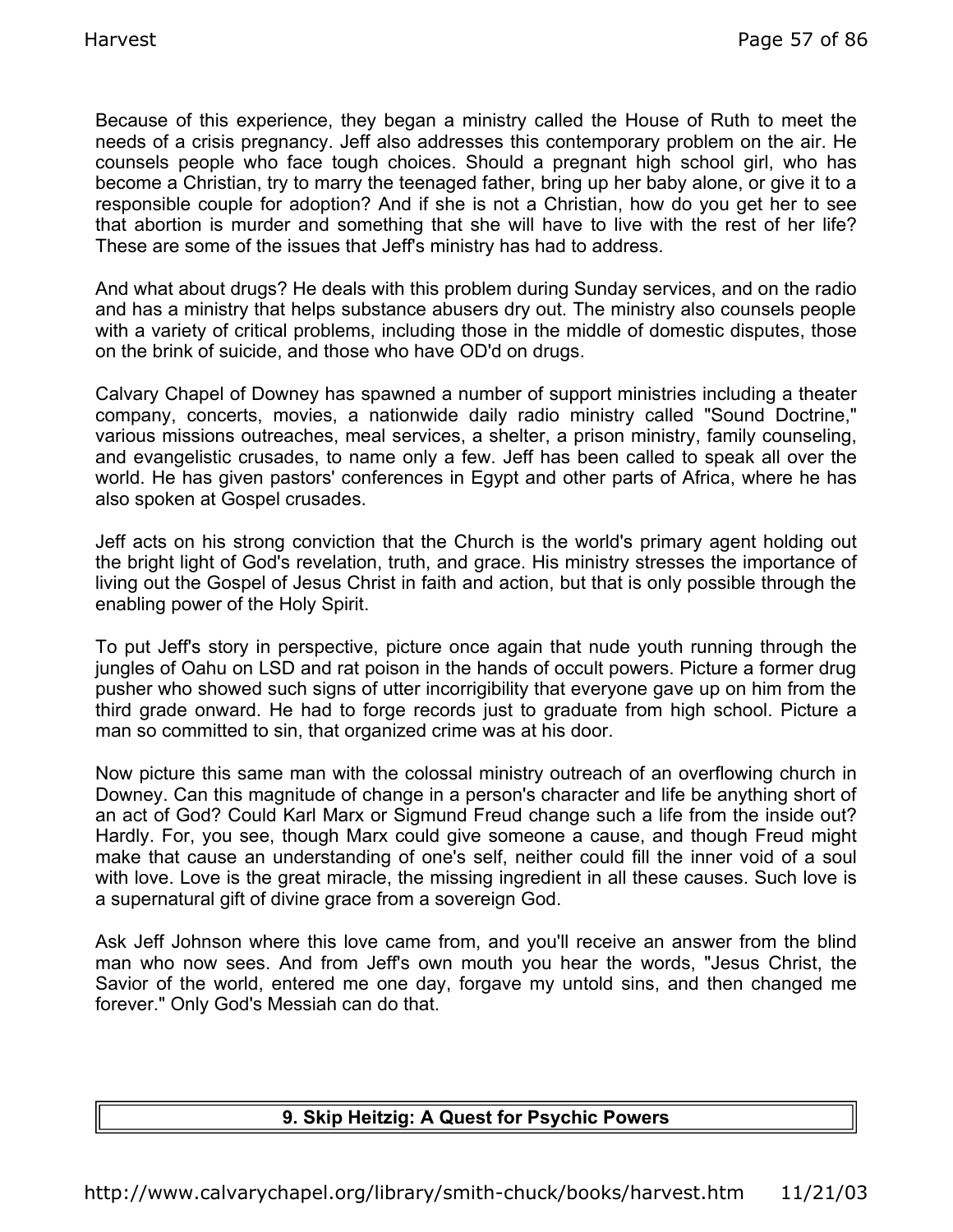Because of this experience, they began a ministry called the House of Ruth to meet the needs of a crisis pregnancy. Jeff also addresses this contemporary problem on the air. He counsels people who face tough choices. Should a pregnant high school girl, who has become a Christian, try to marry the teenaged father, bring up her baby alone, or give it to a responsible couple for adoption? And if she is not a Christian, how do you get her to see that abortion is murder and something that she will have to live with the rest of her life? These are some of the issues that Jeff's ministry has had to address.

And what about drugs? He deals with this problem during Sunday services, and on the radio and has a ministry that helps substance abusers dry out. The ministry also counsels people with a variety of critical problems, including those in the middle of domestic disputes, those on the brink of suicide, and those who have OD'd on drugs.

Calvary Chapel of Downey has spawned a number of support ministries including a theater company, concerts, movies, a nationwide daily radio ministry called "Sound Doctrine," various missions outreaches, meal services, a shelter, a prison ministry, family counseling, and evangelistic crusades, to name only a few. Jeff has been called to speak all over the world. He has given pastors' conferences in Egypt and other parts of Africa, where he has also spoken at Gospel crusades.

Jeff acts on his strong conviction that the Church is the world's primary agent holding out the bright light of God's revelation, truth, and grace. His ministry stresses the importance of living out the Gospel of Jesus Christ in faith and action, but that is only possible through the enabling power of the Holy Spirit.

To put Jeff's story in perspective, picture once again that nude youth running through the jungles of Oahu on LSD and rat poison in the hands of occult powers. Picture a former drug pusher who showed such signs of utter incorrigibility that everyone gave up on him from the third grade onward. He had to forge records just to graduate from high school. Picture a man so committed to sin, that organized crime was at his door.

Now picture this same man with the colossal ministry outreach of an overflowing church in Downey. Can this magnitude of change in a person's character and life be anything short of an act of God? Could Karl Marx or Sigmund Freud change such a life from the inside out? Hardly. For, you see, though Marx could give someone a cause, and though Freud might make that cause an understanding of one's self, neither could fill the inner void of a soul with love. Love is the great miracle, the missing ingredient in all these causes. Such love is a supernatural gift of divine grace from a sovereign God.

Ask Jeff Johnson where this love came from, and you'll receive an answer from the blind man who now sees. And from Jeff's own mouth you hear the words, "Jesus Christ, the Savior of the world, entered me one day, forgave my untold sins, and then changed me forever." Only God's Messiah can do that.

## 9. Skip Heitzig: A Quest for Psychic Powers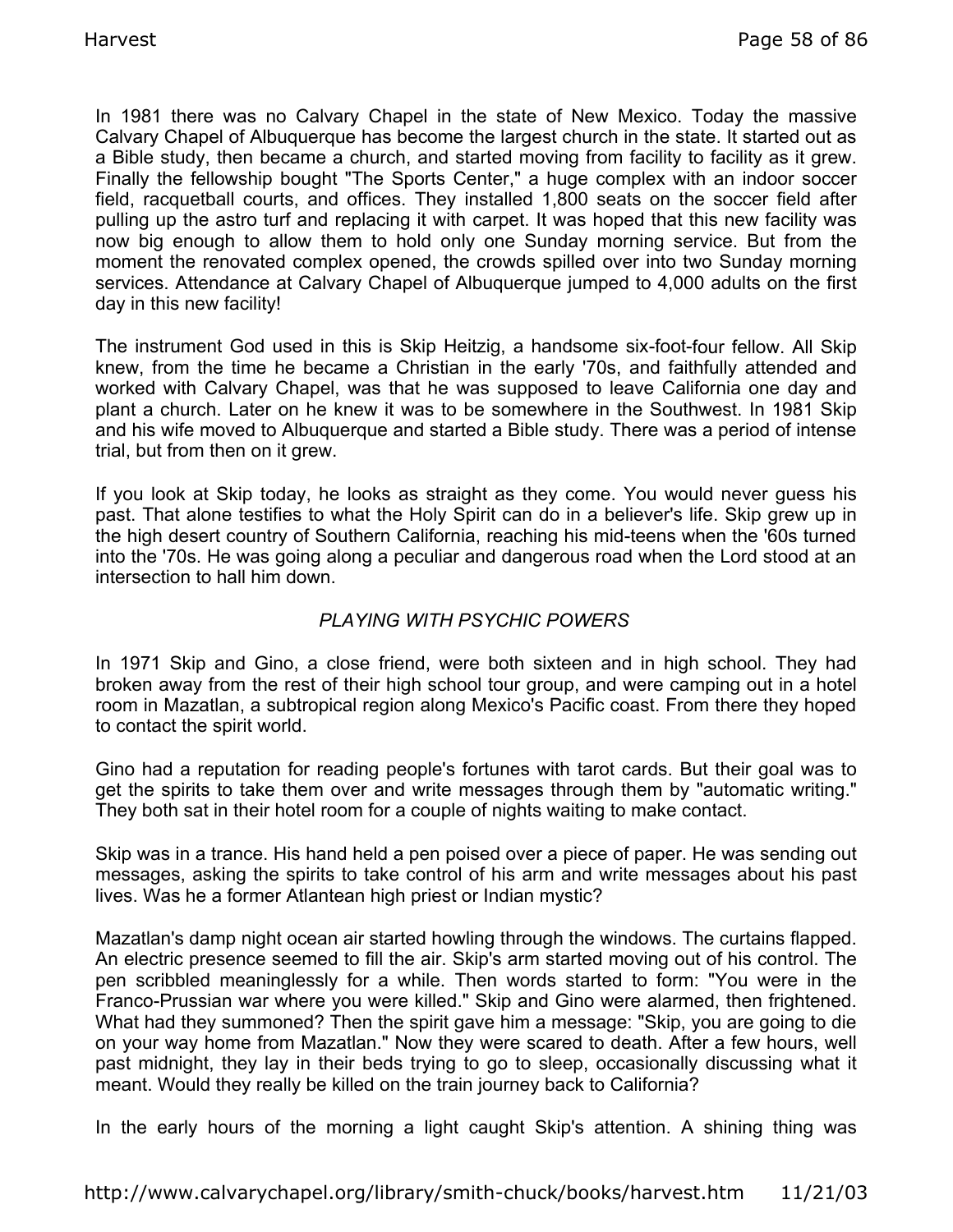In 1981 there was no Calvary Chapel in the state of New Mexico. Today the massive Calvary Chapel of Albuquerque has become the largest church in the state. It started out as a Bible study, then became a church, and started moving from facility to facility as it grew. Finally the fellowship bought "The Sports Center," a huge complex with an indoor soccer field, racquetball courts, and offices. They installed 1,800 seats on the soccer field after pulling up the astro turf and replacing it with carpet. It was hoped that this new facility was now big enough to allow them to hold only one Sunday morning service. But from the moment the renovated complex opened, the crowds spilled over into two Sunday morning services. Attendance at Calvary Chapel of Albuquerque jumped to 4,000 adults on the first day in this new facility!

The instrument God used in this is Skip Heitzig, a handsome six-foot-four fellow. All Skip knew, from the time he became a Christian in the early '70s, and faithfully attended and worked with Calvary Chapel, was that he was supposed to leave California one day and plant a church. Later on he knew it was to be somewhere in the Southwest. In 1981 Skip and his wife moved to Albuquerque and started a Bible study. There was a period of intense trial, but from then on it grew.

If you look at Skip today, he looks as straight as they come. You would never guess his past. That alone testifies to what the Holy Spirit can do in a believer's life. Skip grew up in the high desert country of Southern California, reaching his mid-teens when the '60s turned into the '70s. He was going along a peculiar and dangerous road when the Lord stood at an intersection to hall him down.

*PLAYING WITH PSYCHIC POWERS*

In 1971 Skip and Gino, a close friend, were both sixteen and in high school. They had broken away from the rest of their high school tour group, and were camping out in a hotel room in Mazatlan, a subtropical region along Mexico's Pacific coast. From there they hoped to contact the spirit world.

Gino had a reputation for reading people's fortunes with tarot cards. But their goal was to get the spirits to take them over and write messages through them by "automatic writing." They both sat in their hotel room for a couple of nights waiting to make contact.

Skip was in a trance. His hand held a pen poised over a piece of paper. He was sending out messages, asking the spirits to take control of his arm and write messages about his past lives. Was he a former Atlantean high priest or Indian mystic?

Mazatlan's damp night ocean air started howling through the windows. The curtains flapped. An electric presence seemed to fill the air. Skip's arm started moving out of his control. The pen scribbled meaninglessly for a while. Then words started to form: "You were in the Franco-Prussian war where you were killed." Skip and Gino were alarmed, then frightened. What had they summoned? Then the spirit gave him a message: "Skip, you are going to die on your way home from Mazatlan." Now they were scared to death. After a few hours, well past midnight, they lay in their beds trying to go to sleep, occasionally discussing what it meant. Would they really be killed on the train journey back to California?

In the early hours of the morning a light caught Skip's attention. A shining thing was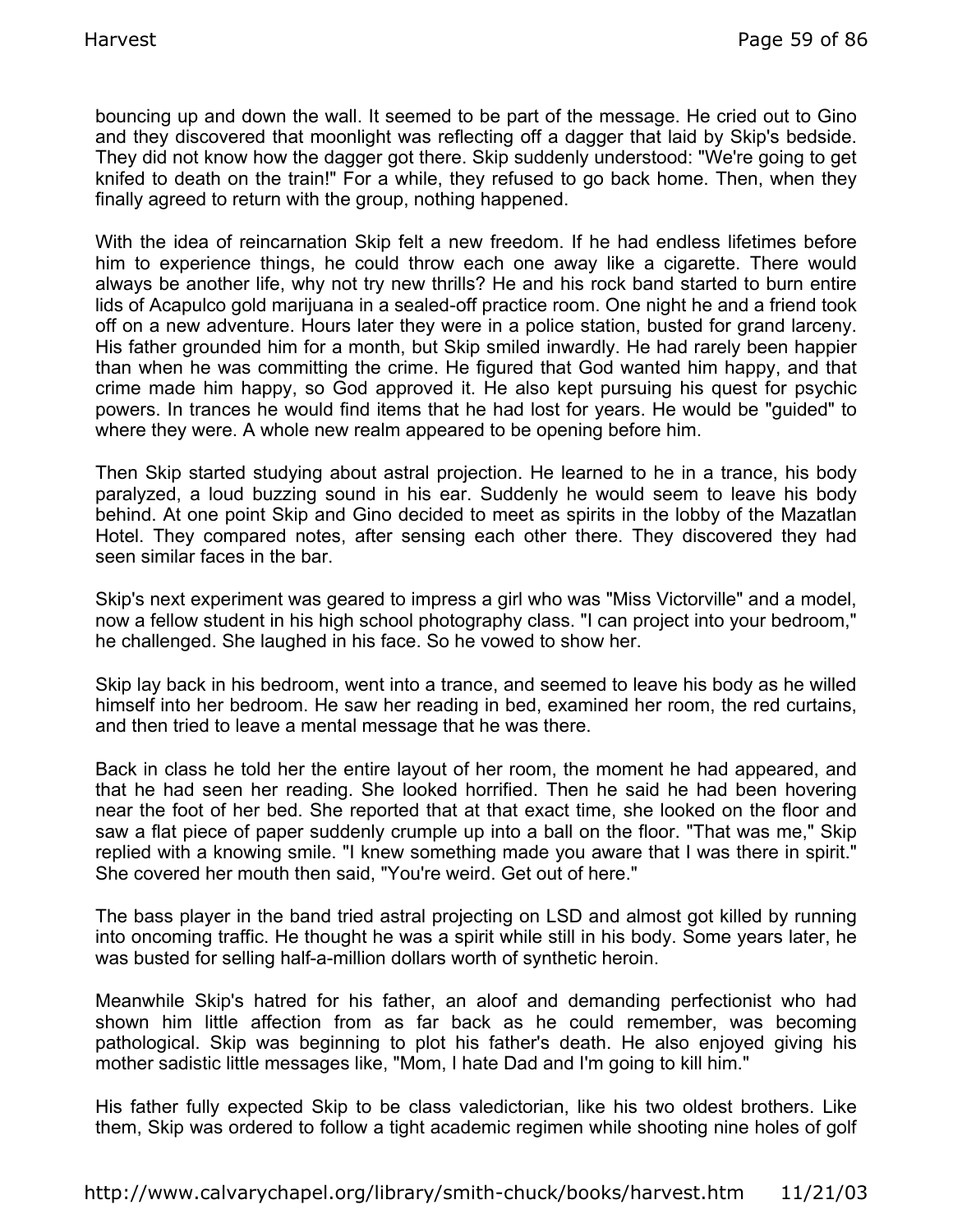bouncing up and down the wall. It seemed to be part of the message. He cried out to Gino and they discovered that moonlight was reflecting off a dagger that laid by Skip's bedside. They did not know how the dagger got there. Skip suddenly understood: "We're going to get knifed to death on the train!" For a while, they refused to go back home. Then, when they finally agreed to return with the group, nothing happened.

With the idea of reincarnation Skip felt a new freedom. If he had endless lifetimes before him to experience things, he could throw each one away like a cigarette. There would always be another life, why not try new thrills? He and his rock band started to burn entire lids of Acapulco gold marijuana in a sealed-off practice room. One night he and a friend took off on a new adventure. Hours later they were in a police station, busted for grand larceny. His father grounded him for a month, but Skip smiled inwardly. He had rarely been happier than when he was committing the crime. He figured that God wanted him happy, and that crime made him happy, so God approved it. He also kept pursuing his quest for psychic powers. In trances he would find items that he had lost for years. He would be "guided" to where they were. A whole new realm appeared to be opening before him.

Then Skip started studying about astral projection. He learned to he in a trance, his body paralyzed, a loud buzzing sound in his ear. Suddenly he would seem to leave his body behind. At one point Skip and Gino decided to meet as spirits in the lobby of the Mazatlan Hotel. They compared notes, after sensing each other there. They discovered they had seen similar faces in the bar.

Skip's next experiment was geared to impress a girl who was "Miss Victorville" and a model, now a fellow student in his high school photography class. "I can project into your bedroom," he challenged. She laughed in his face. So he vowed to show her.

Skip lay back in his bedroom, went into a trance, and seemed to leave his body as he willed himself into her bedroom. He saw her reading in bed, examined her room, the red curtains, and then tried to leave a mental message that he was there.

Back in class he told her the entire layout of her room, the moment he had appeared, and that he had seen her reading. She looked horrified. Then he said he had been hovering near the foot of her bed. She reported that at that exact time, she looked on the floor and saw a flat piece of paper suddenly crumple up into a ball on the floor. "That was me," Skip replied with a knowing smile. "I knew something made you aware that I was there in spirit." She covered her mouth then said, "You're weird. Get out of here."

The bass player in the band tried astral projecting on LSD and almost got killed by running into oncoming traffic. He thought he was a spirit while still in his body. Some years later, he was busted for selling half-a-million dollars worth of synthetic heroin.

Meanwhile Skip's hatred for his father, an aloof and demanding perfectionist who had shown him little affection from as far back as he could remember, was becoming pathological. Skip was beginning to plot his father's death. He also enjoyed giving his mother sadistic little messages like, "Mom, I hate Dad and I'm going to kill him."

His father fully expected Skip to be class valedictorian, like his two oldest brothers. Like them, Skip was ordered to follow a tight academic regimen while shooting nine holes of golf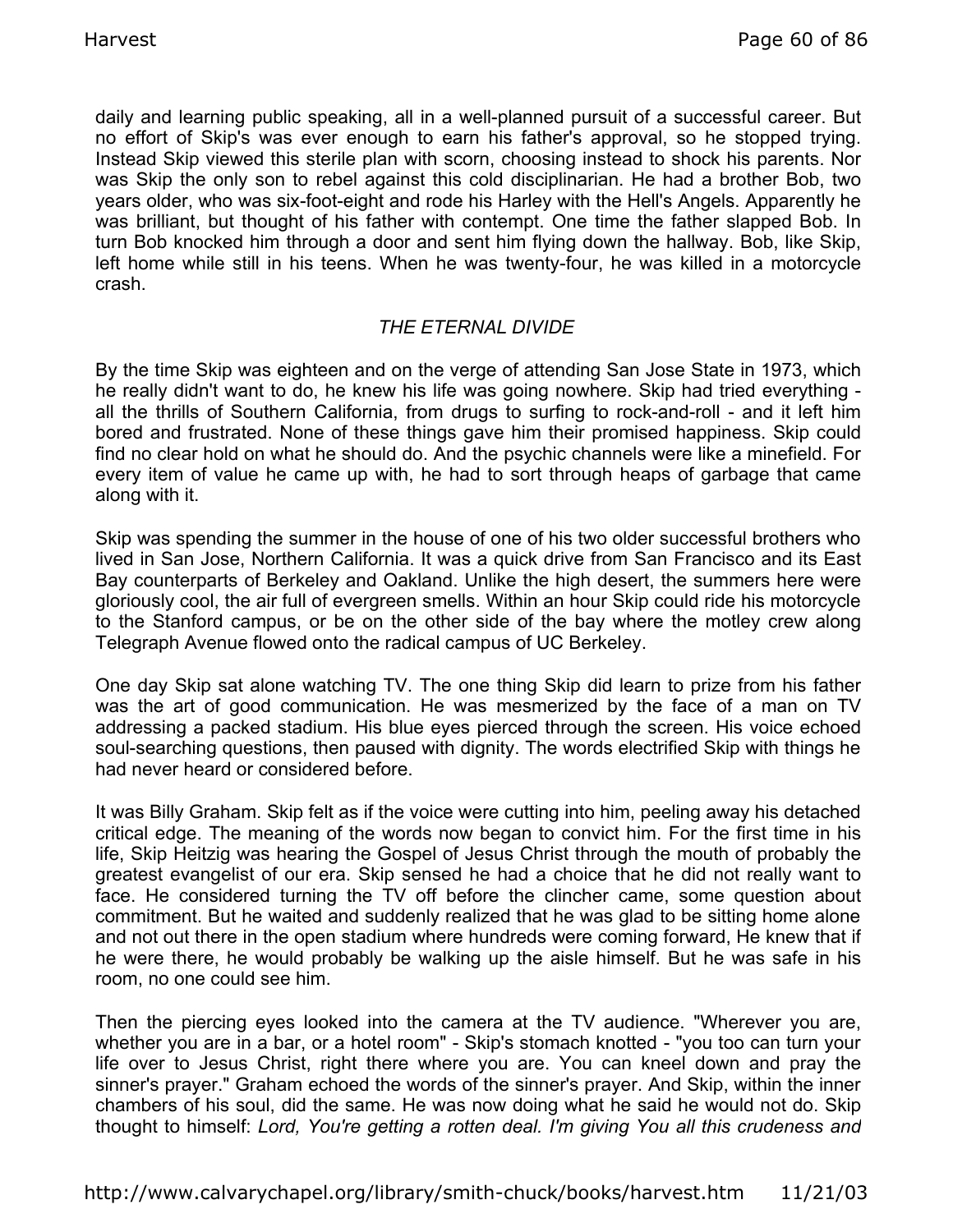daily and learning public speaking, all in a well-planned pursuit of a successful career. But no effort of Skip's was ever enough to earn his father's approval, so he stopped trying. Instead Skip viewed this sterile plan with scorn, choosing instead to shock his parents. Nor was Skip the only son to rebel against this cold disciplinarian. He had a brother Bob, two years older, who was six-foot-eight and rode his Harley with the Hell's Angels. Apparently he was brilliant, but thought of his father with contempt. One time the father slapped Bob. In turn Bob knocked him through a door and sent him flying down the hallway. Bob, like Skip, left home while still in his teens. When he was twenty-four, he was killed in a motorcycle crash.

### *THE ETERNAL DIVIDE*

By the time Skip was eighteen and on the verge of attending San Jose State in 1973, which he really didn't want to do, he knew his life was going nowhere. Skip had tried everything - all the thrills of Southern California, from drugs to surfing to rock-and-roll - and it left him bored and frustrated. None of these things gave him their promised happiness. Skip could find no clear hold on what he should do. And the psychic channels were like a minefield. For every item of value he came up with, he had to sort through heaps of garbage that came along with it.

Skip was spending the summer in the house of one of his two older successful brothers who lived in San Jose, Northern California. It was a quick drive from San Francisco and its East Bay counterparts of Berkeley and Oakland. Unlike the high desert, the summers here were gloriously cool, the air full of evergreen smells. Within an hour Skip could ride his motorcycle to the Stanford campus, or be on the other side of the bay where the motley crew along Telegraph Avenue flowed onto the radical campus of UC Berkeley.

One day Skip sat alone watching TV. The one thing Skip did learn to prize from his father was the art of good communication. He was mesmerized by the face of a man on TV addressing a packed stadium. His blue eyes pierced through the screen. His voice echoed soul-searching questions, then paused with dignity. The words electrified Skip with things he had never heard or considered before.

It was Billy Graham. Skip felt as if the voice were cutting into him, peeling away his detached critical edge. The meaning of the words now began to convict him. For the first time in his life, Skip Heitzig was hearing the Gospel of Jesus Christ through the mouth of probably the greatest evangelist of our era. Skip sensed he had a choice that he did not really want to face. He considered turning the TV off before the clincher came, some question about commitment. But he waited and suddenly realized that he was glad to be sitting home alone and not out there in the open stadium where hundreds were coming forward, He knew that if he were there, he would probably be walking up the aisle himself. But he was safe in his room, no one could see him.

Then the piercing eyes looked into the camera at the TV audience. "Wherever you are, whether you are in a bar, or a hotel room" - Skip's stomach knotted - "you too can turn your life over to Jesus Christ, right there where you are. You can kneel down and pray the sinner's prayer." Graham echoed the words of the sinner's prayer. And Skip, within the inner chambers of his soul, did the same. He was now doing what he said he would not do. Skip thought to himself: *Lord, You're getting a rotten deal. I'm giving You all this crudeness and*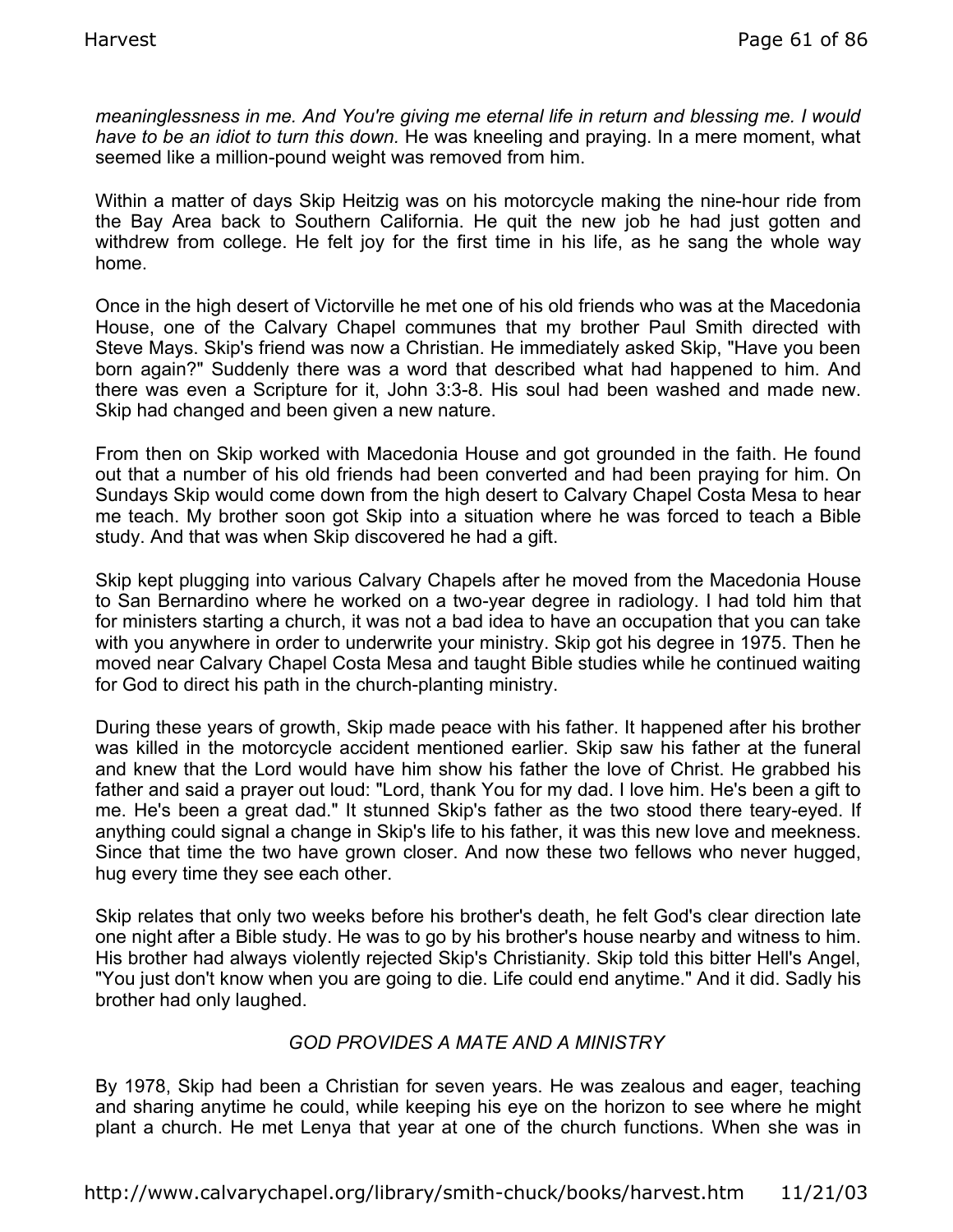*meaninglessness in me. And You're giving me eternal life in return and blessing me. I would have to be an idiot to turn this down.* He was kneeling and praying. In a mere moment, what seemed like a million-pound weight was removed from him.

Within a matter of days Skip Heitzig was on his motorcycle making the nine-hour ride from the Bay Area back to Southern California. He quit the new job he had just gotten and withdrew from college. He felt joy for the first time in his life, as he sang the whole way home.

Once in the high desert of Victorville he met one of his old friends who was at the Macedonia House, one of the Calvary Chapel communes that my brother Paul Smith directed with Steve Mays. Skip's friend was now a Christian. He immediately asked Skip, "Have you been born again?" Suddenly there was a word that described what had happened to him. And there was even a Scripture for it, John 3:3-8. His soul had been washed and made new. Skip had changed and been given a new nature.

From then on Skip worked with Macedonia House and got grounded in the faith. He found out that a number of his old friends had been converted and had been praying for him. On Sundays Skip would come down from the high desert to Calvary Chapel Costa Mesa to hear me teach. My brother soon got Skip into a situation where he was forced to teach a Bible study. And that was when Skip discovered he had a gift.

Skip kept plugging into various Calvary Chapels after he moved from the Macedonia House to San Bernardino where he worked on a two-year degree in radiology. I had told him that for ministers starting a church, it was not a bad idea to have an occupation that you can take with you anywhere in order to underwrite your ministry. Skip got his degree in 1975. Then he moved near Calvary Chapel Costa Mesa and taught Bible studies while he continued waiting for God to direct his path in the church-planting ministry.

During these years of growth, Skip made peace with his father. It happened after his brother was killed in the motorcycle accident mentioned earlier. Skip saw his father at the funeral and knew that the Lord would have him show his father the love of Christ. He grabbed his father and said a prayer out loud: "Lord, thank You for my dad. I love him. He's been a gift to me. He's been a great dad." It stunned Skip's father as the two stood there teary-eyed. If anything could signal a change in Skip's life to his father, it was this new love and meekness. Since that time the two have grown closer. And now these two fellows who never hugged, hug every time they see each other.

Skip relates that only two weeks before his brother's death, he felt God's clear direction late one night after a Bible study. He was to go by his brother's house nearby and witness to him. His brother had always violently rejected Skip's Christianity. Skip told this bitter Hell's Angel, "You just don't know when you are going to die. Life could end anytime." And it did. Sadly his brother had only laughed.

### *GOD PROVIDES A MATE AND A MINISTRY*

By 1978, Skip had been a Christian for seven years. He was zealous and eager, teaching and sharing anytime he could, while keeping his eye on the horizon to see where he might plant a church. He met Lenya that year at one of the church functions. When she was in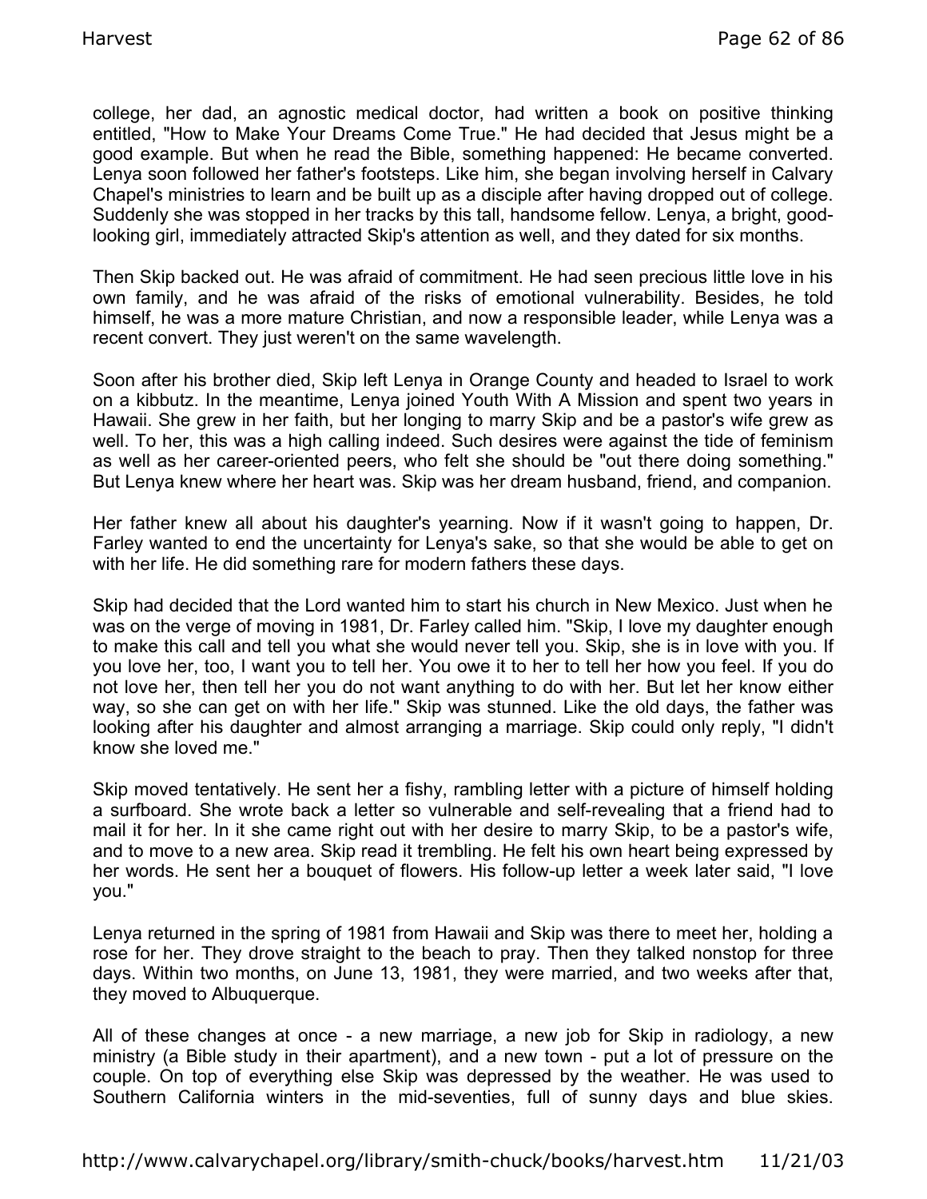college, her dad, an agnostic medical doctor, had written a book on positive thinking entitled, "How to Make Your Dreams Come True." He had decided that Jesus might be a good example. But when he read the Bible, something happened: He became converted. Lenya soon followed her father's footsteps. Like him, she began involving herself in Calvary Chapel's ministries to learn and be built up as a disciple after having dropped out of college. Suddenly she was stopped in her tracks by this tall, handsome fellow. Lenya, a bright, good-looking girl, immediately attracted Skip's attention as well, and they dated for six months.

Then Skip backed out. He was afraid of commitment. He had seen precious little love in his own family, and he was afraid of the risks of emotional vulnerability. Besides, he told himself, he was a more mature Christian, and now a responsible leader, while Lenya was a recent convert. They just weren't on the same wavelength.

Soon after his brother died, Skip left Lenya in Orange County and headed to Israel to work on a kibbutz. In the meantime, Lenya joined Youth With A Mission and spent two years in Hawaii. She grew in her faith, but her longing to marry Skip and be a pastor's wife grew as well. To her, this was a high calling indeed. Such desires were against the tide of feminism as well as her career-oriented peers, who felt she should be "out there doing something." But Lenya knew where her heart was. Skip was her dream husband, friend, and companion.

Her father knew all about his daughter's yearning. Now if it wasn't going to happen, Dr. Farley wanted to end the uncertainty for Lenya's sake, so that she would be able to get on with her life. He did something rare for modern fathers these days.

Skip had decided that the Lord wanted him to start his church in New Mexico. Just when he was on the verge of moving in 1981, Dr. Farley called him. "Skip, I love my daughter enough to make this call and tell you what she would never tell you. Skip, she is in love with you. If you love her, too, I want you to tell her. You owe it to her to tell her how you feel. If you do not love her, then tell her you do not want anything to do with her. But let her know either way, so she can get on with her life." Skip was stunned. Like the old days, the father was looking after his daughter and almost arranging a marriage. Skip could only reply, "I didn't know she loved me."

Skip moved tentatively. He sent her a fishy, rambling letter with a picture of himself holding a surfboard. She wrote back a letter so vulnerable and self-revealing that a friend had to mail it for her. In it she came right out with her desire to marry Skip, to be a pastor's wife, and to move to a new area. Skip read it trembling. He felt his own heart being expressed by her words. He sent her a bouquet of flowers. His follow-up letter a week later said, "I love you."

Lenya returned in the spring of 1981 from Hawaii and Skip was there to meet her, holding a rose for her. They drove straight to the beach to pray. Then they talked nonstop for three days. Within two months, on June 13, 1981, they were married, and two weeks after that, they moved to Albuquerque.

All of these changes at once - a new marriage, a new job for Skip in radiology, a new ministry (a Bible study in their apartment), and a new town - put a lot of pressure on the couple. On top of everything else Skip was depressed by the weather. He was used to Southern California winters in the mid-seventies, full of sunny days and blue skies.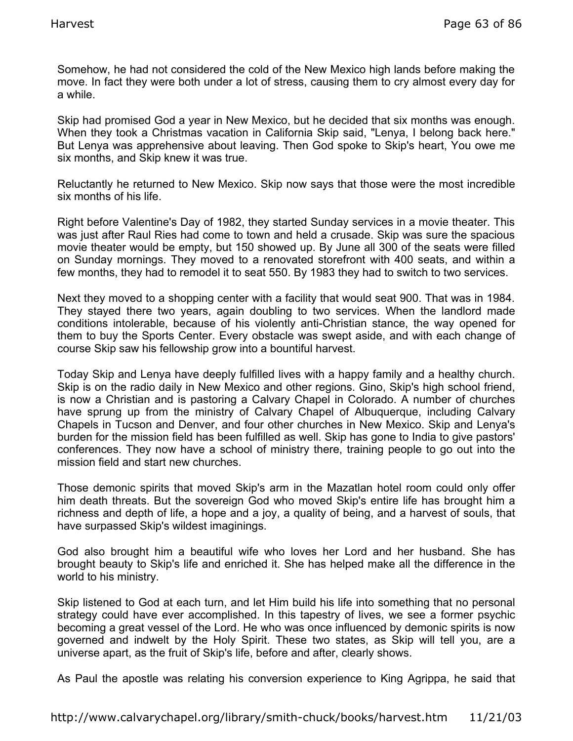Somehow, he had not considered the cold of the New Mexico high lands before making the move. In fact they were both under a lot of stress, causing them to cry almost every day for a while.

Skip had promised God a year in New Mexico, but he decided that six months was enough. When they took a Christmas vacation in California Skip said, "Lenya, I belong back here." But Lenya was apprehensive about leaving. Then God spoke to Skip's heart, You owe me six months, and Skip knew it was true.

Reluctantly he returned to New Mexico. Skip now says that those were the most incredible six months of his life.

Right before Valentine's Day of 1982, they started Sunday services in a movie theater. This was just after Raul Ries had come to town and held a crusade. Skip was sure the spacious movie theater would be empty, but 150 showed up. By June all 300 of the seats were filled on Sunday mornings. They moved to a renovated storefront with 400 seats, and within a few months, they had to remodel it to seat 550. By 1983 they had to switch to two services.

Next they moved to a shopping center with a facility that would seat 900. That was in 1984. They stayed there two years, again doubling to two services. When the landlord made conditions intolerable, because of his violently anti-Christian stance, the way opened for them to buy the Sports Center. Every obstacle was swept aside, and with each change of course Skip saw his fellowship grow into a bountiful harvest.

Today Skip and Lenya have deeply fulfilled lives with a happy family and a healthy church. Skip is on the radio daily in New Mexico and other regions. Gino, Skip's high school friend, is now a Christian and is pastoring a Calvary Chapel in Colorado. A number of churches have sprung up from the ministry of Calvary Chapel of Albuquerque, including Calvary Chapels in Tucson and Denver, and four other churches in New Mexico. Skip and Lenya's burden for the mission field has been fulfilled as well. Skip has gone to India to give pastors' conferences. They now have a school of ministry there, training people to go out into the mission field and start new churches.

Those demonic spirits that moved Skip's arm in the Mazatlan hotel room could only offer him death threats. But the sovereign God who moved Skip's entire life has brought him a richness and depth of life, a hope and a joy, a quality of being, and a harvest of souls, that have surpassed Skip's wildest imaginings.

God also brought him a beautiful wife who loves her Lord and her husband. She has brought beauty to Skip's life and enriched it. She has helped make all the difference in the world to his ministry.

Skip listened to God at each turn, and let Him build his life into something that no personal strategy could have ever accomplished. In this tapestry of lives, we see a former psychic becoming a great vessel of the Lord. He who was once influenced by demonic spirits is now governed and indwelt by the Holy Spirit. These two states, as Skip will tell you, are a universe apart, as the fruit of Skip's life, before and after, clearly shows.

As Paul the apostle was relating his conversion experience to King Agrippa, he said that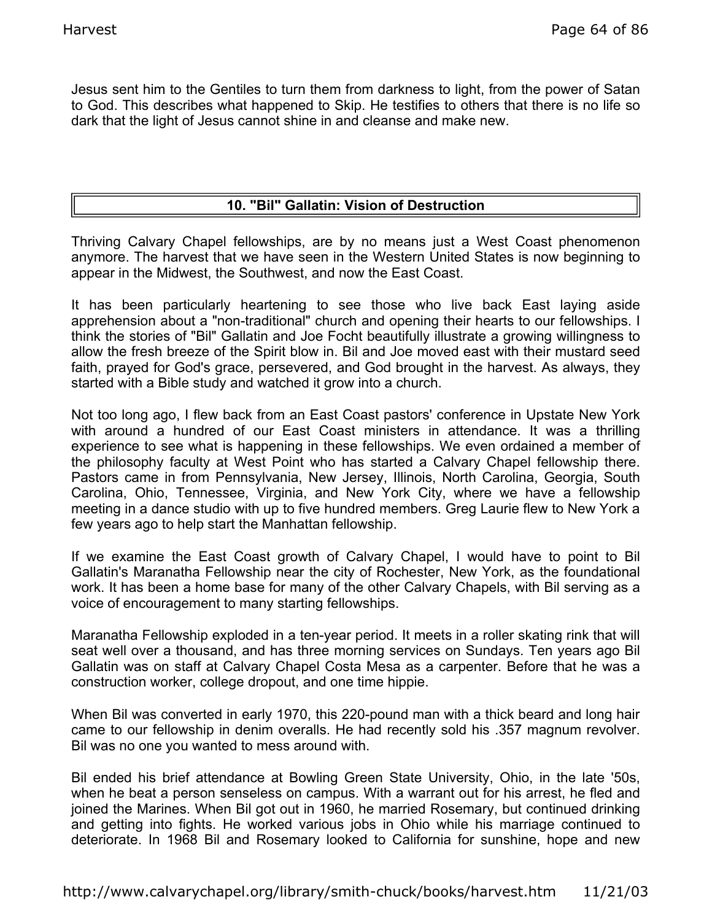Jesus sent him to the Gentiles to turn them from darkness to light, from the power of Satan to God. This describes what happened to Skip. He testifies to others that there is no life so dark that the light of Jesus cannot shine in and cleanse and make new.

## 10. "Bil" Gallatin: Vision of Destruction

Thriving Calvary Chapel fellowships, are by no means just a West Coast phenomenon anymore. The harvest that we have seen in the Western United States is now beginning to appear in the Midwest, the Southwest, and now the East Coast.

It has been particularly heartening to see those who live back East laying aside apprehension about a "non-traditional" church and opening their hearts to our fellowships. I think the stories of "Bil" Gallatin and Joe Focht beautifully illustrate a growing willingness to allow the fresh breeze of the Spirit blow in. Bil and Joe moved east with their mustard seed faith, prayed for God's grace, persevered, and God brought in the harvest. As always, they started with a Bible study and watched it grow into a church.

Not too long ago, I flew back from an East Coast pastors' conference in Upstate New York with around a hundred of our East Coast ministers in attendance. It was a thrilling experience to see what is happening in these fellowships. We even ordained a member of the philosophy faculty at West Point who has started a Calvary Chapel fellowship there. Pastors came in from Pennsylvania, New Jersey, Illinois, North Carolina, Georgia, South Carolina, Ohio, Tennessee, Virginia, and New York City, where we have a fellowship meeting in a dance studio with up to five hundred members. Greg Laurie flew to New York a few years ago to help start the Manhattan fellowship.

If we examine the East Coast growth of Calvary Chapel, I would have to point to Bil Gallatin's Maranatha Fellowship near the city of Rochester, New York, as the foundational work. It has been a home base for many of the other Calvary Chapels, with Bil serving as a voice of encouragement to many starting fellowships.

Maranatha Fellowship exploded in a ten-year period. It meets in a roller skating rink that will seat well over a thousand, and has three morning services on Sundays. Ten years ago Bil Gallatin was on staff at Calvary Chapel Costa Mesa as a carpenter. Before that he was a construction worker, college dropout, and one time hippie.

When Bil was converted in early 1970, this 220-pound man with a thick beard and long hair came to our fellowship in denim overalls. He had recently sold his .357 magnum revolver. Bil was no one you wanted to mess around with.

Bil ended his brief attendance at Bowling Green State University, Ohio, in the late '50s, when he beat a person senseless on campus. With a warrant out for his arrest, he fled and joined the Marines. When Bil got out in 1960, he married Rosemary, but continued drinking and getting into fights. He worked various jobs in Ohio while his marriage continued to deteriorate. In 1968 Bil and Rosemary looked to California for sunshine, hope and new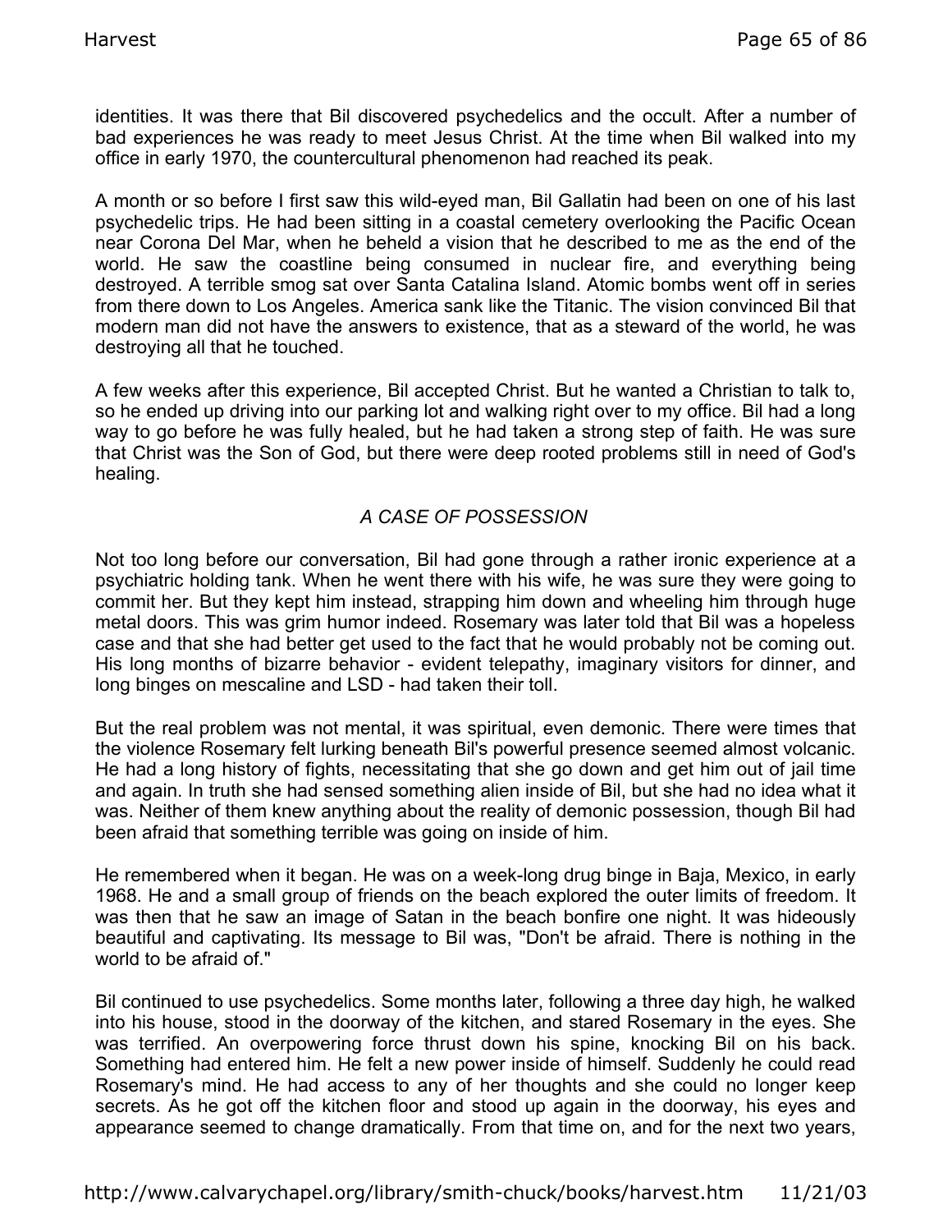identities. It was there that Bil discovered psychedelics and the occult. After a number of bad experiences he was ready to meet Jesus Christ. At the time when Bil walked into my office in early 1970, the countercultural phenomenon had reached its peak.

A month or so before I first saw this wild-eyed man, Bil Gallatin had been on one of his last psychedelic trips. He had been sitting in a coastal cemetery overlooking the Pacific Ocean near Corona Del Mar, when he beheld a vision that he described to me as the end of the world. He saw the coastline being consumed in nuclear fire, and everything being destroyed. A terrible smog sat over Santa Catalina Island. Atomic bombs went off in series from there down to Los Angeles. America sank like the Titanic. The vision convinced Bil that modern man did not have the answers to existence, that as a steward of the world, he was destroying all that he touched.

A few weeks after this experience, Bil accepted Christ. But he wanted a Christian to talk to, so he ended up driving into our parking lot and walking right over to my office. Bil had a long way to go before he was fully healed, but he had taken a strong step of faith. He was sure that Christ was the Son of God, but there were deep rooted problems still in need of God's healing.

### *A CASE OF POSSESSION*

Not too long before our conversation, Bil had gone through a rather ironic experience at a psychiatric holding tank. When he went there with his wife, he was sure they were going to commit her. But they kept him instead, strapping him down and wheeling him through huge metal doors. This was grim humor indeed. Rosemary was later told that Bil was a hopeless case and that she had better get used to the fact that he would probably not be coming out. His long months of bizarre behavior - evident telepathy, imaginary visitors for dinner, and long binges on mescaline and LSD - had taken their toll.

But the real problem was not mental, it was spiritual, even demonic. There were times that the violence Rosemary felt lurking beneath Bil's powerful presence seemed almost volcanic. He had a long history of fights, necessitating that she go down and get him out of jail time and again. In truth she had sensed something alien inside of Bil, but she had no idea what it was. Neither of them knew anything about the reality of demonic possession, though Bil had been afraid that something terrible was going on inside of him.

He remembered when it began. He was on a week-long drug binge in Baja, Mexico, in early 1968. He and a small group of friends on the beach explored the outer limits of freedom. It was then that he saw an image of Satan in the beach bonfire one night. It was hideously beautiful and captivating. Its message to Bil was, "Don't be afraid. There is nothing in the world to be afraid of."

Bil continued to use psychedelics. Some months later, following a three day high, he walked into his house, stood in the doorway of the kitchen, and stared Rosemary in the eyes. She was terrified. An overpowering force thrust down his spine, knocking Bil on his back. Something had entered him. He felt a new power inside of himself. Suddenly he could read Rosemary's mind. He had access to any of her thoughts and she could no longer keep secrets. As he got off the kitchen floor and stood up again in the doorway, his eyes and appearance seemed to change dramatically. From that time on, and for the next two years,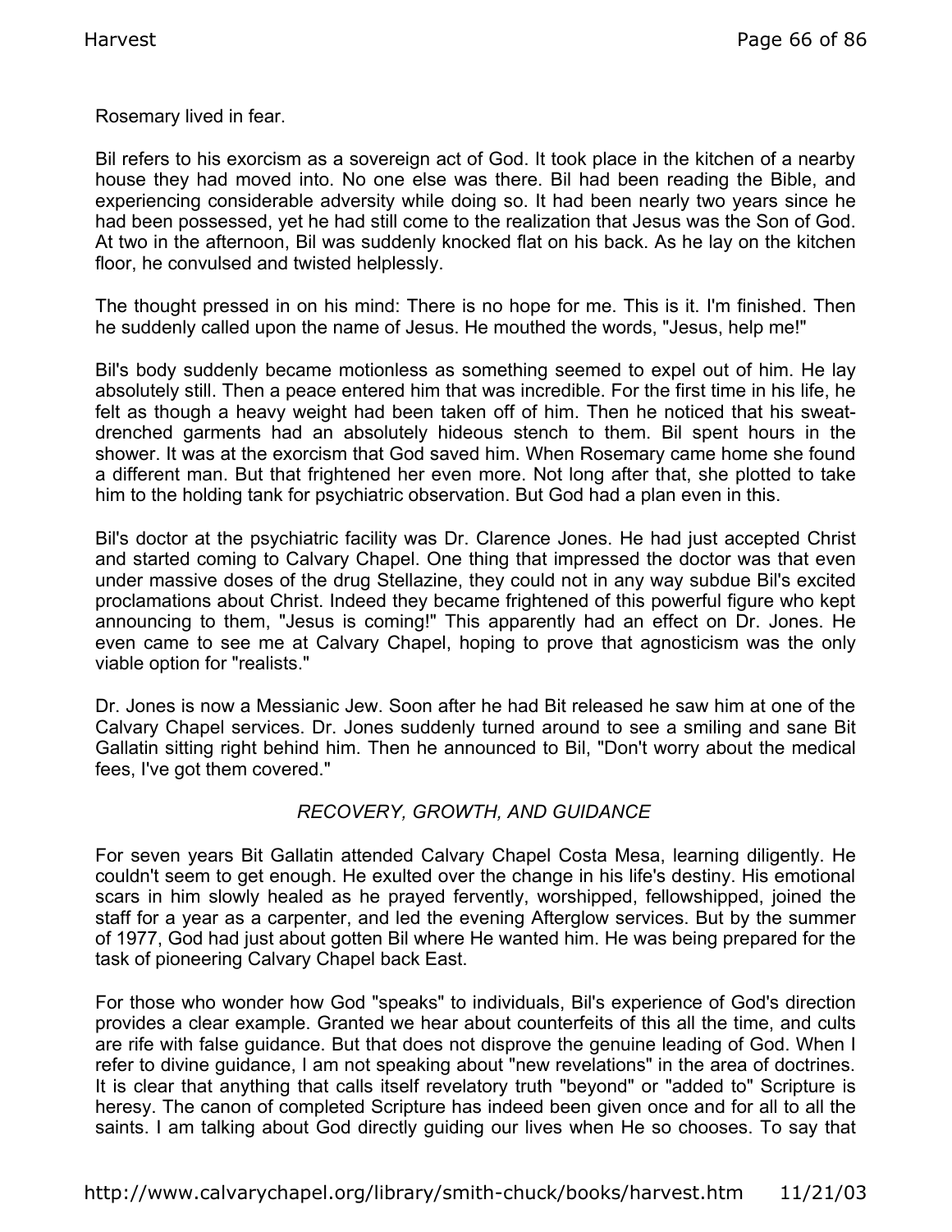Rosemary lived in fear.

Bil refers to his exorcism as a sovereign act of God. It took place in the kitchen of a nearby house they had moved into. No one else was there. Bil had been reading the Bible, and experiencing considerable adversity while doing so. It had been nearly two years since he had been possessed, yet he had still come to the realization that Jesus was the Son of God. At two in the afternoon, Bil was suddenly knocked flat on his back. As he lay on the kitchen floor, he convulsed and twisted helplessly.

The thought pressed in on his mind: There is no hope for me. This is it. I'm finished. Then he suddenly called upon the name of Jesus. He mouthed the words, "Jesus, help me!"

Bil's body suddenly became motionless as something seemed to expel out of him. He lay absolutely still. Then a peace entered him that was incredible. For the first time in his life, he felt as though a heavy weight had been taken off of him. Then he noticed that his sweat-drenched garments had an absolutely hideous stench to them. Bil spent hours in the shower. It was at the exorcism that God saved him. When Rosemary came home she found a different man. But that frightened her even more. Not long after that, she plotted to take him to the holding tank for psychiatric observation. But God had a plan even in this.

Bil's doctor at the psychiatric facility was Dr. Clarence Jones. He had just accepted Christ and started coming to Calvary Chapel. One thing that impressed the doctor was that even under massive doses of the drug Stellazine, they could not in any way subdue Bil's excited proclamations about Christ. Indeed they became frightened of this powerful figure who kept announcing to them, "Jesus is coming!" This apparently had an effect on Dr. Jones. He even came to see me at Calvary Chapel, hoping to prove that agnosticism was the only viable option for "realists."

Dr. Jones is now a Messianic Jew. Soon after he had Bit released he saw him at one of the Calvary Chapel services. Dr. Jones suddenly turned around to see a smiling and sane Bit Gallatin sitting right behind him. Then he announced to Bil, "Don't worry about the medical fees, I've got them covered."

### *RECOVERY, GROWTH, AND GUIDANCE*

For seven years Bit Gallatin attended Calvary Chapel Costa Mesa, learning diligently. He couldn't seem to get enough. He exulted over the change in his life's destiny. His emotional scars in him slowly healed as he prayed fervently, worshipped, fellowshipped, joined the staff for a year as a carpenter, and led the evening Afterglow services. But by the summer of 1977, God had just about gotten Bil where He wanted him. He was being prepared for the task of pioneering Calvary Chapel back East.

For those who wonder how God "speaks" to individuals, Bil's experience of God's direction provides a clear example. Granted we hear about counterfeits of this all the time, and cults are rife with false guidance. But that does not disprove the genuine leading of God. When I refer to divine guidance, I am not speaking about "new revelations" in the area of doctrines. It is clear that anything that calls itself revelatory truth "beyond" or "added to" Scripture is heresy. The canon of completed Scripture has indeed been given once and for all to all the saints. I am talking about God directly guiding our lives when He so chooses. To say that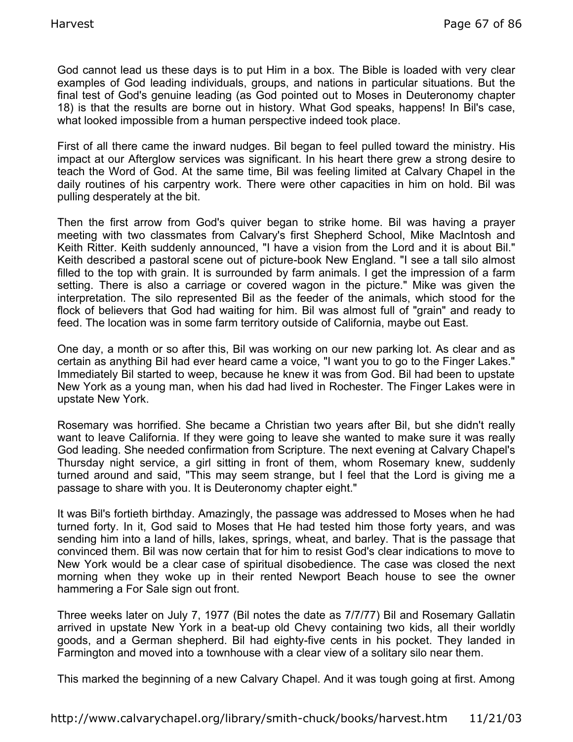God cannot lead us these days is to put Him in a box. The Bible is loaded with very clear examples of God leading individuals, groups, and nations in particular situations. But the final test of God's genuine leading (as God pointed out to Moses in Deuteronomy chapter 18) is that the results are borne out in history. What God speaks, happens! In Bil's case, what looked impossible from a human perspective indeed took place.

First of all there came the inward nudges. Bil began to feel pulled toward the ministry. His impact at our Afterglow services was significant. In his heart there grew a strong desire to teach the Word of God. At the same time, Bil was feeling limited at Calvary Chapel in the daily routines of his carpentry work. There were other capacities in him on hold. Bil was pulling desperately at the bit.

Then the first arrow from God's quiver began to strike home. Bil was having a prayer meeting with two classmates from Calvary's first Shepherd School, Mike MacIntosh and Keith Ritter. Keith suddenly announced, "I have a vision from the Lord and it is about Bil." Keith described a pastoral scene out of picture-book New England. "I see a tall silo almost filled to the top with grain. It is surrounded by farm animals. I get the impression of a farm setting. There is also a carriage or covered wagon in the picture." Mike was given the interpretation. The silo represented Bil as the feeder of the animals, which stood for the flock of believers that God had waiting for him. Bil was almost full of "grain" and ready to feed. The location was in some farm territory outside of California, maybe out East.

One day, a month or so after this, Bil was working on our new parking lot. As clear and as certain as anything Bil had ever heard came a voice, "I want you to go to the Finger Lakes." Immediately Bil started to weep, because he knew it was from God. Bil had been to upstate New York as a young man, when his dad had lived in Rochester. The Finger Lakes were in upstate New York.

Rosemary was horrified. She became a Christian two years after Bil, but she didn't really want to leave California. If they were going to leave she wanted to make sure it was really God leading. She needed confirmation from Scripture. The next evening at Calvary Chapel's Thursday night service, a girl sitting in front of them, whom Rosemary knew, suddenly turned around and said, "This may seem strange, but I feel that the Lord is giving me a passage to share with you. It is Deuteronomy chapter eight."

It was Bil's fortieth birthday. Amazingly, the passage was addressed to Moses when he had turned forty. In it, God said to Moses that He had tested him those forty years, and was sending him into a land of hills, lakes, springs, wheat, and barley. That is the passage that convinced them. Bil was now certain that for him to resist God's clear indications to move to New York would be a clear case of spiritual disobedience. The case was closed the next morning when they woke up in their rented Newport Beach house to see the owner hammering a For Sale sign out front.

Three weeks later on July 7, 1977 (Bil notes the date as 7/7/77) Bil and Rosemary Gallatin arrived in upstate New York in a beat-up old Chevy containing two kids, all their worldly goods, and a German shepherd. Bil had eighty-five cents in his pocket. They landed in Farmington and moved into a townhouse with a clear view of a solitary silo near them.

This marked the beginning of a new Calvary Chapel. And it was tough going at first. Among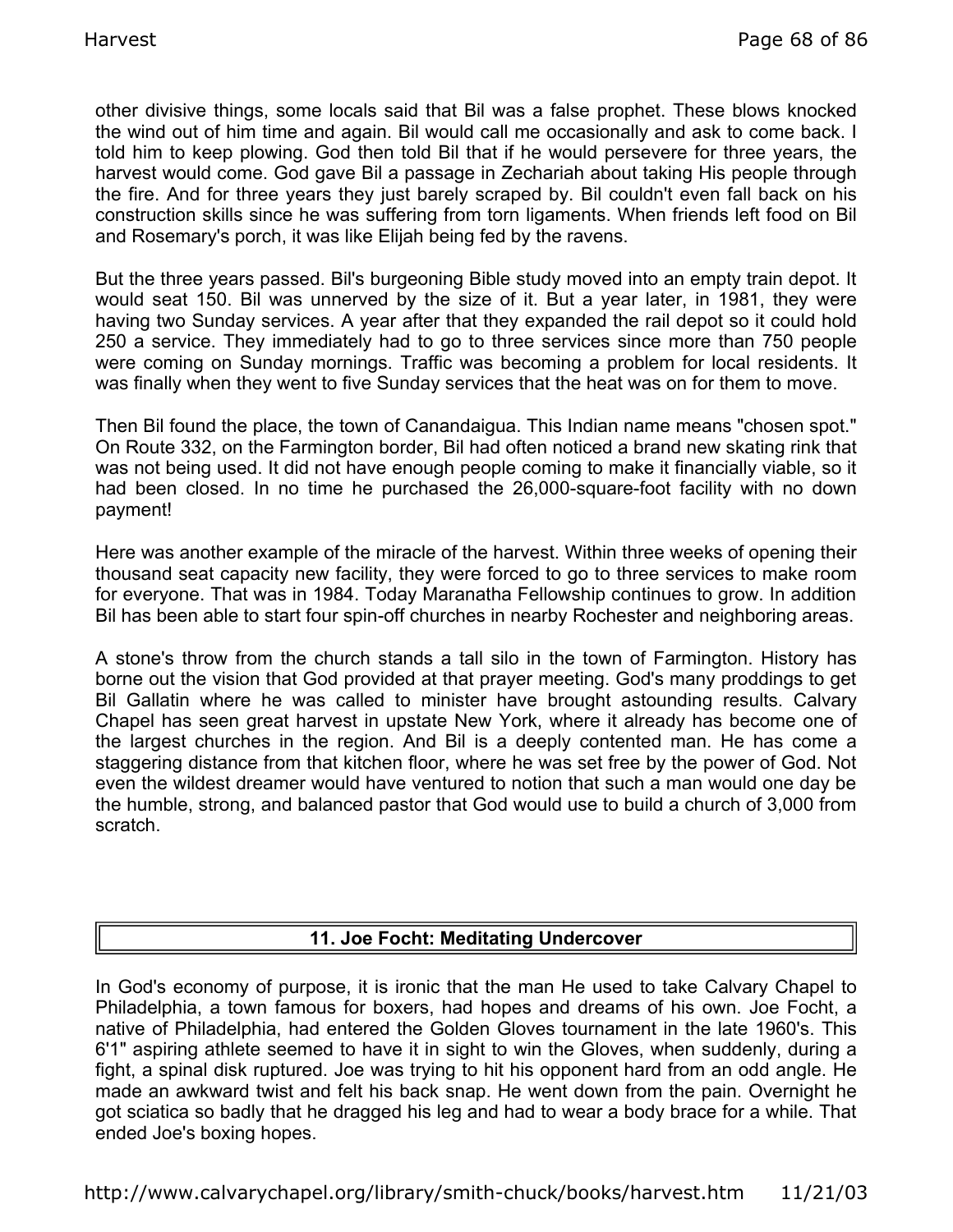other divisive things, some locals said that Bil was a false prophet. These blows knocked the wind out of him time and again. Bil would call me occasionally and ask to come back. I told him to keep plowing. God then told Bil that if he would persevere for three years, the harvest would come. God gave Bil a passage in Zechariah about taking His people through the fire. And for three years they just barely scraped by. Bil couldn't even fall back on his construction skills since he was suffering from torn ligaments. When friends left food on Bil and Rosemary's porch, it was like Elijah being fed by the ravens.

But the three years passed. Bil's burgeoning Bible study moved into an empty train depot. It would seat 150. Bil was unnerved by the size of it. But a year later, in 1981, they were having two Sunday services. A year after that they expanded the rail depot so it could hold 250 a service. They immediately had to go to three services since more than 750 people were coming on Sunday mornings. Traffic was becoming a problem for local residents. It was finally when they went to five Sunday services that the heat was on for them to move.

Then Bil found the place, the town of Canandaigua. This Indian name means "chosen spot." On Route 332, on the Farmington border, Bil had often noticed a brand new skating rink that was not being used. It did not have enough people coming to make it financially viable, so it had been closed. In no time he purchased the 26,000-square-foot facility with no down payment!

Here was another example of the miracle of the harvest. Within three weeks of opening their thousand seat capacity new facility, they were forced to go to three services to make room for everyone. That was in 1984. Today Maranatha Fellowship continues to grow. In addition Bil has been able to start four spin-off churches in nearby Rochester and neighboring areas.

A stone's throw from the church stands a tall silo in the town of Farmington. History has borne out the vision that God provided at that prayer meeting. God's many proddings to get Bil Gallatin where he was called to minister have brought astounding results. Calvary Chapel has seen great harvest in upstate New York, where it already has become one of the largest churches in the region. And Bil is a deeply contented man. He has come a staggering distance from that kitchen floor, where he was set free by the power of God. Not even the wildest dreamer would have ventured to notion that such a man would one day be the humble, strong, and balanced pastor that God would use to build a church of 3,000 from scratch.

## 11. Joe Focht: Meditating Undercover

In God's economy of purpose, it is ironic that the man He used to take Calvary Chapel to Philadelphia, a town famous for boxers, had hopes and dreams of his own. Joe Focht, a native of Philadelphia, had entered the Golden Gloves tournament in the late 1960's. This 6'1" aspiring athlete seemed to have it in sight to win the Gloves, when suddenly, during a fight, a spinal disk ruptured. Joe was trying to hit his opponent hard from an odd angle. He made an awkward twist and felt his back snap. He went down from the pain. Overnight he got sciatica so badly that he dragged his leg and had to wear a body brace for a while. That ended Joe's boxing hopes.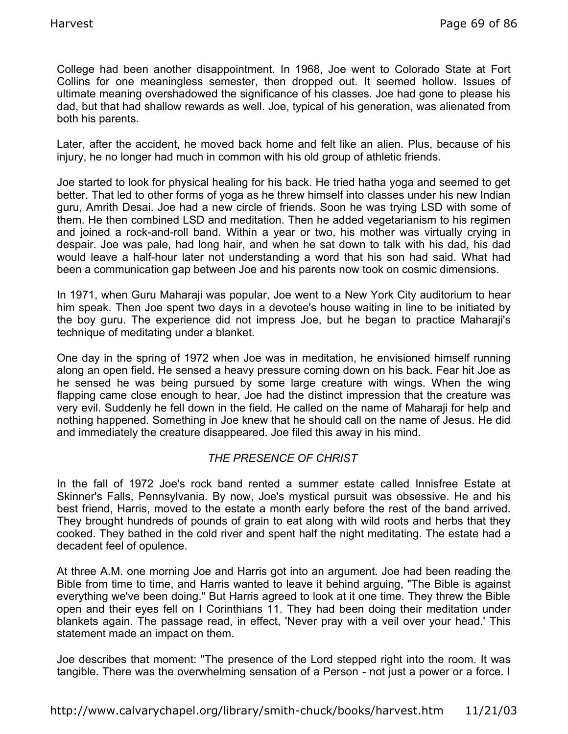College had been another disappointment. In 1968, Joe went to Colorado State at Fort Collins for one meaningless semester, then dropped out. It seemed hollow. Issues of ultimate meaning overshadowed the significance of his classes. Joe had gone to please his dad, but that had shallow rewards as well. Joe, typical of his generation, was alienated from both his parents.

Later, after the accident, he moved back home and felt like an alien. Plus, because of his injury, he no longer had much in common with his old group of athletic friends.

Joe started to look for physical healing for his back. He tried hatha yoga and seemed to get better. That led to other forms of yoga as he threw himself into classes under his new Indian guru, Amrith Desai. Joe had a new circle of friends. Soon he was trying LSD with some of them. He then combined LSD and meditation. Then he added vegetarianism to his regimen and joined a rock-and-roll band. Within a year or two, his mother was virtually crying in despair. Joe was pale, had long hair, and when he sat down to talk with his dad, his dad would leave a half-hour later not understanding a word that his son had said. What had been a communication gap between Joe and his parents now took on cosmic dimensions.

In 1971, when Guru Maharaji was popular, Joe went to a New York City auditorium to hear him speak. Then Joe spent two days in a devotee's house waiting in line to be initiated by the boy guru. The experience did not impress Joe, but he began to practice Maharaji's technique of meditating under a blanket.

One day in the spring of 1972 when Joe was in meditation, he envisioned himself running along an open field. He sensed a heavy pressure coming down on his back. Fear hit Joe as he sensed he was being pursued by some large creature with wings. When the wing flapping came close enough to hear, Joe had the distinct impression that the creature was very evil. Suddenly he fell down in the field. He called on the name of Maharaji for help and nothing happened. Something in Joe knew that he should call on the name of Jesus. He did and immediately the creature disappeared. Joe filed this away in his mind.

### *THE PRESENCE OF CHRIST*

In the fall of 1972 Joe's rock band rented a summer estate called Innisfree Estate at Skinner's Falls, Pennsylvania. By now, Joe's mystical pursuit was obsessive. He and his best friend, Harris, moved to the estate a month early before the rest of the band arrived. They brought hundreds of pounds of grain to eat along with wild roots and herbs that they cooked. They bathed in the cold river and spent half the night meditating. The estate had a decadent feel of opulence.

At three A.M. one morning Joe and Harris got into an argument. Joe had been reading the Bible from time to time, and Harris wanted to leave it behind arguing, "The Bible is against everything we've been doing." But Harris agreed to look at it one time. They threw the Bible open and their eyes fell on I Corinthians 11. They had been doing their meditation under blankets again. The passage read, in effect, 'Never pray with a veil over your head.' This statement made an impact on them.

Joe describes that moment: "The presence of the Lord stepped right into the room. It was tangible. There was the overwhelming sensation of a Person - not just a power or a force. I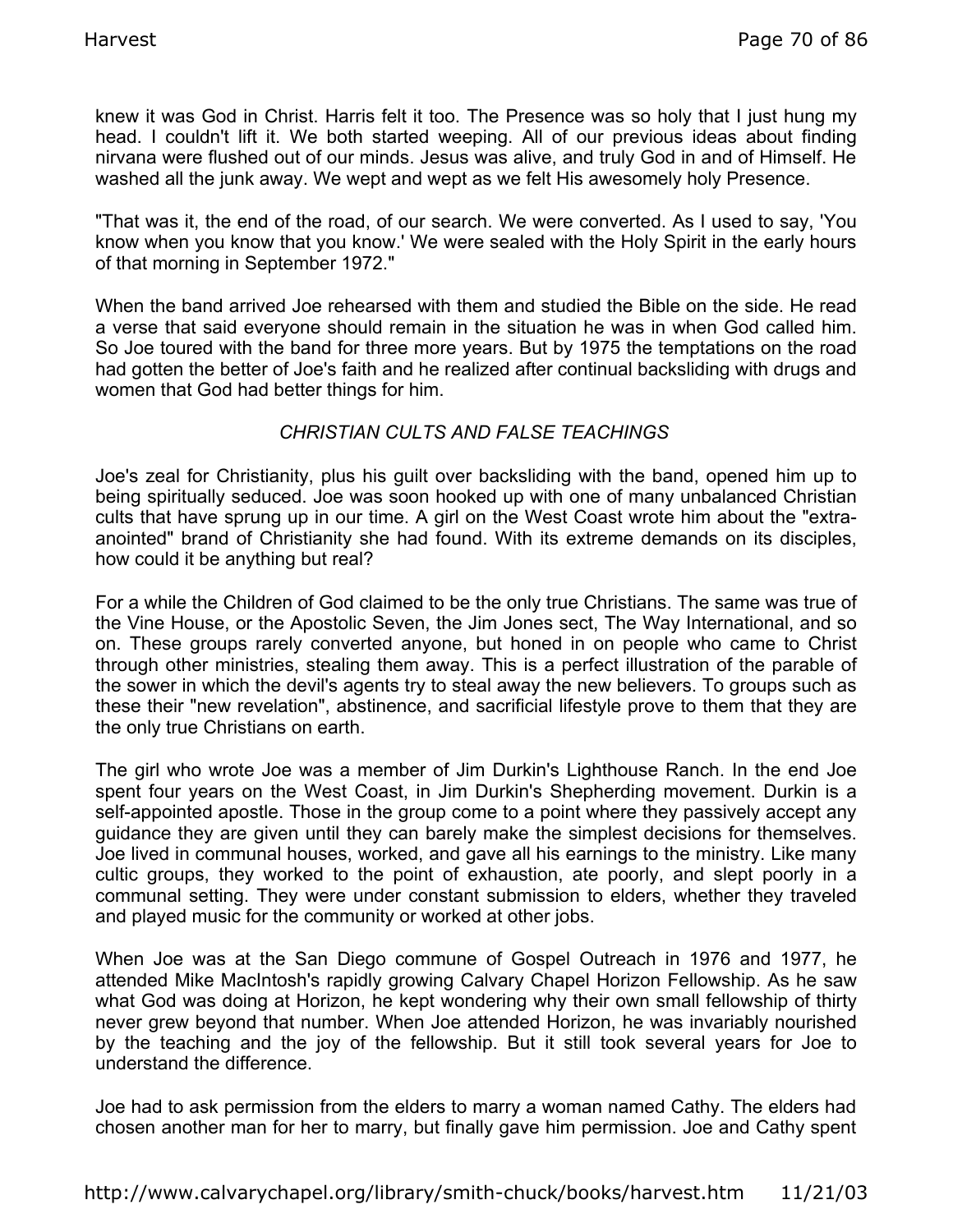knew it was God in Christ. Harris felt it too. The Presence was so holy that I just hung my head. I couldn't lift it. We both started weeping. All of our previous ideas about finding nirvana were flushed out of our minds. Jesus was alive, and truly God in and of Himself. He washed all the junk away. We wept and wept as we felt His awesomely holy Presence.

"That was it, the end of the road, of our search. We were converted. As I used to say, 'You know when you know that you know.' We were sealed with the Holy Spirit in the early hours of that morning in September 1972."

When the band arrived Joe rehearsed with them and studied the Bible on the side. He read a verse that said everyone should remain in the situation he was in when God called him. So Joe toured with the band for three more years. But by 1975 the temptations on the road had gotten the better of Joe's faith and he realized after continual backsliding with drugs and women that God had better things for him.

### *CHRISTIAN CULTS AND FALSE TEACHINGS*

Joe's zeal for Christianity, plus his guilt over backsliding with the band, opened him up to being spiritually seduced. Joe was soon hooked up with one of many unbalanced Christian cults that have sprung up in our time. A girl on the West Coast wrote him about the "extra-anointed" brand of Christianity she had found. With its extreme demands on its disciples, how could it be anything but real?

For a while the Children of God claimed to be the only true Christians. The same was true of the Vine House, or the Apostolic Seven, the Jim Jones sect, The Way International, and so on. These groups rarely converted anyone, but honed in on people who came to Christ through other ministries, stealing them away. This is a perfect illustration of the parable of the sower in which the devil's agents try to steal away the new believers. To groups such as these their "new revelation", abstinence, and sacrificial lifestyle prove to them that they are the only true Christians on earth.

The girl who wrote Joe was a member of Jim Durkin's Lighthouse Ranch. In the end Joe spent four years on the West Coast, in Jim Durkin's Shepherding movement. Durkin is a self-appointed apostle. Those in the group come to a point where they passively accept any guidance they are given until they can barely make the simplest decisions for themselves. Joe lived in communal houses, worked, and gave all his earnings to the ministry. Like many cultic groups, they worked to the point of exhaustion, ate poorly, and slept poorly in a communal setting. They were under constant submission to elders, whether they traveled and played music for the community or worked at other jobs.

When Joe was at the San Diego commune of Gospel Outreach in 1976 and 1977, he attended Mike MacIntosh's rapidly growing Calvary Chapel Horizon Fellowship. As he saw what God was doing at Horizon, he kept wondering why their own small fellowship of thirty never grew beyond that number. When Joe attended Horizon, he was invariably nourished by the teaching and the joy of the fellowship. But it still took several years for Joe to understand the difference.

Joe had to ask permission from the elders to marry a woman named Cathy. The elders had chosen another man for her to marry, but finally gave him permission. Joe and Cathy spent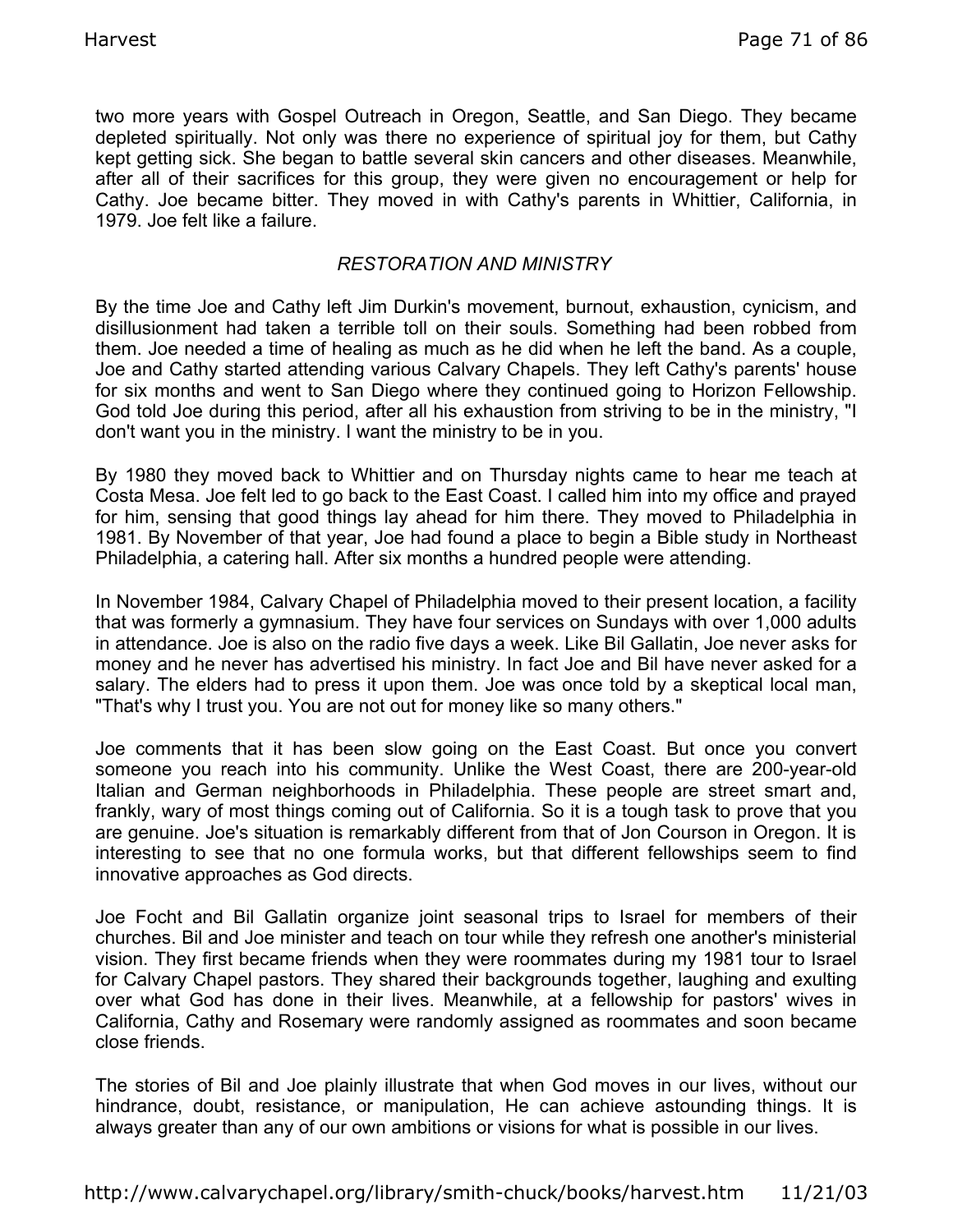two more years with Gospel Outreach in Oregon, Seattle, and San Diego. They became depleted spiritually. Not only was there no experience of spiritual joy for them, but Cathy kept getting sick. She began to battle several skin cancers and other diseases. Meanwhile, after all of their sacrifices for this group, they were given no encouragement or help for Cathy. Joe became bitter. They moved in with Cathy's parents in Whittier, California, in 1979. Joe felt like a failure.

*RESTORATION AND MINISTRY*

By the time Joe and Cathy left Jim Durkin's movement, burnout, exhaustion, cynicism, and disillusionment had taken a terrible toll on their souls. Something had been robbed from them. Joe needed a time of healing as much as he did when he left the band. As a couple, Joe and Cathy started attending various Calvary Chapels. They left Cathy's parents' house for six months and went to San Diego where they continued going to Horizon Fellowship. God told Joe during this period, after all his exhaustion from striving to be in the ministry, "I don't want you in the ministry. I want the ministry to be in you.

By 1980 they moved back to Whittier and on Thursday nights came to hear me teach at Costa Mesa. Joe felt led to go back to the East Coast. I called him into my office and prayed for him, sensing that good things lay ahead for him there. They moved to Philadelphia in 1981. By November of that year, Joe had found a place to begin a Bible study in Northeast Philadelphia, a catering hall. After six months a hundred people were attending.

In November 1984, Calvary Chapel of Philadelphia moved to their present location, a facility that was formerly a gymnasium. They have four services on Sundays with over 1,000 adults in attendance. Joe is also on the radio five days a week. Like Bil Gallatin, Joe never asks for money and he never has advertised his ministry. In fact Joe and Bil have never asked for a salary. The elders had to press it upon them. Joe was once told by a skeptical local man, "That's why I trust you. You are not out for money like so many others."

Joe comments that it has been slow going on the East Coast. But once you convert someone you reach into his community. Unlike the West Coast, there are 200-year-old Italian and German neighborhoods in Philadelphia. These people are street smart and, frankly, wary of most things coming out of California. So it is a tough task to prove that you are genuine. Joe's situation is remarkably different from that of Jon Courson in Oregon. It is interesting to see that no one formula works, but that different fellowships seem to find innovative approaches as God directs.

Joe Focht and Bil Gallatin organize joint seasonal trips to Israel for members of their churches. Bil and Joe minister and teach on tour while they refresh one another's ministerial vision. They first became friends when they were roommates during my 1981 tour to Israel for Calvary Chapel pastors. They shared their backgrounds together, laughing and exulting over what God has done in their lives. Meanwhile, at a fellowship for pastors' wives in California, Cathy and Rosemary were randomly assigned as roommates and soon became close friends.

The stories of Bil and Joe plainly illustrate that when God moves in our lives, without our hindrance, doubt, resistance, or manipulation, He can achieve astounding things. It is always greater than any of our own ambitions or visions for what is possible in our lives.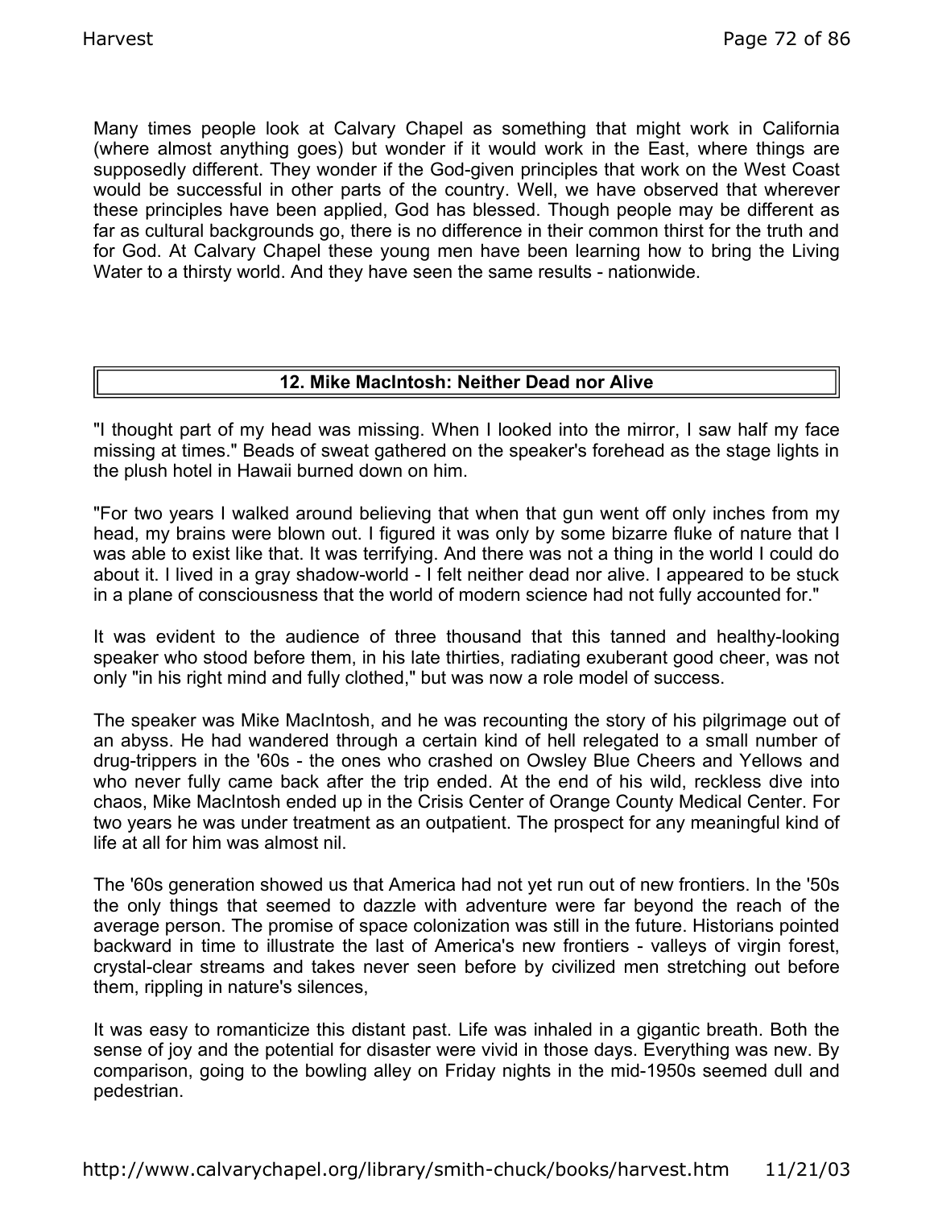Many times people look at Calvary Chapel as something that might work in California (where almost anything goes) but wonder if it would work in the East, where things are supposedly different. They wonder if the God-given principles that work on the West Coast would be successful in other parts of the country. Well, we have observed that wherever these principles have been applied, God has blessed. Though people may be different as far as cultural backgrounds go, there is no difference in their common thirst for the truth and for God. At Calvary Chapel these young men have been learning how to bring the Living Water to a thirsty world. And they have seen the same results - nationwide.

## 12. Mike MacIntosh: Neither Dead nor Alive

"I thought part of my head was missing. When I looked into the mirror, I saw half my face missing at times." Beads of sweat gathered on the speaker's forehead as the stage lights in the plush hotel in Hawaii burned down on him.

"For two years I walked around believing that when that gun went off only inches from my head, my brains were blown out. I figured it was only by some bizarre fluke of nature that I was able to exist like that. It was terrifying. And there was not a thing in the world I could do about it. I lived in a gray shadow-world - I felt neither dead nor alive. I appeared to be stuck in a plane of consciousness that the world of modern science had not fully accounted for."

It was evident to the audience of three thousand that this tanned and healthy-looking speaker who stood before them, in his late thirties, radiating exuberant good cheer, was not only "in his right mind and fully clothed," but was now a role model of success.

The speaker was Mike MacIntosh, and he was recounting the story of his pilgrimage out of an abyss. He had wandered through a certain kind of hell relegated to a small number of drug-trippers in the '60s - the ones who crashed on Owsley Blue Cheers and Yellows and who never fully came back after the trip ended. At the end of his wild, reckless dive into chaos, Mike MacIntosh ended up in the Crisis Center of Orange County Medical Center. For two years he was under treatment as an outpatient. The prospect for any meaningful kind of life at all for him was almost nil.

The '60s generation showed us that America had not yet run out of new frontiers. In the '50s the only things that seemed to dazzle with adventure were far beyond the reach of the average person. The promise of space colonization was still in the future. Historians pointed backward in time to illustrate the last of America's new frontiers - valleys of virgin forest, crystal-clear streams and takes never seen before by civilized men stretching out before them, rippling in nature's silences,

It was easy to romanticize this distant past. Life was inhaled in a gigantic breath. Both the sense of joy and the potential for disaster were vivid in those days. Everything was new. By comparison, going to the bowling alley on Friday nights in the mid-1950s seemed dull and pedestrian.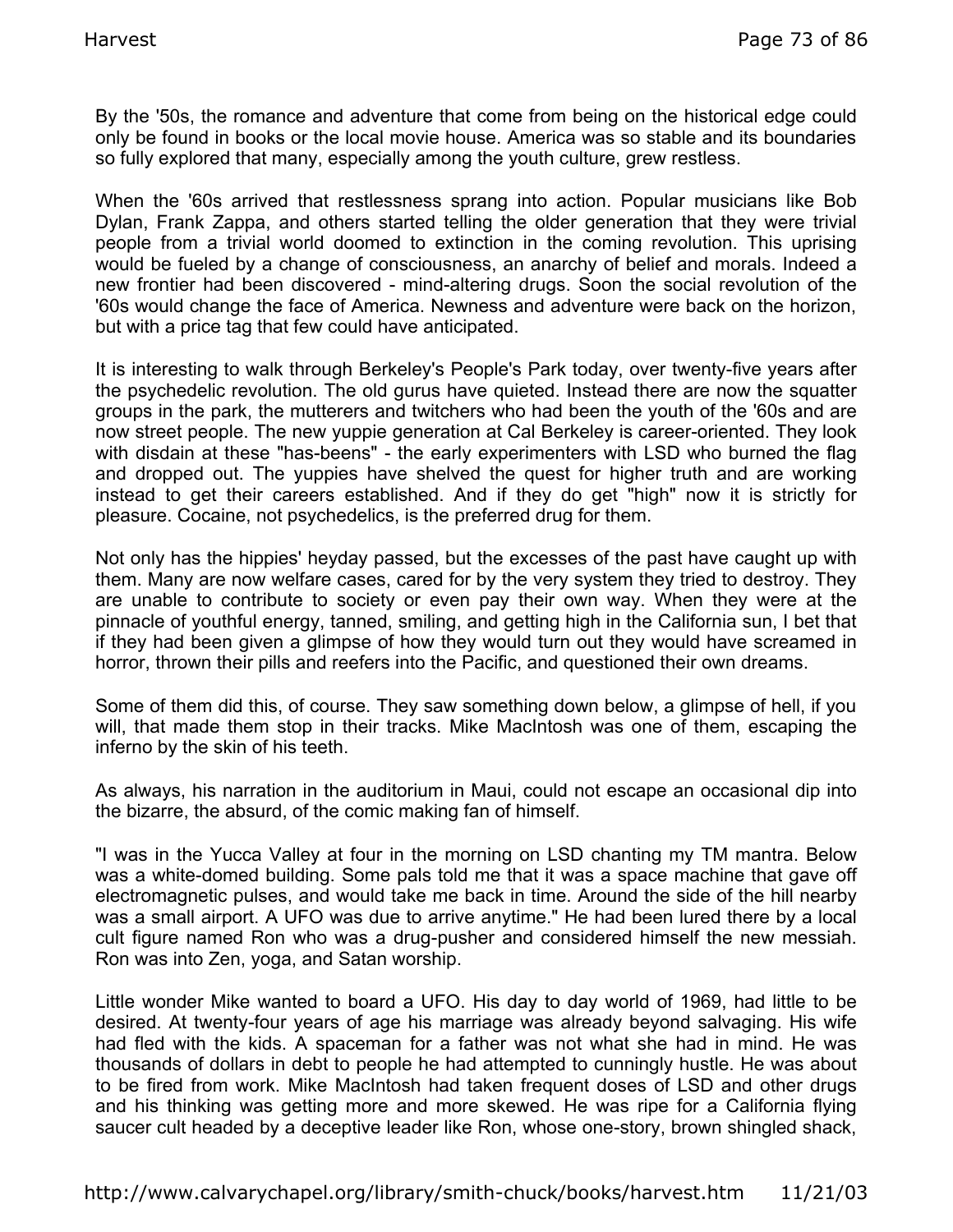By the '50s, the romance and adventure that come from being on the historical edge could only be found in books or the local movie house. America was so stable and its boundaries so fully explored that many, especially among the youth culture, grew restless.

When the '60s arrived that restlessness sprang into action. Popular musicians like Bob Dylan, Frank Zappa, and others started telling the older generation that they were trivial people from a trivial world doomed to extinction in the coming revolution. This uprising would be fueled by a change of consciousness, an anarchy of belief and morals. Indeed a new frontier had been discovered - mind-altering drugs. Soon the social revolution of the '60s would change the face of America. Newness and adventure were back on the horizon, but with a price tag that few could have anticipated.

It is interesting to walk through Berkeley's People's Park today, over twenty-five years after the psychedelic revolution. The old gurus have quieted. Instead there are now the squatter groups in the park, the mutterers and twitchers who had been the youth of the '60s and are now street people. The new yuppie generation at Cal Berkeley is career-oriented. They look with disdain at these "has-beens" - the early experimenters with LSD who burned the flag and dropped out. The yuppies have shelved the quest for higher truth and are working instead to get their careers established. And if they do get "high" now it is strictly for pleasure. Cocaine, not psychedelics, is the preferred drug for them.

Not only has the hippies' heyday passed, but the excesses of the past have caught up with them. Many are now welfare cases, cared for by the very system they tried to destroy. They are unable to contribute to society or even pay their own way. When they were at the pinnacle of youthful energy, tanned, smiling, and getting high in the California sun, I bet that if they had been given a glimpse of how they would turn out they would have screamed in horror, thrown their pills and reefers into the Pacific, and questioned their own dreams.

Some of them did this, of course. They saw something down below, a glimpse of hell, if you will, that made them stop in their tracks. Mike MacIntosh was one of them, escaping the inferno by the skin of his teeth.

As always, his narration in the auditorium in Maui, could not escape an occasional dip into the bizarre, the absurd, of the comic making fan of himself.

"I was in the Yucca Valley at four in the morning on LSD chanting my TM mantra. Below was a white-domed building. Some pals told me that it was a space machine that gave off electromagnetic pulses, and would take me back in time. Around the side of the hill nearby was a small airport. A UFO was due to arrive anytime." He had been lured there by a local cult figure named Ron who was a drug-pusher and considered himself the new messiah. Ron was into Zen, yoga, and Satan worship.

Little wonder Mike wanted to board a UFO. His day to day world of 1969, had little to be desired. At twenty-four years of age his marriage was already beyond salvaging. His wife had fled with the kids. A spaceman for a father was not what she had in mind. He was thousands of dollars in debt to people he had attempted to cunningly hustle. He was about to be fired from work. Mike MacIntosh had taken frequent doses of LSD and other drugs and his thinking was getting more and more skewed. He was ripe for a California flying saucer cult headed by a deceptive leader like Ron, whose one-story, brown shingled shack,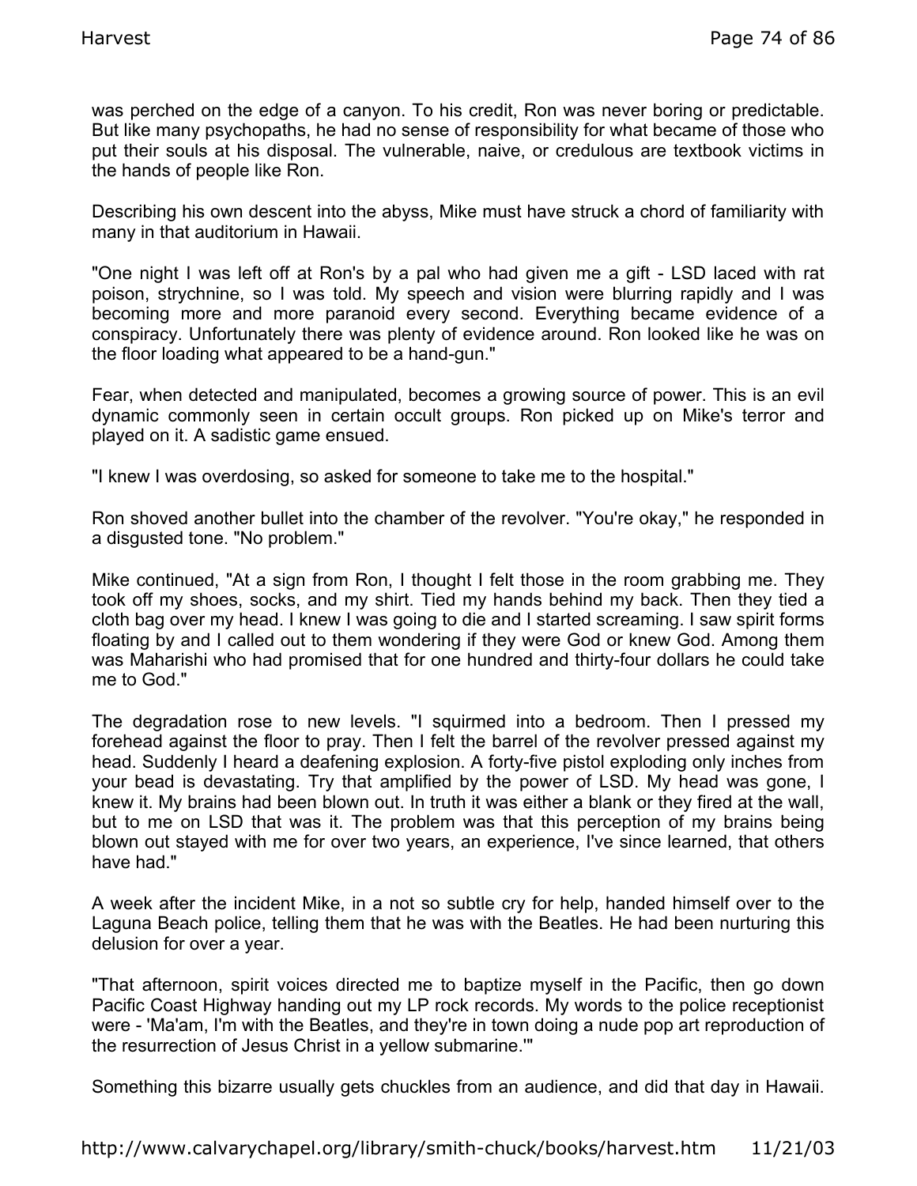was perched on the edge of a canyon. To his credit, Ron was never boring or predictable. But like many psychopaths, he had no sense of responsibility for what became of those who put their souls at his disposal. The vulnerable, naive, or credulous are textbook victims in the hands of people like Ron.

Describing his own descent into the abyss, Mike must have struck a chord of familiarity with many in that auditorium in Hawaii.

"One night I was left off at Ron's by a pal who had given me a gift - LSD laced with rat poison, strychnine, so I was told. My speech and vision were blurring rapidly and I was becoming more and more paranoid every second. Everything became evidence of a conspiracy. Unfortunately there was plenty of evidence around. Ron looked like he was on the floor loading what appeared to be a hand-gun."

Fear, when detected and manipulated, becomes a growing source of power. This is an evil dynamic commonly seen in certain occult groups. Ron picked up on Mike's terror and played on it. A sadistic game ensued.

"I knew I was overdosing, so asked for someone to take me to the hospital."

Ron shoved another bullet into the chamber of the revolver. "You're okay," he responded in a disgusted tone. "No problem."

Mike continued, "At a sign from Ron, I thought I felt those in the room grabbing me. They took off my shoes, socks, and my shirt. Tied my hands behind my back. Then they tied a cloth bag over my head. I knew I was going to die and I started screaming. I saw spirit forms floating by and I called out to them wondering if they were God or knew God. Among them was Maharishi who had promised that for one hundred and thirty-four dollars he could take me to God."

The degradation rose to new levels. "I squirmed into a bedroom. Then I pressed my forehead against the floor to pray. Then I felt the barrel of the revolver pressed against my head. Suddenly I heard a deafening explosion. A forty-five pistol exploding only inches from your bead is devastating. Try that amplified by the power of LSD. My head was gone, I knew it. My brains had been blown out. In truth it was either a blank or they fired at the wall, but to me on LSD that was it. The problem was that this perception of my brains being blown out stayed with me for over two years, an experience, I've since learned, that others have had."

A week after the incident Mike, in a not so subtle cry for help, handed himself over to the Laguna Beach police, telling them that he was with the Beatles. He had been nurturing this delusion for over a year.

"That afternoon, spirit voices directed me to baptize myself in the Pacific, then go down Pacific Coast Highway handing out my LP rock records. My words to the police receptionist were - 'Ma'am, I'm with the Beatles, and they're in town doing a nude pop art reproduction of the resurrection of Jesus Christ in a yellow submarine.'"

Something this bizarre usually gets chuckles from an audience, and did that day in Hawaii.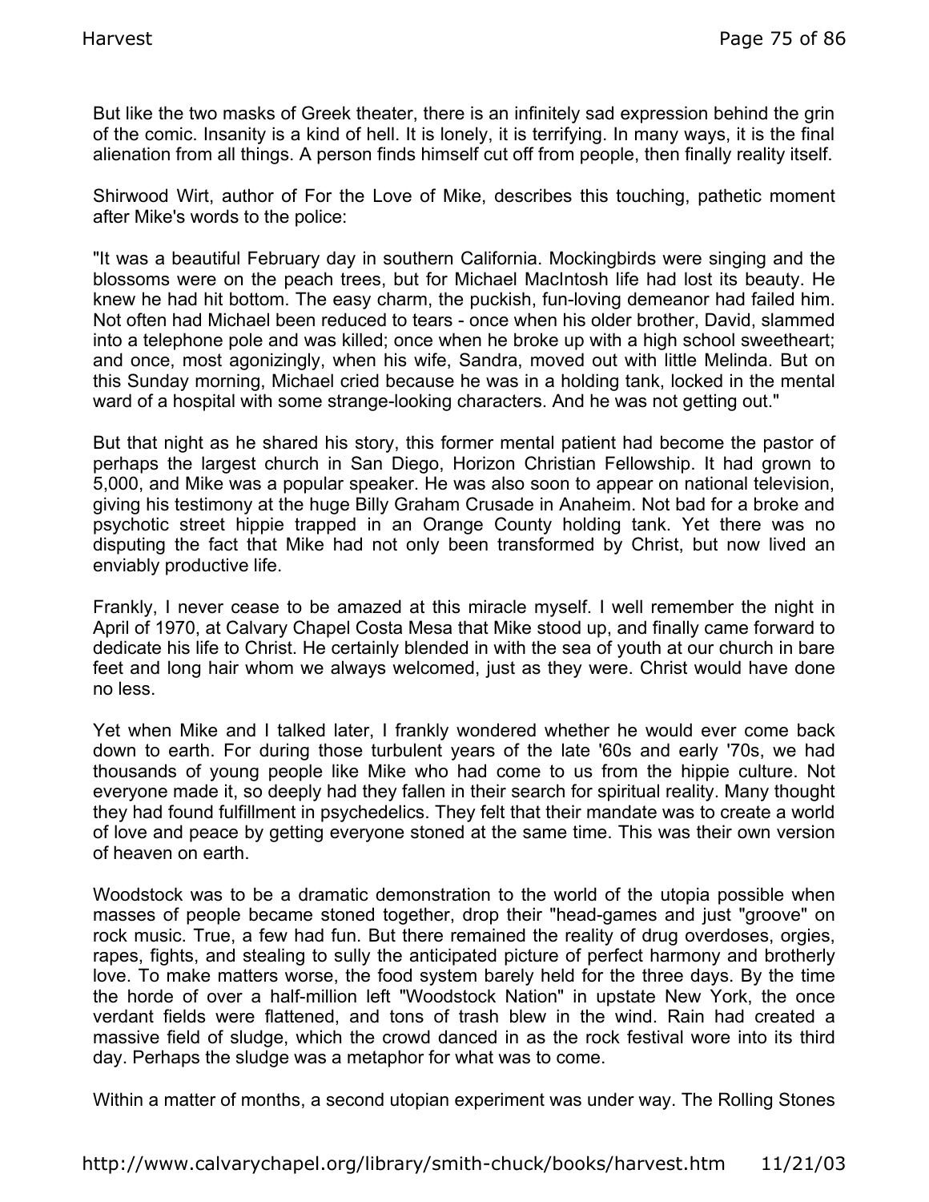But like the two masks of Greek theater, there is an infinitely sad expression behind the grin of the comic. Insanity is a kind of hell. It is lonely, it is terrifying. In many ways, it is the final alienation from all things. A person finds himself cut off from people, then finally reality itself.

Shirwood Wirt, author of For the Love of Mike, describes this touching, pathetic moment after Mike's words to the police:

"It was a beautiful February day in southern California. Mockingbirds were singing and the blossoms were on the peach trees, but for Michael MacIntosh life had lost its beauty. He knew he had hit bottom. The easy charm, the puckish, fun-loving demeanor had failed him. Not often had Michael been reduced to tears - once when his older brother, David, slammed into a telephone pole and was killed; once when he broke up with a high school sweetheart; and once, most agonizingly, when his wife, Sandra, moved out with little Melinda. But on this Sunday morning, Michael cried because he was in a holding tank, locked in the mental ward of a hospital with some strange-looking characters. And he was not getting out."

But that night as he shared his story, this former mental patient had become the pastor of perhaps the largest church in San Diego, Horizon Christian Fellowship. It had grown to 5,000, and Mike was a popular speaker. He was also soon to appear on national television, giving his testimony at the huge Billy Graham Crusade in Anaheim. Not bad for a broke and psychotic street hippie trapped in an Orange County holding tank. Yet there was no disputing the fact that Mike had not only been transformed by Christ, but now lived an enviably productive life.

Frankly, I never cease to be amazed at this miracle myself. I well remember the night in April of 1970, at Calvary Chapel Costa Mesa that Mike stood up, and finally came forward to dedicate his life to Christ. He certainly blended in with the sea of youth at our church in bare feet and long hair whom we always welcomed, just as they were. Christ would have done no less.

Yet when Mike and I talked later, I frankly wondered whether he would ever come back down to earth. For during those turbulent years of the late '60s and early '70s, we had thousands of young people like Mike who had come to us from the hippie culture. Not everyone made it, so deeply had they fallen in their search for spiritual reality. Many thought they had found fulfillment in psychedelics. They felt that their mandate was to create a world of love and peace by getting everyone stoned at the same time. This was their own version of heaven on earth.

Woodstock was to be a dramatic demonstration to the world of the utopia possible when masses of people became stoned together, drop their "head-games and just "groove" on rock music. True, a few had fun. But there remained the reality of drug overdoses, orgies, rapes, fights, and stealing to sully the anticipated picture of perfect harmony and brotherly love. To make matters worse, the food system barely held for the three days. By the time the horde of over a half-million left "Woodstock Nation" in upstate New York, the once verdant fields were flattened, and tons of trash blew in the wind. Rain had created a massive field of sludge, which the crowd danced in as the rock festival wore into its third day. Perhaps the sludge was a metaphor for what was to come.

Within a matter of months, a second utopian experiment was under way. The Rolling Stones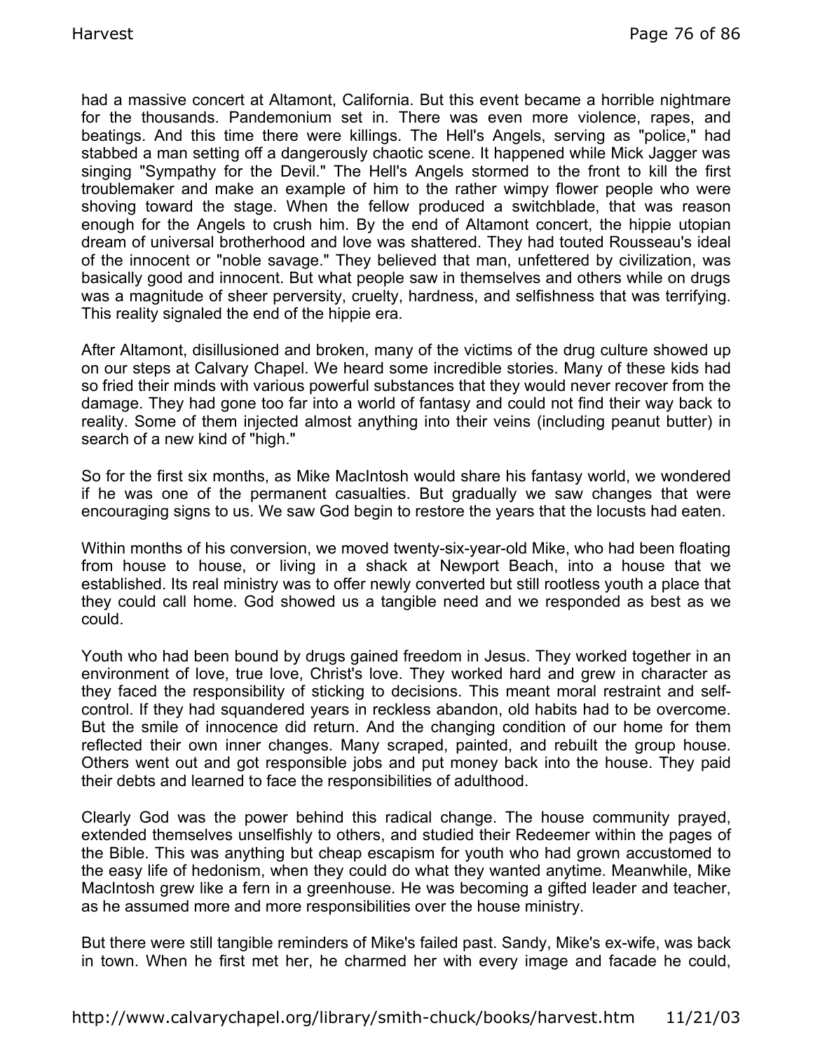had a massive concert at Altamont, California. But this event became a horrible nightmare for the thousands. Pandemonium set in. There was even more violence, rapes, and beatings. And this time there were killings. The Hell's Angels, serving as "police," had stabbed a man setting off a dangerously chaotic scene. It happened while Mick Jagger was singing "Sympathy for the Devil." The Hell's Angels stormed to the front to kill the first troublemaker and make an example of him to the rather wimpy flower people who were shoving toward the stage. When the fellow produced a switchblade, that was reason enough for the Angels to crush him. By the end of Altamont concert, the hippie utopian dream of universal brotherhood and love was shattered. They had touted Rousseau's ideal of the innocent or "noble savage." They believed that man, unfettered by civilization, was basically good and innocent. But what people saw in themselves and others while on drugs was a magnitude of sheer perversity, cruelty, hardness, and selfishness that was terrifying. This reality signaled the end of the hippie era.

After Altamont, disillusioned and broken, many of the victims of the drug culture showed up on our steps at Calvary Chapel. We heard some incredible stories. Many of these kids had so fried their minds with various powerful substances that they would never recover from the damage. They had gone too far into a world of fantasy and could not find their way back to reality. Some of them injected almost anything into their veins (including peanut butter) in search of a new kind of "high."

So for the first six months, as Mike MacIntosh would share his fantasy world, we wondered if he was one of the permanent casualties. But gradually we saw changes that were encouraging signs to us. We saw God begin to restore the years that the locusts had eaten.

Within months of his conversion, we moved twenty-six-year-old Mike, who had been floating from house to house, or living in a shack at Newport Beach, into a house that we established. Its real ministry was to offer newly converted but still rootless youth a place that they could call home. God showed us a tangible need and we responded as best as we could.

Youth who had been bound by drugs gained freedom in Jesus. They worked together in an environment of love, true love, Christ's love. They worked hard and grew in character as they faced the responsibility of sticking to decisions. This meant moral restraint and self-control. If they had squandered years in reckless abandon, old habits had to be overcome. But the smile of innocence did return. And the changing condition of our home for them reflected their own inner changes. Many scraped, painted, and rebuilt the group house. Others went out and got responsible jobs and put money back into the house. They paid their debts and learned to face the responsibilities of adulthood.

Clearly God was the power behind this radical change. The house community prayed, extended themselves unselfishly to others, and studied their Redeemer within the pages of the Bible. This was anything but cheap escapism for youth who had grown accustomed to the easy life of hedonism, when they could do what they wanted anytime. Meanwhile, Mike MacIntosh grew like a fern in a greenhouse. He was becoming a gifted leader and teacher, as he assumed more and more responsibilities over the house ministry.

But there were still tangible reminders of Mike's failed past. Sandy, Mike's ex-wife, was back in town. When he first met her, he charmed her with every image and facade he could,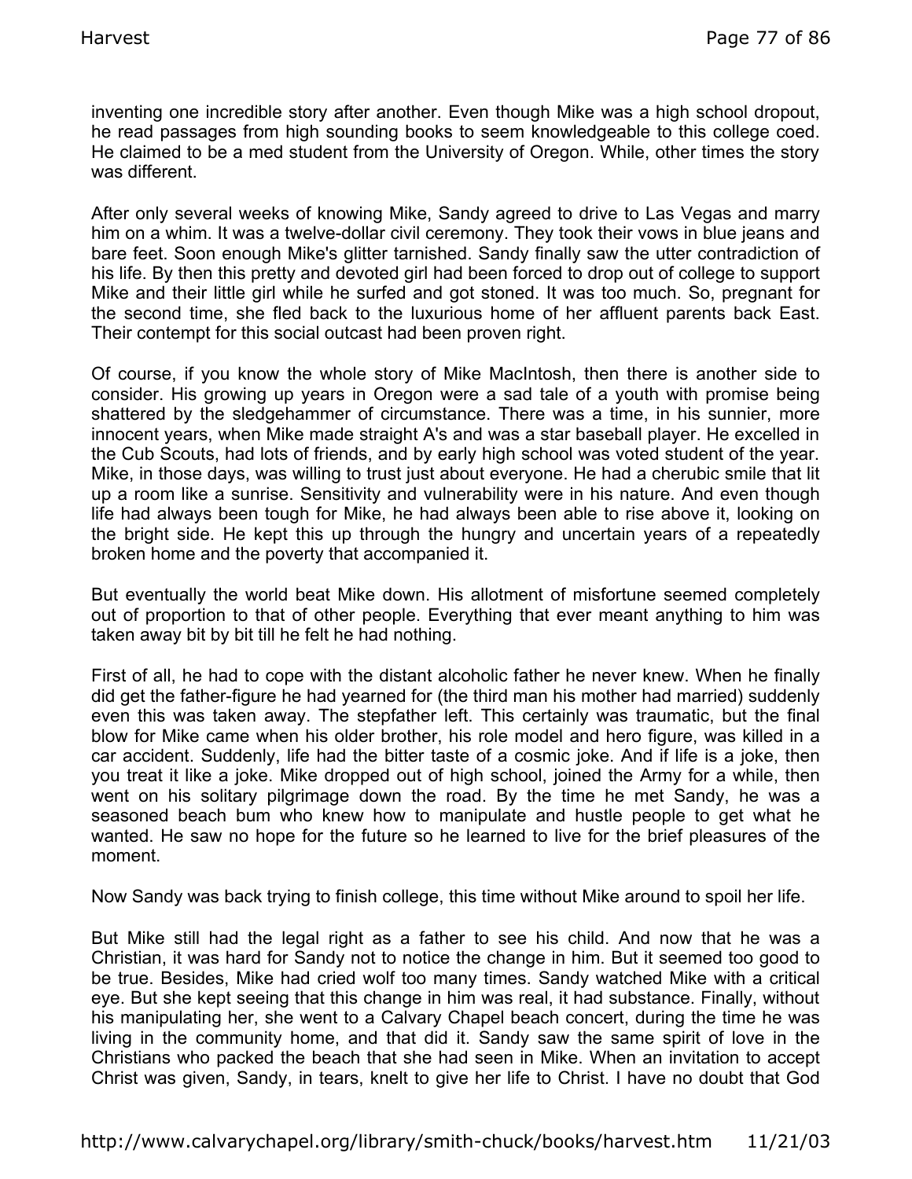inventing one incredible story after another. Even though Mike was a high school dropout, he read passages from high sounding books to seem knowledgeable to this college coed. He claimed to be a med student from the University of Oregon. While, other times the story was different.

After only several weeks of knowing Mike, Sandy agreed to drive to Las Vegas and marry him on a whim. It was a twelve-dollar civil ceremony. They took their vows in blue jeans and bare feet. Soon enough Mike's glitter tarnished. Sandy finally saw the utter contradiction of his life. By then this pretty and devoted girl had been forced to drop out of college to support Mike and their little girl while he surfed and got stoned. It was too much. So, pregnant for the second time, she fled back to the luxurious home of her affluent parents back East. Their contempt for this social outcast had been proven right.

Of course, if you know the whole story of Mike MacIntosh, then there is another side to consider. His growing up years in Oregon were a sad tale of a youth with promise being shattered by the sledgehammer of circumstance. There was a time, in his sunnier, more innocent years, when Mike made straight A's and was a star baseball player. He excelled in the Cub Scouts, had lots of friends, and by early high school was voted student of the year. Mike, in those days, was willing to trust just about everyone. He had a cherubic smile that lit up a room like a sunrise. Sensitivity and vulnerability were in his nature. And even though life had always been tough for Mike, he had always been able to rise above it, looking on the bright side. He kept this up through the hungry and uncertain years of a repeatedly broken home and the poverty that accompanied it.

But eventually the world beat Mike down. His allotment of misfortune seemed completely out of proportion to that of other people. Everything that ever meant anything to him was taken away bit by bit till he felt he had nothing.

First of all, he had to cope with the distant alcoholic father he never knew. When he finally did get the father-figure he had yearned for (the third man his mother had married) suddenly even this was taken away. The stepfather left. This certainly was traumatic, but the final blow for Mike came when his older brother, his role model and hero figure, was killed in a car accident. Suddenly, life had the bitter taste of a cosmic joke. And if life is a joke, then you treat it like a joke. Mike dropped out of high school, joined the Army for a while, then went on his solitary pilgrimage down the road. By the time he met Sandy, he was a seasoned beach bum who knew how to manipulate and hustle people to get what he wanted. He saw no hope for the future so he learned to live for the brief pleasures of the moment.

Now Sandy was back trying to finish college, this time without Mike around to spoil her life.

But Mike still had the legal right as a father to see his child. And now that he was a Christian, it was hard for Sandy not to notice the change in him. But it seemed too good to be true. Besides, Mike had cried wolf too many times. Sandy watched Mike with a critical eye. But she kept seeing that this change in him was real, it had substance. Finally, without his manipulating her, she went to a Calvary Chapel beach concert, during the time he was living in the community home, and that did it. Sandy saw the same spirit of love in the Christians who packed the beach that she had seen in Mike. When an invitation to accept Christ was given, Sandy, in tears, knelt to give her life to Christ. I have no doubt that God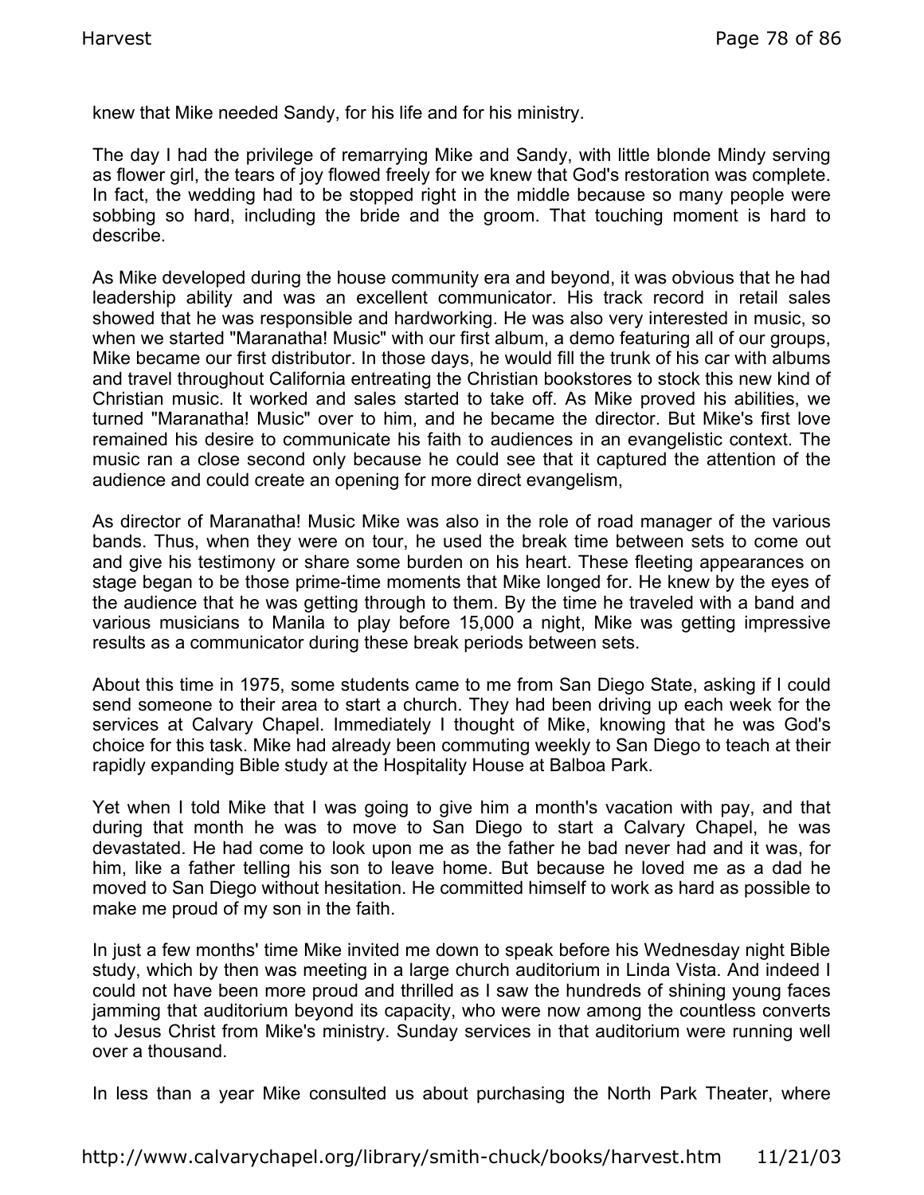knew that Mike needed Sandy, for his life and for his ministry.

The day I had the privilege of remarrying Mike and Sandy, with little blonde Mindy serving as flower girl, the tears of joy flowed freely for we knew that God's restoration was complete. In fact, the wedding had to be stopped right in the middle because so many people were sobbing so hard, including the bride and the groom. That touching moment is hard to describe.

As Mike developed during the house community era and beyond, it was obvious that he had leadership ability and was an excellent communicator. His track record in retail sales showed that he was responsible and hardworking. He was also very interested in music, so when we started "Maranatha! Music" with our first album, a demo featuring all of our groups, Mike became our first distributor. In those days, he would fill the trunk of his car with albums and travel throughout California entreating the Christian bookstores to stock this new kind of Christian music. It worked and sales started to take off. As Mike proved his abilities, we turned "Maranatha! Music" over to him, and he became the director. But Mike's first love remained his desire to communicate his faith to audiences in an evangelistic context. The music ran a close second only because he could see that it captured the attention of the audience and could create an opening for more direct evangelism,

As director of Maranatha! Music Mike was also in the role of road manager of the various bands. Thus, when they were on tour, he used the break time between sets to come out and give his testimony or share some burden on his heart. These fleeting appearances on stage began to be those prime-time moments that Mike longed for. He knew by the eyes of the audience that he was getting through to them. By the time he traveled with a band and various musicians to Manila to play before 15,000 a night, Mike was getting impressive results as a communicator during these break periods between sets.

About this time in 1975, some students came to me from San Diego State, asking if I could send someone to their area to start a church. They had been driving up each week for the services at Calvary Chapel. Immediately I thought of Mike, knowing that he was God's choice for this task. Mike had already been commuting weekly to San Diego to teach at their rapidly expanding Bible study at the Hospitality House at Balboa Park.

Yet when I told Mike that I was going to give him a month's vacation with pay, and that during that month he was to move to San Diego to start a Calvary Chapel, he was devastated. He had come to look upon me as the father he bad never had and it was, for him, like a father telling his son to leave home. But because he loved me as a dad he moved to San Diego without hesitation. He committed himself to work as hard as possible to make me proud of my son in the faith.

In just a few months' time Mike invited me down to speak before his Wednesday night Bible study, which by then was meeting in a large church auditorium in Linda Vista. And indeed I could not have been more proud and thrilled as I saw the hundreds of shining young faces jamming that auditorium beyond its capacity, who were now among the countless converts to Jesus Christ from Mike's ministry. Sunday services in that auditorium were running well over a thousand.

In less than a year Mike consulted us about purchasing the North Park Theater, where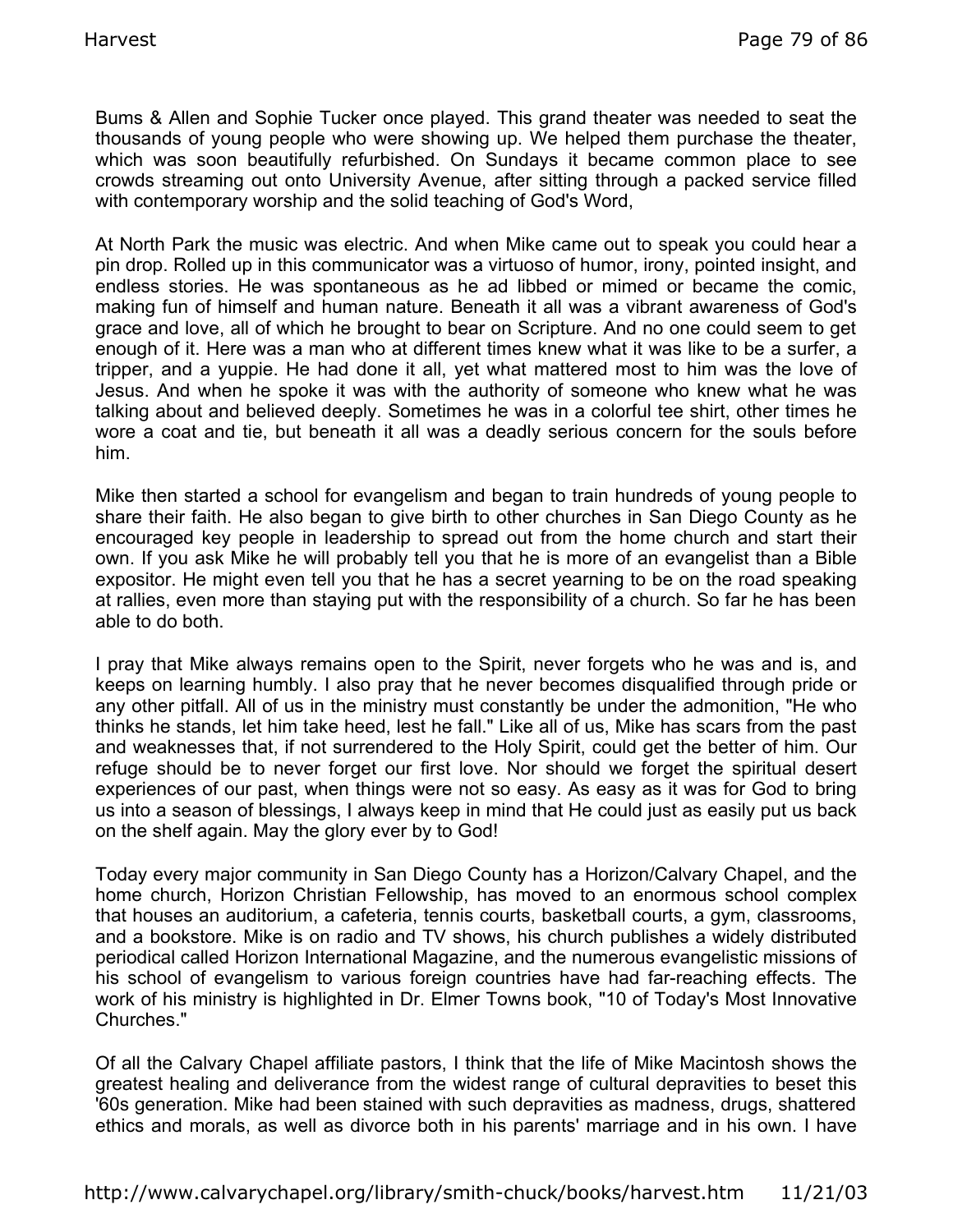Bums & Allen and Sophie Tucker once played. This grand theater was needed to seat the thousands of young people who were showing up. We helped them purchase the theater, which was soon beautifully refurbished. On Sundays it became common place to see crowds streaming out onto University Avenue, after sitting through a packed service filled with contemporary worship and the solid teaching of God's Word,

At North Park the music was electric. And when Mike came out to speak you could hear a pin drop. Rolled up in this communicator was a virtuoso of humor, irony, pointed insight, and endless stories. He was spontaneous as he ad libbed or mimed or became the comic, making fun of himself and human nature. Beneath it all was a vibrant awareness of God's grace and love, all of which he brought to bear on Scripture. And no one could seem to get enough of it. Here was a man who at different times knew what it was like to be a surfer, a tripper, and a yuppie. He had done it all, yet what mattered most to him was the love of Jesus. And when he spoke it was with the authority of someone who knew what he was talking about and believed deeply. Sometimes he was in a colorful tee shirt, other times he wore a coat and tie, but beneath it all was a deadly serious concern for the souls before him.

Mike then started a school for evangelism and began to train hundreds of young people to share their faith. He also began to give birth to other churches in San Diego County as he encouraged key people in leadership to spread out from the home church and start their own. If you ask Mike he will probably tell you that he is more of an evangelist than a Bible expositor. He might even tell you that he has a secret yearning to be on the road speaking at rallies, even more than staying put with the responsibility of a church. So far he has been able to do both.

I pray that Mike always remains open to the Spirit, never forgets who he was and is, and keeps on learning humbly. I also pray that he never becomes disqualified through pride or any other pitfall. All of us in the ministry must constantly be under the admonition, "He who thinks he stands, let him take heed, lest he fall." Like all of us, Mike has scars from the past and weaknesses that, if not surrendered to the Holy Spirit, could get the better of him. Our refuge should be to never forget our first love. Nor should we forget the spiritual desert experiences of our past, when things were not so easy. As easy as it was for God to bring us into a season of blessings, I always keep in mind that He could just as easily put us back on the shelf again. May the glory ever by to God!

Today every major community in San Diego County has a Horizon/Calvary Chapel, and the home church, Horizon Christian Fellowship, has moved to an enormous school complex that houses an auditorium, a cafeteria, tennis courts, basketball courts, a gym, classrooms, and a bookstore. Mike is on radio and TV shows, his church publishes a widely distributed periodical called Horizon International Magazine, and the numerous evangelistic missions of his school of evangelism to various foreign countries have had far-reaching effects. The work of his ministry is highlighted in Dr. Elmer Towns book, "10 of Today's Most Innovative Churches."

Of all the Calvary Chapel affiliate pastors, I think that the life of Mike Macintosh shows the greatest healing and deliverance from the widest range of cultural depravities to beset this '60s generation. Mike had been stained with such depravities as madness, drugs, shattered ethics and morals, as well as divorce both in his parents' marriage and in his own. I have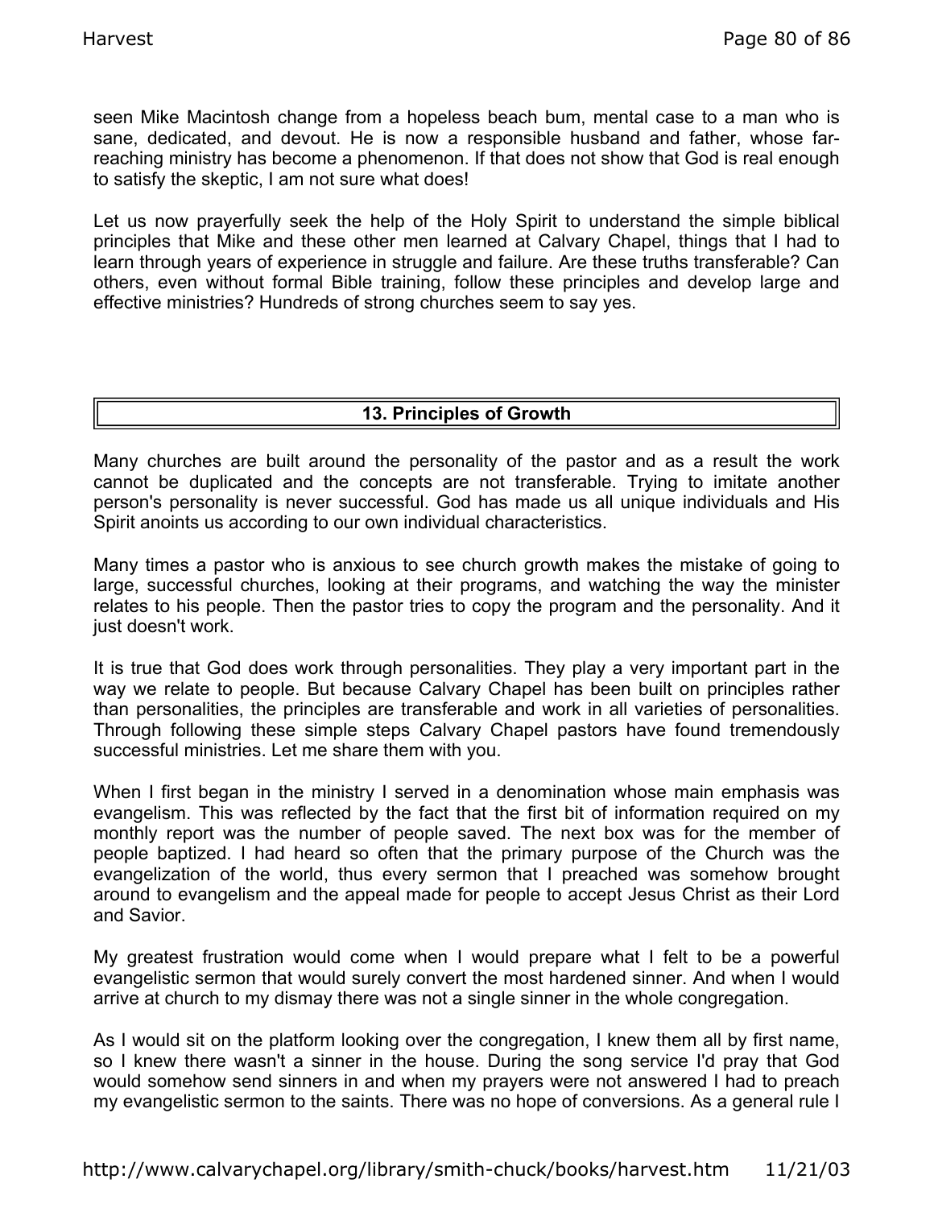seen Mike Macintosh change from a hopeless beach bum, mental case to a man who is sane, dedicated, and devout. He is now a responsible husband and father, whose far-reaching ministry has become a phenomenon. If that does not show that God is real enough to satisfy the skeptic, I am not sure what does!

Let us now prayerfully seek the help of the Holy Spirit to understand the simple biblical principles that Mike and these other men learned at Calvary Chapel, things that I had to learn through years of experience in struggle and failure. Are these truths transferable? Can others, even without formal Bible training, follow these principles and develop large and effective ministries? Hundreds of strong churches seem to say yes.

## 13. Principles of Growth

Many churches are built around the personality of the pastor and as a result the work cannot be duplicated and the concepts are not transferable. Trying to imitate another person's personality is never successful. God has made us all unique individuals and His Spirit anoints us according to our own individual characteristics.

Many times a pastor who is anxious to see church growth makes the mistake of going to large, successful churches, looking at their programs, and watching the way the minister relates to his people. Then the pastor tries to copy the program and the personality. And it just doesn't work.

It is true that God does work through personalities. They play a very important part in the way we relate to people. But because Calvary Chapel has been built on principles rather than personalities, the principles are transferable and work in all varieties of personalities. Through following these simple steps Calvary Chapel pastors have found tremendously successful ministries. Let me share them with you.

When I first began in the ministry I served in a denomination whose main emphasis was evangelism. This was reflected by the fact that the first bit of information required on my monthly report was the number of people saved. The next box was for the member of people baptized. I had heard so often that the primary purpose of the Church was the evangelization of the world, thus every sermon that I preached was somehow brought around to evangelism and the appeal made for people to accept Jesus Christ as their Lord and Savior.

My greatest frustration would come when I would prepare what I felt to be a powerful evangelistic sermon that would surely convert the most hardened sinner. And when I would arrive at church to my dismay there was not a single sinner in the whole congregation.

As I would sit on the platform looking over the congregation, I knew them all by first name, so I knew there wasn't a sinner in the house. During the song service I'd pray that God would somehow send sinners in and when my prayers were not answered I had to preach my evangelistic sermon to the saints. There was no hope of conversions. As a general rule I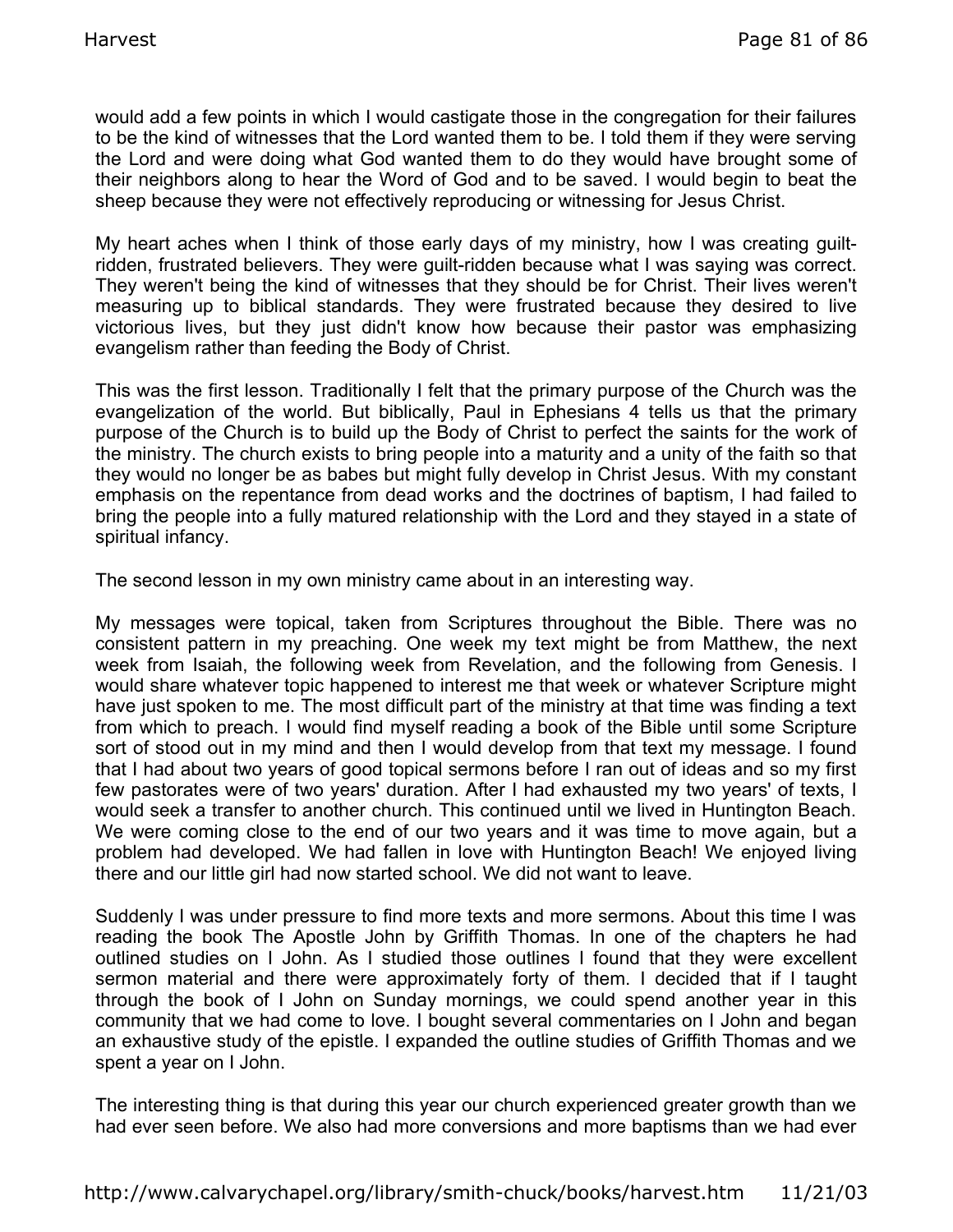would add a few points in which I would castigate those in the congregation for their failures to be the kind of witnesses that the Lord wanted them to be. I told them if they were serving the Lord and were doing what God wanted them to do they would have brought some of their neighbors along to hear the Word of God and to be saved. I would begin to beat the sheep because they were not effectively reproducing or witnessing for Jesus Christ.

My heart aches when I think of those early days of my ministry, how I was creating guilt-ridden, frustrated believers. They were guilt-ridden because what I was saying was correct. They weren't being the kind of witnesses that they should be for Christ. Their lives weren't measuring up to biblical standards. They were frustrated because they desired to live victorious lives, but they just didn't know how because their pastor was emphasizing evangelism rather than feeding the Body of Christ.

This was the first lesson. Traditionally I felt that the primary purpose of the Church was the evangelization of the world. But biblically, Paul in Ephesians 4 tells us that the primary purpose of the Church is to build up the Body of Christ to perfect the saints for the work of the ministry. The church exists to bring people into a maturity and a unity of the faith so that they would no longer be as babes but might fully develop in Christ Jesus. With my constant emphasis on the repentance from dead works and the doctrines of baptism, I had failed to bring the people into a fully matured relationship with the Lord and they stayed in a state of spiritual infancy.

The second lesson in my own ministry came about in an interesting way.

My messages were topical, taken from Scriptures throughout the Bible. There was no consistent pattern in my preaching. One week my text might be from Matthew, the next week from Isaiah, the following week from Revelation, and the following from Genesis. I would share whatever topic happened to interest me that week or whatever Scripture might have just spoken to me. The most difficult part of the ministry at that time was finding a text from which to preach. I would find myself reading a book of the Bible until some Scripture sort of stood out in my mind and then I would develop from that text my message. I found that I had about two years of good topical sermons before I ran out of ideas and so my first few pastorates were of two years' duration. After I had exhausted my two years' of texts, I would seek a transfer to another church. This continued until we lived in Huntington Beach. We were coming close to the end of our two years and it was time to move again, but a problem had developed. We had fallen in love with Huntington Beach! We enjoyed living there and our little girl had now started school. We did not want to leave.

Suddenly I was under pressure to find more texts and more sermons. About this time I was reading the book The Apostle John by Griffith Thomas. In one of the chapters he had outlined studies on I John. As I studied those outlines I found that they were excellent sermon material and there were approximately forty of them. I decided that if I taught through the book of I John on Sunday mornings, we could spend another year in this community that we had come to love. I bought several commentaries on I John and began an exhaustive study of the epistle. I expanded the outline studies of Griffith Thomas and we spent a year on I John.

The interesting thing is that during this year our church experienced greater growth than we had ever seen before. We also had more conversions and more baptisms than we had ever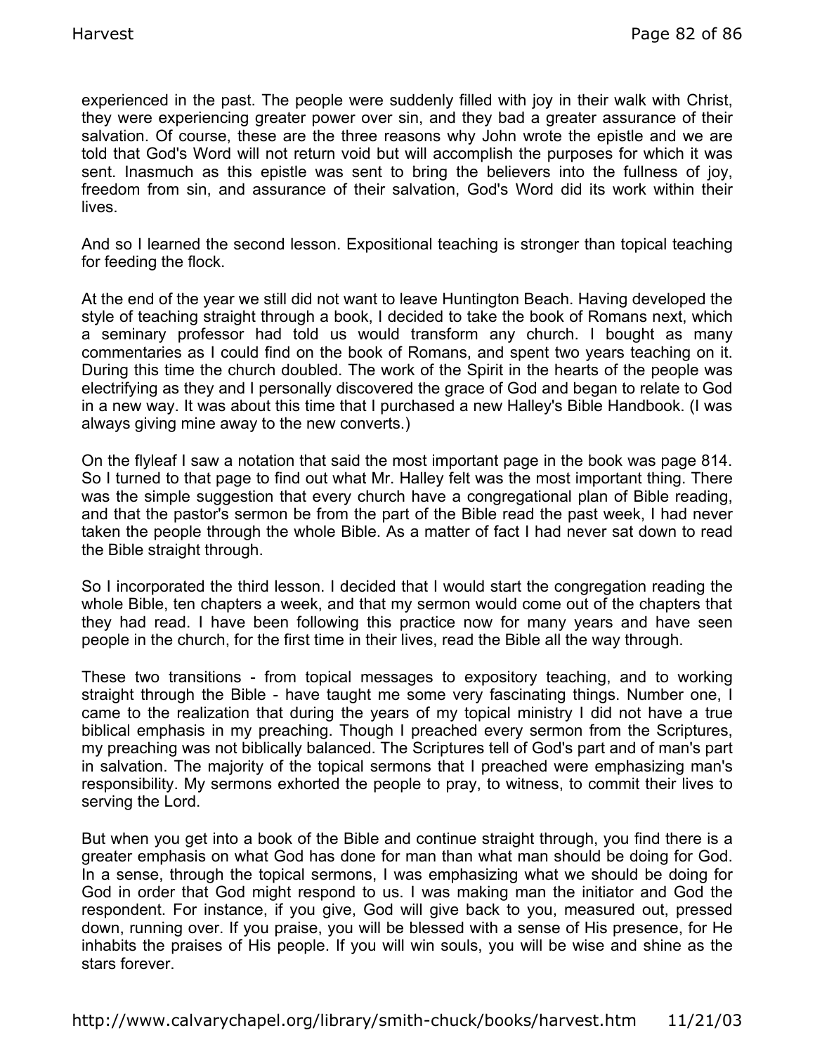experienced in the past. The people were suddenly filled with joy in their walk with Christ, they were experiencing greater power over sin, and they bad a greater assurance of their salvation. Of course, these are the three reasons why John wrote the epistle and we are told that God's Word will not return void but will accomplish the purposes for which it was sent. Inasmuch as this epistle was sent to bring the believers into the fullness of joy, freedom from sin, and assurance of their salvation, God's Word did its work within their lives.

And so I learned the second lesson. Expositional teaching is stronger than topical teaching for feeding the flock.

At the end of the year we still did not want to leave Huntington Beach. Having developed the style of teaching straight through a book, I decided to take the book of Romans next, which a seminary professor had told us would transform any church. I bought as many commentaries as I could find on the book of Romans, and spent two years teaching on it. During this time the church doubled. The work of the Spirit in the hearts of the people was electrifying as they and I personally discovered the grace of God and began to relate to God in a new way. It was about this time that I purchased a new Halley's Bible Handbook. (I was always giving mine away to the new converts.)

On the flyleaf I saw a notation that said the most important page in the book was page 814. So I turned to that page to find out what Mr. Halley felt was the most important thing. There was the simple suggestion that every church have a congregational plan of Bible reading, and that the pastor's sermon be from the part of the Bible read the past week, I had never taken the people through the whole Bible. As a matter of fact I had never sat down to read the Bible straight through.

So I incorporated the third lesson. I decided that I would start the congregation reading the whole Bible, ten chapters a week, and that my sermon would come out of the chapters that they had read. I have been following this practice now for many years and have seen people in the church, for the first time in their lives, read the Bible all the way through.

These two transitions - from topical messages to expository teaching, and to working straight through the Bible - have taught me some very fascinating things. Number one, I came to the realization that during the years of my topical ministry I did not have a true biblical emphasis in my preaching. Though I preached every sermon from the Scriptures, my preaching was not biblically balanced. The Scriptures tell of God's part and of man's part in salvation. The majority of the topical sermons that I preached were emphasizing man's responsibility. My sermons exhorted the people to pray, to witness, to commit their lives to serving the Lord.

But when you get into a book of the Bible and continue straight through, you find there is a greater emphasis on what God has done for man than what man should be doing for God. In a sense, through the topical sermons, I was emphasizing what we should be doing for God in order that God might respond to us. I was making man the initiator and God the respondent. For instance, if you give, God will give back to you, measured out, pressed down, running over. If you praise, you will be blessed with a sense of His presence, for He inhabits the praises of His people. If you will win souls, you will be wise and shine as the stars forever.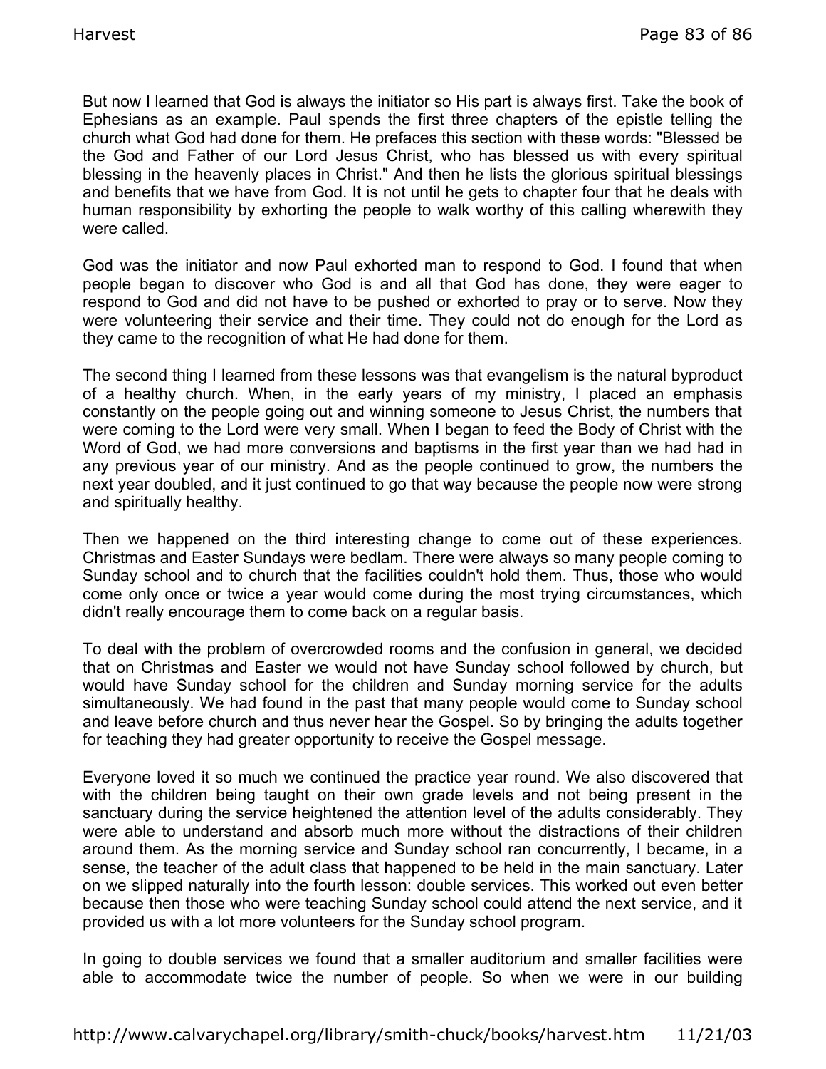But now I learned that God is always the initiator so His part is always first. Take the book of Ephesians as an example. Paul spends the first three chapters of the epistle telling the church what God had done for them. He prefaces this section with these words: "Blessed be the God and Father of our Lord Jesus Christ, who has blessed us with every spiritual blessing in the heavenly places in Christ." And then he lists the glorious spiritual blessings and benefits that we have from God. It is not until he gets to chapter four that he deals with human responsibility by exhorting the people to walk worthy of this calling wherewith they were called.

God was the initiator and now Paul exhorted man to respond to God. I found that when people began to discover who God is and all that God has done, they were eager to respond to God and did not have to be pushed or exhorted to pray or to serve. Now they were volunteering their service and their time. They could not do enough for the Lord as they came to the recognition of what He had done for them.

The second thing I learned from these lessons was that evangelism is the natural byproduct of a healthy church. When, in the early years of my ministry, I placed an emphasis constantly on the people going out and winning someone to Jesus Christ, the numbers that were coming to the Lord were very small. When I began to feed the Body of Christ with the Word of God, we had more conversions and baptisms in the first year than we had had in any previous year of our ministry. And as the people continued to grow, the numbers the next year doubled, and it just continued to go that way because the people now were strong and spiritually healthy.

Then we happened on the third interesting change to come out of these experiences. Christmas and Easter Sundays were bedlam. There were always so many people coming to Sunday school and to church that the facilities couldn't hold them. Thus, those who would come only once or twice a year would come during the most trying circumstances, which didn't really encourage them to come back on a regular basis.

To deal with the problem of overcrowded rooms and the confusion in general, we decided that on Christmas and Easter we would not have Sunday school followed by church, but would have Sunday school for the children and Sunday morning service for the adults simultaneously. We had found in the past that many people would come to Sunday school and leave before church and thus never hear the Gospel. So by bringing the adults together for teaching they had greater opportunity to receive the Gospel message.

Everyone loved it so much we continued the practice year round. We also discovered that with the children being taught on their own grade levels and not being present in the sanctuary during the service heightened the attention level of the adults considerably. They were able to understand and absorb much more without the distractions of their children around them. As the morning service and Sunday school ran concurrently, I became, in a sense, the teacher of the adult class that happened to be held in the main sanctuary. Later on we slipped naturally into the fourth lesson: double services. This worked out even better because then those who were teaching Sunday school could attend the next service, and it provided us with a lot more volunteers for the Sunday school program.

In going to double services we found that a smaller auditorium and smaller facilities were able to accommodate twice the number of people. So when we were in our building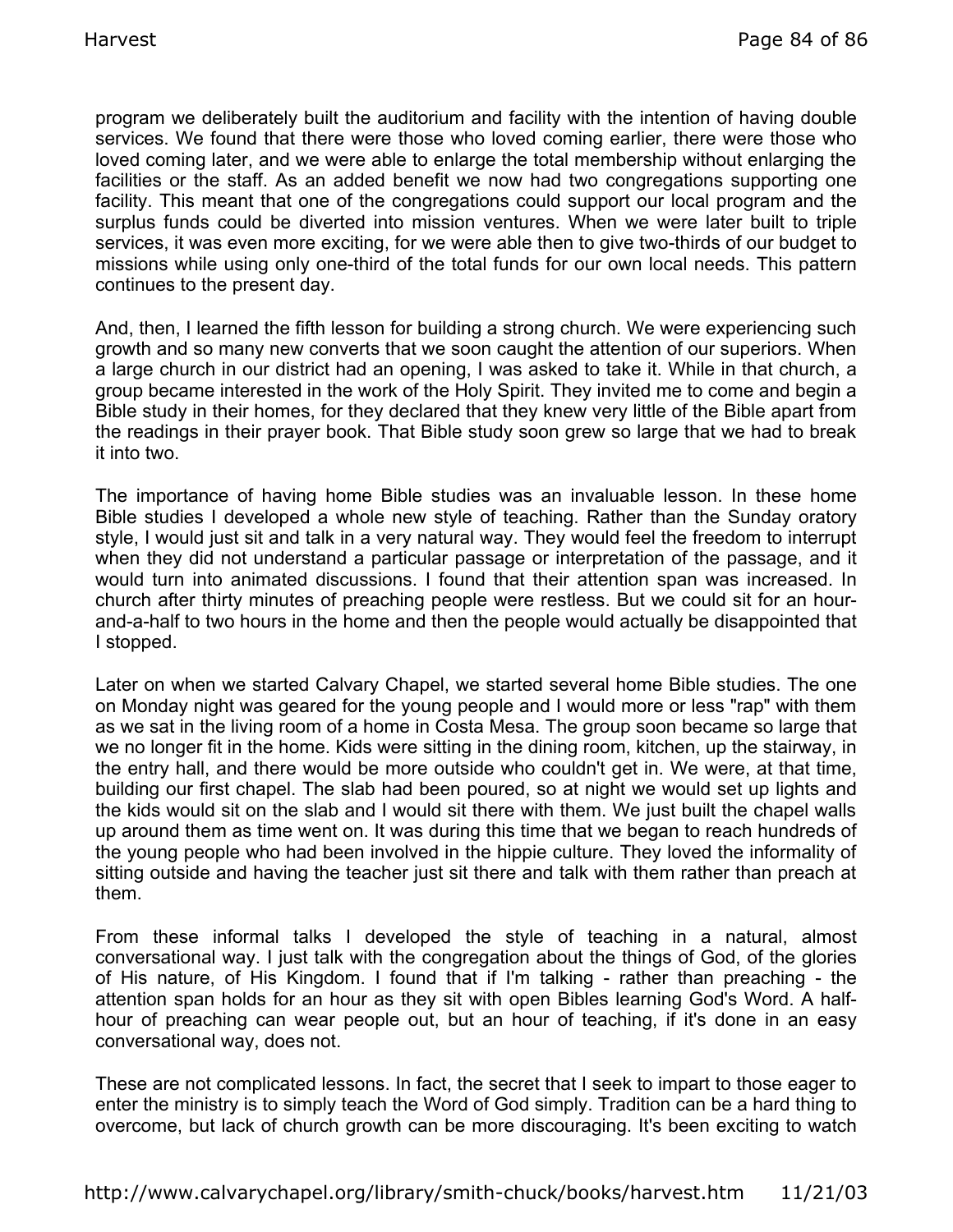program we deliberately built the auditorium and facility with the intention of having double services. We found that there were those who loved coming earlier, there were those who loved coming later, and we were able to enlarge the total membership without enlarging the facilities or the staff. As an added benefit we now had two congregations supporting one facility. This meant that one of the congregations could support our local program and the surplus funds could be diverted into mission ventures. When we were later built to triple services, it was even more exciting, for we were able then to give two-thirds of our budget to missions while using only one-third of the total funds for our own local needs. This pattern continues to the present day.

And, then, I learned the fifth lesson for building a strong church. We were experiencing such growth and so many new converts that we soon caught the attention of our superiors. When a large church in our district had an opening, I was asked to take it. While in that church, a group became interested in the work of the Holy Spirit. They invited me to come and begin a Bible study in their homes, for they declared that they knew very little of the Bible apart from the readings in their prayer book. That Bible study soon grew so large that we had to break it into two.

The importance of having home Bible studies was an invaluable lesson. In these home Bible studies I developed a whole new style of teaching. Rather than the Sunday oratory style, I would just sit and talk in a very natural way. They would feel the freedom to interrupt when they did not understand a particular passage or interpretation of the passage, and it would turn into animated discussions. I found that their attention span was increased. In church after thirty minutes of preaching people were restless. But we could sit for an hour-and-a-half to two hours in the home and then the people would actually be disappointed that I stopped.

Later on when we started Calvary Chapel, we started several home Bible studies. The one on Monday night was geared for the young people and I would more or less "rap" with them as we sat in the living room of a home in Costa Mesa. The group soon became so large that we no longer fit in the home. Kids were sitting in the dining room, kitchen, up the stairway, in the entry hall, and there would be more outside who couldn't get in. We were, at that time, building our first chapel. The slab had been poured, so at night we would set up lights and the kids would sit on the slab and I would sit there with them. We just built the chapel walls up around them as time went on. It was during this time that we began to reach hundreds of the young people who had been involved in the hippie culture. They loved the informality of sitting outside and having the teacher just sit there and talk with them rather than preach at them.

From these informal talks I developed the style of teaching in a natural, almost conversational way. I just talk with the congregation about the things of God, of the glories of His nature, of His Kingdom. I found that if I'm talking - rather than preaching - the attention span holds for an hour as they sit with open Bibles learning God's Word. A half-hour of preaching can wear people out, but an hour of teaching, if it's done in an easy conversational way, does not.

These are not complicated lessons. In fact, the secret that I seek to impart to those eager to enter the ministry is to simply teach the Word of God simply. Tradition can be a hard thing to overcome, but lack of church growth can be more discouraging. It's been exciting to watch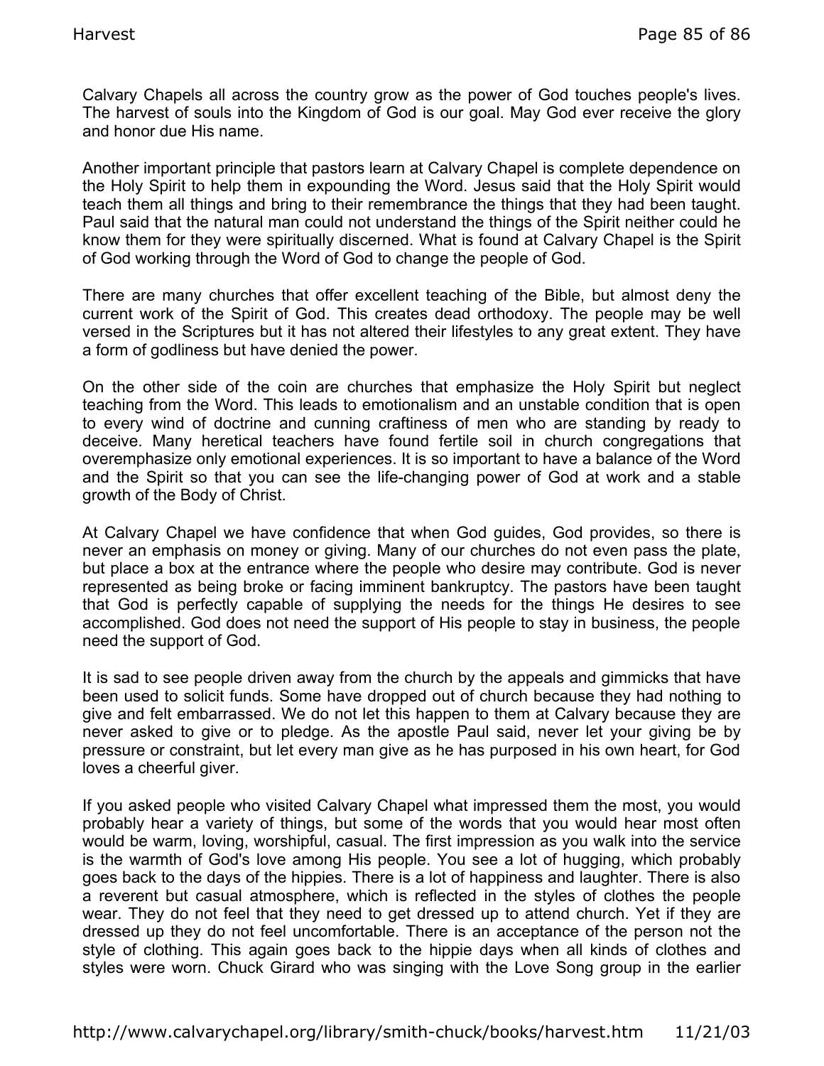Calvary Chapels all across the country grow as the power of God touches people's lives. The harvest of souls into the Kingdom of God is our goal. May God ever receive the glory and honor due His name.

Another important principle that pastors learn at Calvary Chapel is complete dependence on the Holy Spirit to help them in expounding the Word. Jesus said that the Holy Spirit would teach them all things and bring to their remembrance the things that they had been taught. Paul said that the natural man could not understand the things of the Spirit neither could he know them for they were spiritually discerned. What is found at Calvary Chapel is the Spirit of God working through the Word of God to change the people of God.

There are many churches that offer excellent teaching of the Bible, but almost deny the current work of the Spirit of God. This creates dead orthodoxy. The people may be well versed in the Scriptures but it has not altered their lifestyles to any great extent. They have a form of godliness but have denied the power.

On the other side of the coin are churches that emphasize the Holy Spirit but neglect teaching from the Word. This leads to emotionalism and an unstable condition that is open to every wind of doctrine and cunning craftiness of men who are standing by ready to deceive. Many heretical teachers have found fertile soil in church congregations that overemphasize only emotional experiences. It is so important to have a balance of the Word and the Spirit so that you can see the life-changing power of God at work and a stable growth of the Body of Christ.

At Calvary Chapel we have confidence that when God guides, God provides, so there is never an emphasis on money or giving. Many of our churches do not even pass the plate, but place a box at the entrance where the people who desire may contribute. God is never represented as being broke or facing imminent bankruptcy. The pastors have been taught that God is perfectly capable of supplying the needs for the things He desires to see accomplished. God does not need the support of His people to stay in business, the people need the support of God.

It is sad to see people driven away from the church by the appeals and gimmicks that have been used to solicit funds. Some have dropped out of church because they had nothing to give and felt embarrassed. We do not let this happen to them at Calvary because they are never asked to give or to pledge. As the apostle Paul said, never let your giving be by pressure or constraint, but let every man give as he has purposed in his own heart, for God loves a cheerful giver.

If you asked people who visited Calvary Chapel what impressed them the most, you would probably hear a variety of things, but some of the words that you would hear most often would be warm, loving, worshipful, casual. The first impression as you walk into the service is the warmth of God's love among His people. You see a lot of hugging, which probably goes back to the days of the hippies. There is a lot of happiness and laughter. There is also a reverent but casual atmosphere, which is reflected in the styles of clothes the people wear. They do not feel that they need to get dressed up to attend church. Yet if they are dressed up they do not feel uncomfortable. There is an acceptance of the person not the style of clothing. This again goes back to the hippie days when all kinds of clothes and styles were worn. Chuck Girard who was singing with the Love Song group in the earlier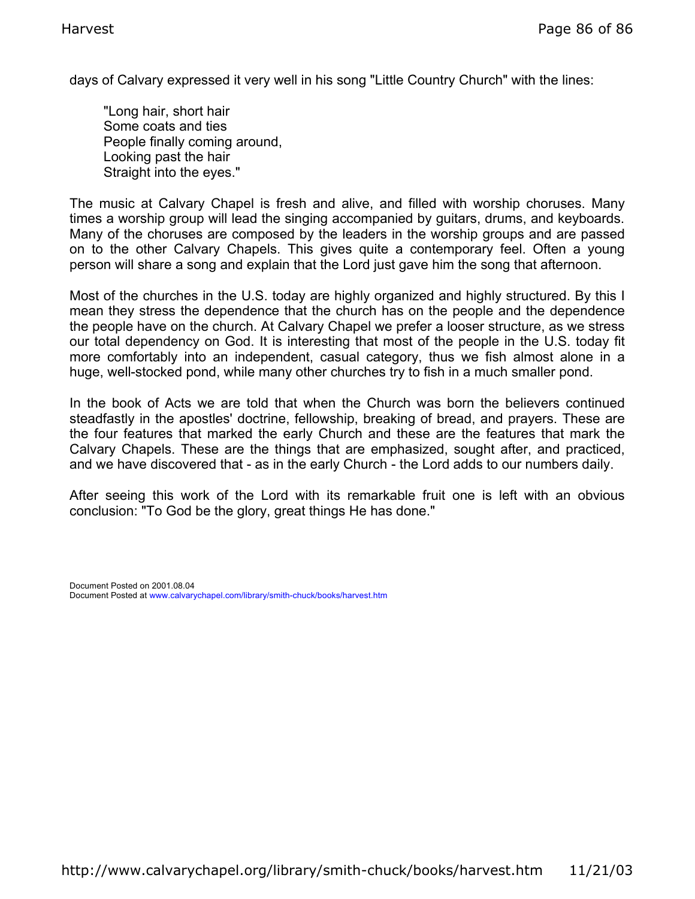days of Calvary expressed it very well in his song "Little Country Church" with the lines:

> "Long hair, short hair
> Some coats and ties
> People finally coming around,
> Looking past the hair
> Straight into the eyes."

The music at Calvary Chapel is fresh and alive, and filled with worship choruses. Many times a worship group will lead the singing accompanied by guitars, drums, and keyboards. Many of the choruses are composed by the leaders in the worship groups and are passed on to the other Calvary Chapels. This gives quite a contemporary feel. Often a young person will share a song and explain that the Lord just gave him the song that afternoon.

Most of the churches in the U.S. today are highly organized and highly structured. By this I mean they stress the dependence that the church has on the people and the dependence the people have on the church. At Calvary Chapel we prefer a looser structure, as we stress our total dependency on God. It is interesting that most of the people in the U.S. today fit more comfortably into an independent, casual category, thus we fish almost alone in a huge, well-stocked pond, while many other churches try to fish in a much smaller pond.

In the book of Acts we are told that when the Church was born the believers continued steadfastly in the apostles' doctrine, fellowship, breaking of bread, and prayers. These are the four features that marked the early Church and these are the features that mark the Calvary Chapels. These are the things that are emphasized, sought after, and practiced, and we have discovered that - as in the early Church - the Lord adds to our numbers daily.

After seeing this work of the Lord with its remarkable fruit one is left with an obvious conclusion: "To God be the glory, great things He has done."

Document Posted on 2001.08.04
Document Posted at www.calvarychapel.com/library/smith-chuck/books/harvest.htm